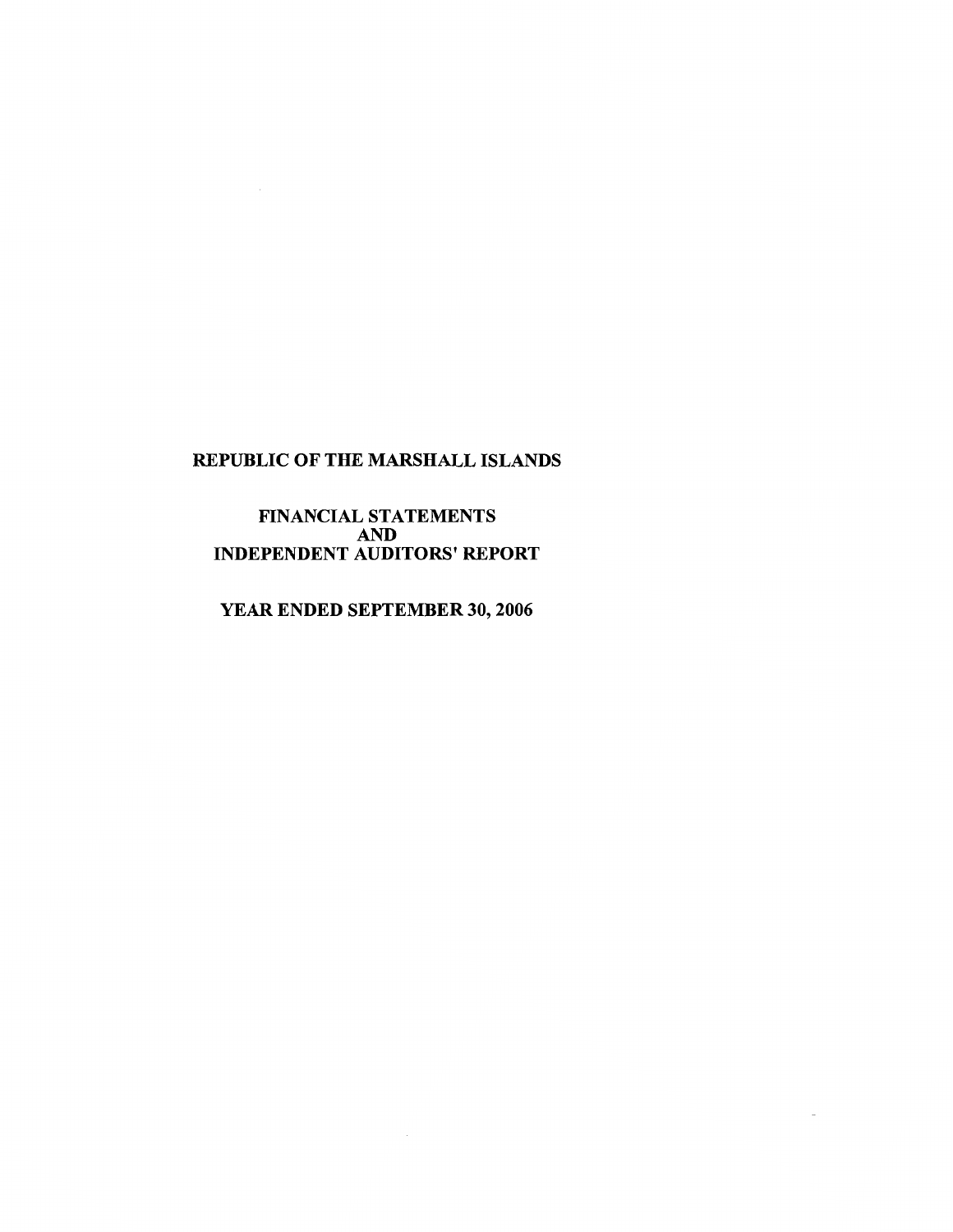# REPUBLIC OF THE MARSHALL ISLANDS

## FINANCIAL STATEMENTS AND INDEPENDENT AUDITORS' REPORT

## YEAR ENDED SEPTEMBER 30, 2006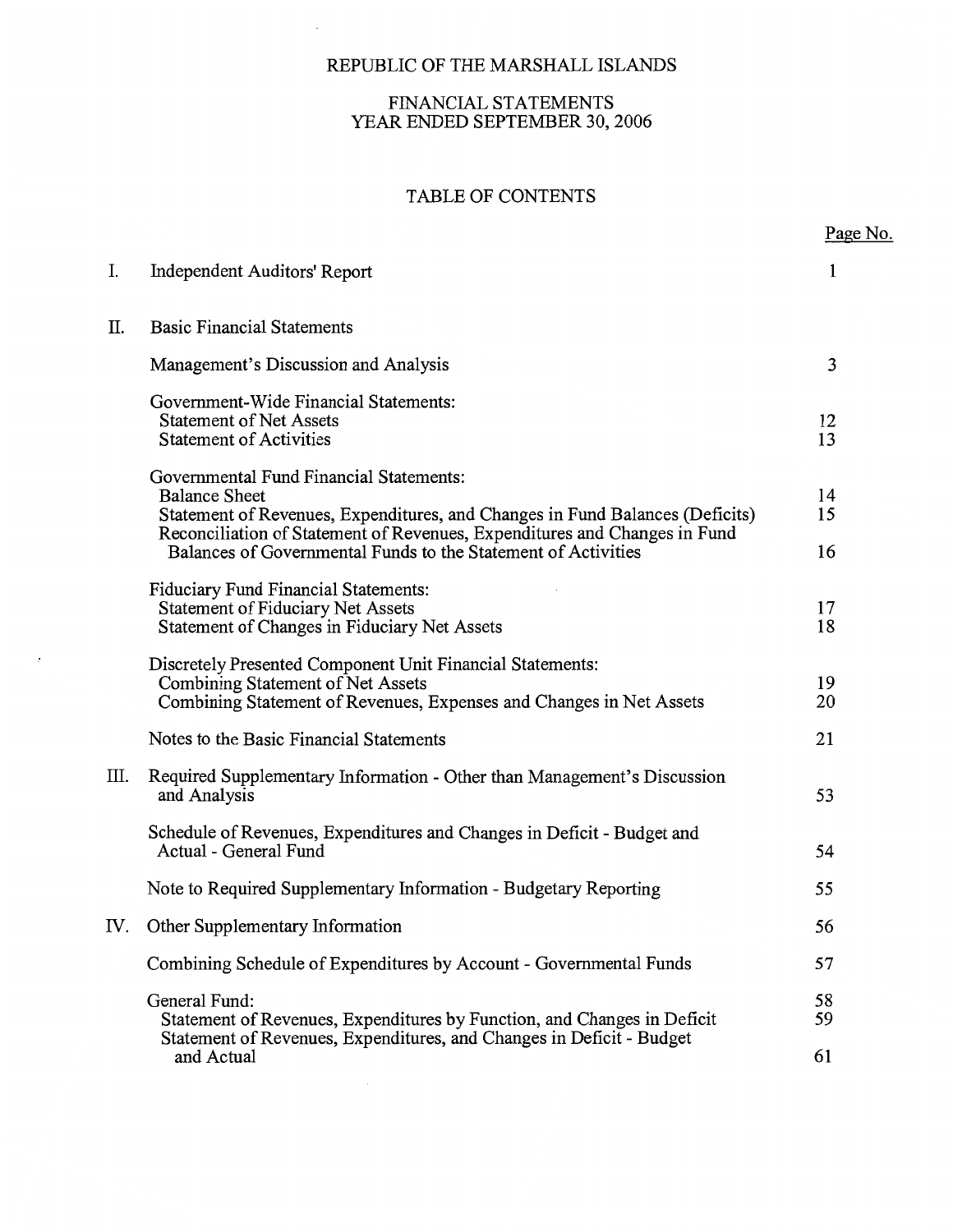# REPUBLIC OF THE MARSHALL ISLANDS

## FINANCIAL STATEMENTS
## YEAR ENDED SEPTEMBER 30, 2006

### TABLE OF CONTENTS

| | | Page No. |
|---|---|---|
| I. | Independent Auditors' Report | 1 |
| II. | Basic Financial Statements | |
| | Management's Discussion and Analysis | 3 |
| | Government-Wide Financial Statements: | |
| | Statement of Net Assets | 12 |
| | Statement of Activities | 13 |
| | Governmental Fund Financial Statements: | |
| | Balance Sheet | 14 |
| | Statement of Revenues, Expenditures, and Changes in Fund Balances (Deficits) | 15 |
| | Reconciliation of Statement of Revenues, Expenditures and Changes in Fund Balances of Governmental Funds to the Statement of Activities | 16 |
| | Fiduciary Fund Financial Statements: | |
| | Statement of Fiduciary Net Assets | 17 |
| | Statement of Changes in Fiduciary Net Assets | 18 |
| | Discretely Presented Component Unit Financial Statements: | |
| | Combining Statement of Net Assets | 19 |
| | Combining Statement of Revenues, Expenses and Changes in Net Assets | 20 |
| | Notes to the Basic Financial Statements | 21 |
| III. | Required Supplementary Information - Other than Management's Discussion and Analysis | 53 |
| | Schedule of Revenues, Expenditures and Changes in Deficit - Budget and Actual - General Fund | 54 |
| | Note to Required Supplementary Information - Budgetary Reporting | 55 |
| IV. | Other Supplementary Information | 56 |
| | Combining Schedule of Expenditures by Account - Governmental Funds | 57 |
| | General Fund: | 58 |
| | Statement of Revenues, Expenditures by Function, and Changes in Deficit | 59 |
| | Statement of Revenues, Expenditures, and Changes in Deficit - Budget and Actual | 61 |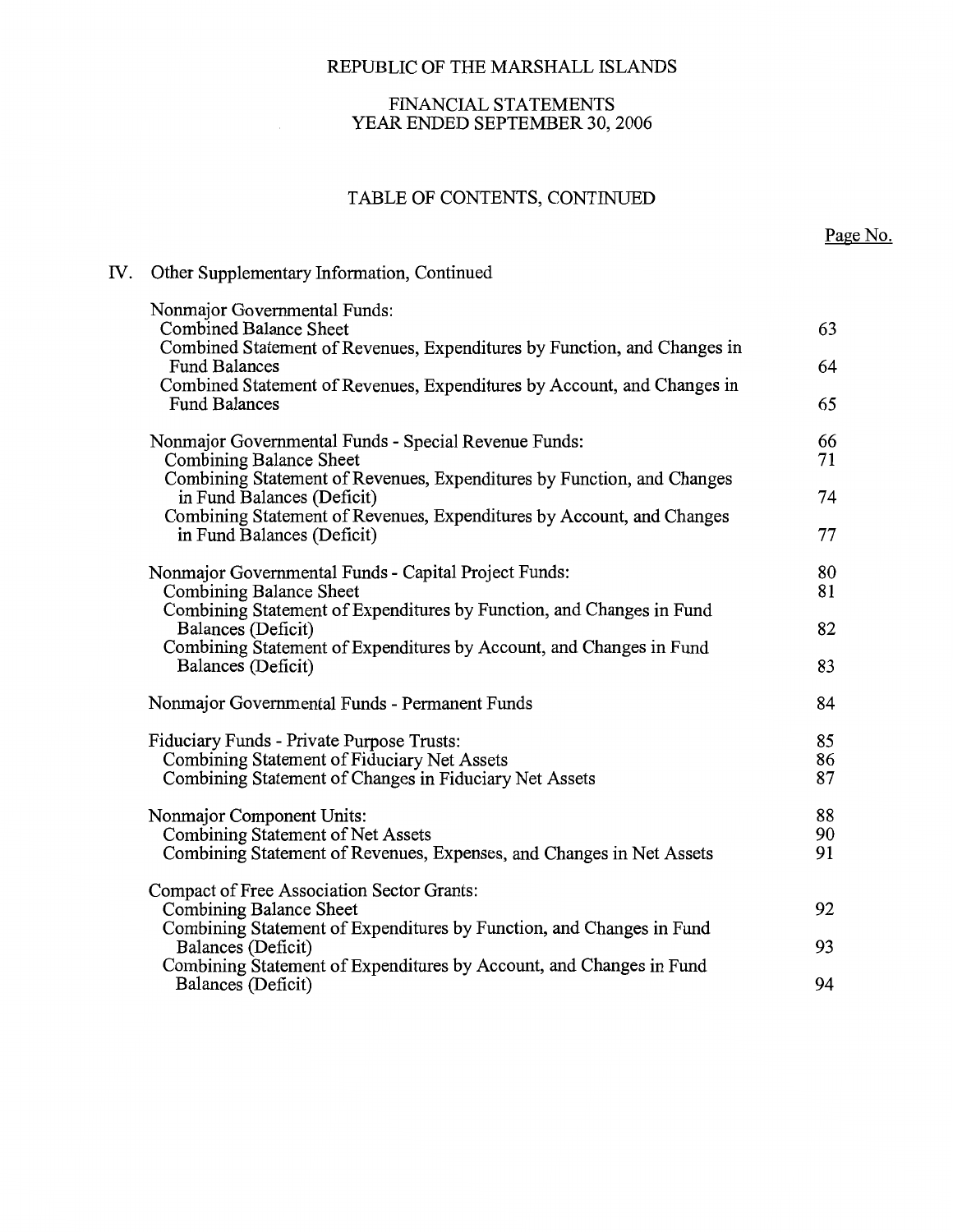REPUBLIC OF THE MARSHALL ISLANDS

FINANCIAL STATEMENTS
YEAR ENDED SEPTEMBER 30, 2006

TABLE OF CONTENTS, CONTINUED

| | Page No. |
|---|---|
| **IV. Other Supplementary Information, Continued** | |
| Nonmajor Governmental Funds: | |
| Combined Balance Sheet | 63 |
| Combined Statement of Revenues, Expenditures by Function, and Changes in Fund Balances | 64 |
| Combined Statement of Revenues, Expenditures by Account, and Changes in Fund Balances | 65 |
| Nonmajor Governmental Funds - Special Revenue Funds: | 66 |
| Combining Balance Sheet | 71 |
| Combining Statement of Revenues, Expenditures by Function, and Changes in Fund Balances (Deficit) | 74 |
| Combining Statement of Revenues, Expenditures by Account, and Changes in Fund Balances (Deficit) | 77 |
| Nonmajor Governmental Funds - Capital Project Funds: | 80 |
| Combining Balance Sheet | 81 |
| Combining Statement of Expenditures by Function, and Changes in Fund Balances (Deficit) | 82 |
| Combining Statement of Expenditures by Account, and Changes in Fund Balances (Deficit) | 83 |
| Nonmajor Governmental Funds - Permanent Funds | 84 |
| Fiduciary Funds - Private Purpose Trusts: | 85 |
| Combining Statement of Fiduciary Net Assets | 86 |
| Combining Statement of Changes in Fiduciary Net Assets | 87 |
| Nonmajor Component Units: | 88 |
| Combining Statement of Net Assets | 90 |
| Combining Statement of Revenues, Expenses, and Changes in Net Assets | 91 |
| Compact of Free Association Sector Grants: | |
| Combining Balance Sheet | 92 |
| Combining Statement of Expenditures by Function, and Changes in Fund Balances (Deficit) | 93 |
| Combining Statement of Expenditures by Account, and Changes in Fund Balances (Deficit) | 94 |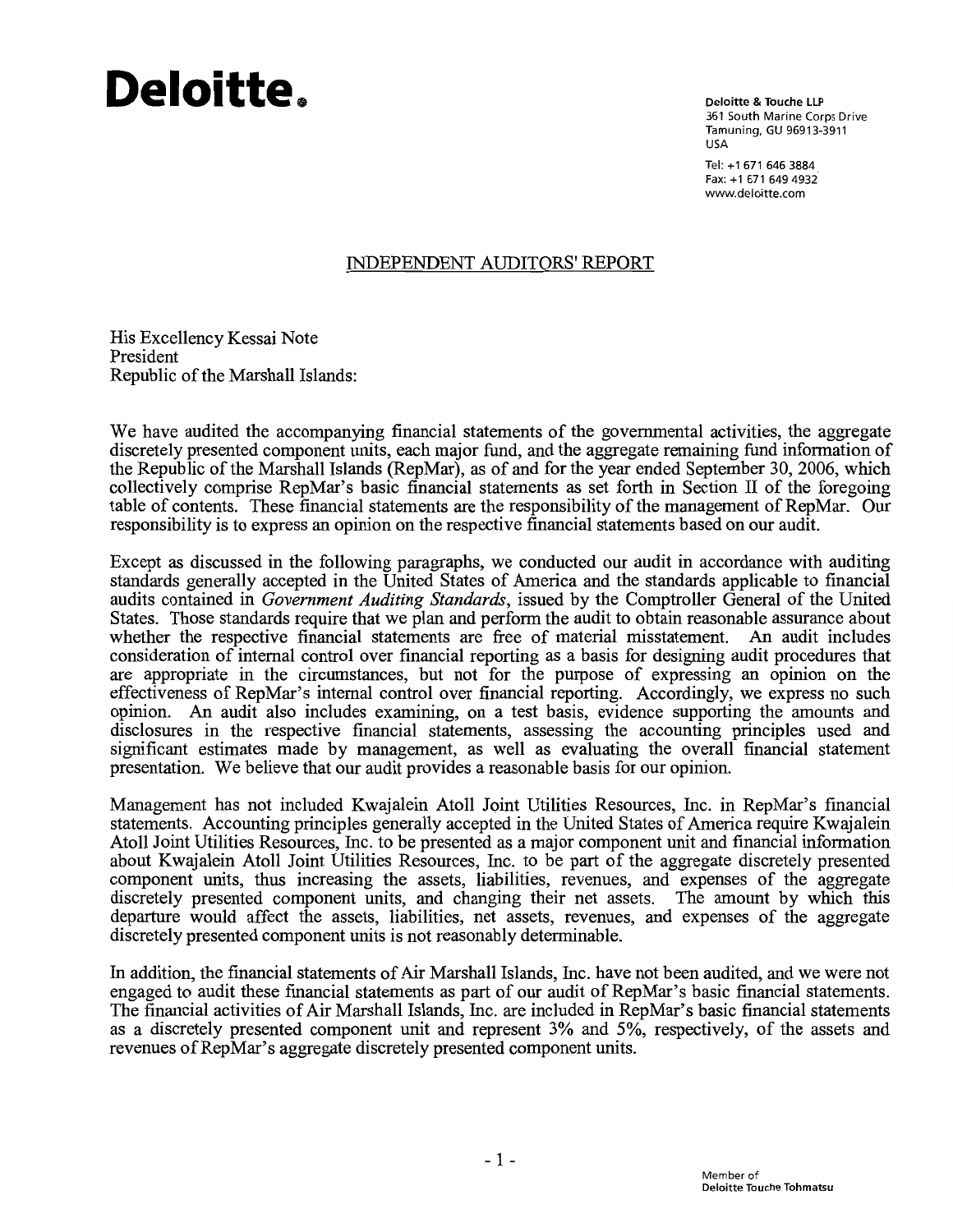**Deloitte.**

Deloitte & Touche LLP
361 South Marine Corps Drive
Tamuning, GU 96913-3911
USA

Tel: +1 671 646 3884
Fax: +1 671 649 4932
www.deloitte.com

## INDEPENDENT AUDITORS' REPORT

His Excellency Kessai Note
President
Republic of the Marshall Islands:

We have audited the accompanying financial statements of the governmental activities, the aggregate discretely presented component units, each major fund, and the aggregate remaining fund information of the Republic of the Marshall Islands (RepMar), as of and for the year ended September 30, 2006, which collectively comprise RepMar's basic financial statements as set forth in Section II of the foregoing table of contents. These financial statements are the responsibility of the management of RepMar. Our responsibility is to express an opinion on the respective financial statements based on our audit.

Except as discussed in the following paragraphs, we conducted our audit in accordance with auditing standards generally accepted in the United States of America and the standards applicable to financial audits contained in *Government Auditing Standards*, issued by the Comptroller General of the United States. Those standards require that we plan and perform the audit to obtain reasonable assurance about whether the respective financial statements are free of material misstatement. An audit includes consideration of internal control over financial reporting as a basis for designing audit procedures that are appropriate in the circumstances, but not for the purpose of expressing an opinion on the effectiveness of RepMar's internal control over financial reporting. Accordingly, we express no such opinion. An audit also includes examining, on a test basis, evidence supporting the amounts and disclosures in the respective financial statements, assessing the accounting principles used and significant estimates made by management, as well as evaluating the overall financial statement presentation. We believe that our audit provides a reasonable basis for our opinion.

Management has not included Kwajalein Atoll Joint Utilities Resources, Inc. in RepMar's financial statements. Accounting principles generally accepted in the United States of America require Kwajalein Atoll Joint Utilities Resources, Inc. to be presented as a major component unit and financial information about Kwajalein Atoll Joint Utilities Resources, Inc. to be part of the aggregate discretely presented component units, thus increasing the assets, liabilities, revenues, and expenses of the aggregate discretely presented component units, and changing their net assets. The amount by which this departure would affect the assets, liabilities, net assets, revenues, and expenses of the aggregate discretely presented component units is not reasonably determinable.

In addition, the financial statements of Air Marshall Islands, Inc. have not been audited, and we were not engaged to audit these financial statements as part of our audit of RepMar's basic financial statements. The financial activities of Air Marshall Islands, Inc. are included in RepMar's basic financial statements as a discretely presented component unit and represent 3% and 5%, respectively, of the assets and revenues of RepMar's aggregate discretely presented component units.

Member of
Deloitte Touche Tohmatsu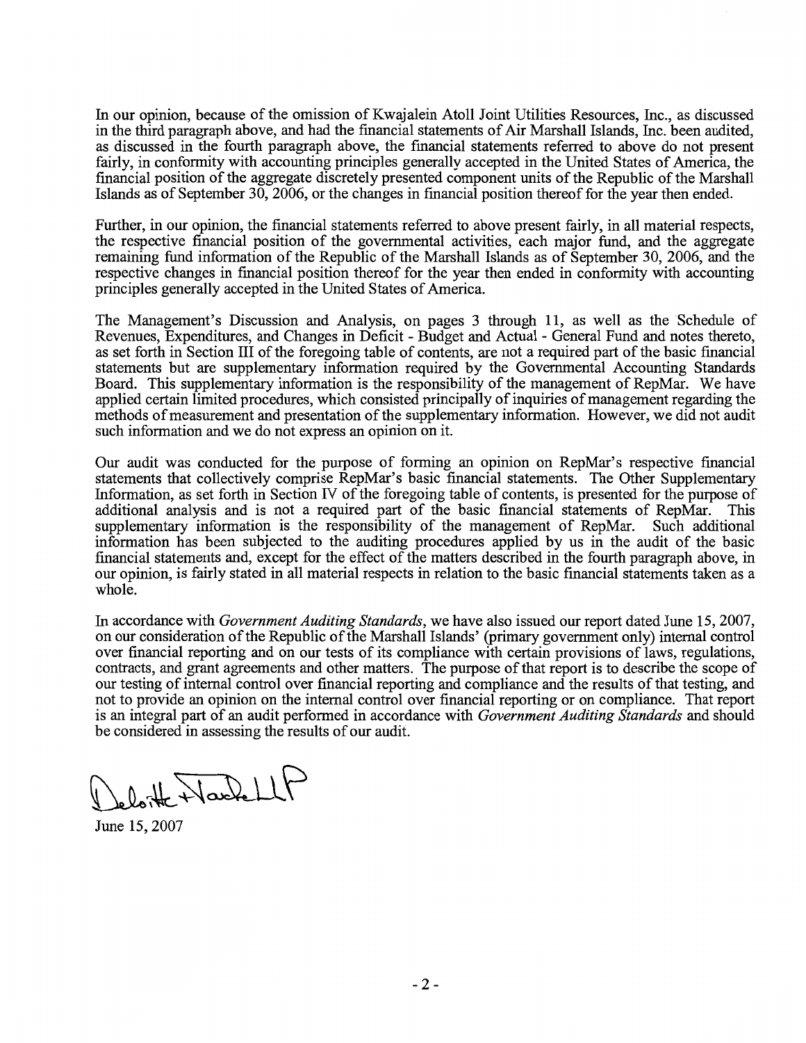In our opinion, because of the omission of Kwajalein Atoll Joint Utilities Resources, Inc., as discussed in the third paragraph above, and had the financial statements of Air Marshall Islands, Inc. been audited, as discussed in the fourth paragraph above, the financial statements referred to above do not present fairly, in conformity with accounting principles generally accepted in the United States of America, the financial position of the aggregate discretely presented component units of the Republic of the Marshall Islands as of September 30, 2006, or the changes in financial position thereof for the year then ended.

Further, in our opinion, the financial statements referred to above present fairly, in all material respects, the respective financial position of the governmental activities, each major fund, and the aggregate remaining fund information of the Republic of the Marshall Islands as of September 30, 2006, and the respective changes in financial position thereof for the year then ended in conformity with accounting principles generally accepted in the United States of America.

The Management's Discussion and Analysis, on pages 3 through 11, as well as the Schedule of Revenues, Expenditures, and Changes in Deficit - Budget and Actual - General Fund and notes thereto, as set forth in Section III of the foregoing table of contents, are not a required part of the basic financial statements but are supplementary information required by the Governmental Accounting Standards Board. This supplementary information is the responsibility of the management of RepMar. We have applied certain limited procedures, which consisted principally of inquiries of management regarding the methods of measurement and presentation of the supplementary information. However, we did not audit such information and we do not express an opinion on it.

Our audit was conducted for the purpose of forming an opinion on RepMar's respective financial statements that collectively comprise RepMar's basic financial statements. The Other Supplementary Information, as set forth in Section IV of the foregoing table of contents, is presented for the purpose of additional analysis and is not a required part of the basic financial statements of RepMar. This supplementary information is the responsibility of the management of RepMar. Such additional information has been subjected to the auditing procedures applied by us in the audit of the basic financial statements and, except for the effect of the matters described in the fourth paragraph above, in our opinion, is fairly stated in all material respects in relation to the basic financial statements taken as a whole.

In accordance with *Government Auditing Standards*, we have also issued our report dated June 15, 2007, on our consideration of the Republic of the Marshall Islands' (primary government only) internal control over financial reporting and on our tests of its compliance with certain provisions of laws, regulations, contracts, and grant agreements and other matters. The purpose of that report is to describe the scope of our testing of internal control over financial reporting and compliance and the results of that testing, and not to provide an opinion on the internal control over financial reporting or on compliance. That report is an integral part of an audit performed in accordance with *Government Auditing Standards* and should be considered in assessing the results of our audit.

Deloitte & Touche LLP

June 15, 2007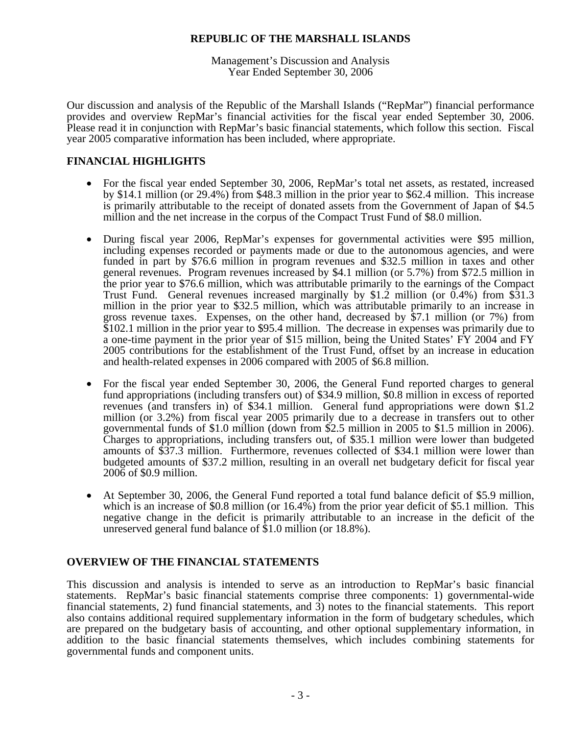# REPUBLIC OF THE MARSHALL ISLANDS

Management's Discussion and Analysis
Year Ended September 30, 2006

Our discussion and analysis of the Republic of the Marshall Islands ("RepMar") financial performance provides and overview RepMar's financial activities for the fiscal year ended September 30, 2006. Please read it in conjunction with RepMar's basic financial statements, which follow this section. Fiscal year 2005 comparative information has been included, where appropriate.

## FINANCIAL HIGHLIGHTS

- For the fiscal year ended September 30, 2006, RepMar's total net assets, as restated, increased by $14.1 million (or 29.4%) from $48.3 million in the prior year to $62.4 million. This increase is primarily attributable to the receipt of donated assets from the Government of Japan of $4.5 million and the net increase in the corpus of the Compact Trust Fund of $8.0 million.

- During fiscal year 2006, RepMar's expenses for governmental activities were $95 million, including expenses recorded or payments made or due to the autonomous agencies, and were funded in part by $76.6 million in program revenues and $32.5 million in taxes and other general revenues. Program revenues increased by $4.1 million (or 5.7%) from $72.5 million in the prior year to $76.6 million, which was attributable primarily to the earnings of the Compact Trust Fund. General revenues increased marginally by $1.2 million (or 0.4%) from $31.3 million in the prior year to $32.5 million, which was attributable primarily to an increase in gross revenue taxes. Expenses, on the other hand, decreased by $7.1 million (or 7%) from $102.1 million in the prior year to $95.4 million. The decrease in expenses was primarily due to a one-time payment in the prior year of $15 million, being the United States' FY 2004 and FY 2005 contributions for the establishment of the Trust Fund, offset by an increase in education and health-related expenses in 2006 compared with 2005 of $6.8 million.

- For the fiscal year ended September 30, 2006, the General Fund reported charges to general fund appropriations (including transfers out) of $34.9 million, $0.8 million in excess of reported revenues (and transfers in) of $34.1 million. General fund appropriations were down $1.2 million (or 3.2%) from fiscal year 2005 primarily due to a decrease in transfers out to other governmental funds of $1.0 million (down from $2.5 million in 2005 to $1.5 million in 2006). Charges to appropriations, including transfers out, of $35.1 million were lower than budgeted amounts of $37.3 million. Furthermore, revenues collected of $34.1 million were lower than budgeted amounts of $37.2 million, resulting in an overall net budgetary deficit for fiscal year 2006 of $0.9 million.

- At September 30, 2006, the General Fund reported a total fund balance deficit of $5.9 million, which is an increase of $0.8 million (or 16.4%) from the prior year deficit of $5.1 million. This negative change in the deficit is primarily attributable to an increase in the deficit of the unreserved general fund balance of $1.0 million (or 18.8%).

## OVERVIEW OF THE FINANCIAL STATEMENTS

This discussion and analysis is intended to serve as an introduction to RepMar's basic financial statements. RepMar's basic financial statements comprise three components: 1) governmental-wide financial statements, 2) fund financial statements, and 3) notes to the financial statements. This report also contains additional required supplementary information in the form of budgetary schedules, which are prepared on the budgetary basis of accounting, and other optional supplementary information, in addition to the basic financial statements themselves, which includes combining statements for governmental funds and component units.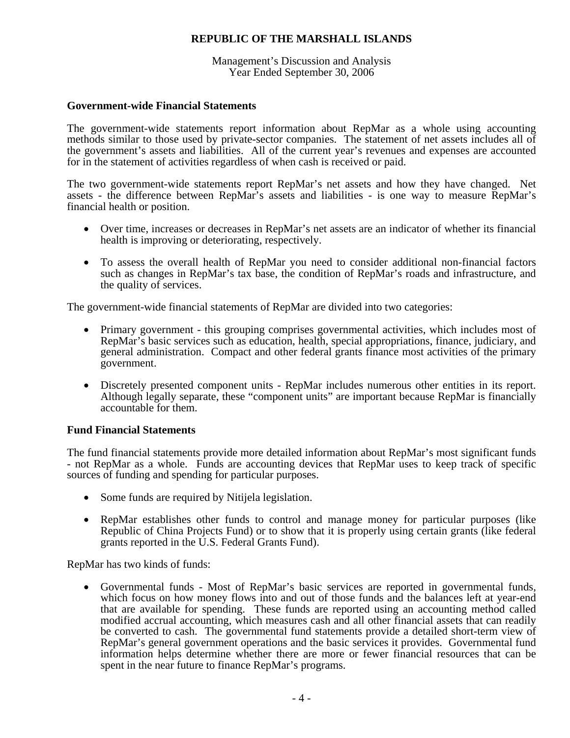### Government-wide Financial Statements

The government-wide statements report information about RepMar as a whole using accounting methods similar to those used by private-sector companies. The statement of net assets includes all of the government's assets and liabilities. All of the current year's revenues and expenses are accounted for in the statement of activities regardless of when cash is received or paid.

The two government-wide statements report RepMar's net assets and how they have changed. Net assets - the difference between RepMar's assets and liabilities - is one way to measure RepMar's financial health or position.

- Over time, increases or decreases in RepMar's net assets are an indicator of whether its financial health is improving or deteriorating, respectively.
- To assess the overall health of RepMar you need to consider additional non-financial factors such as changes in RepMar's tax base, the condition of RepMar's roads and infrastructure, and the quality of services.

The government-wide financial statements of RepMar are divided into two categories:

- Primary government - this grouping comprises governmental activities, which includes most of RepMar's basic services such as education, health, special appropriations, finance, judiciary, and general administration. Compact and other federal grants finance most activities of the primary government.
- Discretely presented component units - RepMar includes numerous other entities in its report. Although legally separate, these "component units" are important because RepMar is financially accountable for them.

### Fund Financial Statements

The fund financial statements provide more detailed information about RepMar's most significant funds - not RepMar as a whole. Funds are accounting devices that RepMar uses to keep track of specific sources of funding and spending for particular purposes.

- Some funds are required by Nitijela legislation.
- RepMar establishes other funds to control and manage money for particular purposes (like Republic of China Projects Fund) or to show that it is properly using certain grants (like federal grants reported in the U.S. Federal Grants Fund).

RepMar has two kinds of funds:

- Governmental funds - Most of RepMar's basic services are reported in governmental funds, which focus on how money flows into and out of those funds and the balances left at year-end that are available for spending. These funds are reported using an accounting method called modified accrual accounting, which measures cash and all other financial assets that can readily be converted to cash. The governmental fund statements provide a detailed short-term view of RepMar's general government operations and the basic services it provides. Governmental fund information helps determine whether there are more or fewer financial resources that can be spent in the near future to finance RepMar's programs.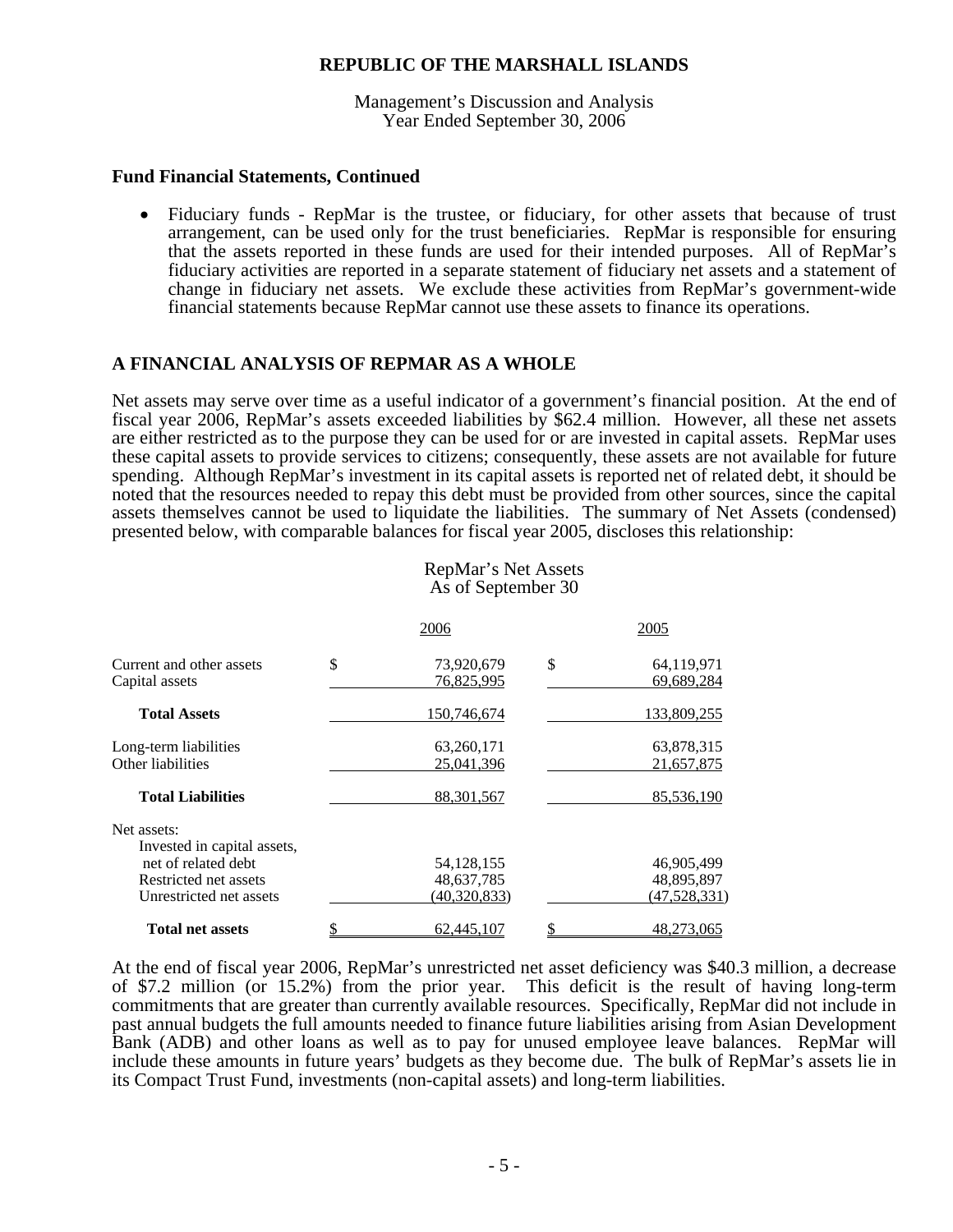## Fund Financial Statements, Continued

- Fiduciary funds - RepMar is the trustee, or fiduciary, for other assets that because of trust arrangement, can be used only for the trust beneficiaries. RepMar is responsible for ensuring that the assets reported in these funds are used for their intended purposes. All of RepMar's fiduciary activities are reported in a separate statement of fiduciary net assets and a statement of change in fiduciary net assets. We exclude these activities from RepMar's government-wide financial statements because RepMar cannot use these assets to finance its operations.

## A FINANCIAL ANALYSIS OF REPMAR AS A WHOLE

Net assets may serve over time as a useful indicator of a government's financial position. At the end of fiscal year 2006, RepMar's assets exceeded liabilities by $62.4 million. However, all these net assets are either restricted as to the purpose they can be used for or are invested in capital assets. RepMar uses these capital assets to provide services to citizens; consequently, these assets are not available for future spending. Although RepMar's investment in its capital assets is reported net of related debt, it should be noted that the resources needed to repay this debt must be provided from other sources, since the capital assets themselves cannot be used to liquidate the liabilities. The summary of Net Assets (condensed) presented below, with comparable balances for fiscal year 2005, discloses this relationship:

RepMar's Net Assets
As of September 30

| | 2006 | 2005 |
|---|---|---|
| Current and other assets | $ 73,920,679 | $ 64,119,971 |
| Capital assets | 76,825,995 | 69,689,284 |
| **Total Assets** | 150,746,674 | 133,809,255 |
| Long-term liabilities | 63,260,171 | 63,878,315 |
| Other liabilities | 25,041,396 | 21,657,875 |
| **Total Liabilities** | 88,301,567 | 85,536,190 |
| Net assets: | | |
| Invested in capital assets, net of related debt | 54,128,155 | 46,905,499 |
| Restricted net assets | 48,637,785 | 48,895,897 |
| Unrestricted net assets | (40,320,833) | (47,528,331) |
| **Total net assets** | $ 62,445,107 | $ 48,273,065 |

At the end of fiscal year 2006, RepMar's unrestricted net asset deficiency was $40.3 million, a decrease of $7.2 million (or 15.2%) from the prior year. This deficit is the result of having long-term commitments that are greater than currently available resources. Specifically, RepMar did not include in past annual budgets the full amounts needed to finance future liabilities arising from Asian Development Bank (ADB) and other loans as well as to pay for unused employee leave balances. RepMar will include these amounts in future years' budgets as they become due. The bulk of RepMar's assets lie in its Compact Trust Fund, investments (non-capital assets) and long-term liabilities.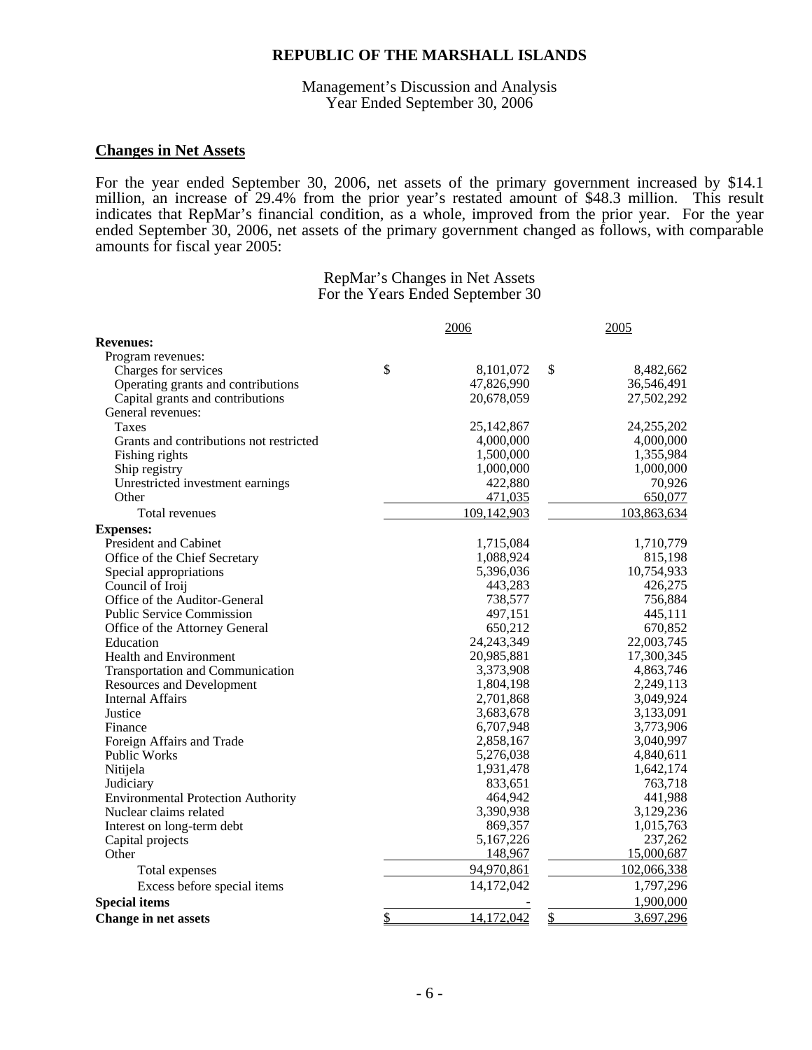**REPUBLIC OF THE MARSHALL ISLANDS**

Management's Discussion and Analysis
Year Ended September 30, 2006

## Changes in Net Assets

For the year ended September 30, 2006, net assets of the primary government increased by $14.1 million, an increase of 29.4% from the prior year's restated amount of $48.3 million. This result indicates that RepMar's financial condition, as a whole, improved from the prior year. For the year ended September 30, 2006, net assets of the primary government changed as follows, with comparable amounts for fiscal year 2005:

RepMar's Changes in Net Assets
For the Years Ended September 30

| | 2006 | 2005 |
|---|---|---|
| **Revenues:** | | |
| Program revenues: | | |
| Charges for services | $ 8,101,072 | $ 8,482,662 |
| Operating grants and contributions | 47,826,990 | 36,546,491 |
| Capital grants and contributions | 20,678,059 | 27,502,292 |
| General revenues: | | |
| Taxes | 25,142,867 | 24,255,202 |
| Grants and contributions not restricted | 4,000,000 | 4,000,000 |
| Fishing rights | 1,500,000 | 1,355,984 |
| Ship registry | 1,000,000 | 1,000,000 |
| Unrestricted investment earnings | 422,880 | 70,926 |
| Other | 471,035 | 650,077 |
| Total revenues | 109,142,903 | 103,863,634 |
| **Expenses:** | | |
| President and Cabinet | 1,715,084 | 1,710,779 |
| Office of the Chief Secretary | 1,088,924 | 815,198 |
| Special appropriations | 5,396,036 | 10,754,933 |
| Council of Iroij | 443,283 | 426,275 |
| Office of the Auditor-General | 738,577 | 756,884 |
| Public Service Commission | 497,151 | 445,111 |
| Office of the Attorney General | 650,212 | 670,852 |
| Education | 24,243,349 | 22,003,745 |
| Health and Environment | 20,985,881 | 17,300,345 |
| Transportation and Communication | 3,373,908 | 4,863,746 |
| Resources and Development | 1,804,198 | 2,249,113 |
| Internal Affairs | 2,701,868 | 3,049,924 |
| Justice | 3,683,678 | 3,133,091 |
| Finance | 6,707,948 | 3,773,906 |
| Foreign Affairs and Trade | 2,858,167 | 3,040,997 |
| Public Works | 5,276,038 | 4,840,611 |
| Nitijela | 1,931,478 | 1,642,174 |
| Judiciary | 833,651 | 763,718 |
| Environmental Protection Authority | 464,942 | 441,988 |
| Nuclear claims related | 3,390,938 | 3,129,236 |
| Interest on long-term debt | 869,357 | 1,015,763 |
| Capital projects | 5,167,226 | 237,262 |
| Other | 148,967 | 15,000,687 |
| Total expenses | 94,970,861 | 102,066,338 |
| Excess before special items | 14,172,042 | 1,797,296 |
| **Special items** | - | 1,900,000 |
| **Change in net assets** | $ 14,172,042 | $ 3,697,296 |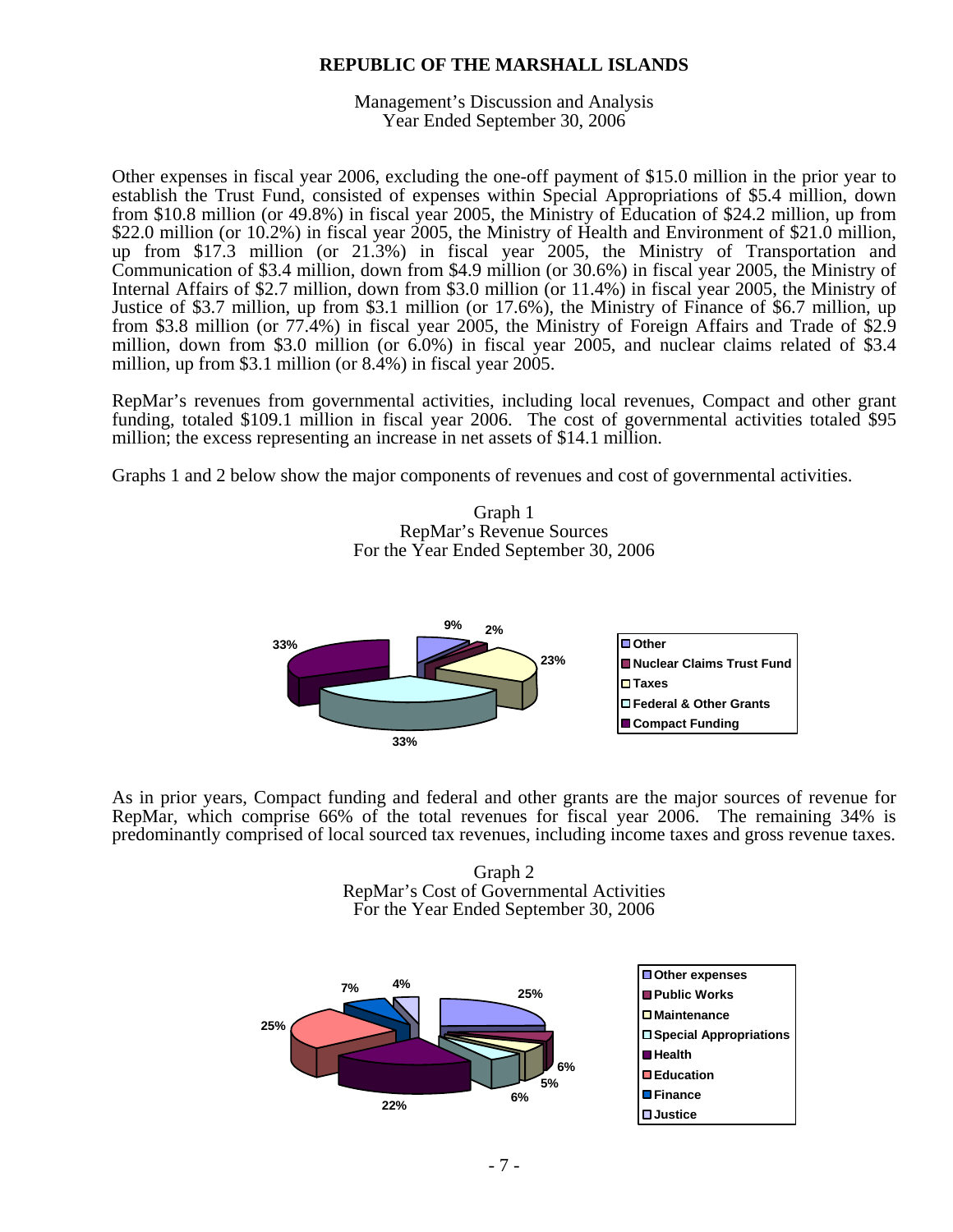# REPUBLIC OF THE MARSHALL ISLANDS

Management's Discussion and Analysis
Year Ended September 30, 2006

Other expenses in fiscal year 2006, excluding the one-off payment of $15.0 million in the prior year to establish the Trust Fund, consisted of expenses within Special Appropriations of $5.4 million, down from $10.8 million (or 49.8%) in fiscal year 2005, the Ministry of Education of $24.2 million, up from $22.0 million (or 10.2%) in fiscal year 2005, the Ministry of Health and Environment of $21.0 million, up from $17.3 million (or 21.3%) in fiscal year 2005, the Ministry of Transportation and Communication of $3.4 million, down from $4.9 million (or 30.6%) in fiscal year 2005, the Ministry of Internal Affairs of $2.7 million, down from $3.0 million (or 11.4%) in fiscal year 2005, the Ministry of Justice of $3.7 million, up from $3.1 million (or 17.6%), the Ministry of Finance of $6.7 million, up from $3.8 million (or 77.4%) in fiscal year 2005, the Ministry of Foreign Affairs and Trade of $2.9 million, down from $3.0 million (or 6.0%) in fiscal year 2005, and nuclear claims related of $3.4 million, up from $3.1 million (or 8.4%) in fiscal year 2005.

RepMar's revenues from governmental activities, including local revenues, Compact and other grant funding, totaled $109.1 million in fiscal year 2006. The cost of governmental activities totaled $95 million; the excess representing an increase in net assets of $14.1 million.

Graphs 1 and 2 below show the major components of revenues and cost of governmental activities.

Graph 1
RepMar's Revenue Sources
For the Year Ended September 30, 2006

| Revenue Source | % |
|---|---|
| Other | 9% |
| Nuclear Claims Trust Fund | 2% |
| Taxes | 23% |
| Federal & Other Grants | 33% |
| Compact Funding | 33% |

As in prior years, Compact funding and federal and other grants are the major sources of revenue for RepMar, which comprise 66% of the total revenues for fiscal year 2006. The remaining 34% is predominantly comprised of local sourced tax revenues, including income taxes and gross revenue taxes.

Graph 2
RepMar's Cost of Governmental Activities
For the Year Ended September 30, 2006

| Activity | % |
|---|---|
| Other expenses | 25% |
| Public Works | 6% |
| Maintenance | 5% |
| Special Appropriations | 6% |
| Health | 22% |
| Education | 25% |
| Finance | 7% |
| Justice | 4% |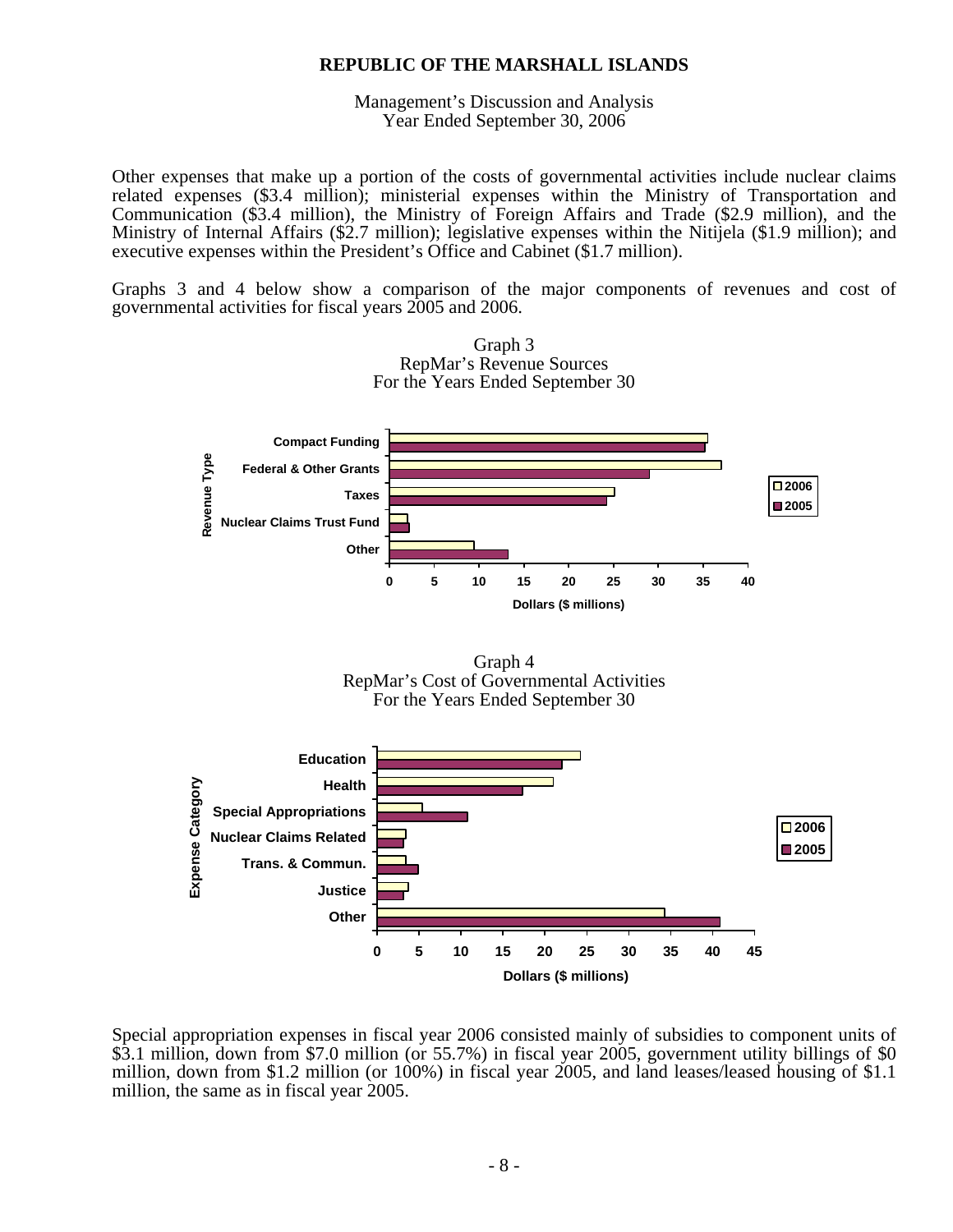Other expenses that make up a portion of the costs of governmental activities include nuclear claims related expenses ($3.4 million); ministerial expenses within the Ministry of Transportation and Communication ($3.4 million), the Ministry of Foreign Affairs and Trade ($2.9 million), and the Ministry of Internal Affairs ($2.7 million); legislative expenses within the Nitijela ($1.9 million); and executive expenses within the President's Office and Cabinet ($1.7 million).

Graphs 3 and 4 below show a comparison of the major components of revenues and cost of governmental activities for fiscal years 2005 and 2006.

Graph 3
RepMar's Revenue Sources
For the Years Ended September 30

Graph 4
RepMar's Cost of Governmental Activities
For the Years Ended September 30

Special appropriation expenses in fiscal year 2006 consisted mainly of subsidies to component units of $3.1 million, down from $7.0 million (or 55.7%) in fiscal year 2005, government utility billings of $0 million, down from $1.2 million (or 100%) in fiscal year 2005, and land leases/leased housing of $1.1 million, the same as in fiscal year 2005.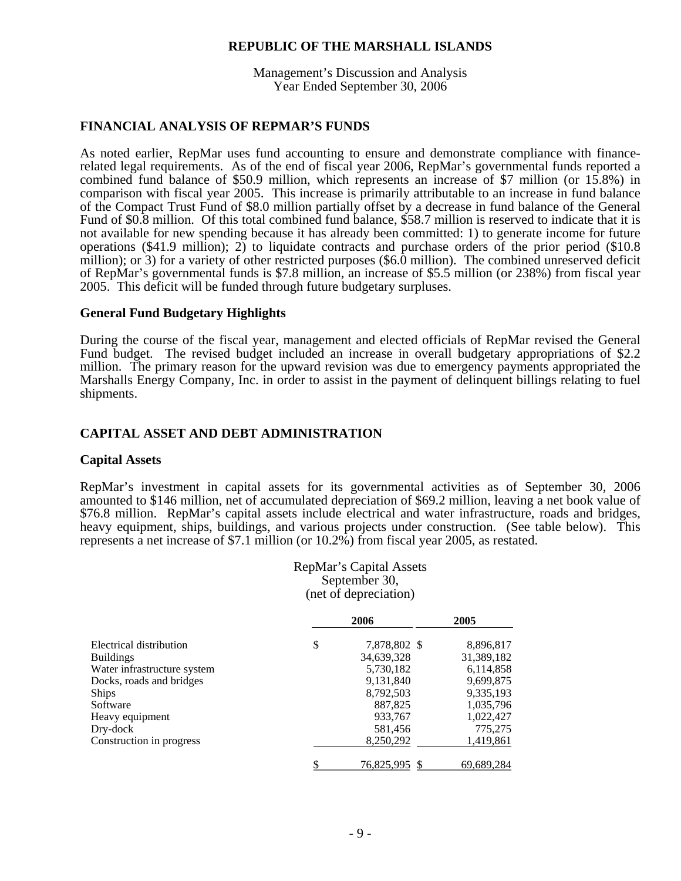# REPUBLIC OF THE MARSHALL ISLANDS

Management's Discussion and Analysis
Year Ended September 30, 2006

## FINANCIAL ANALYSIS OF REPMAR'S FUNDS

As noted earlier, RepMar uses fund accounting to ensure and demonstrate compliance with finance-related legal requirements. As of the end of fiscal year 2006, RepMar's governmental funds reported a combined fund balance of $50.9 million, which represents an increase of $7 million (or 15.8%) in comparison with fiscal year 2005. This increase is primarily attributable to an increase in fund balance of the Compact Trust Fund of $8.0 million partially offset by a decrease in fund balance of the General Fund of $0.8 million. Of this total combined fund balance, $58.7 million is reserved to indicate that it is not available for new spending because it has already been committed: 1) to generate income for future operations ($41.9 million); 2) to liquidate contracts and purchase orders of the prior period ($10.8 million); or 3) for a variety of other restricted purposes ($6.0 million). The combined unreserved deficit of RepMar's governmental funds is $7.8 million, an increase of $5.5 million (or 238%) from fiscal year 2005. This deficit will be funded through future budgetary surpluses.

### General Fund Budgetary Highlights

During the course of the fiscal year, management and elected officials of RepMar revised the General Fund budget. The revised budget included an increase in overall budgetary appropriations of $2.2 million. The primary reason for the upward revision was due to emergency payments appropriated the Marshalls Energy Company, Inc. in order to assist in the payment of delinquent billings relating to fuel shipments.

## CAPITAL ASSET AND DEBT ADMINISTRATION

### Capital Assets

RepMar's investment in capital assets for its governmental activities as of September 30, 2006 amounted to $146 million, net of accumulated depreciation of $69.2 million, leaving a net book value of $76.8 million. RepMar's capital assets include electrical and water infrastructure, roads and bridges, heavy equipment, ships, buildings, and various projects under construction. (See table below). This represents a net increase of $7.1 million (or 10.2%) from fiscal year 2005, as restated.

RepMar's Capital Assets
September 30,
(net of depreciation)

| | 2006 | 2005 |
|---|---|---|
| Electrical distribution | $ 7,878,802 | $ 8,896,817 |
| Buildings | 34,639,328 | 31,389,182 |
| Water infrastructure system | 5,730,182 | 6,114,858 |
| Docks, roads and bridges | 9,131,840 | 9,699,875 |
| Ships | 8,792,503 | 9,335,193 |
| Software | 887,825 | 1,035,796 |
| Heavy equipment | 933,767 | 1,022,427 |
| Dry-dock | 581,456 | 775,275 |
| Construction in progress | 8,250,292 | 1,419,861 |
| | $ 76,825,995 | $ 69,689,284 |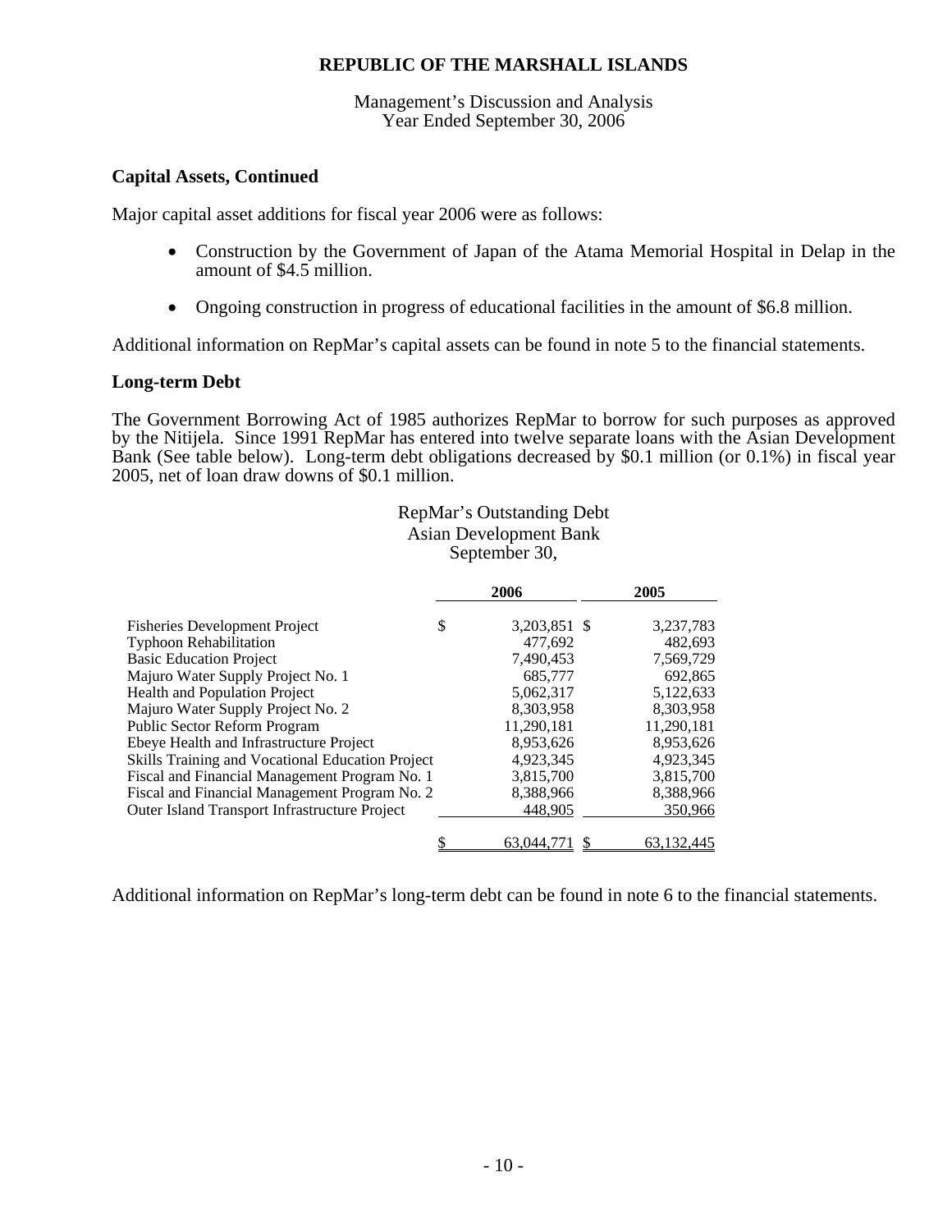**REPUBLIC OF THE MARSHALL ISLANDS**

Management's Discussion and Analysis
Year Ended September 30, 2006

### Capital Assets, Continued

Major capital asset additions for fiscal year 2006 were as follows:

- Construction by the Government of Japan of the Atama Memorial Hospital in Delap in the amount of $4.5 million.
- Ongoing construction in progress of educational facilities in the amount of $6.8 million.

Additional information on RepMar's capital assets can be found in note 5 to the financial statements.

### Long-term Debt

The Government Borrowing Act of 1985 authorizes RepMar to borrow for such purposes as approved by the Nitijela. Since 1991 RepMar has entered into twelve separate loans with the Asian Development Bank (See table below). Long-term debt obligations decreased by $0.1 million (or 0.1%) in fiscal year 2005, net of loan draw downs of $0.1 million.

RepMar's Outstanding Debt
Asian Development Bank
September 30,

| | 2006 | 2005 |
|---|---|---|
| Fisheries Development Project | $ 3,203,851 | $ 3,237,783 |
| Typhoon Rehabilitation | 477,692 | 482,693 |
| Basic Education Project | 7,490,453 | 7,569,729 |
| Majuro Water Supply Project No. 1 | 685,777 | 692,865 |
| Health and Population Project | 5,062,317 | 5,122,633 |
| Majuro Water Supply Project No. 2 | 8,303,958 | 8,303,958 |
| Public Sector Reform Program | 11,290,181 | 11,290,181 |
| Ebeye Health and Infrastructure Project | 8,953,626 | 8,953,626 |
| Skills Training and Vocational Education Project | 4,923,345 | 4,923,345 |
| Fiscal and Financial Management Program No. 1 | 3,815,700 | 3,815,700 |
| Fiscal and Financial Management Program No. 2 | 8,388,966 | 8,388,966 |
| Outer Island Transport Infrastructure Project | 448,905 | 350,966 |
| | $ 63,044,771 | $ 63,132,445 |

Additional information on RepMar's long-term debt can be found in note 6 to the financial statements.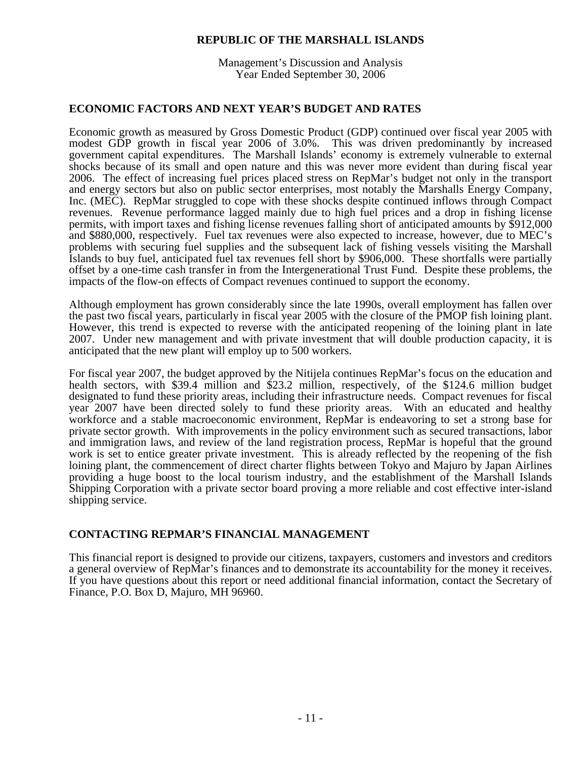**REPUBLIC OF THE MARSHALL ISLANDS**

Management's Discussion and Analysis
Year Ended September 30, 2006

## ECONOMIC FACTORS AND NEXT YEAR'S BUDGET AND RATES

Economic growth as measured by Gross Domestic Product (GDP) continued over fiscal year 2005 with modest GDP growth in fiscal year 2006 of 3.0%. This was driven predominantly by increased government capital expenditures. The Marshall Islands' economy is extremely vulnerable to external shocks because of its small and open nature and this was never more evident than during fiscal year 2006. The effect of increasing fuel prices placed stress on RepMar's budget not only in the transport and energy sectors but also on public sector enterprises, most notably the Marshalls Energy Company, Inc. (MEC). RepMar struggled to cope with these shocks despite continued inflows through Compact revenues. Revenue performance lagged mainly due to high fuel prices and a drop in fishing license permits, with import taxes and fishing license revenues falling short of anticipated amounts by $912,000 and $880,000, respectively. Fuel tax revenues were also expected to increase, however, due to MEC's problems with securing fuel supplies and the subsequent lack of fishing vessels visiting the Marshall Islands to buy fuel, anticipated fuel tax revenues fell short by $906,000. These shortfalls were partially offset by a one-time cash transfer in from the Intergenerational Trust Fund. Despite these problems, the impacts of the flow-on effects of Compact revenues continued to support the economy.

Although employment has grown considerably since the late 1990s, overall employment has fallen over the past two fiscal years, particularly in fiscal year 2005 with the closure of the PMOP fish loining plant. However, this trend is expected to reverse with the anticipated reopening of the loining plant in late 2007. Under new management and with private investment that will double production capacity, it is anticipated that the new plant will employ up to 500 workers.

For fiscal year 2007, the budget approved by the Nitijela continues RepMar's focus on the education and health sectors, with $39.4 million and $23.2 million, respectively, of the $124.6 million budget designated to fund these priority areas, including their infrastructure needs. Compact revenues for fiscal year 2007 have been directed solely to fund these priority areas. With an educated and healthy workforce and a stable macroeconomic environment, RepMar is endeavoring to set a strong base for private sector growth. With improvements in the policy environment such as secured transactions, labor and immigration laws, and review of the land registration process, RepMar is hopeful that the ground work is set to entice greater private investment. This is already reflected by the reopening of the fish loining plant, the commencement of direct charter flights between Tokyo and Majuro by Japan Airlines providing a huge boost to the local tourism industry, and the establishment of the Marshall Islands Shipping Corporation with a private sector board proving a more reliable and cost effective inter-island shipping service.

## CONTACTING REPMAR'S FINANCIAL MANAGEMENT

This financial report is designed to provide our citizens, taxpayers, customers and investors and creditors a general overview of RepMar's finances and to demonstrate its accountability for the money it receives. If you have questions about this report or need additional financial information, contact the Secretary of Finance, P.O. Box D, Majuro, MH 96960.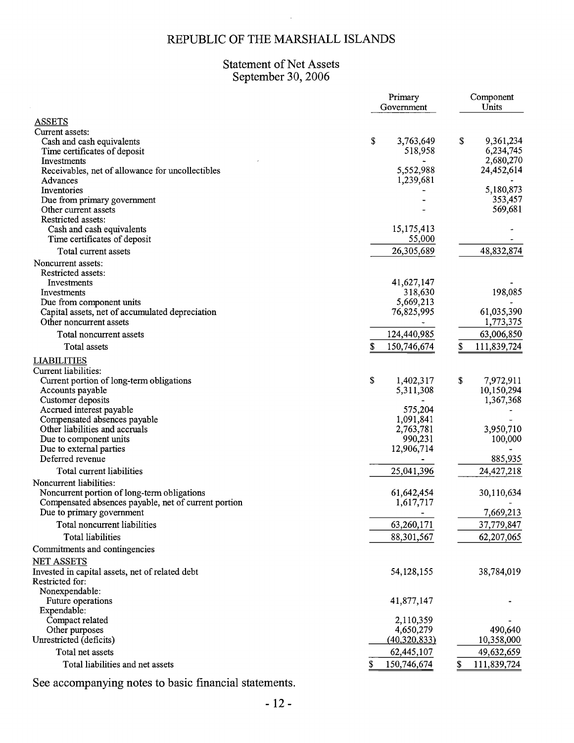# REPUBLIC OF THE MARSHALL ISLANDS

## Statement of Net Assets
## September 30, 2006

| | Primary Government | Component Units |
|---|---|---|
| **ASSETS** | | |
| Current assets: | | |
| Cash and cash equivalents | $ 3,763,649 | $ 9,361,234 |
| Time certificates of deposit | 518,958 | 6,234,745 |
| Investments | - | 2,680,270 |
| Receivables, net of allowance for uncollectibles | 5,552,988 | 24,452,614 |
| Advances | 1,239,681 | - |
| Inventories | - | 5,180,873 |
| Due from primary government | - | 353,457 |
| Other current assets | - | 569,681 |
| Restricted assets: | | |
| Cash and cash equivalents | 15,175,413 | - |
| Time certificates of deposit | 55,000 | - |
| Total current assets | 26,305,689 | 48,832,874 |
| Noncurrent assets: | | |
| Restricted assets: | | |
| Investments | 41,627,147 | - |
| Investments | 318,630 | 198,085 |
| Due from component units | 5,669,213 | - |
| Capital assets, net of accumulated depreciation | 76,825,995 | 61,035,390 |
| Other noncurrent assets | - | 1,773,375 |
| Total noncurrent assets | 124,440,985 | 63,006,850 |
| Total assets | $ 150,746,674 | $ 111,839,724 |
| **LIABILITIES** | | |
| Current liabilities: | | |
| Current portion of long-term obligations | $ 1,402,317 | $ 7,972,911 |
| Accounts payable | 5,311,308 | 10,150,294 |
| Customer deposits | - | 1,367,368 |
| Accrued interest payable | 575,204 | - |
| Compensated absences payable | 1,091,841 | - |
| Other liabilities and accruals | 2,763,781 | 3,950,710 |
| Due to component units | 990,231 | 100,000 |
| Due to external parties | 12,906,714 | - |
| Deferred revenue | - | 885,935 |
| Total current liabilities | 25,041,396 | 24,427,218 |
| Noncurrent liabilities: | | |
| Noncurrent portion of long-term obligations | 61,642,454 | 30,110,634 |
| Compensated absences payable, net of current portion | 1,617,717 | - |
| Due to primary government | - | 7,669,213 |
| Total noncurrent liabilities | 63,260,171 | 37,779,847 |
| Total liabilities | 88,301,567 | 62,207,065 |
| Commitments and contingencies | | |
| **NET ASSETS** | | |
| Invested in capital assets, net of related debt | 54,128,155 | 38,784,019 |
| Restricted for: | | |
| Nonexpendable: | | |
| Future operations | 41,877,147 | - |
| Expendable: | | |
| Compact related | 2,110,359 | - |
| Other purposes | 4,650,279 | 490,640 |
| Unrestricted (deficits) | (40,320,833) | 10,358,000 |
| Total net assets | 62,445,107 | 49,632,659 |
| Total liabilities and net assets | $ 150,746,674 | $ 111,839,724 |

See accompanying notes to basic financial statements.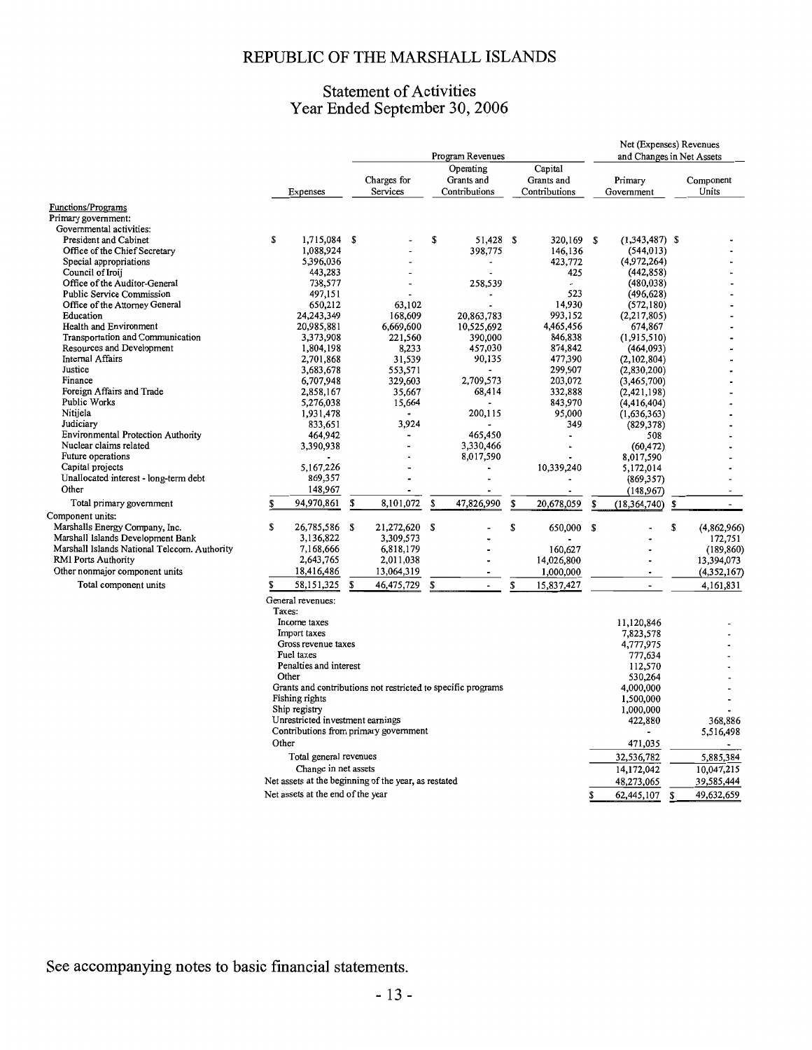# REPUBLIC OF THE MARSHALL ISLANDS

## Statement of Activities
## Year Ended September 30, 2006

| | | Program Revenues | | | Net (Expenses) Revenues and Changes in Net Assets | |
|---|---|---|---|---|---|---|
| | Expenses | Charges for Services | Operating Grants and Contributions | Capital Grants and Contributions | Primary Government | Component Units |
| Functions/Programs | | | | | | |
| Primary government: | | | | | | |
| Governmental activities: | | | | | | |
| President and Cabinet | $ 1,715,084 | $ - | $ 51,428 | $ 320,169 | $ (1,343,487) | $ - |
| Office of the Chief Secretary | 1,088,924 | - | 398,775 | 146,136 | (544,013) | - |
| Special appropriations | 5,396,036 | - | - | 423,772 | (4,972,264) | - |
| Council of Iroij | 443,283 | - | - | 425 | (442,858) | - |
| Office of the Auditor-General | 738,577 | - | 258,539 | - | (480,038) | - |
| Public Service Commission | 497,151 | - | - | 523 | (496,628) | - |
| Office of the Attorney General | 650,212 | 63,102 | - | 14,930 | (572,180) | - |
| Education | 24,243,349 | 168,609 | 20,863,783 | 993,152 | (2,217,805) | - |
| Health and Environment | 20,985,881 | 6,669,600 | 10,525,692 | 4,465,456 | 674,867 | - |
| Transportation and Communication | 3,373,908 | 221,560 | 390,000 | 846,838 | (1,915,510) | - |
| Resources and Development | 1,804,198 | 8,233 | 457,030 | 874,842 | (464,093) | - |
| Internal Affairs | 2,701,868 | 31,539 | 90,135 | 477,390 | (2,102,804) | - |
| Justice | 3,683,678 | 553,571 | - | 299,907 | (2,830,200) | - |
| Finance | 6,707,948 | 329,603 | 2,709,573 | 203,072 | (3,465,700) | - |
| Foreign Affairs and Trade | 2,858,167 | 35,667 | 68,414 | 332,888 | (2,421,198) | - |
| Public Works | 5,276,038 | 15,664 | - | 843,970 | (4,416,404) | - |
| Nitijela | 1,931,478 | - | 200,115 | 95,000 | (1,636,363) | - |
| Judiciary | 833,651 | 3,924 | - | 349 | (829,378) | - |
| Environmental Protection Authority | 464,942 | - | 465,450 | - | 508 | - |
| Nuclear claims related | 3,390,938 | - | 3,330,466 | - | (60,472) | - |
| Future operations | - | - | 8,017,590 | - | 8,017,590 | - |
| Capital projects | 5,167,226 | - | - | 10,339,240 | 5,172,014 | - |
| Unallocated interest - long-term debt | 869,357 | - | - | - | (869,357) | - |
| Other | 148,967 | - | - | - | (148,967) | - |
| Total primary government | $ 94,970,861 | $ 8,101,072 | $ 47,826,990 | $ 20,678,059 | $ (18,364,740) | $ - |
| Component units: | | | | | | |
| Marshalls Energy Company, Inc. | $ 26,785,586 | $ 21,272,620 | $ - | $ 650,000 | $ - | $ (4,862,966) |
| Marshall Islands Development Bank | 3,136,822 | 3,309,573 | - | - | - | 172,751 |
| Marshall Islands National Telecom. Authority | 7,168,666 | 6,818,179 | - | 160,627 | - | (189,860) |
| RMI Ports Authority | 2,643,765 | 2,011,038 | - | 14,026,800 | - | 13,394,073 |
| Other nonmajor component units | 18,416,486 | 13,064,319 | - | 1,000,000 | - | (4,352,167) |
| Total component units | $ 58,151,325 | $ 46,475,729 | $ - | $ 15,837,427 | - | 4,161,831 |
| General revenues: | | | | | | |
| Taxes: | | | | | | |
| Income taxes | | | | | 11,120,846 | - |
| Import taxes | | | | | 7,823,578 | - |
| Gross revenue taxes | | | | | 4,777,975 | - |
| Fuel taxes | | | | | 777,634 | - |
| Penalties and interest | | | | | 112,570 | - |
| Other | | | | | 530,264 | - |
| Grants and contributions not restricted to specific programs | | | | | 4,000,000 | - |
| Fishing rights | | | | | 1,500,000 | - |
| Ship registry | | | | | 1,000,000 | - |
| Unrestricted investment earnings | | | | | 422,880 | 368,886 |
| Contributions from primary government | | | | | - | 5,516,498 |
| Other | | | | | 471,035 | - |
| Total general revenues | | | | | 32,536,782 | 5,885,384 |
| Change in net assets | | | | | 14,172,042 | 10,047,215 |
| Net assets at the beginning of the year, as restated | | | | | 48,273,065 | 39,585,444 |
| Net assets at the end of the year | | | | | $ 62,445,107 | $ 49,632,659 |

See accompanying notes to basic financial statements.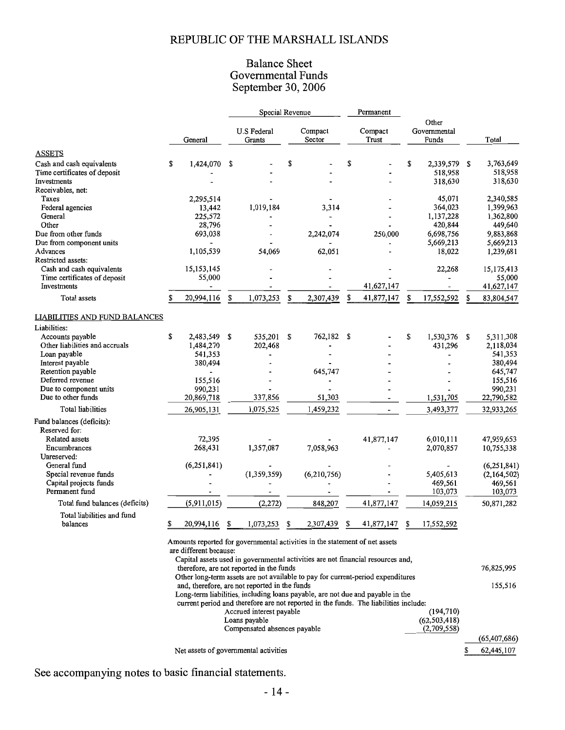# REPUBLIC OF THE MARSHALL ISLANDS

## Balance Sheet
## Governmental Funds
## September 30, 2006

| | General | Special Revenue: U.S Federal Grants | Special Revenue: Compact Sector | Permanent: Compact Trust | Other Governmental Funds | Total |
|---|---|---|---|---|---|---|
| **ASSETS** | | | | | | |
| Cash and cash equivalents | $ 1,424,070 | $ - | $ - | $ - | $ 2,339,579 | $ 3,763,649 |
| Time certificates of deposit | - | - | - | - | 518,958 | 518,958 |
| Investments | - | - | - | - | 318,630 | 318,630 |
| Receivables, net: | | | | | | |
| Taxes | 2,295,514 | - | - | - | 45,071 | 2,340,585 |
| Federal agencies | 13,442 | 1,019,184 | 3,314 | - | 364,023 | 1,399,963 |
| General | 225,572 | - | - | - | 1,137,228 | 1,362,800 |
| Other | 28,796 | - | - | - | 420,844 | 449,640 |
| Due from other funds | 693,038 | - | 2,242,074 | 250,000 | 6,698,756 | 9,883,868 |
| Due from component units | - | - | - | - | 5,669,213 | 5,669,213 |
| Advances | 1,105,539 | 54,069 | 62,051 | - | 18,022 | 1,239,681 |
| Restricted assets: | | | | | | |
| Cash and cash equivalents | 15,153,145 | - | - | - | 22,268 | 15,175,413 |
| Time certificates of deposit | 55,000 | - | - | - | - | 55,000 |
| Investments | - | - | - | 41,627,147 | - | 41,627,147 |
| Total assets | $ 20,994,116 | $ 1,073,253 | $ 2,307,439 | $ 41,877,147 | $ 17,552,592 | $ 83,804,547 |
| **LIABILITIES AND FUND BALANCES** | | | | | | |
| Liabilities: | | | | | | |
| Accounts payable | $ 2,483,549 | $ 535,201 | $ 762,182 | $ - | $ 1,530,376 | $ 5,311,308 |
| Other liabilities and accruals | 1,484,270 | 202,468 | - | - | 431,296 | 2,118,034 |
| Loan payable | 541,353 | - | - | - | - | 541,353 |
| Interest payable | 380,494 | - | - | - | - | 380,494 |
| Retention payable | - | - | 645,747 | - | - | 645,747 |
| Deferred revenue | 155,516 | - | - | - | - | 155,516 |
| Due to component units | 990,231 | - | - | - | - | 990,231 |
| Due to other funds | 20,869,718 | 337,856 | 51,303 | - | 1,531,705 | 22,790,582 |
| Total liabilities | 26,905,131 | 1,075,525 | 1,459,232 | - | 3,493,377 | 32,933,265 |
| Fund balances (deficits): | | | | | | |
| Reserved for: | | | | | | |
| Related assets | 72,395 | - | - | 41,877,147 | 6,010,111 | 47,959,653 |
| Encumbrances | 268,431 | 1,357,087 | 7,058,963 | - | 2,070,857 | 10,755,338 |
| Unreserved: | | | | | | |
| General fund | (6,251,841) | - | - | - | - | (6,251,841) |
| Special revenue funds | - | (1,359,359) | (6,210,756) | - | 5,405,613 | (2,164,502) |
| Capital projects funds | - | - | - | - | 469,561 | 469,561 |
| Permanent fund | - | - | - | - | 103,073 | 103,073 |
| Total fund balances (deficits) | (5,911,015) | (2,272) | 848,207 | 41,877,147 | 14,059,215 | 50,871,282 |
| Total liabilities and fund balances | $ 20,994,116 | $ 1,073,253 | $ 2,307,439 | $ 41,877,147 | $ 17,552,592 | |

Amounts reported for governmental activities in the statement of net assets are different because:

| | | |
|---|---|---|
| Capital assets used in governmental activities are not financial resources and, therefore, are not reported in the funds | | 76,825,995 |
| Other long-term assets are not available to pay for current-period expenditures and, therefore, are not reported in the funds | | 155,516 |
| Long-term liabilities, including loans payable, are not due and payable in the current period and therefore are not reported in the funds. The liabilities include: | | |
| Accrued interest payable | (194,710) | |
| Loans payable | (62,503,418) | |
| Compensated absences payable | (2,709,558) | |
| | | (65,407,686) |
| Net assets of governmental activities | | $ 62,445,107 |

See accompanying notes to basic financial statements.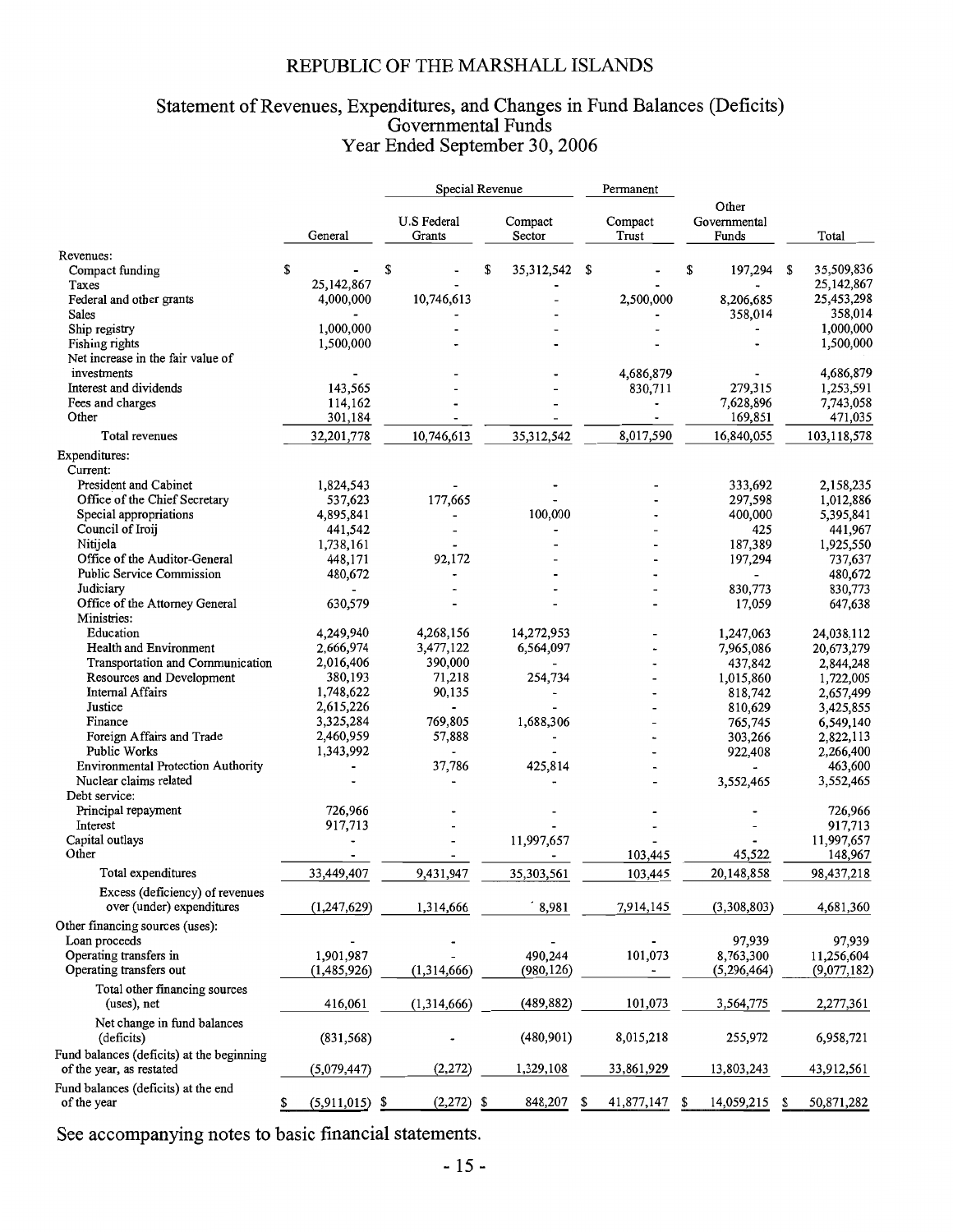# REPUBLIC OF THE MARSHALL ISLANDS

## Statement of Revenues, Expenditures, and Changes in Fund Balances (Deficits)
## Governmental Funds
## Year Ended September 30, 2006

| | General | Special Revenue | | Permanent | | |
|---|---|---|---|---|---|---|
| | | U.S Federal Grants | Compact Sector | Compact Trust | Other Governmental Funds | Total |
| Revenues: | | | | | | |
| Compact funding | $ - | $ - | $ 35,312,542 | $ - | $ 197,294 | $ 35,509,836 |
| Taxes | 25,142,867 | - | - | - | - | 25,142,867 |
| Federal and other grants | 4,000,000 | 10,746,613 | - | 2,500,000 | 8,206,685 | 25,453,298 |
| Sales | - | - | - | - | 358,014 | 358,014 |
| Ship registry | 1,000,000 | - | - | - | - | 1,000,000 |
| Fishing rights | 1,500,000 | - | - | - | - | 1,500,000 |
| Net increase in the fair value of investments | - | - | - | 4,686,879 | - | 4,686,879 |
| Interest and dividends | 143,565 | - | - | 830,711 | 279,315 | 1,253,591 |
| Fees and charges | 114,162 | - | - | - | 7,628,896 | 7,743,058 |
| Other | 301,184 | - | - | - | 169,851 | 471,035 |
| Total revenues | 32,201,778 | 10,746,613 | 35,312,542 | 8,017,590 | 16,840,055 | 103,118,578 |
| Expenditures: | | | | | | |
| Current: | | | | | | |
| President and Cabinet | 1,824,543 | - | - | - | 333,692 | 2,158,235 |
| Office of the Chief Secretary | 537,623 | 177,665 | - | - | 297,598 | 1,012,886 |
| Special appropriations | 4,895,841 | - | 100,000 | - | 400,000 | 5,395,841 |
| Council of Iroij | 441,542 | - | - | - | 425 | 441,967 |
| Nitijela | 1,738,161 | - | - | - | 187,389 | 1,925,550 |
| Office of the Auditor-General | 448,171 | 92,172 | - | - | 197,294 | 737,637 |
| Public Service Commission | 480,672 | - | - | - | - | 480,672 |
| Judiciary | - | - | - | - | 830,773 | 830,773 |
| Office of the Attorney General | 630,579 | - | - | - | 17,059 | 647,638 |
| Ministries: | | | | | | |
| Education | 4,249,940 | 4,268,156 | 14,272,953 | - | 1,247,063 | 24,038,112 |
| Health and Environment | 2,666,974 | 3,477,122 | 6,564,097 | - | 7,965,086 | 20,673,279 |
| Transportation and Communication | 2,016,406 | 390,000 | - | - | 437,842 | 2,844,248 |
| Resources and Development | 380,193 | 71,218 | 254,734 | - | 1,015,860 | 1,722,005 |
| Internal Affairs | 1,748,622 | 90,135 | - | - | 818,742 | 2,657,499 |
| Justice | 2,615,226 | - | - | - | 810,629 | 3,425,855 |
| Finance | 3,325,284 | 769,805 | 1,688,306 | - | 765,745 | 6,549,140 |
| Foreign Affairs and Trade | 2,460,959 | 57,888 | - | - | 303,266 | 2,822,113 |
| Public Works | 1,343,992 | - | - | - | 922,408 | 2,266,400 |
| Environmental Protection Authority | - | 37,786 | 425,814 | - | - | 463,600 |
| Nuclear claims related | - | - | - | - | 3,552,465 | 3,552,465 |
| Debt service: | | | | | | |
| Principal repayment | 726,966 | - | - | - | - | 726,966 |
| Interest | 917,713 | - | - | - | - | 917,713 |
| Capital outlays | - | - | 11,997,657 | - | - | 11,997,657 |
| Other | - | - | - | 103,445 | 45,522 | 148,967 |
| Total expenditures | 33,449,407 | 9,431,947 | 35,303,561 | 103,445 | 20,148,858 | 98,437,218 |
| Excess (deficiency) of revenues over (under) expenditures | (1,247,629) | 1,314,666 | 8,981 | 7,914,145 | (3,308,803) | 4,681,360 |
| Other financing sources (uses): | | | | | | |
| Loan proceeds | - | - | - | - | 97,939 | 97,939 |
| Operating transfers in | 1,901,987 | - | 490,244 | 101,073 | 8,763,300 | 11,256,604 |
| Operating transfers out | (1,485,926) | (1,314,666) | (980,126) | - | (5,296,464) | (9,077,182) |
| Total other financing sources (uses), net | 416,061 | (1,314,666) | (489,882) | 101,073 | 3,564,775 | 2,277,361 |
| Net change in fund balances (deficits) | (831,568) | - | (480,901) | 8,015,218 | 255,972 | 6,958,721 |
| Fund balances (deficits) at the beginning of the year, as restated | (5,079,447) | (2,272) | 1,329,108 | 33,861,929 | 13,803,243 | 43,912,561 |
| Fund balances (deficits) at the end of the year | $ (5,911,015) | $ (2,272) | $ 848,207 | $ 41,877,147 | $ 14,059,215 | $ 50,871,282 |

See accompanying notes to basic financial statements.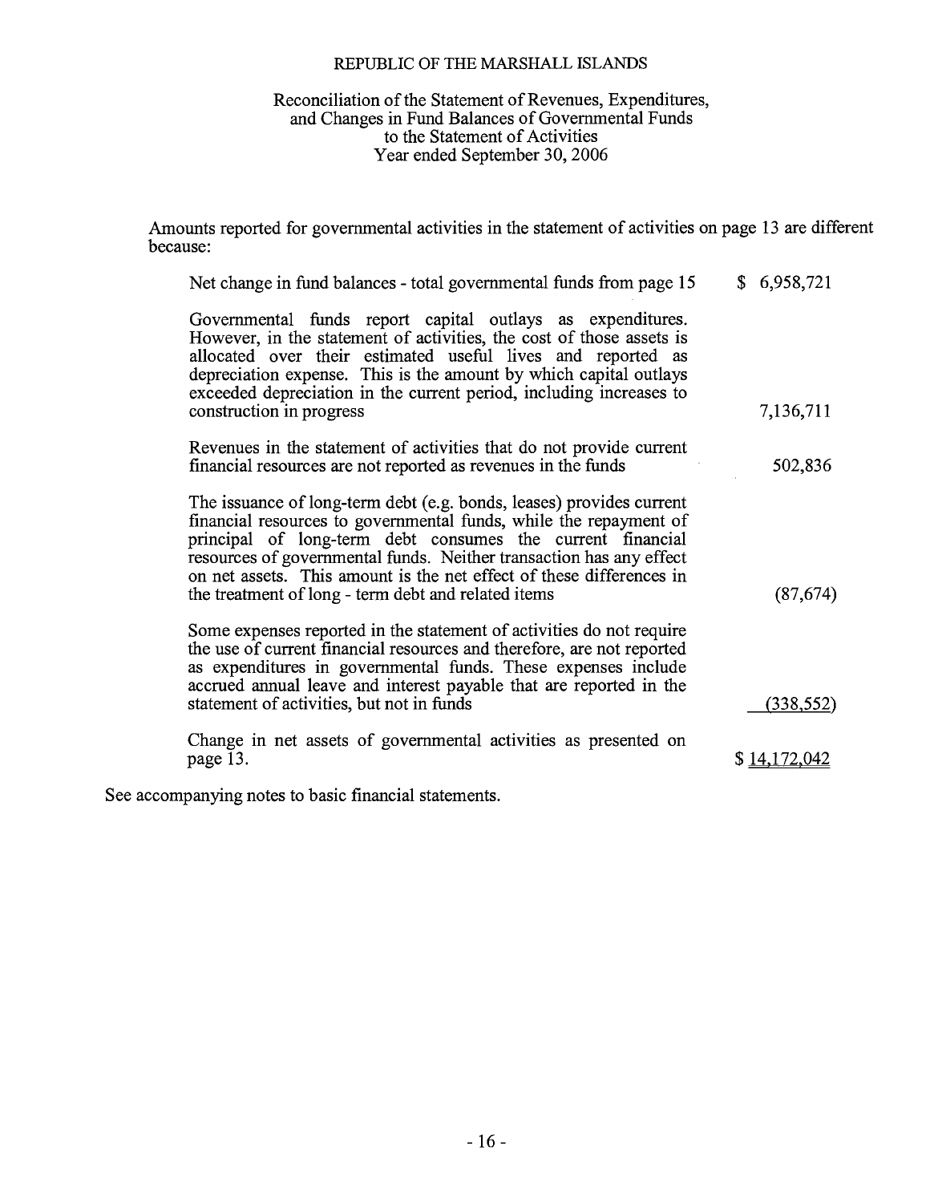# REPUBLIC OF THE MARSHALL ISLANDS

## Reconciliation of the Statement of Revenues, Expenditures, and Changes in Fund Balances of Governmental Funds to the Statement of Activities
### Year ended September 30, 2006

Amounts reported for governmental activities in the statement of activities on page 13 are different because:

| | |
|---|---|
| Net change in fund balances - total governmental funds from page 15 | $ 6,958,721 |
| Governmental funds report capital outlays as expenditures. However, in the statement of activities, the cost of those assets is allocated over their estimated useful lives and reported as depreciation expense. This is the amount by which capital outlays exceeded depreciation in the current period, including increases to construction in progress | 7,136,711 |
| Revenues in the statement of activities that do not provide current financial resources are not reported as revenues in the funds | 502,836 |
| The issuance of long-term debt (e.g. bonds, leases) provides current financial resources to governmental funds, while the repayment of principal of long-term debt consumes the current financial resources of governmental funds. Neither transaction has any effect on net assets. This amount is the net effect of these differences in the treatment of long - term debt and related items | (87,674) |
| Some expenses reported in the statement of activities do not require the use of current financial resources and therefore, are not reported as expenditures in governmental funds. These expenses include accrued annual leave and interest payable that are reported in the statement of activities, but not in funds | (338,552) |
| Change in net assets of governmental activities as presented on page 13. | $ 14,172,042 |

See accompanying notes to basic financial statements.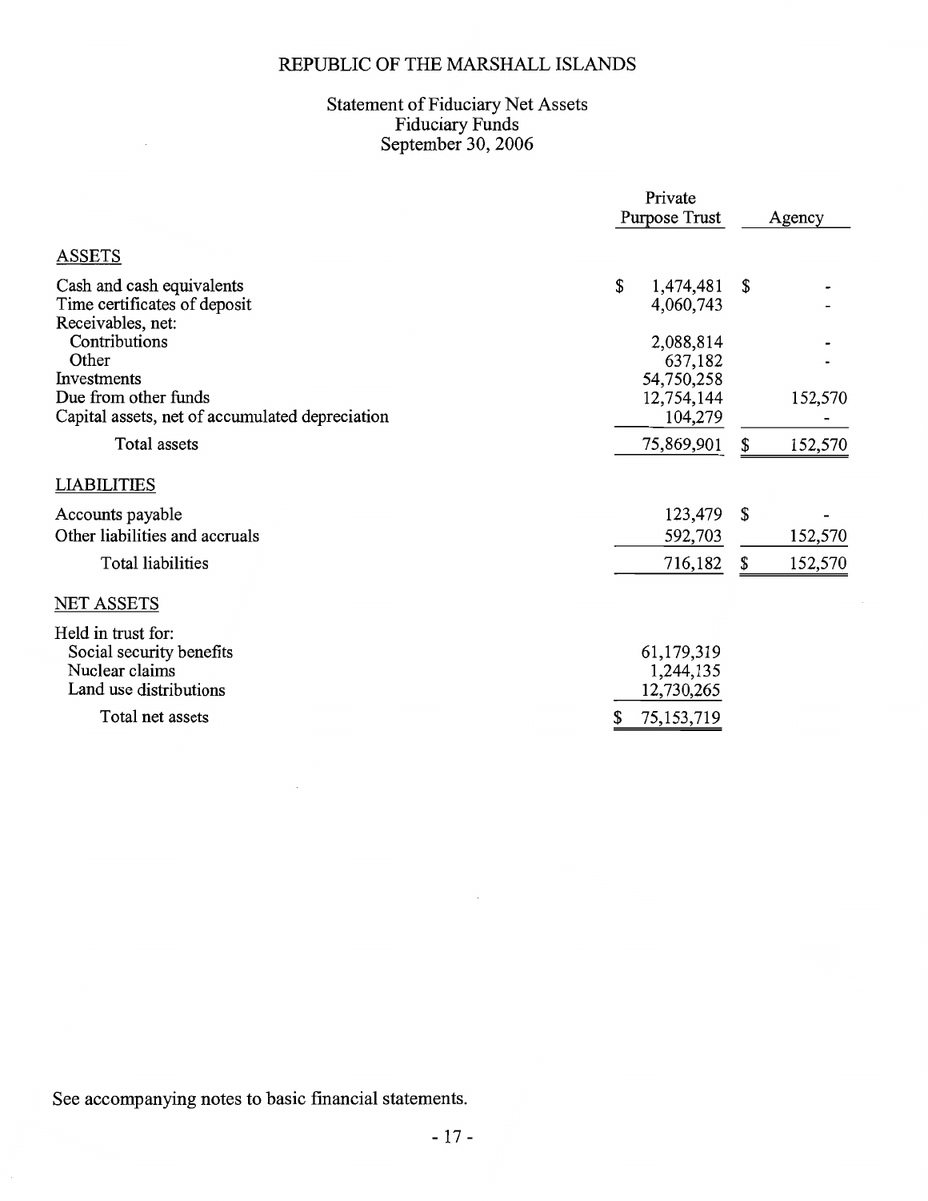# REPUBLIC OF THE MARSHALL ISLANDS

## Statement of Fiduciary Net Assets
## Fiduciary Funds
## September 30, 2006

| | Private Purpose Trust | Agency |
|---|---|---|
| **ASSETS** | | |
| Cash and cash equivalents | $ 1,474,481 | $ - |
| Time certificates of deposit | 4,060,743 | - |
| Receivables, net: | | |
| Contributions | 2,088,814 | - |
| Other | 637,182 | - |
| Investments | 54,750,258 | |
| Due from other funds | 12,754,144 | 152,570 |
| Capital assets, net of accumulated depreciation | 104,279 | - |
| Total assets | 75,869,901 | $ 152,570 |
| **LIABILITIES** | | |
| Accounts payable | 123,479 | $ - |
| Other liabilities and accruals | 592,703 | 152,570 |
| Total liabilities | 716,182 | $ 152,570 |
| **NET ASSETS** | | |
| Held in trust for: | | |
| Social security benefits | 61,179,319 | |
| Nuclear claims | 1,244,135 | |
| Land use distributions | 12,730,265 | |
| Total net assets | $ 75,153,719 | |

See accompanying notes to basic financial statements.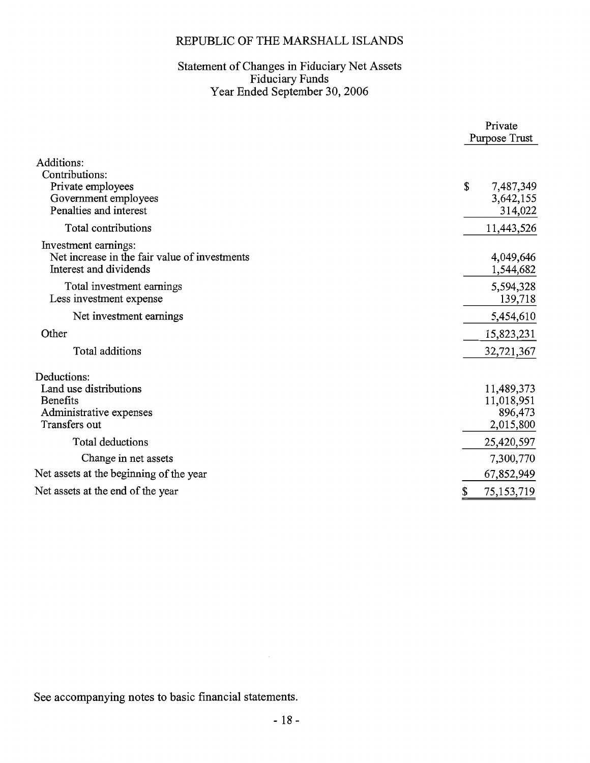# REPUBLIC OF THE MARSHALL ISLANDS

## Statement of Changes in Fiduciary Net Assets
## Fiduciary Funds
## Year Ended September 30, 2006

| | Private Purpose Trust |
|---|---|
| Additions: | |
| Contributions: | |
| Private employees | $ 7,487,349 |
| Government employees | 3,642,155 |
| Penalties and interest | 314,022 |
| Total contributions | 11,443,526 |
| Investment earnings: | |
| Net increase in the fair value of investments | 4,049,646 |
| Interest and dividends | 1,544,682 |
| Total investment earnings | 5,594,328 |
| Less investment expense | 139,718 |
| Net investment earnings | 5,454,610 |
| Other | 15,823,231 |
| Total additions | 32,721,367 |
| Deductions: | |
| Land use distributions | 11,489,373 |
| Benefits | 11,018,951 |
| Administrative expenses | 896,473 |
| Transfers out | 2,015,800 |
| Total deductions | 25,420,597 |
| Change in net assets | 7,300,770 |
| Net assets at the beginning of the year | 67,852,949 |
| Net assets at the end of the year | $ 75,153,719 |

See accompanying notes to basic financial statements.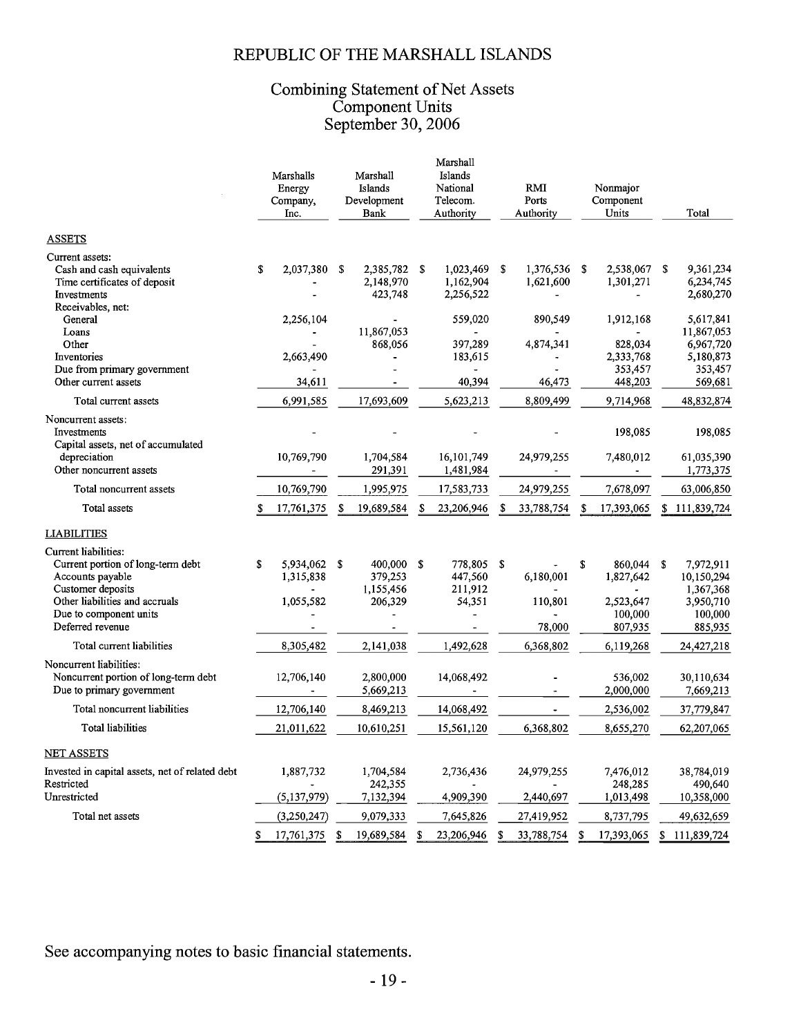# REPUBLIC OF THE MARSHALL ISLANDS

## Combining Statement of Net Assets
## Component Units
## September 30, 2006

| | Marshalls Energy Company, Inc. | Marshall Islands Development Bank | Marshall Islands National Telecom. Authority | RMI Ports Authority | Nonmajor Component Units | Total |
|---|---|---|---|---|---|---|
| **ASSETS** | | | | | | |
| Current assets: | | | | | | |
| Cash and cash equivalents | $ 2,037,380 | $ 2,385,782 | $ 1,023,469 | $ 1,376,536 | $ 2,538,067 | $ 9,361,234 |
| Time certificates of deposit | - | 2,148,970 | 1,162,904 | 1,621,600 | 1,301,271 | 6,234,745 |
| Investments | - | 423,748 | 2,256,522 | - | - | 2,680,270 |
| Receivables, net: | | | | | | |
| General | 2,256,104 | - | 559,020 | 890,549 | 1,912,168 | 5,617,841 |
| Loans | - | 11,867,053 | - | - | - | 11,867,053 |
| Other | - | 868,056 | 397,289 | 4,874,341 | 828,034 | 6,967,720 |
| Inventories | 2,663,490 | - | 183,615 | - | 2,333,768 | 5,180,873 |
| Due from primary government | - | - | - | - | 353,457 | 353,457 |
| Other current assets | 34,611 | - | 40,394 | 46,473 | 448,203 | 569,681 |
| Total current assets | 6,991,585 | 17,693,609 | 5,623,213 | 8,809,499 | 9,714,968 | 48,832,874 |
| Noncurrent assets: | | | | | | |
| Investments | - | - | - | - | 198,085 | 198,085 |
| Capital assets, net of accumulated depreciation | 10,769,790 | 1,704,584 | 16,101,749 | 24,979,255 | 7,480,012 | 61,035,390 |
| Other noncurrent assets | - | 291,391 | 1,481,984 | - | - | 1,773,375 |
| Total noncurrent assets | 10,769,790 | 1,995,975 | 17,583,733 | 24,979,255 | 7,678,097 | 63,006,850 |
| Total assets | $ 17,761,375 | $ 19,689,584 | $ 23,206,946 | $ 33,788,754 | $ 17,393,065 | $ 111,839,724 |
| **LIABILITIES** | | | | | | |
| Current liabilities: | | | | | | |
| Current portion of long-term debt | $ 5,934,062 | $ 400,000 | $ 778,805 | $ - | $ 860,044 | $ 7,972,911 |
| Accounts payable | 1,315,838 | 379,253 | 447,560 | 6,180,001 | 1,827,642 | 10,150,294 |
| Customer deposits | - | 1,155,456 | 211,912 | - | - | 1,367,368 |
| Other liabilities and accruals | 1,055,582 | 206,329 | 54,351 | 110,801 | 2,523,647 | 3,950,710 |
| Due to component units | - | - | - | - | 100,000 | 100,000 |
| Deferred revenue | - | - | - | 78,000 | 807,935 | 885,935 |
| Total current liabilities | 8,305,482 | 2,141,038 | 1,492,628 | 6,368,802 | 6,119,268 | 24,427,218 |
| Noncurrent liabilities: | | | | | | |
| Noncurrent portion of long-term debt | 12,706,140 | 2,800,000 | 14,068,492 | - | 536,002 | 30,110,634 |
| Due to primary government | - | 5,669,213 | - | - | 2,000,000 | 7,669,213 |
| Total noncurrent liabilities | 12,706,140 | 8,469,213 | 14,068,492 | - | 2,536,002 | 37,779,847 |
| Total liabilities | 21,011,622 | 10,610,251 | 15,561,120 | 6,368,802 | 8,655,270 | 62,207,065 |
| **NET ASSETS** | | | | | | |
| Invested in capital assets, net of related debt | 1,887,732 | 1,704,584 | 2,736,436 | 24,979,255 | 7,476,012 | 38,784,019 |
| Restricted | - | 242,355 | - | - | 248,285 | 490,640 |
| Unrestricted | (5,137,979) | 7,132,394 | 4,909,390 | 2,440,697 | 1,013,498 | 10,358,000 |
| Total net assets | (3,250,247) | 9,079,333 | 7,645,826 | 27,419,952 | 8,737,795 | 49,632,659 |
| | $ 17,761,375 | $ 19,689,584 | $ 23,206,946 | $ 33,788,754 | $ 17,393,065 | $ 111,839,724 |

See accompanying notes to basic financial statements.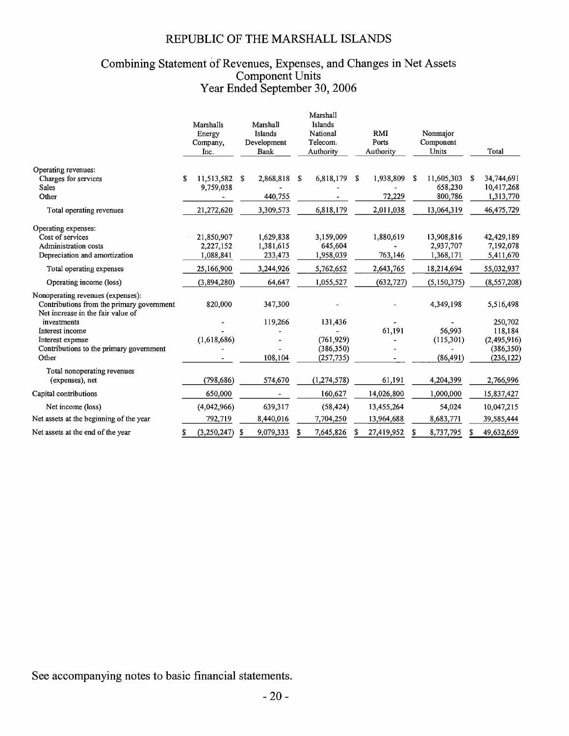# REPUBLIC OF THE MARSHALL ISLANDS

## Combining Statement of Revenues, Expenses, and Changes in Net Assets
## Component Units
## Year Ended September 30, 2006

| | Marshalls Energy Company, Inc. | Marshall Islands Development Bank | Marshall Islands National Telecom. Authority | RMI Ports Authority | Nonmajor Component Units | Total |
|---|---|---|---|---|---|---|
| Operating revenues: | | | | | | |
| Charges for services | $ 11,513,582 | $ 2,868,818 | $ 6,818,179 | $ 1,938,809 | $ 11,605,303 | $ 34,744,691 |
| Sales | 9,759,038 | - | - | - | 658,230 | 10,417,268 |
| Other | - | 440,755 | - | 72,229 | 800,786 | 1,313,770 |
| Total operating revenues | 21,272,620 | 3,309,573 | 6,818,179 | 2,011,038 | 13,064,319 | 46,475,729 |
| Operating expenses: | | | | | | |
| Cost of services | 21,850,907 | 1,629,838 | 3,159,009 | 1,880,619 | 13,908,816 | 42,429,189 |
| Administration costs | 2,227,152 | 1,381,615 | 645,604 | - | 2,937,707 | 7,192,078 |
| Depreciation and amortization | 1,088,841 | 233,473 | 1,958,039 | 763,146 | 1,368,171 | 5,411,670 |
| Total operating expenses | 25,166,900 | 3,244,926 | 5,762,652 | 2,643,765 | 18,214,694 | 55,032,937 |
| Operating income (loss) | (3,894,280) | 64,647 | 1,055,527 | (632,727) | (5,150,375) | (8,557,208) |
| Nonoperating revenues (expenses): | | | | | | |
| Contributions from the primary government | 820,000 | 347,300 | - | - | 4,349,198 | 5,516,498 |
| Net increase in the fair value of investments | - | 119,266 | 131,436 | - | - | 250,702 |
| Interest income | - | - | - | 61,191 | 56,993 | 118,184 |
| Interest expense | (1,618,686) | - | (761,929) | - | (115,301) | (2,495,916) |
| Contributions to the primary government | - | - | (386,350) | - | - | (386,350) |
| Other | - | 108,104 | (257,735) | - | (86,491) | (236,122) |
| Total nonoperating revenues (expenses), net | (798,686) | 574,670 | (1,274,578) | 61,191 | 4,204,399 | 2,766,996 |
| Capital contributions | 650,000 | - | 160,627 | 14,026,800 | 1,000,000 | 15,837,427 |
| Net income (loss) | (4,042,966) | 639,317 | (58,424) | 13,455,264 | 54,024 | 10,047,215 |
| Net assets at the beginning of the year | 792,719 | 8,440,016 | 7,704,250 | 13,964,688 | 8,683,771 | 39,585,444 |
| Net assets at the end of the year | $ (3,250,247) | $ 9,079,333 | $ 7,645,826 | $ 27,419,952 | $ 8,737,795 | $ 49,632,659 |

See accompanying notes to basic financial statements.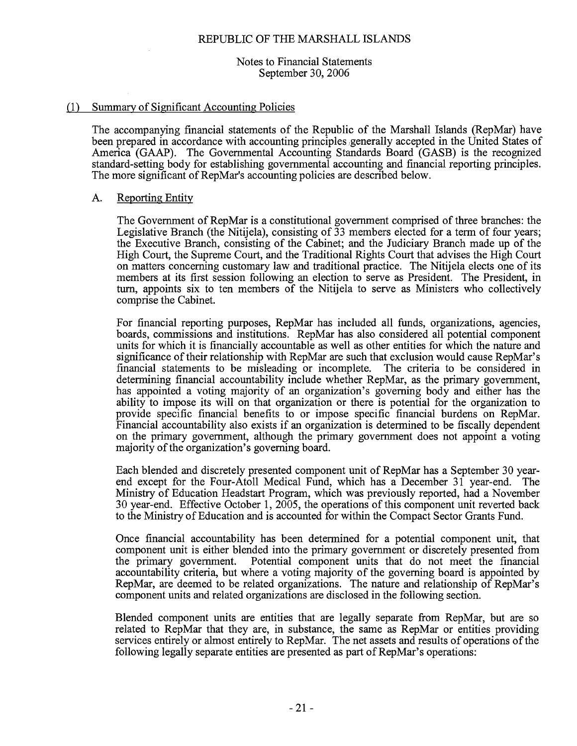## Notes to Financial Statements
September 30, 2006

### (1) Summary of Significant Accounting Policies

The accompanying financial statements of the Republic of the Marshall Islands (RepMar) have been prepared in accordance with accounting principles generally accepted in the United States of America (GAAP). The Governmental Accounting Standards Board (GASB) is the recognized standard-setting body for establishing governmental accounting and financial reporting principles. The more significant of RepMar's accounting policies are described below.

#### A. Reporting Entity

The Government of RepMar is a constitutional government comprised of three branches: the Legislative Branch (the Nitijela), consisting of 33 members elected for a term of four years; the Executive Branch, consisting of the Cabinet; and the Judiciary Branch made up of the High Court, the Supreme Court, and the Traditional Rights Court that advises the High Court on matters concerning customary law and traditional practice. The Nitijela elects one of its members at its first session following an election to serve as President. The President, in turn, appoints six to ten members of the Nitijela to serve as Ministers who collectively comprise the Cabinet.

For financial reporting purposes, RepMar has included all funds, organizations, agencies, boards, commissions and institutions. RepMar has also considered all potential component units for which it is financially accountable as well as other entities for which the nature and significance of their relationship with RepMar are such that exclusion would cause RepMar's financial statements to be misleading or incomplete. The criteria to be considered in determining financial accountability include whether RepMar, as the primary government, has appointed a voting majority of an organization's governing body and either has the ability to impose its will on that organization or there is potential for the organization to provide specific financial benefits to or impose specific financial burdens on RepMar. Financial accountability also exists if an organization is determined to be fiscally dependent on the primary government, although the primary government does not appoint a voting majority of the organization's governing board.

Each blended and discretely presented component unit of RepMar has a September 30 year-end except for the Four-Atoll Medical Fund, which has a December 31 year-end. The Ministry of Education Headstart Program, which was previously reported, had a November 30 year-end. Effective October 1, 2005, the operations of this component unit reverted back to the Ministry of Education and is accounted for within the Compact Sector Grants Fund.

Once financial accountability has been determined for a potential component unit, that component unit is either blended into the primary government or discretely presented from the primary government. Potential component units that do not meet the financial accountability criteria, but where a voting majority of the governing board is appointed by RepMar, are deemed to be related organizations. The nature and relationship of RepMar's component units and related organizations are disclosed in the following section.

Blended component units are entities that are legally separate from RepMar, but are so related to RepMar that they are, in substance, the same as RepMar or entities providing services entirely or almost entirely to RepMar. The net assets and results of operations of the following legally separate entities are presented as part of RepMar's operations: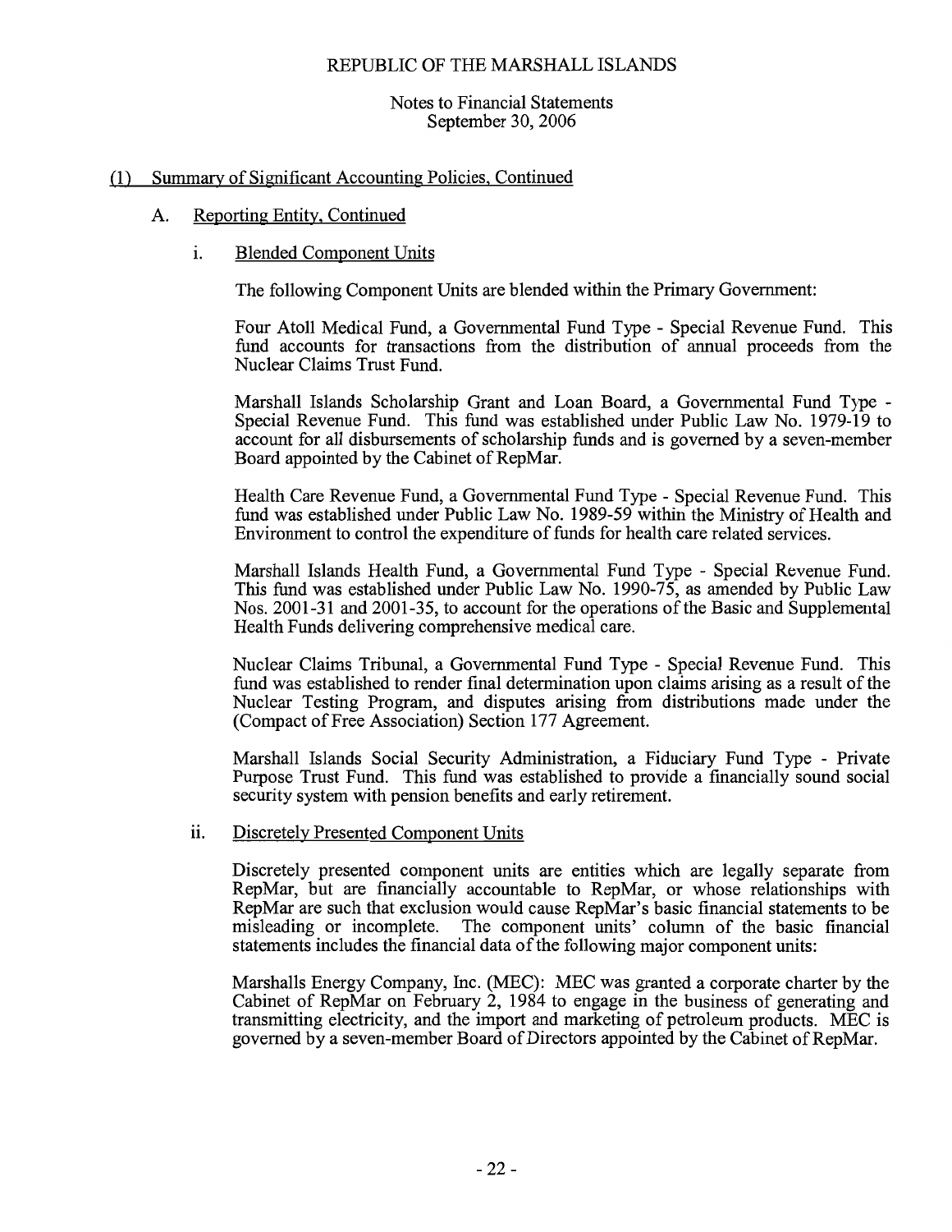REPUBLIC OF THE MARSHALL ISLANDS

Notes to Financial Statements
September 30, 2006

## (1) Summary of Significant Accounting Policies, Continued

### A. Reporting Entity, Continued

#### i. Blended Component Units

The following Component Units are blended within the Primary Government:

Four Atoll Medical Fund, a Governmental Fund Type - Special Revenue Fund. This fund accounts for transactions from the distribution of annual proceeds from the Nuclear Claims Trust Fund.

Marshall Islands Scholarship Grant and Loan Board, a Governmental Fund Type - Special Revenue Fund. This fund was established under Public Law No. 1979-19 to account for all disbursements of scholarship funds and is governed by a seven-member Board appointed by the Cabinet of RepMar.

Health Care Revenue Fund, a Governmental Fund Type - Special Revenue Fund. This fund was established under Public Law No. 1989-59 within the Ministry of Health and Environment to control the expenditure of funds for health care related services.

Marshall Islands Health Fund, a Governmental Fund Type - Special Revenue Fund. This fund was established under Public Law No. 1990-75, as amended by Public Law Nos. 2001-31 and 2001-35, to account for the operations of the Basic and Supplemental Health Funds delivering comprehensive medical care.

Nuclear Claims Tribunal, a Governmental Fund Type - Special Revenue Fund. This fund was established to render final determination upon claims arising as a result of the Nuclear Testing Program, and disputes arising from distributions made under the (Compact of Free Association) Section 177 Agreement.

Marshall Islands Social Security Administration, a Fiduciary Fund Type - Private Purpose Trust Fund. This fund was established to provide a financially sound social security system with pension benefits and early retirement.

#### ii. Discretely Presented Component Units

Discretely presented component units are entities which are legally separate from RepMar, but are financially accountable to RepMar, or whose relationships with RepMar are such that exclusion would cause RepMar's basic financial statements to be misleading or incomplete. The component units' column of the basic financial statements includes the financial data of the following major component units:

Marshalls Energy Company, Inc. (MEC): MEC was granted a corporate charter by the Cabinet of RepMar on February 2, 1984 to engage in the business of generating and transmitting electricity, and the import and marketing of petroleum products. MEC is governed by a seven-member Board of Directors appointed by the Cabinet of RepMar.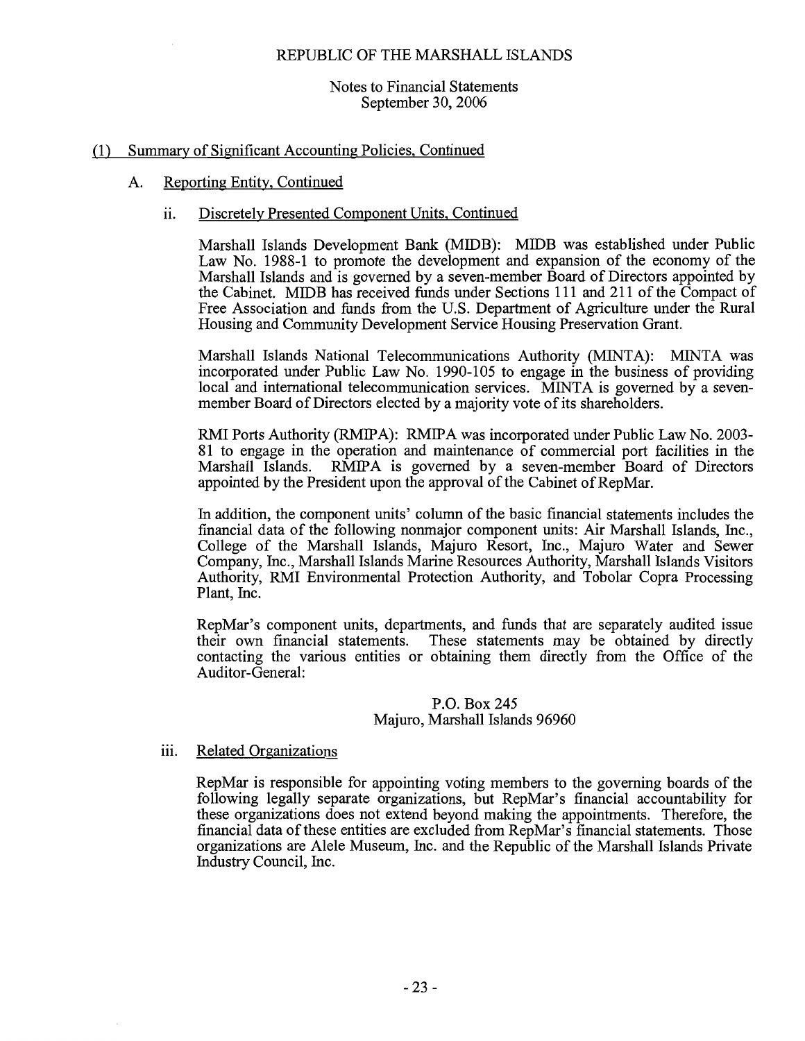REPUBLIC OF THE MARSHALL ISLANDS

Notes to Financial Statements
September 30, 2006

## (1) Summary of Significant Accounting Policies, Continued

### A. Reporting Entity, Continued

#### ii. Discretely Presented Component Units, Continued

Marshall Islands Development Bank (MIDB): MIDB was established under Public Law No. 1988-1 to promote the development and expansion of the economy of the Marshall Islands and is governed by a seven-member Board of Directors appointed by the Cabinet. MIDB has received funds under Sections 111 and 211 of the Compact of Free Association and funds from the U.S. Department of Agriculture under the Rural Housing and Community Development Service Housing Preservation Grant.

Marshall Islands National Telecommunications Authority (MINTA): MINTA was incorporated under Public Law No. 1990-105 to engage in the business of providing local and international telecommunication services. MINTA is governed by a seven-member Board of Directors elected by a majority vote of its shareholders.

RMI Ports Authority (RMIPA): RMIPA was incorporated under Public Law No. 2003-81 to engage in the operation and maintenance of commercial port facilities in the Marshall Islands. RMIPA is governed by a seven-member Board of Directors appointed by the President upon the approval of the Cabinet of RepMar.

In addition, the component units' column of the basic financial statements includes the financial data of the following nonmajor component units: Air Marshall Islands, Inc., College of the Marshall Islands, Majuro Resort, Inc., Majuro Water and Sewer Company, Inc., Marshall Islands Marine Resources Authority, Marshall Islands Visitors Authority, RMI Environmental Protection Authority, and Tobolar Copra Processing Plant, Inc.

RepMar's component units, departments, and funds that are separately audited issue their own financial statements. These statements may be obtained by directly contacting the various entities or obtaining them directly from the Office of the Auditor-General:

P.O. Box 245
Majuro, Marshall Islands 96960

#### iii. Related Organizations

RepMar is responsible for appointing voting members to the governing boards of the following legally separate organizations, but RepMar's financial accountability for these organizations does not extend beyond making the appointments. Therefore, the financial data of these entities are excluded from RepMar's financial statements. Those organizations are Alele Museum, Inc. and the Republic of the Marshall Islands Private Industry Council, Inc.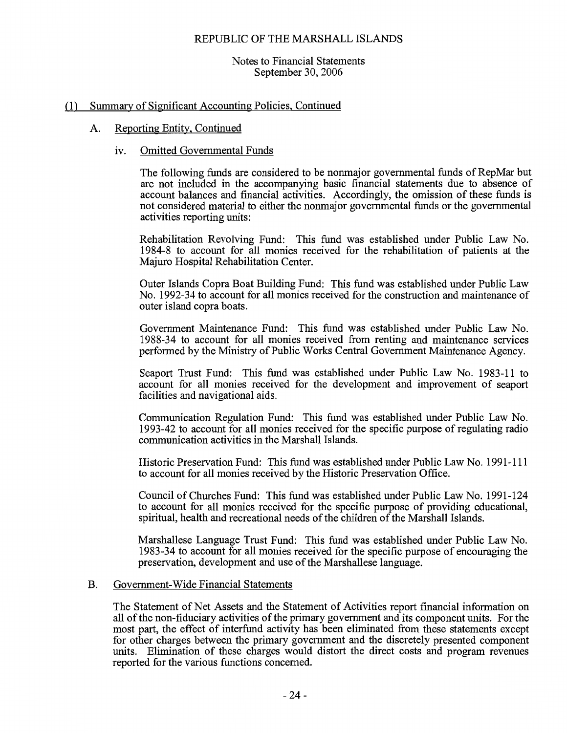## (1) Summary of Significant Accounting Policies, Continued

### A. Reporting Entity, Continued

#### iv. Omitted Governmental Funds

The following funds are considered to be nonmajor governmental funds of RepMar but are not included in the accompanying basic financial statements due to absence of account balances and financial activities. Accordingly, the omission of these funds is not considered material to either the nonmajor governmental funds or the governmental activities reporting units:

Rehabilitation Revolving Fund: This fund was established under Public Law No. 1984-8 to account for all monies received for the rehabilitation of patients at the Majuro Hospital Rehabilitation Center.

Outer Islands Copra Boat Building Fund: This fund was established under Public Law No. 1992-34 to account for all monies received for the construction and maintenance of outer island copra boats.

Government Maintenance Fund: This fund was established under Public Law No. 1988-34 to account for all monies received from renting and maintenance services performed by the Ministry of Public Works Central Government Maintenance Agency.

Seaport Trust Fund: This fund was established under Public Law No. 1983-11 to account for all monies received for the development and improvement of seaport facilities and navigational aids.

Communication Regulation Fund: This fund was established under Public Law No. 1993-42 to account for all monies received for the specific purpose of regulating radio communication activities in the Marshall Islands.

Historic Preservation Fund: This fund was established under Public Law No. 1991-111 to account for all monies received by the Historic Preservation Office.

Council of Churches Fund: This fund was established under Public Law No. 1991-124 to account for all monies received for the specific purpose of providing educational, spiritual, health and recreational needs of the children of the Marshall Islands.

Marshallese Language Trust Fund: This fund was established under Public Law No. 1983-34 to account for all monies received for the specific purpose of encouraging the preservation, development and use of the Marshallese language.

### B. Government-Wide Financial Statements

The Statement of Net Assets and the Statement of Activities report financial information on all of the non-fiduciary activities of the primary government and its component units. For the most part, the effect of interfund activity has been eliminated from these statements except for other charges between the primary government and the discretely presented component units. Elimination of these charges would distort the direct costs and program revenues reported for the various functions concerned.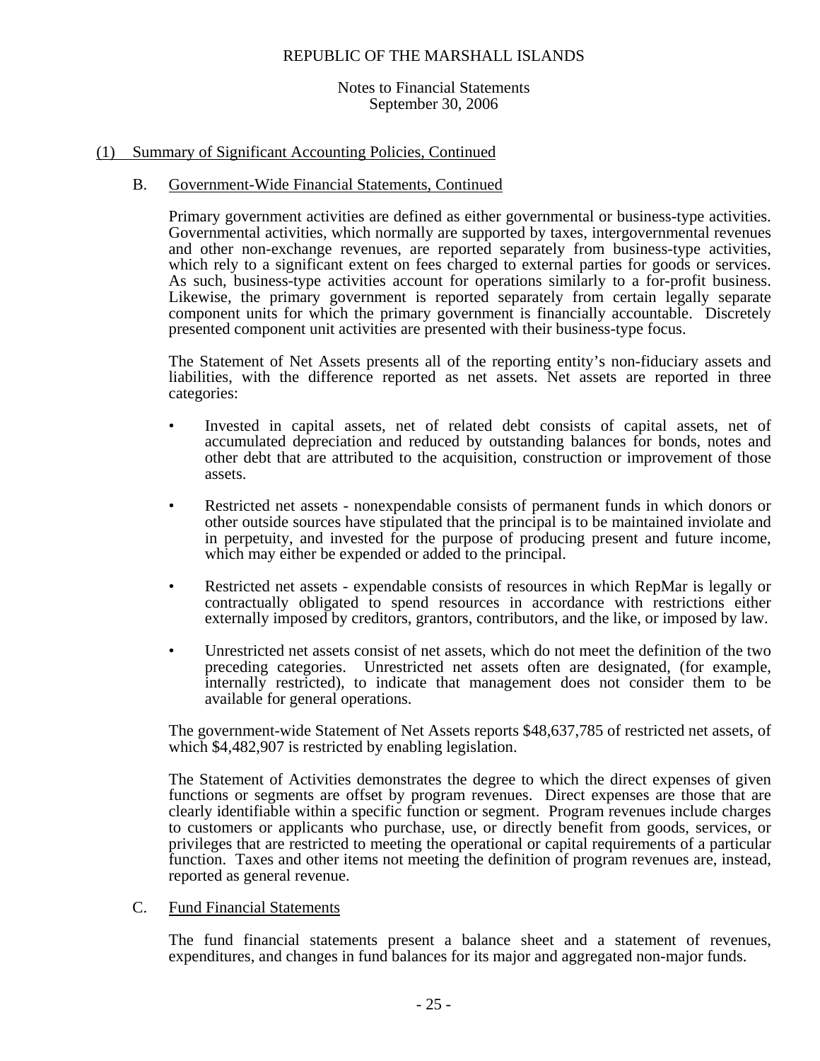## (1) Summary of Significant Accounting Policies, Continued

### B. Government-Wide Financial Statements, Continued

Primary government activities are defined as either governmental or business-type activities. Governmental activities, which normally are supported by taxes, intergovernmental revenues and other non-exchange revenues, are reported separately from business-type activities, which rely to a significant extent on fees charged to external parties for goods or services. As such, business-type activities account for operations similarly to a for-profit business. Likewise, the primary government is reported separately from certain legally separate component units for which the primary government is financially accountable. Discretely presented component unit activities are presented with their business-type focus.

The Statement of Net Assets presents all of the reporting entity's non-fiduciary assets and liabilities, with the difference reported as net assets. Net assets are reported in three categories:

- Invested in capital assets, net of related debt consists of capital assets, net of accumulated depreciation and reduced by outstanding balances for bonds, notes and other debt that are attributed to the acquisition, construction or improvement of those assets.
- Restricted net assets - nonexpendable consists of permanent funds in which donors or other outside sources have stipulated that the principal is to be maintained inviolate and in perpetuity, and invested for the purpose of producing present and future income, which may either be expended or added to the principal.
- Restricted net assets - expendable consists of resources in which RepMar is legally or contractually obligated to spend resources in accordance with restrictions either externally imposed by creditors, grantors, contributors, and the like, or imposed by law.
- Unrestricted net assets consist of net assets, which do not meet the definition of the two preceding categories. Unrestricted net assets often are designated, (for example, internally restricted), to indicate that management does not consider them to be available for general operations.

The government-wide Statement of Net Assets reports $48,637,785 of restricted net assets, of which $4,482,907 is restricted by enabling legislation.

The Statement of Activities demonstrates the degree to which the direct expenses of given functions or segments are offset by program revenues. Direct expenses are those that are clearly identifiable within a specific function or segment. Program revenues include charges to customers or applicants who purchase, use, or directly benefit from goods, services, or privileges that are restricted to meeting the operational or capital requirements of a particular function. Taxes and other items not meeting the definition of program revenues are, instead, reported as general revenue.

### C. Fund Financial Statements

The fund financial statements present a balance sheet and a statement of revenues, expenditures, and changes in fund balances for its major and aggregated non-major funds.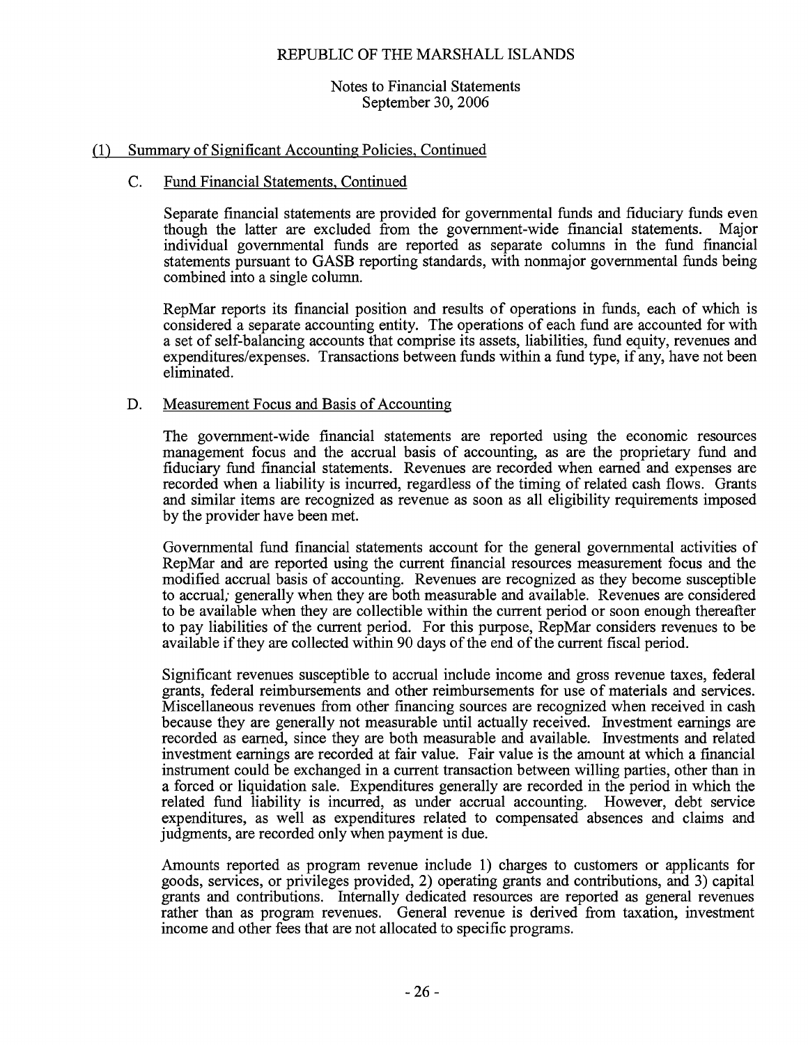## (1) Summary of Significant Accounting Policies, Continued

### C. Fund Financial Statements, Continued

Separate financial statements are provided for governmental funds and fiduciary funds even though the latter are excluded from the government-wide financial statements. Major individual governmental funds are reported as separate columns in the fund financial statements pursuant to GASB reporting standards, with nonmajor governmental funds being combined into a single column.

RepMar reports its financial position and results of operations in funds, each of which is considered a separate accounting entity. The operations of each fund are accounted for with a set of self-balancing accounts that comprise its assets, liabilities, fund equity, revenues and expenditures/expenses. Transactions between funds within a fund type, if any, have not been eliminated.

### D. Measurement Focus and Basis of Accounting

The government-wide financial statements are reported using the economic resources management focus and the accrual basis of accounting, as are the proprietary fund and fiduciary fund financial statements. Revenues are recorded when earned and expenses are recorded when a liability is incurred, regardless of the timing of related cash flows. Grants and similar items are recognized as revenue as soon as all eligibility requirements imposed by the provider have been met.

Governmental fund financial statements account for the general governmental activities of RepMar and are reported using the current financial resources measurement focus and the modified accrual basis of accounting. Revenues are recognized as they become susceptible to accrual; generally when they are both measurable and available. Revenues are considered to be available when they are collectible within the current period or soon enough thereafter to pay liabilities of the current period. For this purpose, RepMar considers revenues to be available if they are collected within 90 days of the end of the current fiscal period.

Significant revenues susceptible to accrual include income and gross revenue taxes, federal grants, federal reimbursements and other reimbursements for use of materials and services. Miscellaneous revenues from other financing sources are recognized when received in cash because they are generally not measurable until actually received. Investment earnings are recorded as earned, since they are both measurable and available. Investments and related investment earnings are recorded at fair value. Fair value is the amount at which a financial instrument could be exchanged in a current transaction between willing parties, other than in a forced or liquidation sale. Expenditures generally are recorded in the period in which the related fund liability is incurred, as under accrual accounting. However, debt service expenditures, as well as expenditures related to compensated absences and claims and judgments, are recorded only when payment is due.

Amounts reported as program revenue include 1) charges to customers or applicants for goods, services, or privileges provided, 2) operating grants and contributions, and 3) capital grants and contributions. Internally dedicated resources are reported as general revenues rather than as program revenues. General revenue is derived from taxation, investment income and other fees that are not allocated to specific programs.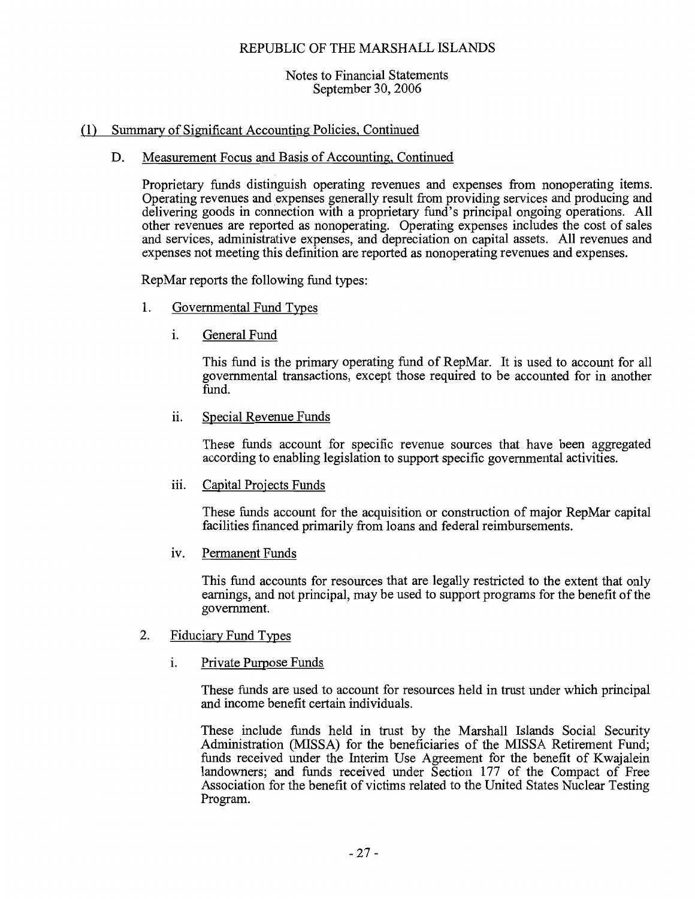REPUBLIC OF THE MARSHALL ISLANDS

Notes to Financial Statements
September 30, 2006

## (1) Summary of Significant Accounting Policies, Continued

### D. Measurement Focus and Basis of Accounting, Continued

Proprietary funds distinguish operating revenues and expenses from nonoperating items. Operating revenues and expenses generally result from providing services and producing and delivering goods in connection with a proprietary fund's principal ongoing operations. All other revenues are reported as nonoperating. Operating expenses includes the cost of sales and services, administrative expenses, and depreciation on capital assets. All revenues and expenses not meeting this definition are reported as nonoperating revenues and expenses.

RepMar reports the following fund types:

1. Governmental Fund Types

   i. General Fund

   This fund is the primary operating fund of RepMar. It is used to account for all governmental transactions, except those required to be accounted for in another fund.

   ii. Special Revenue Funds

   These funds account for specific revenue sources that have been aggregated according to enabling legislation to support specific governmental activities.

   iii. Capital Projects Funds

   These funds account for the acquisition or construction of major RepMar capital facilities financed primarily from loans and federal reimbursements.

   iv. Permanent Funds

   This fund accounts for resources that are legally restricted to the extent that only earnings, and not principal, may be used to support programs for the benefit of the government.

2. Fiduciary Fund Types

   i. Private Purpose Funds

   These funds are used to account for resources held in trust under which principal and income benefit certain individuals.

   These include funds held in trust by the Marshall Islands Social Security Administration (MISSA) for the beneficiaries of the MISSA Retirement Fund; funds received under the Interim Use Agreement for the benefit of Kwajalein landowners; and funds received under Section 177 of the Compact of Free Association for the benefit of victims related to the United States Nuclear Testing Program.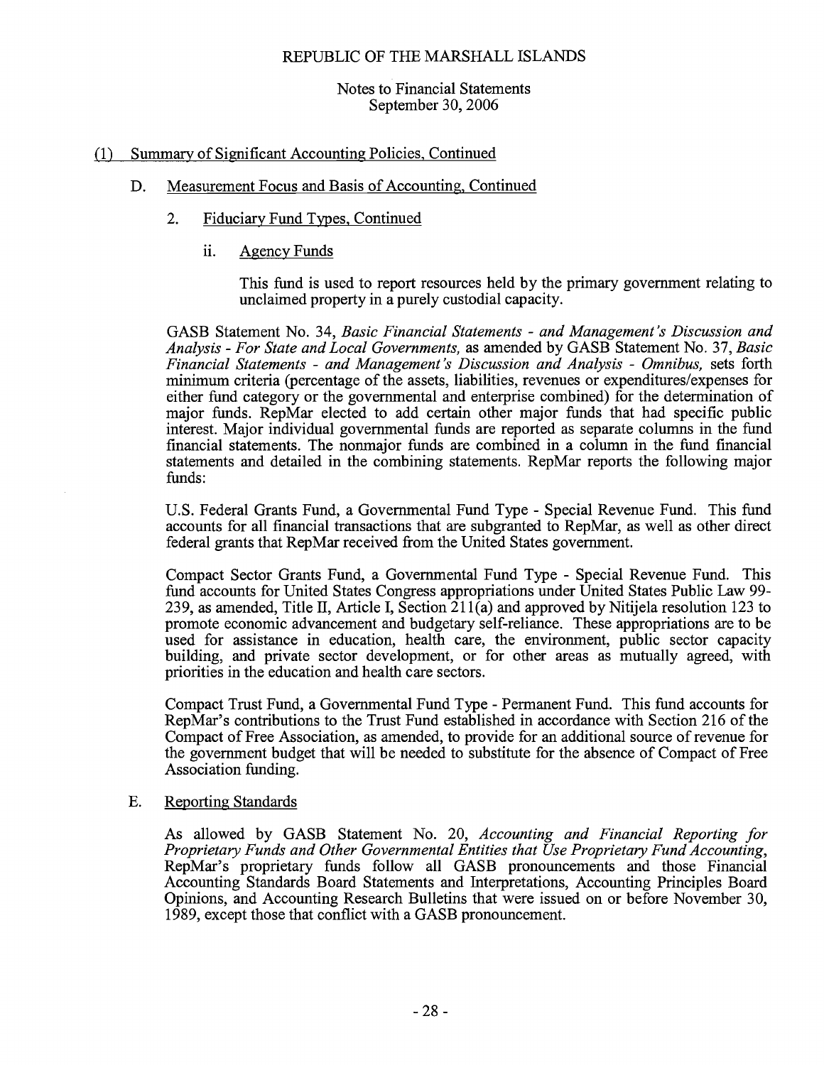REPUBLIC OF THE MARSHALL ISLANDS

Notes to Financial Statements
September 30, 2006

## (1) Summary of Significant Accounting Policies, Continued

### D. Measurement Focus and Basis of Accounting, Continued

#### 2. Fiduciary Fund Types, Continued

##### ii. Agency Funds

This fund is used to report resources held by the primary government relating to unclaimed property in a purely custodial capacity.

GASB Statement No. 34, *Basic Financial Statements - and Management's Discussion and Analysis - For State and Local Governments,* as amended by GASB Statement No. 37, *Basic Financial Statements - and Management's Discussion and Analysis - Omnibus,* sets forth minimum criteria (percentage of the assets, liabilities, revenues or expenditures/expenses for either fund category or the governmental and enterprise combined) for the determination of major funds. RepMar elected to add certain other major funds that had specific public interest. Major individual governmental funds are reported as separate columns in the fund financial statements. The nonmajor funds are combined in a column in the fund financial statements and detailed in the combining statements. RepMar reports the following major funds:

U.S. Federal Grants Fund, a Governmental Fund Type - Special Revenue Fund. This fund accounts for all financial transactions that are subgranted to RepMar, as well as other direct federal grants that RepMar received from the United States government.

Compact Sector Grants Fund, a Governmental Fund Type - Special Revenue Fund. This fund accounts for United States Congress appropriations under United States Public Law 99-239, as amended, Title II, Article I, Section 211(a) and approved by Nitijela resolution 123 to promote economic advancement and budgetary self-reliance. These appropriations are to be used for assistance in education, health care, the environment, public sector capacity building, and private sector development, or for other areas as mutually agreed, with priorities in the education and health care sectors.

Compact Trust Fund, a Governmental Fund Type - Permanent Fund. This fund accounts for RepMar's contributions to the Trust Fund established in accordance with Section 216 of the Compact of Free Association, as amended, to provide for an additional source of revenue for the government budget that will be needed to substitute for the absence of Compact of Free Association funding.

### E. Reporting Standards

As allowed by GASB Statement No. 20, *Accounting and Financial Reporting for Proprietary Funds and Other Governmental Entities that Use Proprietary Fund Accounting,* RepMar's proprietary funds follow all GASB pronouncements and those Financial Accounting Standards Board Statements and Interpretations, Accounting Principles Board Opinions, and Accounting Research Bulletins that were issued on or before November 30, 1989, except those that conflict with a GASB pronouncement.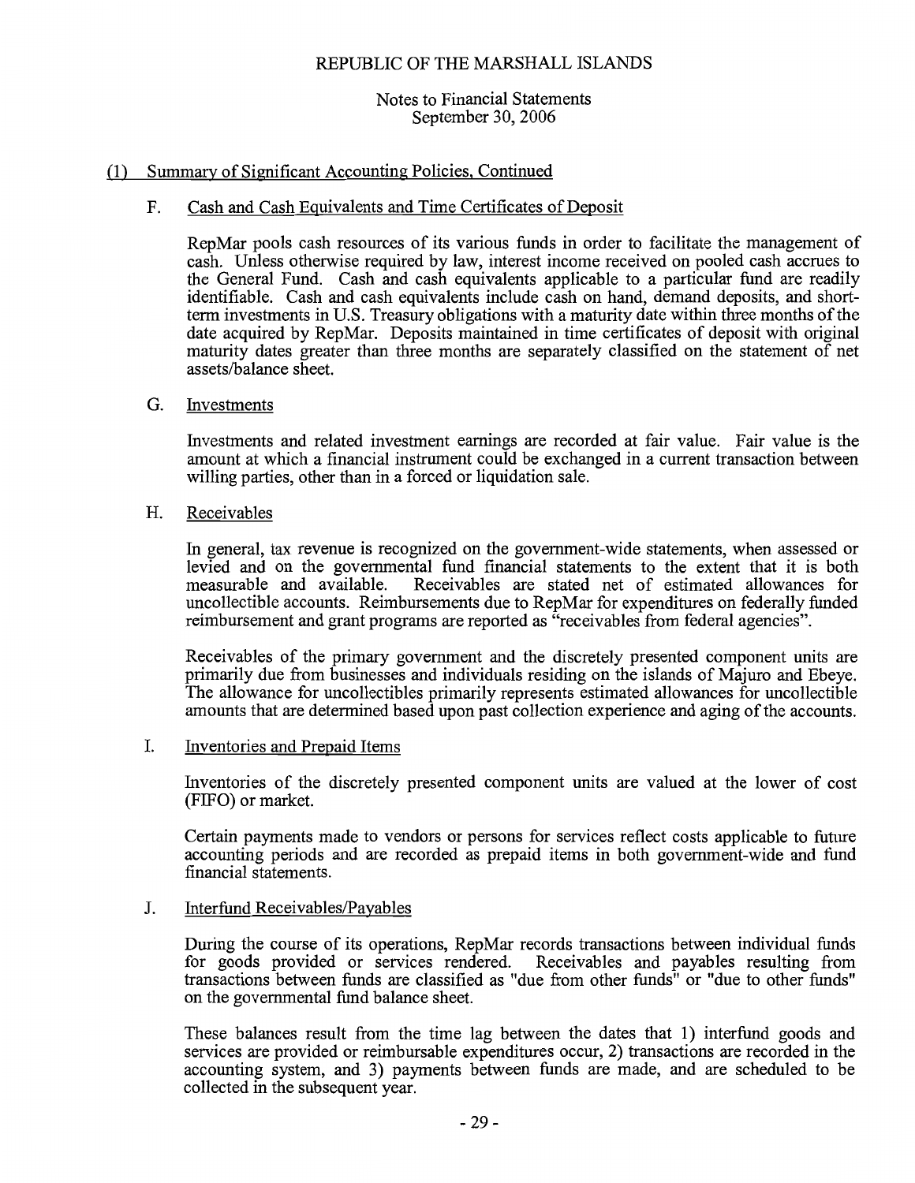## (1) Summary of Significant Accounting Policies, Continued

### F. Cash and Cash Equivalents and Time Certificates of Deposit

RepMar pools cash resources of its various funds in order to facilitate the management of cash. Unless otherwise required by law, interest income received on pooled cash accrues to the General Fund. Cash and cash equivalents applicable to a particular fund are readily identifiable. Cash and cash equivalents include cash on hand, demand deposits, and short-term investments in U.S. Treasury obligations with a maturity date within three months of the date acquired by RepMar. Deposits maintained in time certificates of deposit with original maturity dates greater than three months are separately classified on the statement of net assets/balance sheet.

### G. Investments

Investments and related investment earnings are recorded at fair value. Fair value is the amount at which a financial instrument could be exchanged in a current transaction between willing parties, other than in a forced or liquidation sale.

### H. Receivables

In general, tax revenue is recognized on the government-wide statements, when assessed or levied and on the governmental fund financial statements to the extent that it is both measurable and available. Receivables are stated net of estimated allowances for uncollectible accounts. Reimbursements due to RepMar for expenditures on federally funded reimbursement and grant programs are reported as "receivables from federal agencies".

Receivables of the primary government and the discretely presented component units are primarily due from businesses and individuals residing on the islands of Majuro and Ebeye. The allowance for uncollectibles primarily represents estimated allowances for uncollectible amounts that are determined based upon past collection experience and aging of the accounts.

### I. Inventories and Prepaid Items

Inventories of the discretely presented component units are valued at the lower of cost (FIFO) or market.

Certain payments made to vendors or persons for services reflect costs applicable to future accounting periods and are recorded as prepaid items in both government-wide and fund financial statements.

### J. Interfund Receivables/Payables

During the course of its operations, RepMar records transactions between individual funds for goods provided or services rendered. Receivables and payables resulting from transactions between funds are classified as "due from other funds" or "due to other funds" on the governmental fund balance sheet.

These balances result from the time lag between the dates that 1) interfund goods and services are provided or reimbursable expenditures occur, 2) transactions are recorded in the accounting system, and 3) payments between funds are made, and are scheduled to be collected in the subsequent year.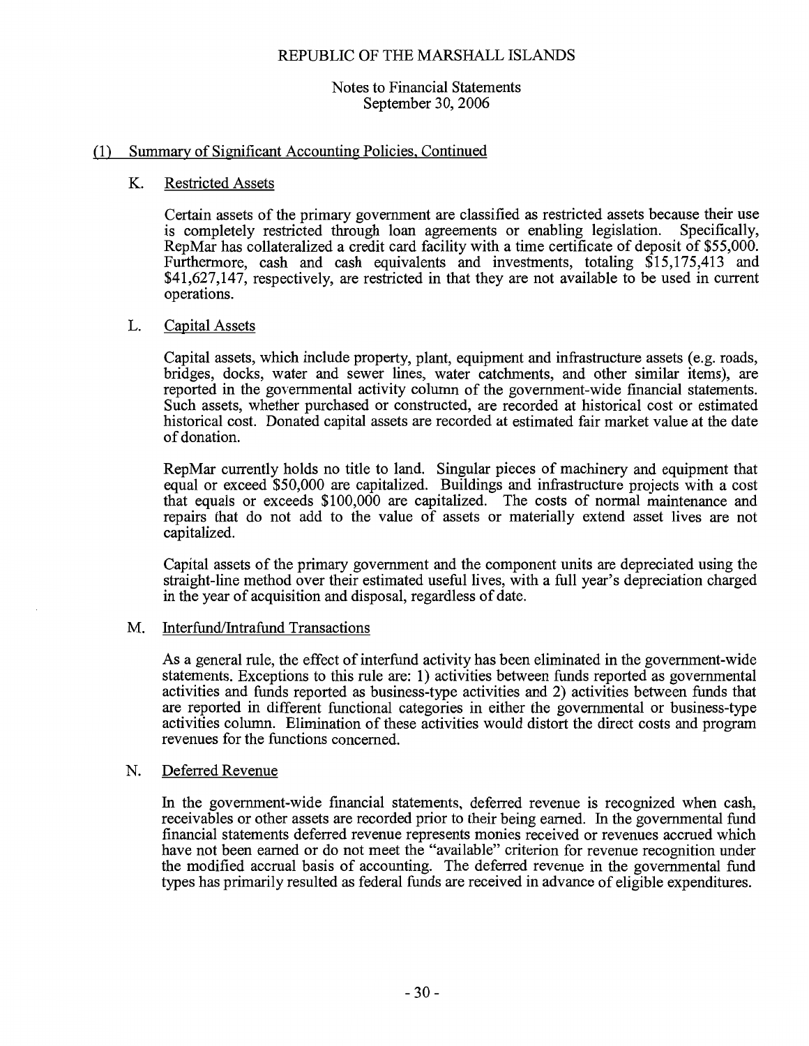## (1) Summary of Significant Accounting Policies, Continued

### K. Restricted Assets

Certain assets of the primary government are classified as restricted assets because their use is completely restricted through loan agreements or enabling legislation. Specifically, RepMar has collateralized a credit card facility with a time certificate of deposit of $55,000. Furthermore, cash and cash equivalents and investments, totaling $15,175,413 and $41,627,147, respectively, are restricted in that they are not available to be used in current operations.

### L. Capital Assets

Capital assets, which include property, plant, equipment and infrastructure assets (e.g. roads, bridges, docks, water and sewer lines, water catchments, and other similar items), are reported in the governmental activity column of the government-wide financial statements. Such assets, whether purchased or constructed, are recorded at historical cost or estimated historical cost. Donated capital assets are recorded at estimated fair market value at the date of donation.

RepMar currently holds no title to land. Singular pieces of machinery and equipment that equal or exceed $50,000 are capitalized. Buildings and infrastructure projects with a cost that equals or exceeds $100,000 are capitalized. The costs of normal maintenance and repairs that do not add to the value of assets or materially extend asset lives are not capitalized.

Capital assets of the primary government and the component units are depreciated using the straight-line method over their estimated useful lives, with a full year's depreciation charged in the year of acquisition and disposal, regardless of date.

### M. Interfund/Intrafund Transactions

As a general rule, the effect of interfund activity has been eliminated in the government-wide statements. Exceptions to this rule are: 1) activities between funds reported as governmental activities and funds reported as business-type activities and 2) activities between funds that are reported in different functional categories in either the governmental or business-type activities column. Elimination of these activities would distort the direct costs and program revenues for the functions concerned.

### N. Deferred Revenue

In the government-wide financial statements, deferred revenue is recognized when cash, receivables or other assets are recorded prior to their being earned. In the governmental fund financial statements deferred revenue represents monies received or revenues accrued which have not been earned or do not meet the "available" criterion for revenue recognition under the modified accrual basis of accounting. The deferred revenue in the governmental fund types has primarily resulted as federal funds are received in advance of eligible expenditures.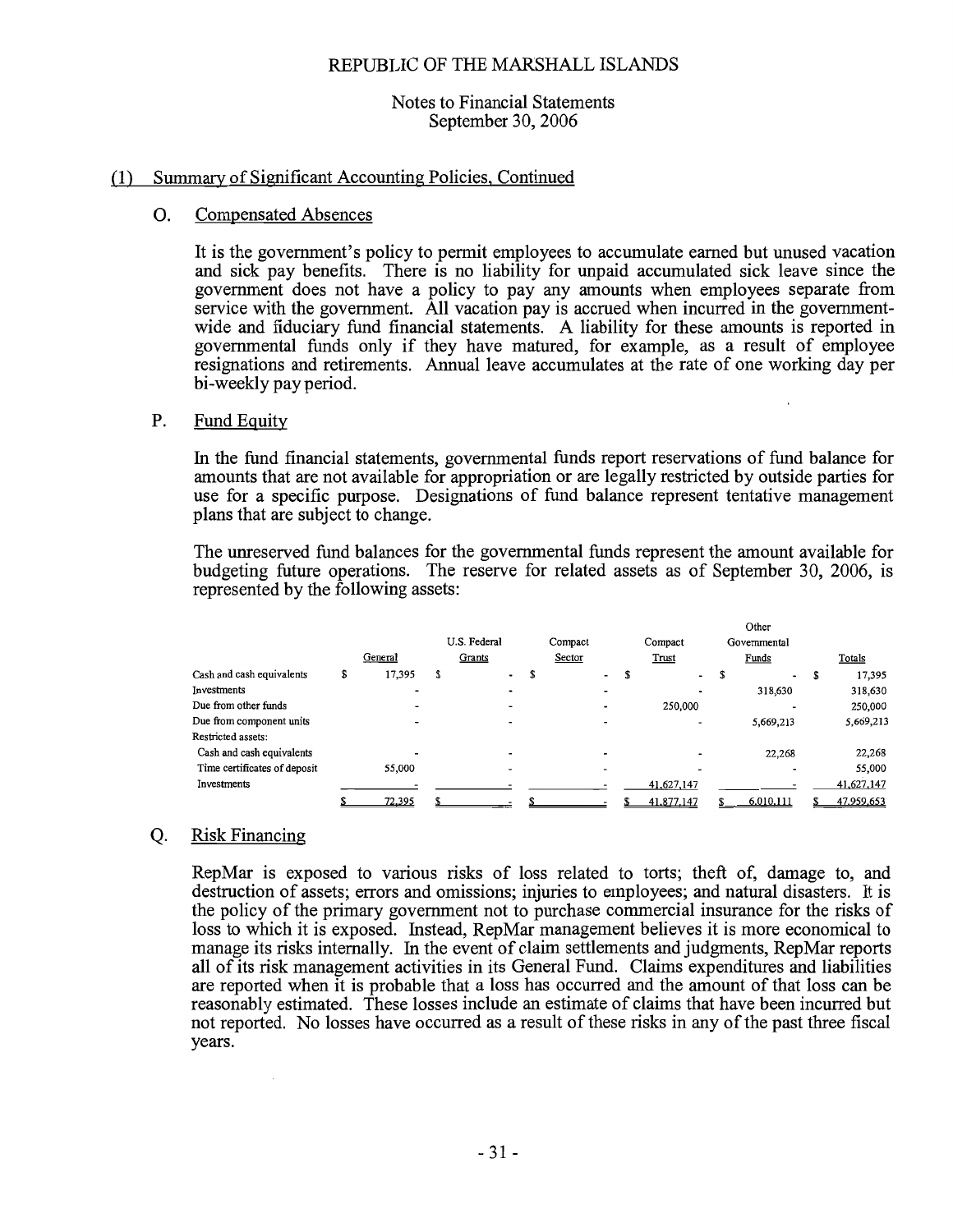REPUBLIC OF THE MARSHALL ISLANDS

Notes to Financial Statements
September 30, 2006

## (1) Summary of Significant Accounting Policies, Continued

### O. Compensated Absences

It is the government's policy to permit employees to accumulate earned but unused vacation and sick pay benefits. There is no liability for unpaid accumulated sick leave since the government does not have a policy to pay any amounts when employees separate from service with the government. All vacation pay is accrued when incurred in the government-wide and fiduciary fund financial statements. A liability for these amounts is reported in governmental funds only if they have matured, for example, as a result of employee resignations and retirements. Annual leave accumulates at the rate of one working day per bi-weekly pay period.

### P. Fund Equity

In the fund financial statements, governmental funds report reservations of fund balance for amounts that are not available for appropriation or are legally restricted by outside parties for use for a specific purpose. Designations of fund balance represent tentative management plans that are subject to change.

The unreserved fund balances for the governmental funds represent the amount available for budgeting future operations. The reserve for related assets as of September 30, 2006, is represented by the following assets:

| | General | U.S. Federal Grants | Compact Sector | Compact Trust | Other Governmental Funds | Totals |
|---|---|---|---|---|---|---|
| Cash and cash equivalents | $ 17,395 | $ - | $ - | $ - | $ - | $ 17,395 |
| Investments | - | - | - | - | 318,630 | 318,630 |
| Due from other funds | - | - | - | 250,000 | - | 250,000 |
| Due from component units | - | - | - | - | 5,669,213 | 5,669,213 |
| Restricted assets: | | | | | | |
| Cash and cash equivalents | - | - | - | - | 22,268 | 22,268 |
| Time certificates of deposit | 55,000 | - | - | - | - | 55,000 |
| Investments | - | - | - | 41,627,147 | - | 41,627,147 |
| | $ 72,395 | $ - | $ - | $ 41,877,147 | $ 6,010,111 | $ 47,959,653 |

### Q. Risk Financing

RepMar is exposed to various risks of loss related to torts; theft of, damage to, and destruction of assets; errors and omissions; injuries to employees; and natural disasters. It is the policy of the primary government not to purchase commercial insurance for the risks of loss to which it is exposed. Instead, RepMar management believes it is more economical to manage its risks internally. In the event of claim settlements and judgments, RepMar reports all of its risk management activities in its General Fund. Claims expenditures and liabilities are reported when it is probable that a loss has occurred and the amount of that loss can be reasonably estimated. These losses include an estimate of claims that have been incurred but not reported. No losses have occurred as a result of these risks in any of the past three fiscal years.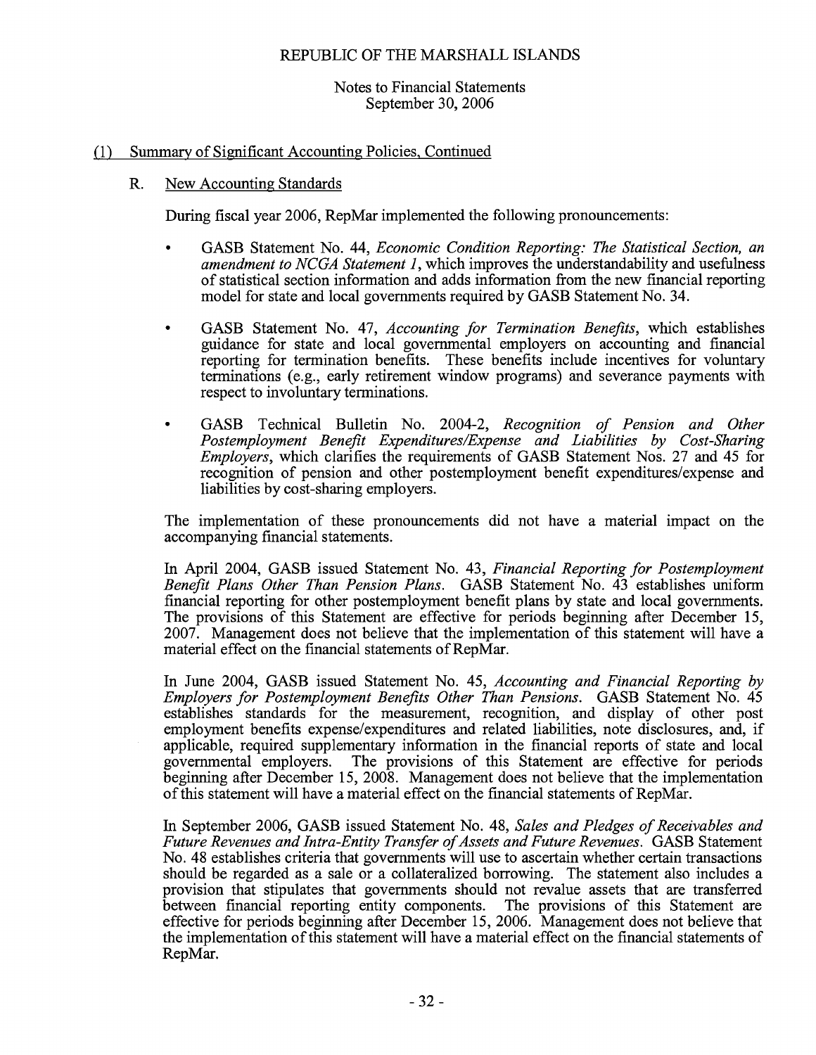REPUBLIC OF THE MARSHALL ISLANDS

Notes to Financial Statements
September 30, 2006

## (1) Summary of Significant Accounting Policies, Continued

### R. New Accounting Standards

During fiscal year 2006, RepMar implemented the following pronouncements:

- GASB Statement No. 44, *Economic Condition Reporting: The Statistical Section, an amendment to NCGA Statement 1*, which improves the understandability and usefulness of statistical section information and adds information from the new financial reporting model for state and local governments required by GASB Statement No. 34.

- GASB Statement No. 47, *Accounting for Termination Benefits*, which establishes guidance for state and local governmental employers on accounting and financial reporting for termination benefits. These benefits include incentives for voluntary terminations (e.g., early retirement window programs) and severance payments with respect to involuntary terminations.

- GASB Technical Bulletin No. 2004-2, *Recognition of Pension and Other Postemployment Benefit Expenditures/Expense and Liabilities by Cost-Sharing Employers*, which clarifies the requirements of GASB Statement Nos. 27 and 45 for recognition of pension and other postemployment benefit expenditures/expense and liabilities by cost-sharing employers.

The implementation of these pronouncements did not have a material impact on the accompanying financial statements.

In April 2004, GASB issued Statement No. 43, *Financial Reporting for Postemployment Benefit Plans Other Than Pension Plans*. GASB Statement No. 43 establishes uniform financial reporting for other postemployment benefit plans by state and local governments. The provisions of this Statement are effective for periods beginning after December 15, 2007. Management does not believe that the implementation of this statement will have a material effect on the financial statements of RepMar.

In June 2004, GASB issued Statement No. 45, *Accounting and Financial Reporting by Employers for Postemployment Benefits Other Than Pensions*. GASB Statement No. 45 establishes standards for the measurement, recognition, and display of other post employment benefits expense/expenditures and related liabilities, note disclosures, and, if applicable, required supplementary information in the financial reports of state and local governmental employers. The provisions of this Statement are effective for periods beginning after December 15, 2008. Management does not believe that the implementation of this statement will have a material effect on the financial statements of RepMar.

In September 2006, GASB issued Statement No. 48, *Sales and Pledges of Receivables and Future Revenues and Intra-Entity Transfer of Assets and Future Revenues*. GASB Statement No. 48 establishes criteria that governments will use to ascertain whether certain transactions should be regarded as a sale or a collateralized borrowing. The statement also includes a provision that stipulates that governments should not revalue assets that are transferred between financial reporting entity components. The provisions of this Statement are effective for periods beginning after December 15, 2006. Management does not believe that the implementation of this statement will have a material effect on the financial statements of RepMar.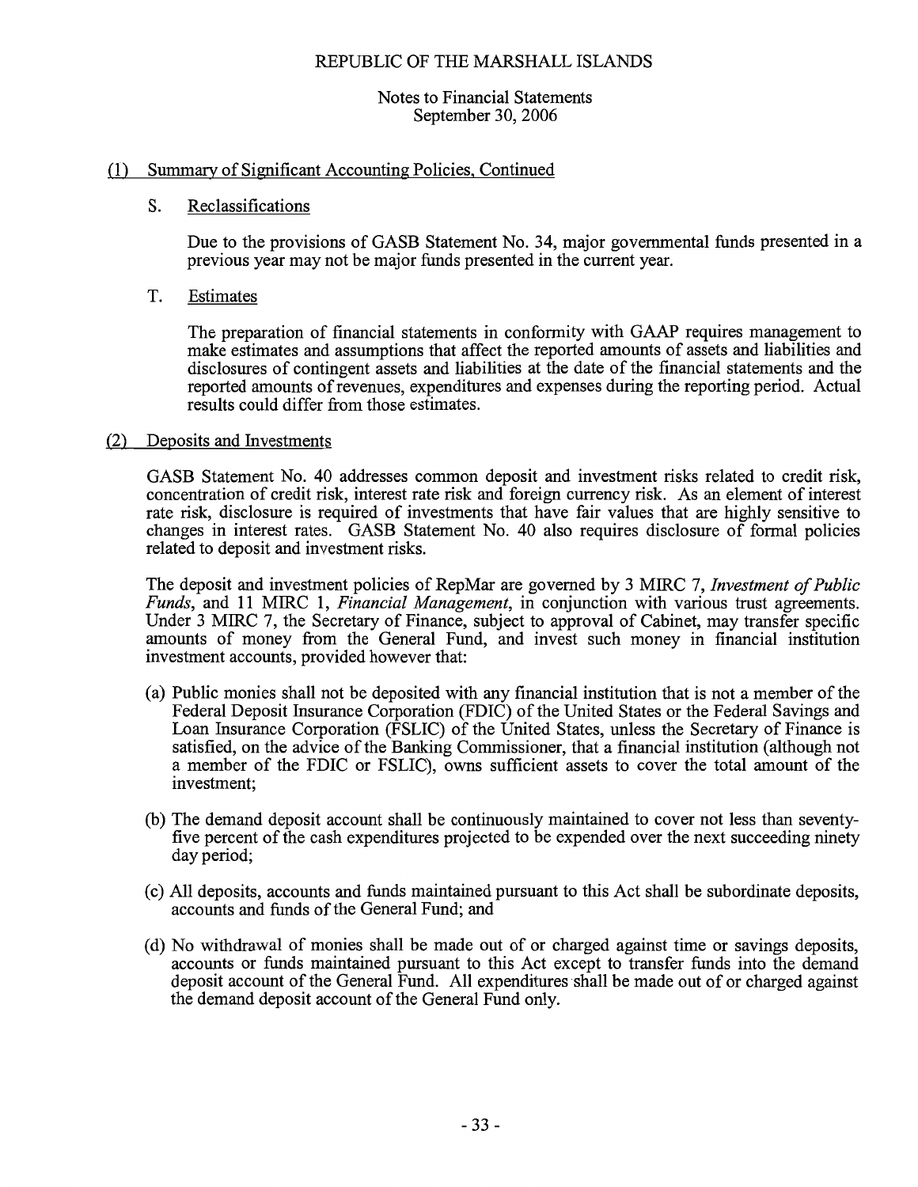REPUBLIC OF THE MARSHALL ISLANDS

Notes to Financial Statements
September 30, 2006

## (1) Summary of Significant Accounting Policies, Continued

### S. Reclassifications

Due to the provisions of GASB Statement No. 34, major governmental funds presented in a previous year may not be major funds presented in the current year.

### T. Estimates

The preparation of financial statements in conformity with GAAP requires management to make estimates and assumptions that affect the reported amounts of assets and liabilities and disclosures of contingent assets and liabilities at the date of the financial statements and the reported amounts of revenues, expenditures and expenses during the reporting period. Actual results could differ from those estimates.

## (2) Deposits and Investments

GASB Statement No. 40 addresses common deposit and investment risks related to credit risk, concentration of credit risk, interest rate risk and foreign currency risk. As an element of interest rate risk, disclosure is required of investments that have fair values that are highly sensitive to changes in interest rates. GASB Statement No. 40 also requires disclosure of formal policies related to deposit and investment risks.

The deposit and investment policies of RepMar are governed by 3 MIRC 7, *Investment of Public Funds*, and 11 MIRC 1, *Financial Management*, in conjunction with various trust agreements. Under 3 MIRC 7, the Secretary of Finance, subject to approval of Cabinet, may transfer specific amounts of money from the General Fund, and invest such money in financial institution investment accounts, provided however that:

(a) Public monies shall not be deposited with any financial institution that is not a member of the Federal Deposit Insurance Corporation (FDIC) of the United States or the Federal Savings and Loan Insurance Corporation (FSLIC) of the United States, unless the Secretary of Finance is satisfied, on the advice of the Banking Commissioner, that a financial institution (although not a member of the FDIC or FSLIC), owns sufficient assets to cover the total amount of the investment;

(b) The demand deposit account shall be continuously maintained to cover not less than seventy-five percent of the cash expenditures projected to be expended over the next succeeding ninety day period;

(c) All deposits, accounts and funds maintained pursuant to this Act shall be subordinate deposits, accounts and funds of the General Fund; and

(d) No withdrawal of monies shall be made out of or charged against time or savings deposits, accounts or funds maintained pursuant to this Act except to transfer funds into the demand deposit account of the General Fund. All expenditures shall be made out of or charged against the demand deposit account of the General Fund only.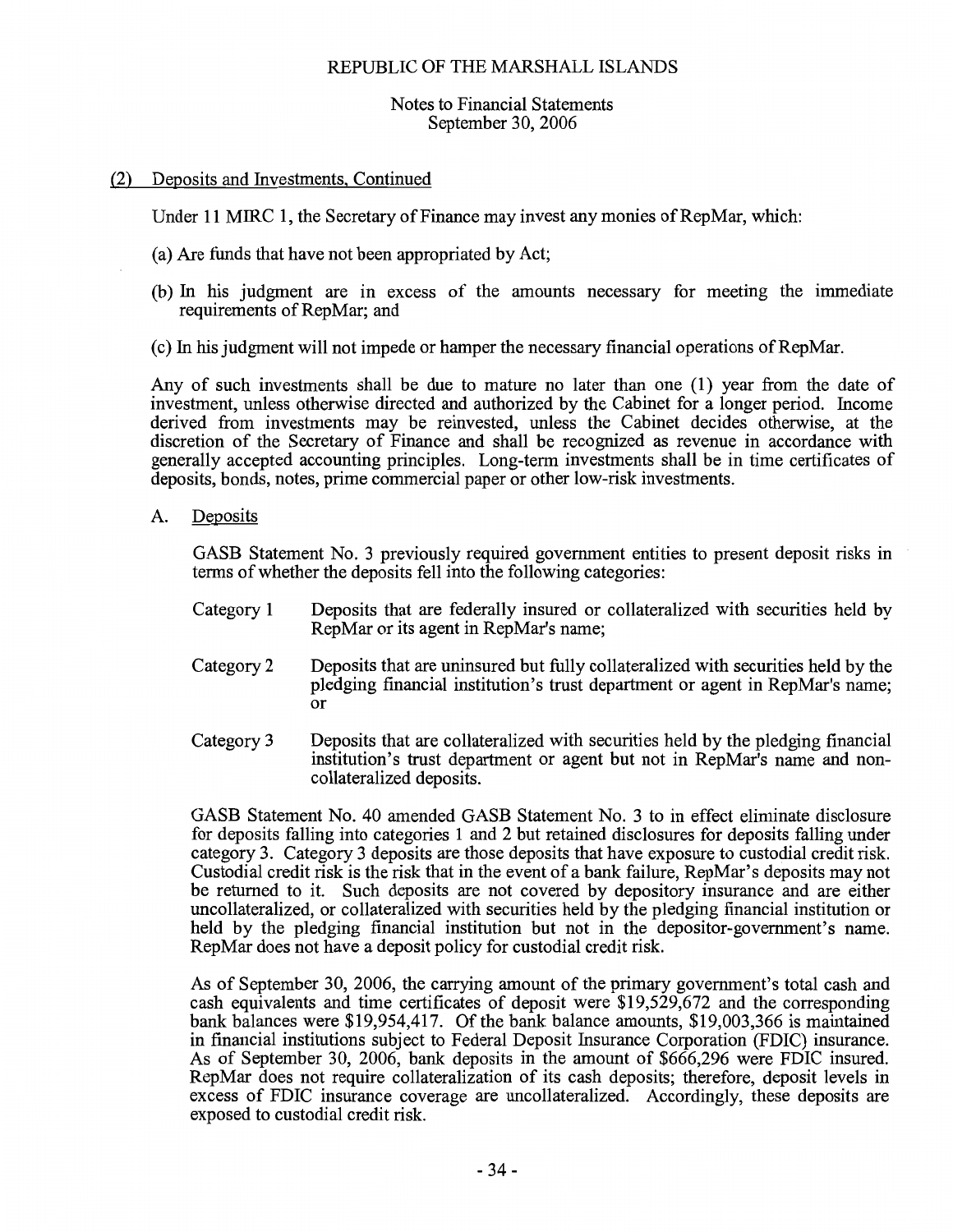## (2) Deposits and Investments, Continued

Under 11 MIRC 1, the Secretary of Finance may invest any monies of RepMar, which:

(a) Are funds that have not been appropriated by Act;

(b) In his judgment are in excess of the amounts necessary for meeting the immediate requirements of RepMar; and

(c) In his judgment will not impede or hamper the necessary financial operations of RepMar.

Any of such investments shall be due to mature no later than one (1) year from the date of investment, unless otherwise directed and authorized by the Cabinet for a longer period. Income derived from investments may be reinvested, unless the Cabinet decides otherwise, at the discretion of the Secretary of Finance and shall be recognized as revenue in accordance with generally accepted accounting principles. Long-term investments shall be in time certificates of deposits, bonds, notes, prime commercial paper or other low-risk investments.

### A. Deposits

GASB Statement No. 3 previously required government entities to present deposit risks in terms of whether the deposits fell into the following categories:

| | |
|---|---|
| Category 1 | Deposits that are federally insured or collateralized with securities held by RepMar or its agent in RepMar's name; |
| Category 2 | Deposits that are uninsured but fully collateralized with securities held by the pledging financial institution's trust department or agent in RepMar's name; or |
| Category 3 | Deposits that are collateralized with securities held by the pledging financial institution's trust department or agent but not in RepMar's name and non-collateralized deposits. |

GASB Statement No. 40 amended GASB Statement No. 3 to in effect eliminate disclosure for deposits falling into categories 1 and 2 but retained disclosures for deposits falling under category 3. Category 3 deposits are those deposits that have exposure to custodial credit risk. Custodial credit risk is the risk that in the event of a bank failure, RepMar's deposits may not be returned to it. Such deposits are not covered by depository insurance and are either uncollateralized, or collateralized with securities held by the pledging financial institution or held by the pledging financial institution but not in the depositor-government's name. RepMar does not have a deposit policy for custodial credit risk.

As of September 30, 2006, the carrying amount of the primary government's total cash and cash equivalents and time certificates of deposit were $19,529,672 and the corresponding bank balances were $19,954,417. Of the bank balance amounts, $19,003,366 is maintained in financial institutions subject to Federal Deposit Insurance Corporation (FDIC) insurance. As of September 30, 2006, bank deposits in the amount of $666,296 were FDIC insured. RepMar does not require collateralization of its cash deposits; therefore, deposit levels in excess of FDIC insurance coverage are uncollateralized. Accordingly, these deposits are exposed to custodial credit risk.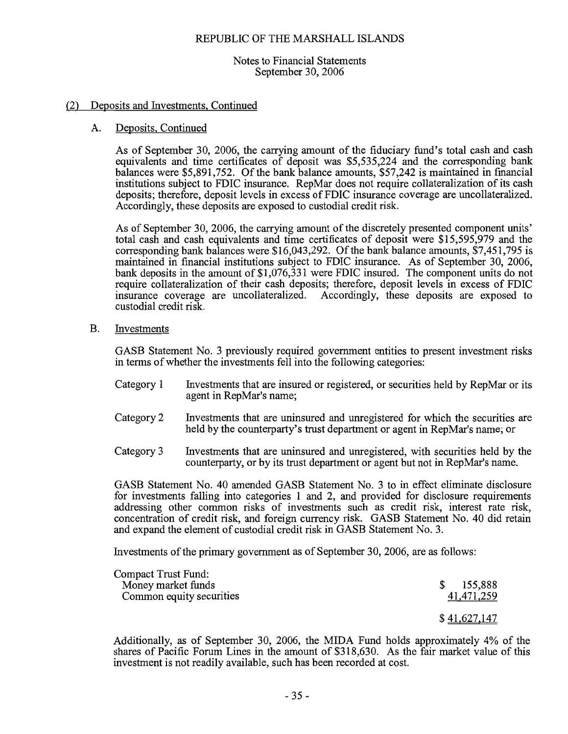REPUBLIC OF THE MARSHALL ISLANDS

Notes to Financial Statements
September 30, 2006

## (2) Deposits and Investments, Continued

### A. Deposits, Continued

As of September 30, 2006, the carrying amount of the fiduciary fund's total cash and cash equivalents and time certificates of deposit was $5,535,224 and the corresponding bank balances were $5,891,752. Of the bank balance amounts, $57,242 is maintained in financial institutions subject to FDIC insurance. RepMar does not require collateralization of its cash deposits; therefore, deposit levels in excess of FDIC insurance coverage are uncollateralized. Accordingly, these deposits are exposed to custodial credit risk.

As of September 30, 2006, the carrying amount of the discretely presented component units' total cash and cash equivalents and time certificates of deposit were $15,595,979 and the corresponding bank balances were $16,043,292. Of the bank balance amounts, $7,451,795 is maintained in financial institutions subject to FDIC insurance. As of September 30, 2006, bank deposits in the amount of $1,076,331 were FDIC insured. The component units do not require collateralization of their cash deposits; therefore, deposit levels in excess of FDIC insurance coverage are uncollateralized. Accordingly, these deposits are exposed to custodial credit risk.

### B. Investments

GASB Statement No. 3 previously required government entities to present investment risks in terms of whether the investments fell into the following categories:

- Category 1 — Investments that are insured or registered, or securities held by RepMar or its agent in RepMar's name;
- Category 2 — Investments that are uninsured and unregistered for which the securities are held by the counterparty's trust department or agent in RepMar's name; or
- Category 3 — Investments that are uninsured and unregistered, with securities held by the counterparty, or by its trust department or agent but not in RepMar's name.

GASB Statement No. 40 amended GASB Statement No. 3 to in effect eliminate disclosure for investments falling into categories 1 and 2, and provided for disclosure requirements addressing other common risks of investments such as credit risk, interest rate risk, concentration of credit risk, and foreign currency risk. GASB Statement No. 40 did retain and expand the element of custodial credit risk in GASB Statement No. 3.

Investments of the primary government as of September 30, 2006, are as follows:

| | |
|---|---|
| Compact Trust Fund: | |
| Money market funds | $ 155,888 |
| Common equity securities | 41,471,259 |
| | $ 41,627,147 |

Additionally, as of September 30, 2006, the MIDA Fund holds approximately 4% of the shares of Pacific Forum Lines in the amount of $318,630. As the fair market value of this investment is not readily available, such has been recorded at cost.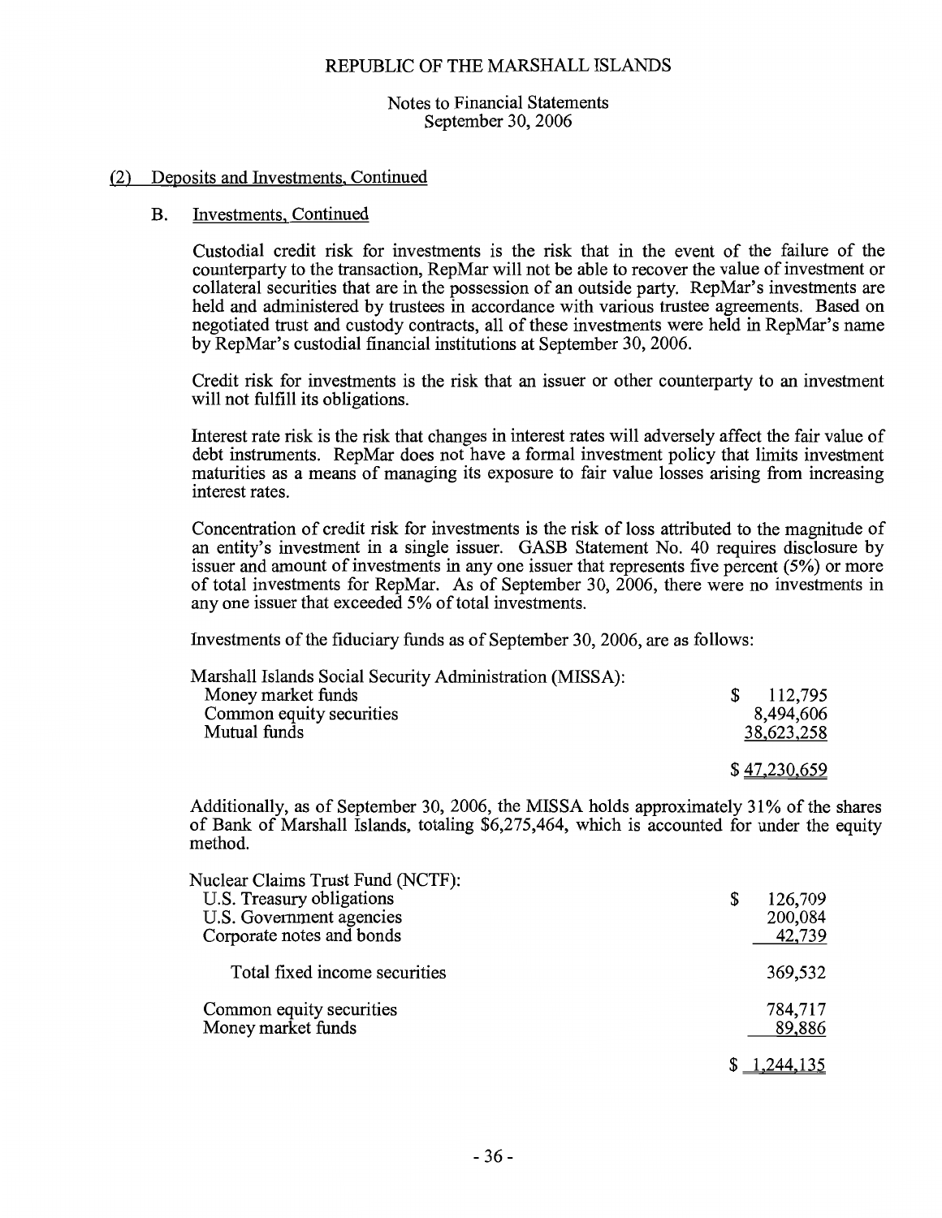## (2) Deposits and Investments, Continued

### B. Investments, Continued

Custodial credit risk for investments is the risk that in the event of the failure of the counterparty to the transaction, RepMar will not be able to recover the value of investment or collateral securities that are in the possession of an outside party. RepMar's investments are held and administered by trustees in accordance with various trustee agreements. Based on negotiated trust and custody contracts, all of these investments were held in RepMar's name by RepMar's custodial financial institutions at September 30, 2006.

Credit risk for investments is the risk that an issuer or other counterparty to an investment will not fulfill its obligations.

Interest rate risk is the risk that changes in interest rates will adversely affect the fair value of debt instruments. RepMar does not have a formal investment policy that limits investment maturities as a means of managing its exposure to fair value losses arising from increasing interest rates.

Concentration of credit risk for investments is the risk of loss attributed to the magnitude of an entity's investment in a single issuer. GASB Statement No. 40 requires disclosure by issuer and amount of investments in any one issuer that represents five percent (5%) or more of total investments for RepMar. As of September 30, 2006, there were no investments in any one issuer that exceeded 5% of total investments.

Investments of the fiduciary funds as of September 30, 2006, are as follows:

| Marshall Islands Social Security Administration (MISSA): | |
|---|---|
| Money market funds | $ 112,795 |
| Common equity securities | 8,494,606 |
| Mutual funds | 38,623,258 |
| | $ 47,230,659 |

Additionally, as of September 30, 2006, the MISSA holds approximately 31% of the shares of Bank of Marshall Islands, totaling $6,275,464, which is accounted for under the equity method.

| Nuclear Claims Trust Fund (NCTF): | |
|---|---|
| U.S. Treasury obligations | $ 126,709 |
| U.S. Government agencies | 200,084 |
| Corporate notes and bonds | 42,739 |
| Total fixed income securities | 369,532 |
| Common equity securities | 784,717 |
| Money market funds | 89,886 |
| | $ 1,244,135 |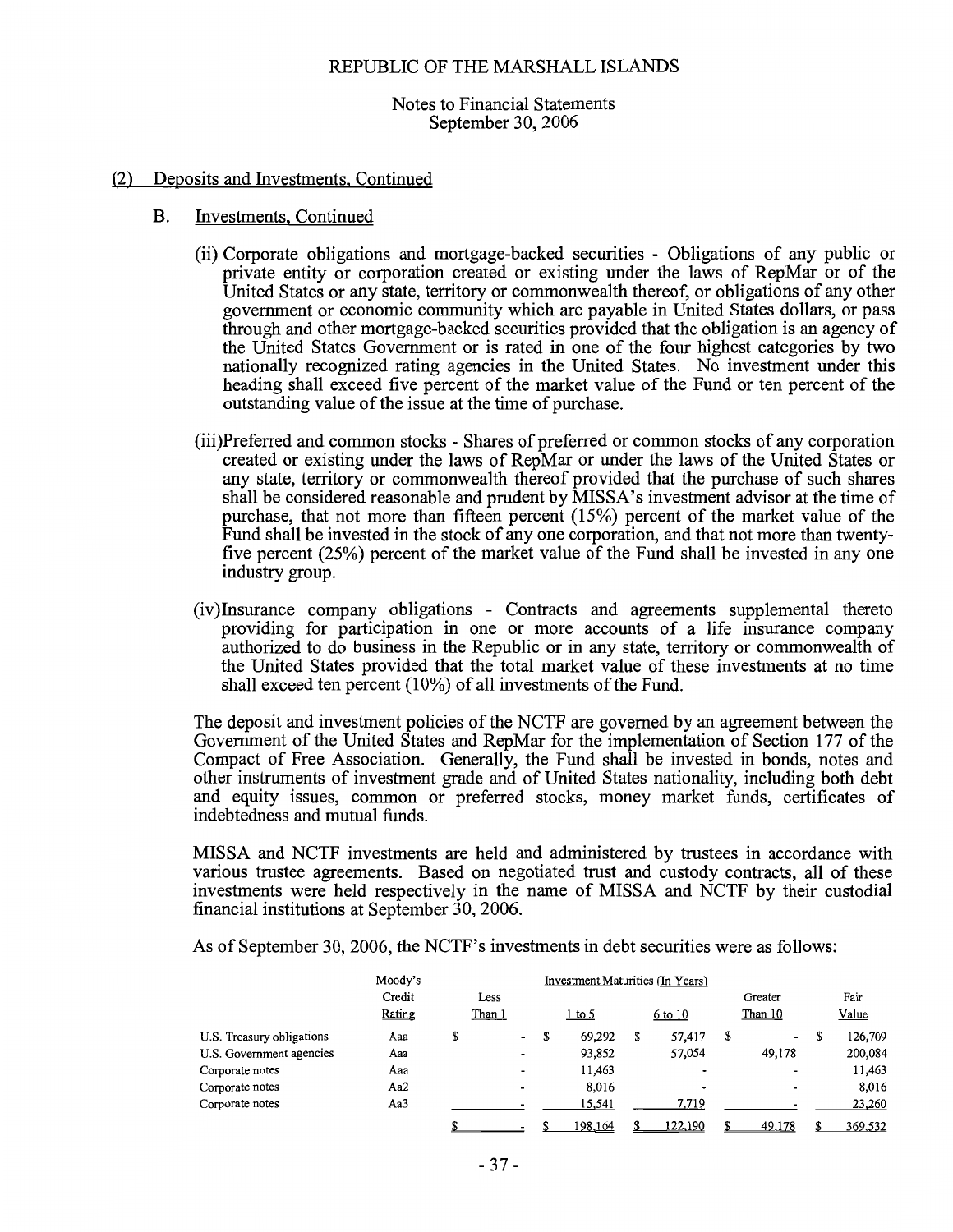## (2) Deposits and Investments, Continued

### B. Investments, Continued

(ii) Corporate obligations and mortgage-backed securities - Obligations of any public or private entity or corporation created or existing under the laws of RepMar or of the United States or any state, territory or commonwealth thereof, or obligations of any other government or economic community which are payable in United States dollars, or pass through and other mortgage-backed securities provided that the obligation is an agency of the United States Government or is rated in one of the four highest categories by two nationally recognized rating agencies in the United States. No investment under this heading shall exceed five percent of the market value of the Fund or ten percent of the outstanding value of the issue at the time of purchase.

(iii)Preferred and common stocks - Shares of preferred or common stocks of any corporation created or existing under the laws of RepMar or under the laws of the United States or any state, territory or commonwealth thereof provided that the purchase of such shares shall be considered reasonable and prudent by MISSA's investment advisor at the time of purchase, that not more than fifteen percent (15%) percent of the market value of the Fund shall be invested in the stock of any one corporation, and that not more than twenty-five percent (25%) percent of the market value of the Fund shall be invested in any one industry group.

(iv)Insurance company obligations - Contracts and agreements supplemental thereto providing for participation in one or more accounts of a life insurance company authorized to do business in the Republic or in any state, territory or commonwealth of the United States provided that the total market value of these investments at no time shall exceed ten percent (10%) of all investments of the Fund.

The deposit and investment policies of the NCTF are governed by an agreement between the Government of the United States and RepMar for the implementation of Section 177 of the Compact of Free Association. Generally, the Fund shall be invested in bonds, notes and other instruments of investment grade and of United States nationality, including both debt and equity issues, common or preferred stocks, money market funds, certificates of indebtedness and mutual funds.

MISSA and NCTF investments are held and administered by trustees in accordance with various trustee agreements. Based on negotiated trust and custody contracts, all of these investments were held respectively in the name of MISSA and NCTF by their custodial financial institutions at September 30, 2006.

As of September 30, 2006, the NCTF's investments in debt securities were as follows:

| | Moody's Credit Rating | Investment Maturities (In Years) Less Than 1 | 1 to 5 | 6 to 10 | Greater Than 10 | Fair Value |
|---|---|---|---|---|---|---|
| U.S. Treasury obligations | Aaa | $ - | $ 69,292 | $ 57,417 | $ - | $ 126,709 |
| U.S. Government agencies | Aaa | - | 93,852 | 57,054 | 49,178 | 200,084 |
| Corporate notes | Aaa | - | 11,463 | - | - | 11,463 |
| Corporate notes | Aa2 | - | 8,016 | - | - | 8,016 |
| Corporate notes | Aa3 | - | 15,541 | 7,719 | - | 23,260 |
| | | $ - | $ 198,164 | $ 122,190 | $ 49,178 | $ 369,532 |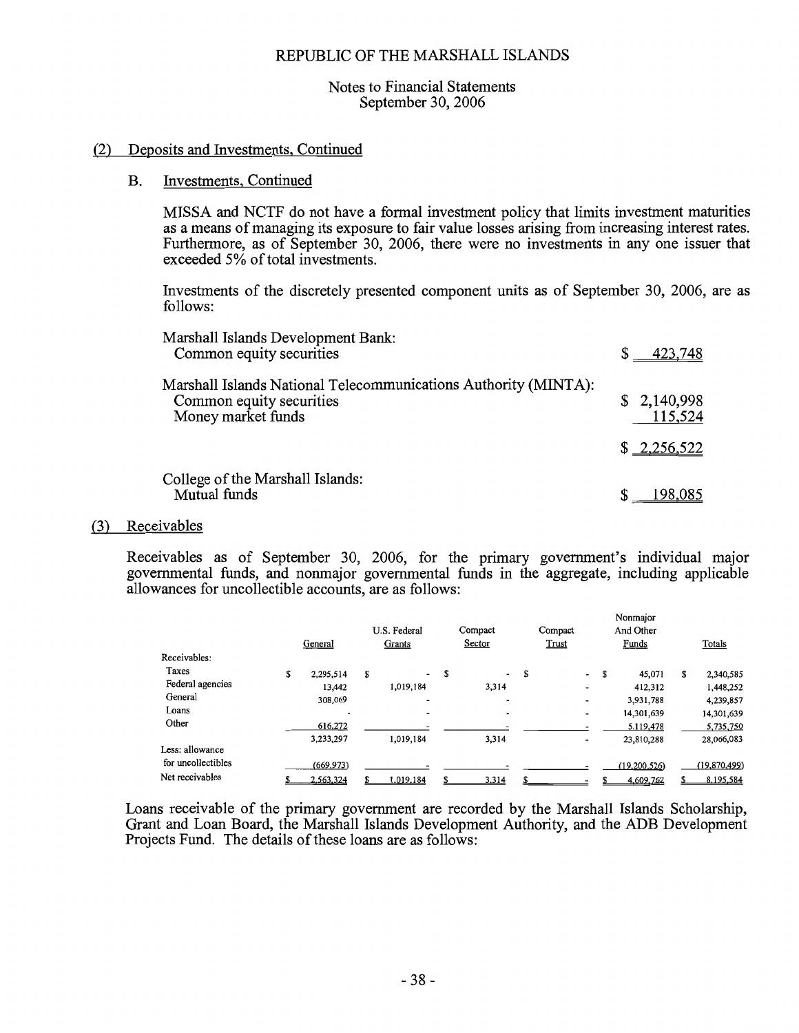## (2) Deposits and Investments, Continued

### B. Investments, Continued

MISSA and NCTF do not have a formal investment policy that limits investment maturities as a means of managing its exposure to fair value losses arising from increasing interest rates. Furthermore, as of September 30, 2006, there were no investments in any one issuer that exceeded 5% of total investments.

Investments of the discretely presented component units as of September 30, 2006, are as follows:

| | |
|---|---|
| Marshall Islands Development Bank: | |
| Common equity securities | $ 423,748 |
| Marshall Islands National Telecommunications Authority (MINTA): | |
| Common equity securities | $ 2,140,998 |
| Money market funds | 115,524 |
| | $ 2,256,522 |
| College of the Marshall Islands: | |
| Mutual funds | $ 198,085 |

## (3) Receivables

Receivables as of September 30, 2006, for the primary government's individual major governmental funds, and nonmajor governmental funds in the aggregate, including applicable allowances for uncollectible accounts, are as follows:

| | General | U.S. Federal Grants | Compact Sector | Compact Trust | Nonmajor And Other Funds | Totals |
|---|---|---|---|---|---|---|
| Receivables: | | | | | | |
| Taxes | $ 2,295,514 | $ - | $ - | $ - | $ 45,071 | $ 2,340,585 |
| Federal agencies | 13,442 | 1,019,184 | 3,314 | - | 412,312 | 1,448,252 |
| General | 308,069 | - | - | - | 3,931,788 | 4,239,857 |
| Loans | - | - | - | - | 14,301,639 | 14,301,639 |
| Other | 616,272 | - | - | - | 5,119,478 | 5,735,750 |
| | 3,233,297 | 1,019,184 | 3,314 | - | 23,810,288 | 28,066,083 |
| Less: allowance for uncollectibles | (669,973) | - | - | - | (19,200,526) | (19,870,499) |
| Net receivables | $ 2,563,324 | $ 1,019,184 | $ 3,314 | $ - | $ 4,609,762 | $ 8,195,584 |

Loans receivable of the primary government are recorded by the Marshall Islands Scholarship, Grant and Loan Board, the Marshall Islands Development Authority, and the ADB Development Projects Fund. The details of these loans are as follows: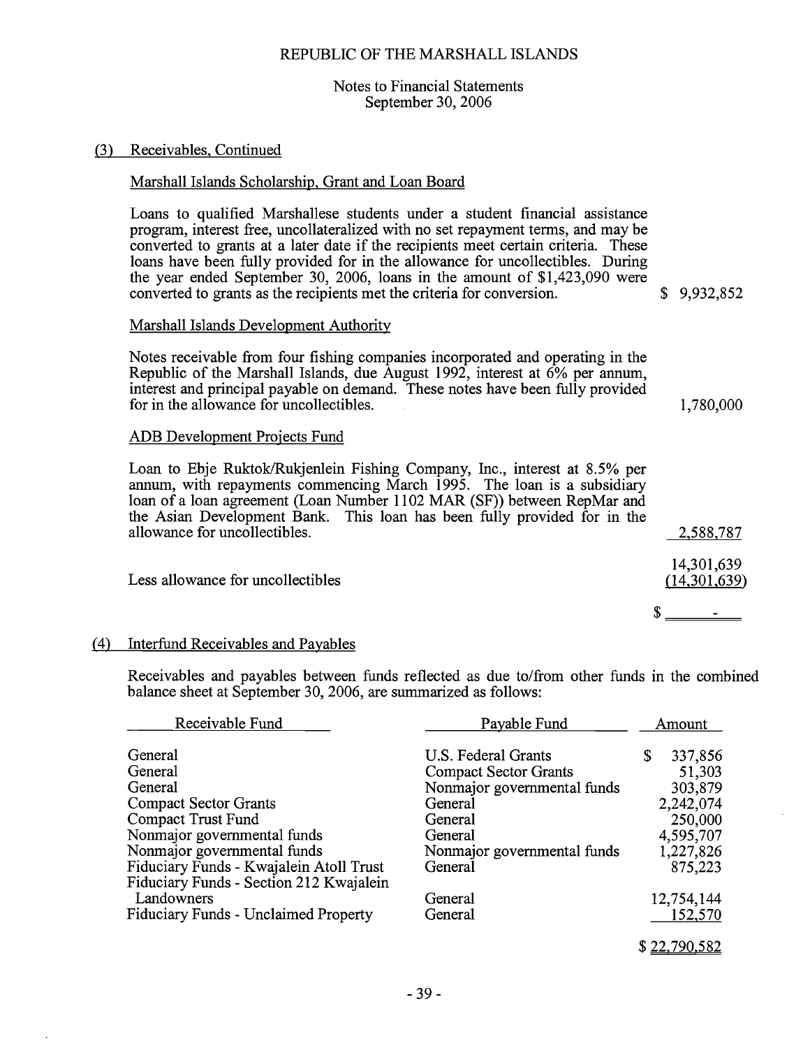## (3) Receivables, Continued

### Marshall Islands Scholarship, Grant and Loan Board

| | |
|---|---|
| Loans to qualified Marshallese students under a student financial assistance program, interest free, uncollateralized with no set repayment terms, and may be converted to grants at a later date if the recipients meet certain criteria. These loans have been fully provided for in the allowance for uncollectibles. During the year ended September 30, 2006, loans in the amount of $1,423,090 were converted to grants as the recipients met the criteria for conversion. | $ 9,932,852 |
| **Marshall Islands Development Authority** | |
| Notes receivable from four fishing companies incorporated and operating in the Republic of the Marshall Islands, due August 1992, interest at 6% per annum, interest and principal payable on demand. These notes have been fully provided for in the allowance for uncollectibles. | 1,780,000 |
| **ADB Development Projects Fund** | |
| Loan to Ebje Ruktok/Rukjenlein Fishing Company, Inc., interest at 8.5% per annum, with repayments commencing March 1995. The loan is a subsidiary loan of a loan agreement (Loan Number 1102 MAR (SF)) between RepMar and the Asian Development Bank. This loan has been fully provided for in the allowance for uncollectibles. | 2,588,787 |
| | 14,301,639 |
| Less allowance for uncollectibles | (14,301,639) |
| | $ - |

## (4) Interfund Receivables and Payables

Receivables and payables between funds reflected as due to/from other funds in the combined balance sheet at September 30, 2006, are summarized as follows:

| Receivable Fund | Payable Fund | Amount |
|---|---|---|
| General | U.S. Federal Grants | $ 337,856 |
| General | Compact Sector Grants | 51,303 |
| General | Nonmajor governmental funds | 303,879 |
| Compact Sector Grants | General | 2,242,074 |
| Compact Trust Fund | General | 250,000 |
| Nonmajor governmental funds | General | 4,595,707 |
| Nonmajor governmental funds | Nonmajor governmental funds | 1,227,826 |
| Fiduciary Funds - Kwajalein Atoll Trust | General | 875,223 |
| Fiduciary Funds - Section 212 Kwajalein Landowners | General | 12,754,144 |
| Fiduciary Funds - Unclaimed Property | General | 152,570 |
| | | $ 22,790,582 |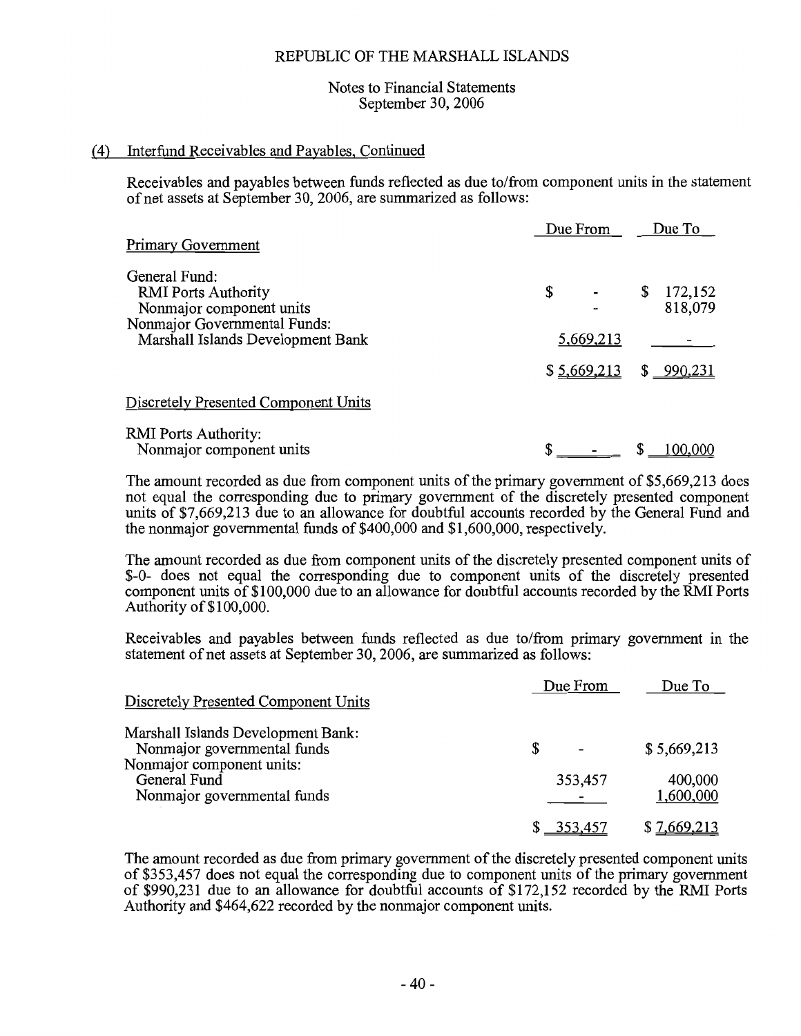REPUBLIC OF THE MARSHALL ISLANDS

Notes to Financial Statements
September 30, 2006

## (4) Interfund Receivables and Payables, Continued

Receivables and payables between funds reflected as due to/from component units in the statement of net assets at September 30, 2006, are summarized as follows:

| | Due From | Due To |
|---|---|---|
| Primary Government | | |
| General Fund: | | |
| RMI Ports Authority | $ - | $ 172,152 |
| Nonmajor component units | - | 818,079 |
| Nonmajor Governmental Funds: | | |
| Marshall Islands Development Bank | 5,669,213 | - |
| | $ 5,669,213 | $ 990,231 |
| Discretely Presented Component Units | | |
| RMI Ports Authority: | | |
| Nonmajor component units | $ - | $ 100,000 |

The amount recorded as due from component units of the primary government of $5,669,213 does not equal the corresponding due to primary government of the discretely presented component units of $7,669,213 due to an allowance for doubtful accounts recorded by the General Fund and the nonmajor governmental funds of $400,000 and $1,600,000, respectively.

The amount recorded as due from component units of the discretely presented component units of $-0- does not equal the corresponding due to component units of the discretely presented component units of $100,000 due to an allowance for doubtful accounts recorded by the RMI Ports Authority of $100,000.

Receivables and payables between funds reflected as due to/from primary government in the statement of net assets at September 30, 2006, are summarized as follows:

| | Due From | Due To |
|---|---|---|
| Discretely Presented Component Units | | |
| Marshall Islands Development Bank: | | |
| Nonmajor governmental funds | $ - | $ 5,669,213 |
| Nonmajor component units: | | |
| General Fund | 353,457 | 400,000 |
| Nonmajor governmental funds | - | 1,600,000 |
| | $ 353,457 | $ 7,669,213 |

The amount recorded as due from primary government of the discretely presented component units of $353,457 does not equal the corresponding due to component units of the primary government of $990,231 due to an allowance for doubtful accounts of $172,152 recorded by the RMI Ports Authority and $464,622 recorded by the nonmajor component units.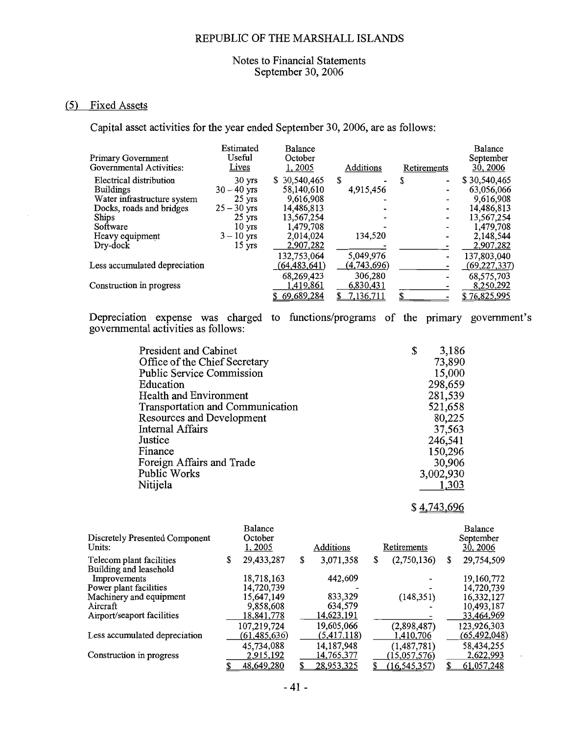REPUBLIC OF THE MARSHALL ISLANDS

Notes to Financial Statements
September 30, 2006

## (5) Fixed Assets

Capital asset activities for the year ended September 30, 2006, are as follows:

| Primary Government Governmental Activities: | Estimated Useful Lives | Balance October 1, 2005 | Additions | Retirements | Balance September 30, 2006 |
|---|---|---|---|---|---|
| Electrical distribution | 30 yrs | $ 30,540,465 | $ - | $ - | $ 30,540,465 |
| Buildings | 30 – 40 yrs | 58,140,610 | 4,915,456 | - | 63,056,066 |
| Water infrastructure system | 25 yrs | 9,616,908 | - | - | 9,616,908 |
| Docks, roads and bridges | 25 – 30 yrs | 14,486,813 | - | - | 14,486,813 |
| Ships | 25 yrs | 13,567,254 | - | - | 13,567,254 |
| Software | 10 yrs | 1,479,708 | - | - | 1,479,708 |
| Heavy equipment | 3 – 10 yrs | 2,014,024 | 134,520 | - | 2,148,544 |
| Dry-dock | 15 yrs | 2,907,282 | - | - | 2,907,282 |
| | | 132,753,064 | 5,049,976 | - | 137,803,040 |
| Less accumulated depreciation | | (64,483,641) | (4,743,696) | - | (69,227,337) |
| | | 68,269,423 | 306,280 | - | 68,575,703 |
| Construction in progress | | 1,419,861 | 6,830,431 | - | 8,250,292 |
| | | $ 69,689,284 | $ 7,136,711 | $ - | $ 76,825,995 |

Depreciation expense was charged to functions/programs of the primary government's governmental activities as follows:

| | |
|---|---|
| President and Cabinet | $ 3,186 |
| Office of the Chief Secretary | 73,890 |
| Public Service Commission | 15,000 |
| Education | 298,659 |
| Health and Environment | 281,539 |
| Transportation and Communication | 521,658 |
| Resources and Development | 80,225 |
| Internal Affairs | 37,563 |
| Justice | 246,541 |
| Finance | 150,296 |
| Foreign Affairs and Trade | 30,906 |
| Public Works | 3,002,930 |
| Nitijela | 1,303 |
| | $ 4,743,696 |

| Discretely Presented Component Units: | Balance October 1, 2005 | Additions | Retirements | Balance September 30, 2006 |
|---|---|---|---|---|
| Telecom plant facilities | $ 29,433,287 | $ 3,071,358 | $ (2,750,136) | $ 29,754,509 |
| Building and leasehold Improvements | 18,718,163 | 442,609 | - | 19,160,772 |
| Power plant facilities | 14,720,739 | - | - | 14,720,739 |
| Machinery and equipment | 15,647,149 | 833,329 | (148,351) | 16,332,127 |
| Aircraft | 9,858,608 | 634,579 | - | 10,493,187 |
| Airport/seaport facilities | 18,841,778 | 14,623,191 | - | 33,464,969 |
| | 107,219,724 | 19,605,066 | (2,898,487) | 123,926,303 |
| Less accumulated depreciation | (61,485,636) | (5,417,118) | 1,410,706 | (65,492,048) |
| | 45,734,088 | 14,187,948 | (1,487,781) | 58,434,255 |
| Construction in progress | 2,915,192 | 14,765,377 | (15,057,576) | 2,622,993 |
| | $ 48,649,280 | $ 28,953,325 | $ (16,545,357) | $ 61,057,248 |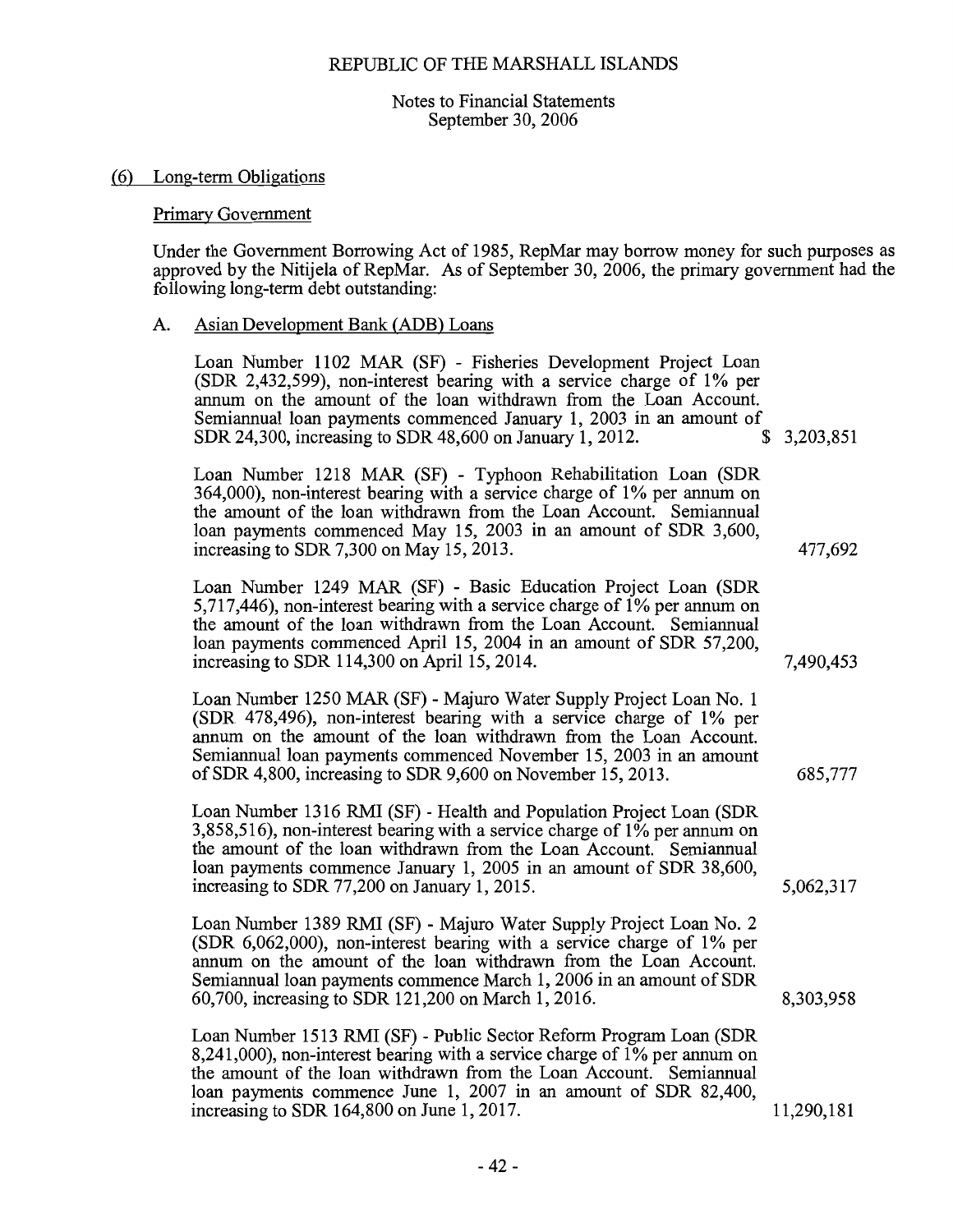REPUBLIC OF THE MARSHALL ISLANDS

Notes to Financial Statements
September 30, 2006

## (6) Long-term Obligations

### Primary Government

Under the Government Borrowing Act of 1985, RepMar may borrow money for such purposes as approved by the Nitijela of RepMar. As of September 30, 2006, the primary government had the following long-term debt outstanding:

### A. Asian Development Bank (ADB) Loans

| | |
|---|---|
| Loan Number 1102 MAR (SF) - Fisheries Development Project Loan (SDR 2,432,599), non-interest bearing with a service charge of 1% per annum on the amount of the loan withdrawn from the Loan Account. Semiannual loan payments commenced January 1, 2003 in an amount of SDR 24,300, increasing to SDR 48,600 on January 1, 2012. | $ 3,203,851 |
| Loan Number 1218 MAR (SF) - Typhoon Rehabilitation Loan (SDR 364,000), non-interest bearing with a service charge of 1% per annum on the amount of the loan withdrawn from the Loan Account. Semiannual loan payments commenced May 15, 2003 in an amount of SDR 3,600, increasing to SDR 7,300 on May 15, 2013. | 477,692 |
| Loan Number 1249 MAR (SF) - Basic Education Project Loan (SDR 5,717,446), non-interest bearing with a service charge of 1% per annum on the amount of the loan withdrawn from the Loan Account. Semiannual loan payments commenced April 15, 2004 in an amount of SDR 57,200, increasing to SDR 114,300 on April 15, 2014. | 7,490,453 |
| Loan Number 1250 MAR (SF) - Majuro Water Supply Project Loan No. 1 (SDR 478,496), non-interest bearing with a service charge of 1% per annum on the amount of the loan withdrawn from the Loan Account. Semiannual loan payments commenced November 15, 2003 in an amount of SDR 4,800, increasing to SDR 9,600 on November 15, 2013. | 685,777 |
| Loan Number 1316 RMI (SF) - Health and Population Project Loan (SDR 3,858,516), non-interest bearing with a service charge of 1% per annum on the amount of the loan withdrawn from the Loan Account. Semiannual loan payments commence January 1, 2005 in an amount of SDR 38,600, increasing to SDR 77,200 on January 1, 2015. | 5,062,317 |
| Loan Number 1389 RMI (SF) - Majuro Water Supply Project Loan No. 2 (SDR 6,062,000), non-interest bearing with a service charge of 1% per annum on the amount of the loan withdrawn from the Loan Account. Semiannual loan payments commence March 1, 2006 in an amount of SDR 60,700, increasing to SDR 121,200 on March 1, 2016. | 8,303,958 |
| Loan Number 1513 RMI (SF) - Public Sector Reform Program Loan (SDR 8,241,000), non-interest bearing with a service charge of 1% per annum on the amount of the loan withdrawn from the Loan Account. Semiannual loan payments commence June 1, 2007 in an amount of SDR 82,400, increasing to SDR 164,800 on June 1, 2017. | 11,290,181 |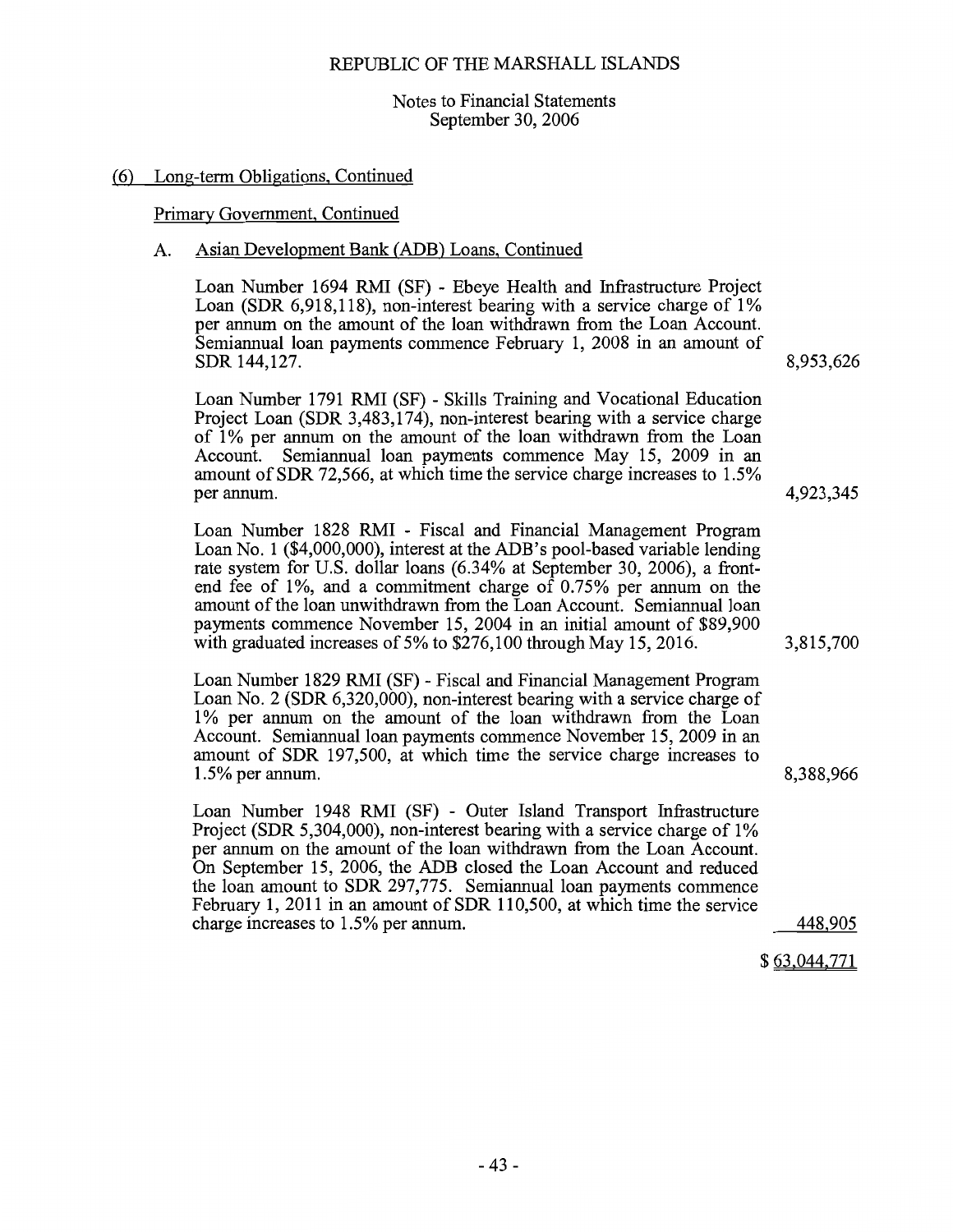REPUBLIC OF THE MARSHALL ISLANDS

Notes to Financial Statements
September 30, 2006

## (6) Long-term Obligations, Continued

### Primary Government, Continued

#### A. Asian Development Bank (ADB) Loans, Continued

| | |
|---|---:|
| Loan Number 1694 RMI (SF) - Ebeye Health and Infrastructure Project Loan (SDR 6,918,118), non-interest bearing with a service charge of 1% per annum on the amount of the loan withdrawn from the Loan Account. Semiannual loan payments commence February 1, 2008 in an amount of SDR 144,127. | 8,953,626 |
| Loan Number 1791 RMI (SF) - Skills Training and Vocational Education Project Loan (SDR 3,483,174), non-interest bearing with a service charge of 1% per annum on the amount of the loan withdrawn from the Loan Account. Semiannual loan payments commence May 15, 2009 in an amount of SDR 72,566, at which time the service charge increases to 1.5% per annum. | 4,923,345 |
| Loan Number 1828 RMI - Fiscal and Financial Management Program Loan No. 1 ($4,000,000), interest at the ADB's pool-based variable lending rate system for U.S. dollar loans (6.34% at September 30, 2006), a front-end fee of 1%, and a commitment charge of 0.75% per annum on the amount of the loan unwithdrawn from the Loan Account. Semiannual loan payments commence November 15, 2004 in an initial amount of $89,900 with graduated increases of 5% to $276,100 through May 15, 2016. | 3,815,700 |
| Loan Number 1829 RMI (SF) - Fiscal and Financial Management Program Loan No. 2 (SDR 6,320,000), non-interest bearing with a service charge of 1% per annum on the amount of the loan withdrawn from the Loan Account. Semiannual loan payments commence November 15, 2009 in an amount of SDR 197,500, at which time the service charge increases to 1.5% per annum. | 8,388,966 |
| Loan Number 1948 RMI (SF) - Outer Island Transport Infrastructure Project (SDR 5,304,000), non-interest bearing with a service charge of 1% per annum on the amount of the loan withdrawn from the Loan Account. On September 15, 2006, the ADB closed the Loan Account and reduced the loan amount to SDR 297,775. Semiannual loan payments commence February 1, 2011 in an amount of SDR 110,500, at which time the service charge increases to 1.5% per annum. | 448,905 |
| | $ 63,044,771 |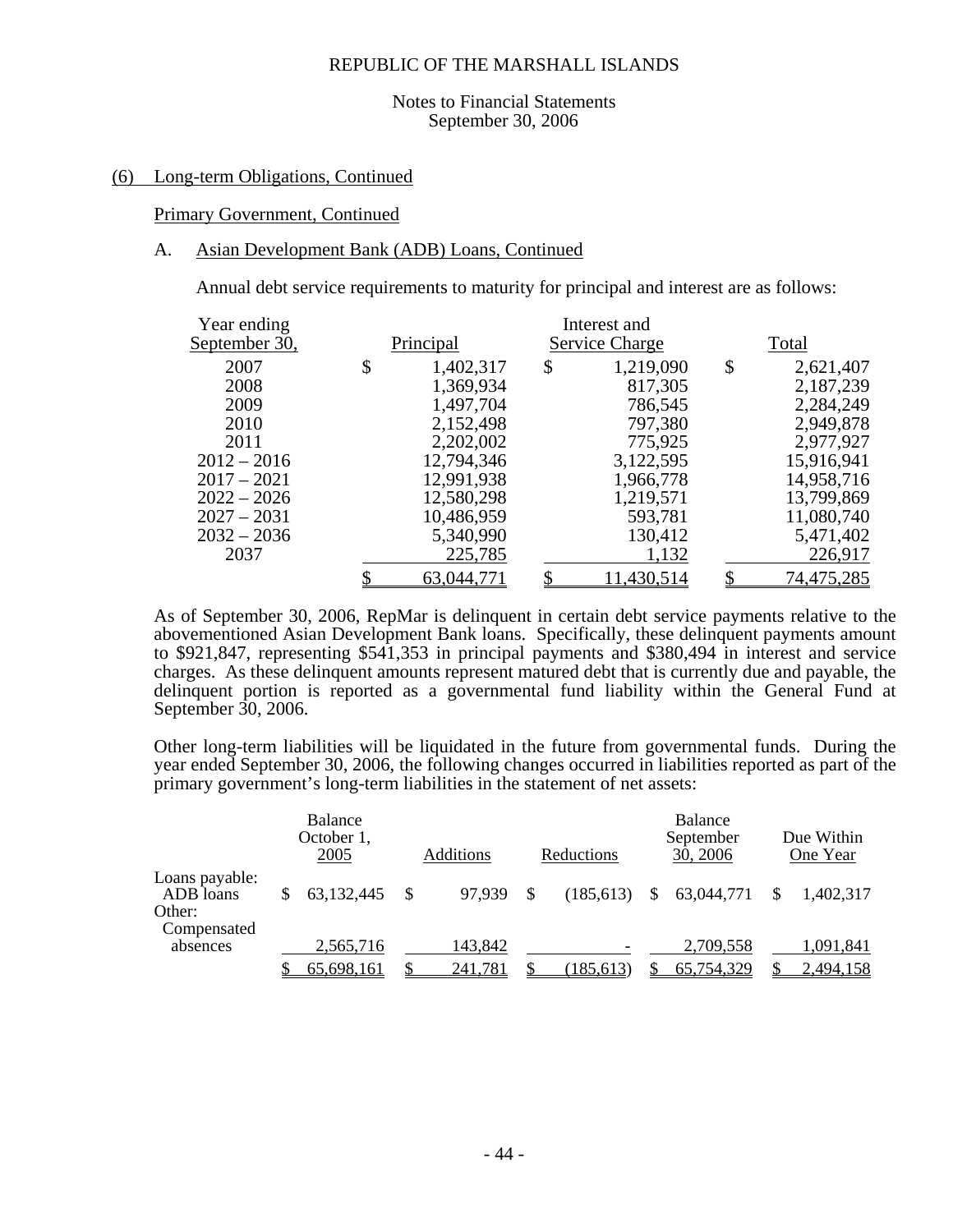REPUBLIC OF THE MARSHALL ISLANDS

Notes to Financial Statements
September 30, 2006

## (6) Long-term Obligations, Continued

### Primary Government, Continued

### A. Asian Development Bank (ADB) Loans, Continued

Annual debt service requirements to maturity for principal and interest are as follows:

| Year ending September 30, | Principal | Interest and Service Charge | Total |
|---|---|---|---|
| 2007 | $ 1,402,317 | $ 1,219,090 | $ 2,621,407 |
| 2008 | 1,369,934 | 817,305 | 2,187,239 |
| 2009 | 1,497,704 | 786,545 | 2,284,249 |
| 2010 | 2,152,498 | 797,380 | 2,949,878 |
| 2011 | 2,202,002 | 775,925 | 2,977,927 |
| 2012 – 2016 | 12,794,346 | 3,122,595 | 15,916,941 |
| 2017 – 2021 | 12,991,938 | 1,966,778 | 14,958,716 |
| 2022 – 2026 | 12,580,298 | 1,219,571 | 13,799,869 |
| 2027 – 2031 | 10,486,959 | 593,781 | 11,080,740 |
| 2032 – 2036 | 5,340,990 | 130,412 | 5,471,402 |
| 2037 | 225,785 | 1,132 | 226,917 |
| | $ 63,044,771 | $ 11,430,514 | $ 74,475,285 |

As of September 30, 2006, RepMar is delinquent in certain debt service payments relative to the abovementioned Asian Development Bank loans. Specifically, these delinquent payments amount to $921,847, representing $541,353 in principal payments and $380,494 in interest and service charges. As these delinquent amounts represent matured debt that is currently due and payable, the delinquent portion is reported as a governmental fund liability within the General Fund at September 30, 2006.

Other long-term liabilities will be liquidated in the future from governmental funds. During the year ended September 30, 2006, the following changes occurred in liabilities reported as part of the primary government's long-term liabilities in the statement of net assets:

| | Balance October 1, 2005 | Additions | Reductions | Balance September 30, 2006 | Due Within One Year |
|---|---|---|---|---|---|
| Loans payable: | | | | | |
| ADB loans | $ 63,132,445 | $ 97,939 | $ (185,613) | $ 63,044,771 | $ 1,402,317 |
| Other: | | | | | |
| Compensated absences | 2,565,716 | 143,842 | - | 2,709,558 | 1,091,841 |
| | $ 65,698,161 | $ 241,781 | $ (185,613) | $ 65,754,329 | $ 2,494,158 |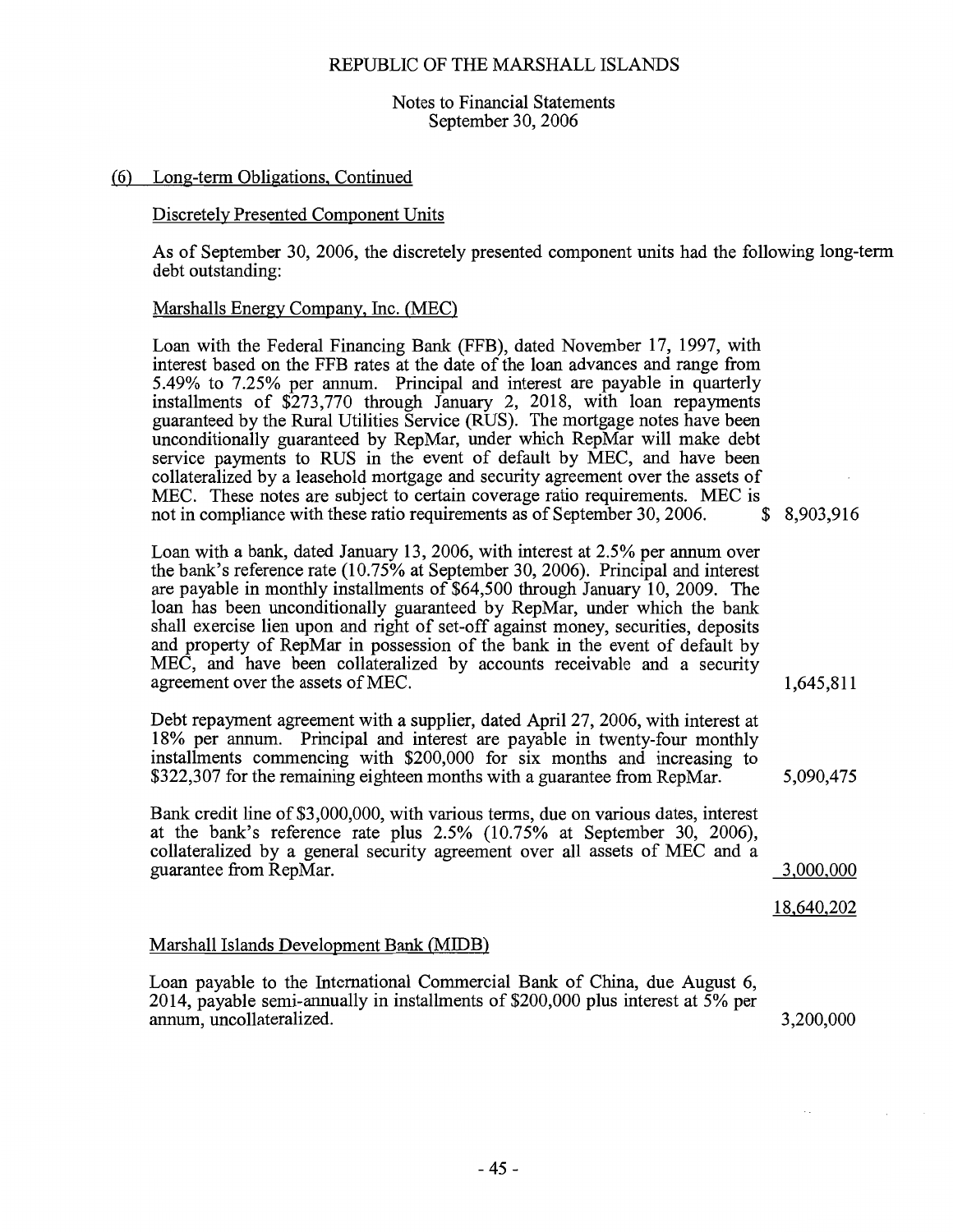REPUBLIC OF THE MARSHALL ISLANDS

Notes to Financial Statements
September 30, 2006

## (6) Long-term Obligations, Continued

### Discretely Presented Component Units

As of September 30, 2006, the discretely presented component units had the following long-term debt outstanding:

#### Marshalls Energy Company, Inc. (MEC)

| Description | Amount |
|---|---|
| Loan with the Federal Financing Bank (FFB), dated November 17, 1997, with interest based on the FFB rates at the date of the loan advances and range from 5.49% to 7.25% per annum. Principal and interest are payable in quarterly installments of $273,770 through January 2, 2018, with loan repayments guaranteed by the Rural Utilities Service (RUS). The mortgage notes have been unconditionally guaranteed by RepMar, under which RepMar will make debt service payments to RUS in the event of default by MEC, and have been collateralized by a leasehold mortgage and security agreement over the assets of MEC. These notes are subject to certain coverage ratio requirements. MEC is not in compliance with these ratio requirements as of September 30, 2006. | $ 8,903,916 |
| Loan with a bank, dated January 13, 2006, with interest at 2.5% per annum over the bank's reference rate (10.75% at September 30, 2006). Principal and interest are payable in monthly installments of $64,500 through January 10, 2009. The loan has been unconditionally guaranteed by RepMar, under which the bank shall exercise lien upon and right of set-off against money, securities, deposits and property of RepMar in possession of the bank in the event of default by MEC, and have been collateralized by accounts receivable and a security agreement over the assets of MEC. | 1,645,811 |
| Debt repayment agreement with a supplier, dated April 27, 2006, with interest at 18% per annum. Principal and interest are payable in twenty-four monthly installments commencing with $200,000 for six months and increasing to $322,307 for the remaining eighteen months with a guarantee from RepMar. | 5,090,475 |
| Bank credit line of $3,000,000, with various terms, due on various dates, interest at the bank's reference rate plus 2.5% (10.75% at September 30, 2006), collateralized by a general security agreement over all assets of MEC and a guarantee from RepMar. | 3,000,000 |
| | 18,640,202 |

#### Marshall Islands Development Bank (MIDB)

| Description | Amount |
|---|---|
| Loan payable to the International Commercial Bank of China, due August 6, 2014, payable semi-annually in installments of $200,000 plus interest at 5% per annum, uncollateralized. | 3,200,000 |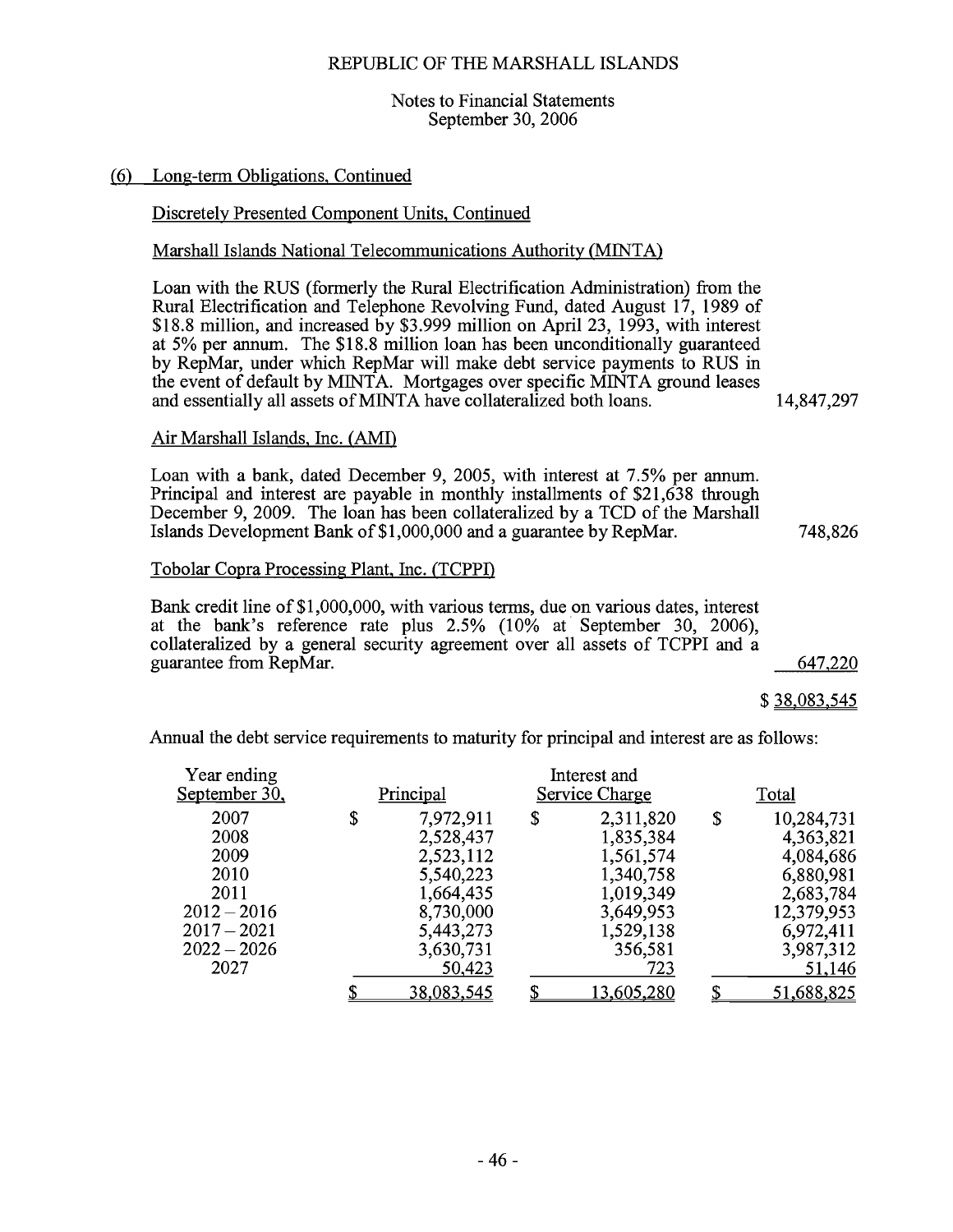REPUBLIC OF THE MARSHALL ISLANDS

Notes to Financial Statements
September 30, 2006

## (6) Long-term Obligations, Continued

### Discretely Presented Component Units, Continued

#### Marshall Islands National Telecommunications Authority (MINTA)

| | |
|---|---|
| Loan with the RUS (formerly the Rural Electrification Administration) from the Rural Electrification and Telephone Revolving Fund, dated August 17, 1989 of \$18.8 million, and increased by \$3.999 million on April 23, 1993, with interest at 5% per annum. The \$18.8 million loan has been unconditionally guaranteed by RepMar, under which RepMar will make debt service payments to RUS in the event of default by MINTA. Mortgages over specific MINTA ground leases and essentially all assets of MINTA have collateralized both loans. | 14,847,297 |

#### Air Marshall Islands, Inc. (AMI)

| | |
|---|---|
| Loan with a bank, dated December 9, 2005, with interest at 7.5% per annum. Principal and interest are payable in monthly installments of \$21,638 through December 9, 2009. The loan has been collateralized by a TCD of the Marshall Islands Development Bank of \$1,000,000 and a guarantee by RepMar. | 748,826 |

#### Tobolar Copra Processing Plant, Inc. (TCPPI)

| | |
|---|---|
| Bank credit line of \$1,000,000, with various terms, due on various dates, interest at the bank's reference rate plus 2.5% (10% at September 30, 2006), collateralized by a general security agreement over all assets of TCPPI and a guarantee from RepMar. | 647,220 |
| | \$ 38,083,545 |

Annual the debt service requirements to maturity for principal and interest are as follows:

| Year ending September 30, | Principal | Interest and Service Charge | Total |
|---|---|---|---|
| 2007 | \$ 7,972,911 | \$ 2,311,820 | \$ 10,284,731 |
| 2008 | 2,528,437 | 1,835,384 | 4,363,821 |
| 2009 | 2,523,112 | 1,561,574 | 4,084,686 |
| 2010 | 5,540,223 | 1,340,758 | 6,880,981 |
| 2011 | 1,664,435 | 1,019,349 | 2,683,784 |
| 2012 – 2016 | 8,730,000 | 3,649,953 | 12,379,953 |
| 2017 – 2021 | 5,443,273 | 1,529,138 | 6,972,411 |
| 2022 – 2026 | 3,630,731 | 356,581 | 3,987,312 |
| 2027 | 50,423 | 723 | 51,146 |
| | \$ 38,083,545 | \$ 13,605,280 | \$ 51,688,825 |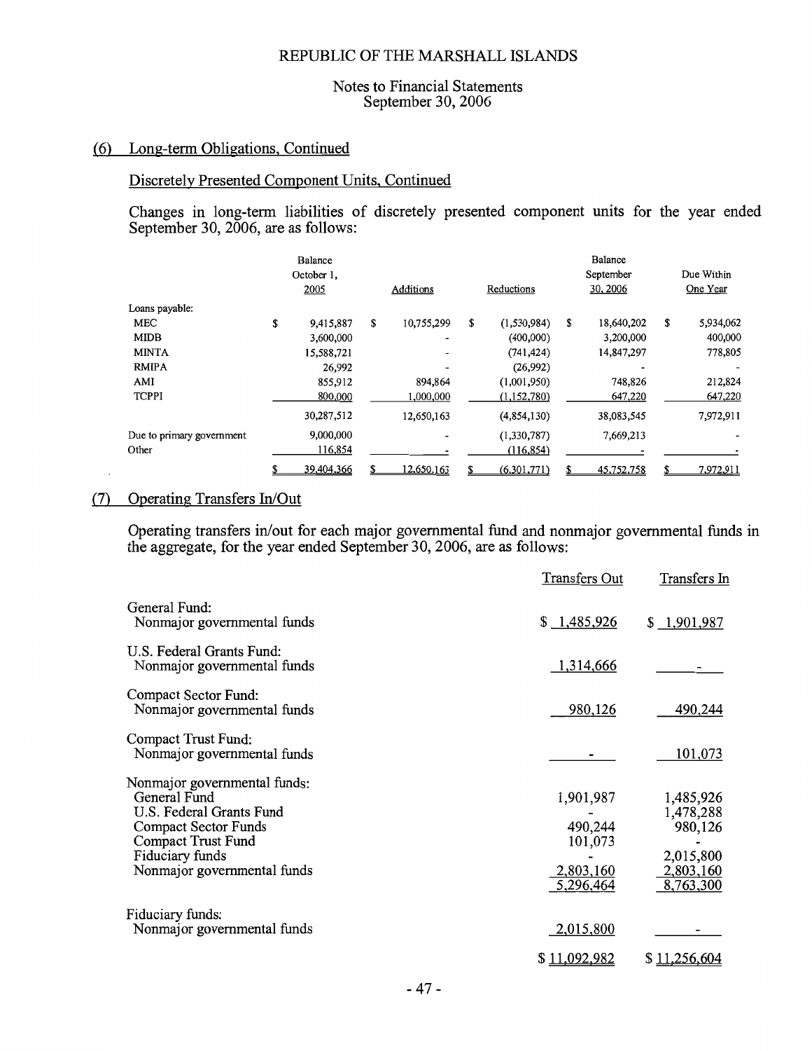## (6) Long-term Obligations, Continued

### Discretely Presented Component Units, Continued

Changes in long-term liabilities of discretely presented component units for the year ended September 30, 2006, are as follows:

| | Balance October 1, 2005 | Additions | Reductions | Balance September 30, 2006 | Due Within One Year |
|---|---|---|---|---|---|
| Loans payable: | | | | | |
| MEC | $ 9,415,887 | $ 10,755,299 | $ (1,530,984) | $ 18,640,202 | $ 5,934,062 |
| MIDB | 3,600,000 | - | (400,000) | 3,200,000 | 400,000 |
| MINTA | 15,588,721 | - | (741,424) | 14,847,297 | 778,805 |
| RMIPA | 26,992 | - | (26,992) | - | - |
| AMI | 855,912 | 894,864 | (1,001,950) | 748,826 | 212,824 |
| TCPPI | 800,000 | 1,000,000 | (1,152,780) | 647,220 | 647,220 |
| | 30,287,512 | 12,650,163 | (4,854,130) | 38,083,545 | 7,972,911 |
| Due to primary government | 9,000,000 | - | (1,330,787) | 7,669,213 | - |
| Other | 116,854 | - | (116,854) | - | - |
| | $ 39,404,366 | $ 12,650,163 | $ (6,301,771) | $ 45,752,758 | $ 7,972,911 |

## (7) Operating Transfers In/Out

Operating transfers in/out for each major governmental fund and nonmajor governmental funds in the aggregate, for the year ended September 30, 2006, are as follows:

| | Transfers Out | Transfers In |
|---|---|---|
| General Fund: | | |
| Nonmajor governmental funds | $ 1,485,926 | $ 1,901,987 |
| U.S. Federal Grants Fund: | | |
| Nonmajor governmental funds | 1,314,666 | - |
| Compact Sector Fund: | | |
| Nonmajor governmental funds | 980,126 | 490,244 |
| Compact Trust Fund: | | |
| Nonmajor governmental funds | - | 101,073 |
| Nonmajor governmental funds: | | |
| General Fund | 1,901,987 | 1,485,926 |
| U.S. Federal Grants Fund | - | 1,478,288 |
| Compact Sector Funds | 490,244 | 980,126 |
| Compact Trust Fund | 101,073 | - |
| Fiduciary funds | - | 2,015,800 |
| Nonmajor governmental funds | 2,803,160 | 2,803,160 |
| | 5,296,464 | 8,763,300 |
| Fiduciary funds: | | |
| Nonmajor governmental funds | 2,015,800 | - |
| | $ 11,092,982 | $ 11,256,604 |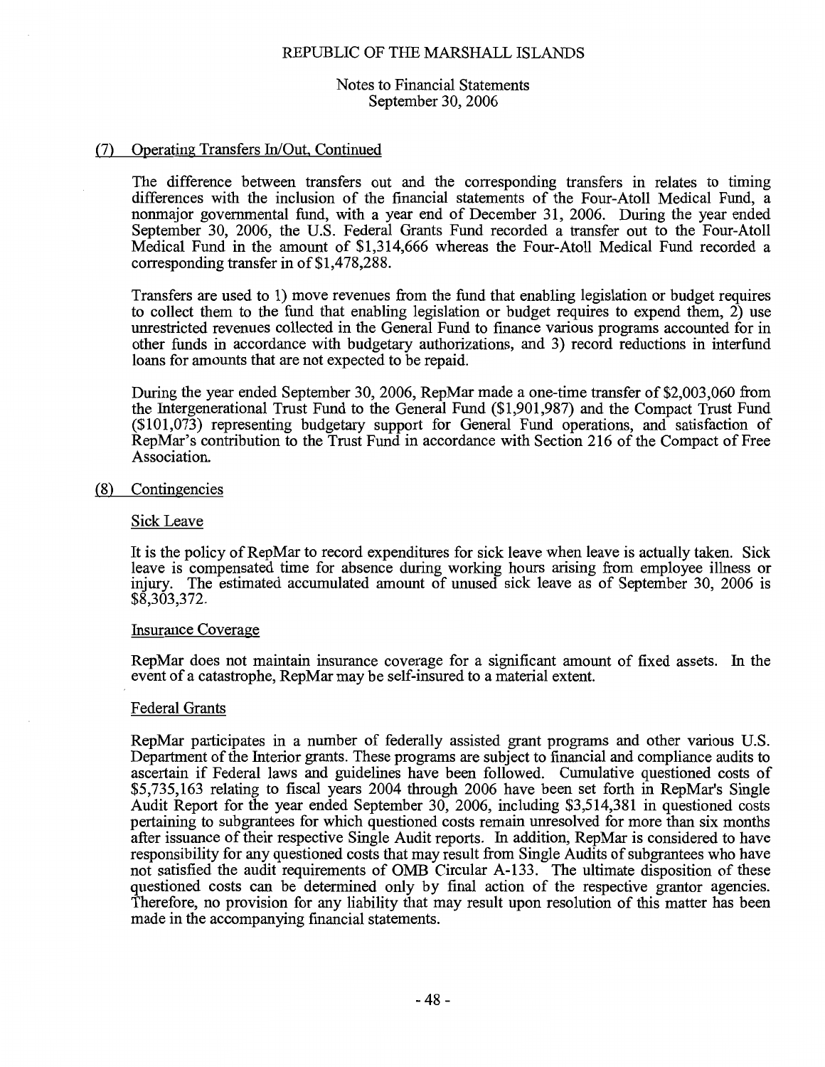REPUBLIC OF THE MARSHALL ISLANDS

Notes to Financial Statements
September 30, 2006

## (7) Operating Transfers In/Out, Continued

The difference between transfers out and the corresponding transfers in relates to timing differences with the inclusion of the financial statements of the Four-Atoll Medical Fund, a nonmajor governmental fund, with a year end of December 31, 2006. During the year ended September 30, 2006, the U.S. Federal Grants Fund recorded a transfer out to the Four-Atoll Medical Fund in the amount of $1,314,666 whereas the Four-Atoll Medical Fund recorded a corresponding transfer in of $1,478,288.

Transfers are used to 1) move revenues from the fund that enabling legislation or budget requires to collect them to the fund that enabling legislation or budget requires to expend them, 2) use unrestricted revenues collected in the General Fund to finance various programs accounted for in other funds in accordance with budgetary authorizations, and 3) record reductions in interfund loans for amounts that are not expected to be repaid.

During the year ended September 30, 2006, RepMar made a one-time transfer of $2,003,060 from the Intergenerational Trust Fund to the General Fund ($1,901,987) and the Compact Trust Fund ($101,073) representing budgetary support for General Fund operations, and satisfaction of RepMar's contribution to the Trust Fund in accordance with Section 216 of the Compact of Free Association.

## (8) Contingencies

### Sick Leave

It is the policy of RepMar to record expenditures for sick leave when leave is actually taken. Sick leave is compensated time for absence during working hours arising from employee illness or injury. The estimated accumulated amount of unused sick leave as of September 30, 2006 is $8,303,372.

### Insurance Coverage

RepMar does not maintain insurance coverage for a significant amount of fixed assets. In the event of a catastrophe, RepMar may be self-insured to a material extent.

### Federal Grants

RepMar participates in a number of federally assisted grant programs and other various U.S. Department of the Interior grants. These programs are subject to financial and compliance audits to ascertain if Federal laws and guidelines have been followed. Cumulative questioned costs of $5,735,163 relating to fiscal years 2004 through 2006 have been set forth in RepMar's Single Audit Report for the year ended September 30, 2006, including $3,514,381 in questioned costs pertaining to subgrantees for which questioned costs remain unresolved for more than six months after issuance of their respective Single Audit reports. In addition, RepMar is considered to have responsibility for any questioned costs that may result from Single Audits of subgrantees who have not satisfied the audit requirements of OMB Circular A-133. The ultimate disposition of these questioned costs can be determined only by final action of the respective grantor agencies. Therefore, no provision for any liability that may result upon resolution of this matter has been made in the accompanying financial statements.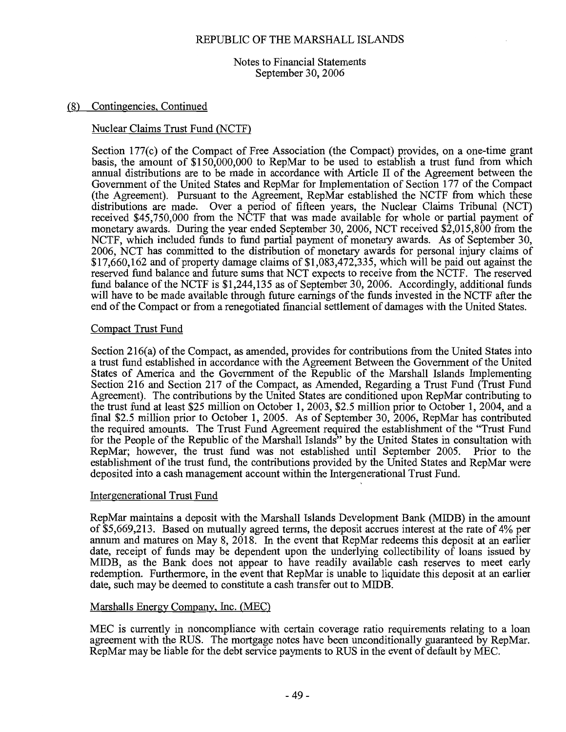## (8) Contingencies, Continued

### Nuclear Claims Trust Fund (NCTF)

Section 177(c) of the Compact of Free Association (the Compact) provides, on a one-time grant basis, the amount of $150,000,000 to RepMar to be used to establish a trust fund from which annual distributions are to be made in accordance with Article II of the Agreement between the Government of the United States and RepMar for Implementation of Section 177 of the Compact (the Agreement). Pursuant to the Agreement, RepMar established the NCTF from which these distributions are made. Over a period of fifteen years, the Nuclear Claims Tribunal (NCT) received $45,750,000 from the NCTF that was made available for whole or partial payment of monetary awards. During the year ended September 30, 2006, NCT received $2,015,800 from the NCTF, which included funds to fund partial payment of monetary awards. As of September 30, 2006, NCT has committed to the distribution of monetary awards for personal injury claims of $17,660,162 and of property damage claims of $1,083,472,335, which will be paid out against the reserved fund balance and future sums that NCT expects to receive from the NCTF. The reserved fund balance of the NCTF is $1,244,135 as of September 30, 2006. Accordingly, additional funds will have to be made available through future earnings of the funds invested in the NCTF after the end of the Compact or from a renegotiated financial settlement of damages with the United States.

### Compact Trust Fund

Section 216(a) of the Compact, as amended, provides for contributions from the United States into a trust fund established in accordance with the Agreement Between the Government of the United States of America and the Government of the Republic of the Marshall Islands Implementing Section 216 and Section 217 of the Compact, as Amended, Regarding a Trust Fund (Trust Fund Agreement). The contributions by the United States are conditioned upon RepMar contributing to the trust fund at least $25 million on October 1, 2003, $2.5 million prior to October 1, 2004, and a final $2.5 million prior to October 1, 2005. As of September 30, 2006, RepMar has contributed the required amounts. The Trust Fund Agreement required the establishment of the "Trust Fund for the People of the Republic of the Marshall Islands" by the United States in consultation with RepMar; however, the trust fund was not established until September 2005. Prior to the establishment of the trust fund, the contributions provided by the United States and RepMar were deposited into a cash management account within the Intergenerational Trust Fund.

### Intergenerational Trust Fund

RepMar maintains a deposit with the Marshall Islands Development Bank (MIDB) in the amount of $5,669,213. Based on mutually agreed terms, the deposit accrues interest at the rate of 4% per annum and matures on May 8, 2018. In the event that RepMar redeems this deposit at an earlier date, receipt of funds may be dependent upon the underlying collectibility of loans issued by MIDB, as the Bank does not appear to have readily available cash reserves to meet early redemption. Furthermore, in the event that RepMar is unable to liquidate this deposit at an earlier date, such may be deemed to constitute a cash transfer out to MIDB.

### Marshalls Energy Company, Inc. (MEC)

MEC is currently in noncompliance with certain coverage ratio requirements relating to a loan agreement with the RUS. The mortgage notes have been unconditionally guaranteed by RepMar. RepMar may be liable for the debt service payments to RUS in the event of default by MEC.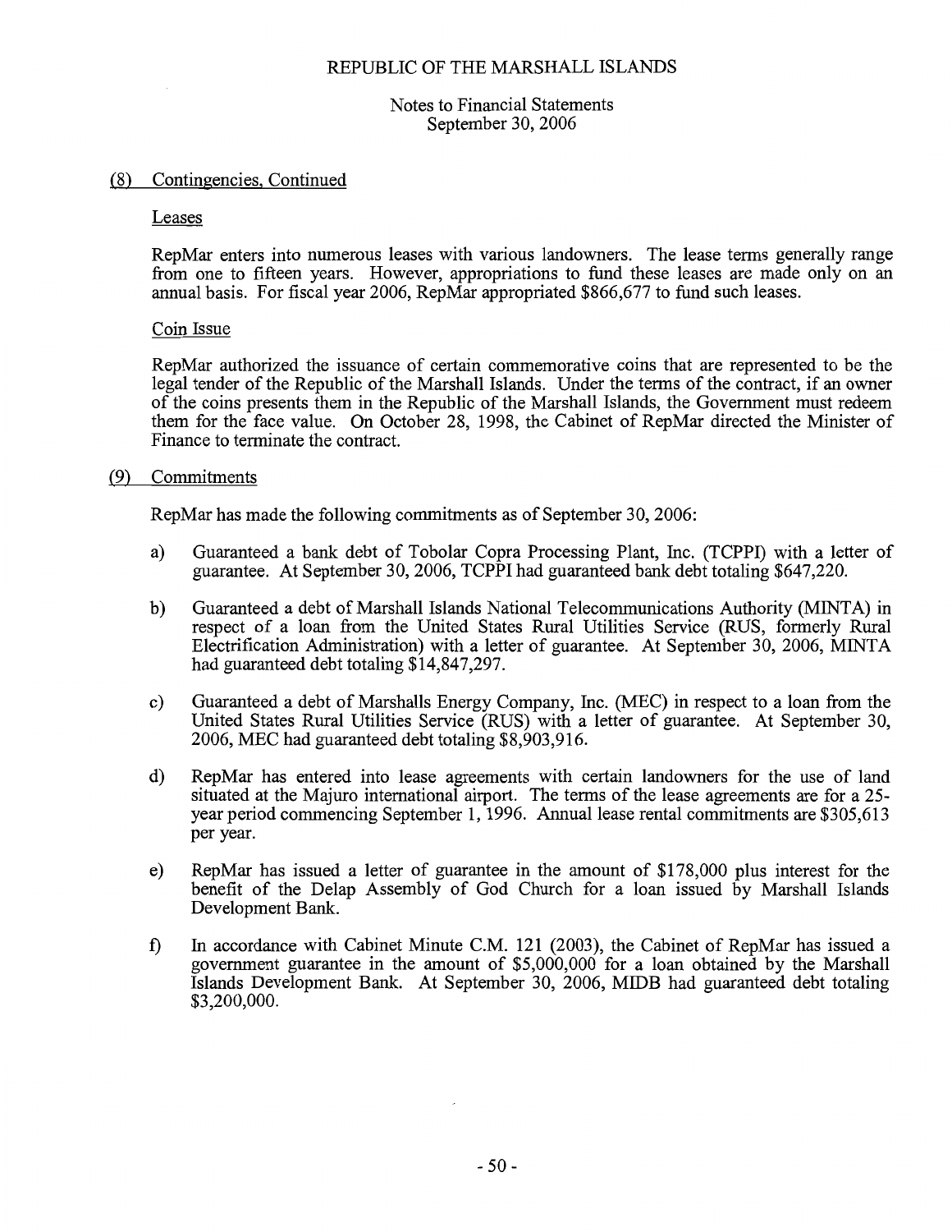## (8) Contingencies, Continued

### Leases

RepMar enters into numerous leases with various landowners. The lease terms generally range from one to fifteen years. However, appropriations to fund these leases are made only on an annual basis. For fiscal year 2006, RepMar appropriated $866,677 to fund such leases.

### Coin Issue

RepMar authorized the issuance of certain commemorative coins that are represented to be the legal tender of the Republic of the Marshall Islands. Under the terms of the contract, if an owner of the coins presents them in the Republic of the Marshall Islands, the Government must redeem them for the face value. On October 28, 1998, the Cabinet of RepMar directed the Minister of Finance to terminate the contract.

## (9) Commitments

RepMar has made the following commitments as of September 30, 2006:

a) Guaranteed a bank debt of Tobolar Copra Processing Plant, Inc. (TCPPI) with a letter of guarantee. At September 30, 2006, TCPPI had guaranteed bank debt totaling $647,220.

b) Guaranteed a debt of Marshall Islands National Telecommunications Authority (MINTA) in respect of a loan from the United States Rural Utilities Service (RUS, formerly Rural Electrification Administration) with a letter of guarantee. At September 30, 2006, MINTA had guaranteed debt totaling $14,847,297.

c) Guaranteed a debt of Marshalls Energy Company, Inc. (MEC) in respect to a loan from the United States Rural Utilities Service (RUS) with a letter of guarantee. At September 30, 2006, MEC had guaranteed debt totaling $8,903,916.

d) RepMar has entered into lease agreements with certain landowners for the use of land situated at the Majuro international airport. The terms of the lease agreements are for a 25-year period commencing September 1, 1996. Annual lease rental commitments are $305,613 per year.

e) RepMar has issued a letter of guarantee in the amount of $178,000 plus interest for the benefit of the Delap Assembly of God Church for a loan issued by Marshall Islands Development Bank.

f) In accordance with Cabinet Minute C.M. 121 (2003), the Cabinet of RepMar has issued a government guarantee in the amount of $5,000,000 for a loan obtained by the Marshall Islands Development Bank. At September 30, 2006, MIDB had guaranteed debt totaling $3,200,000.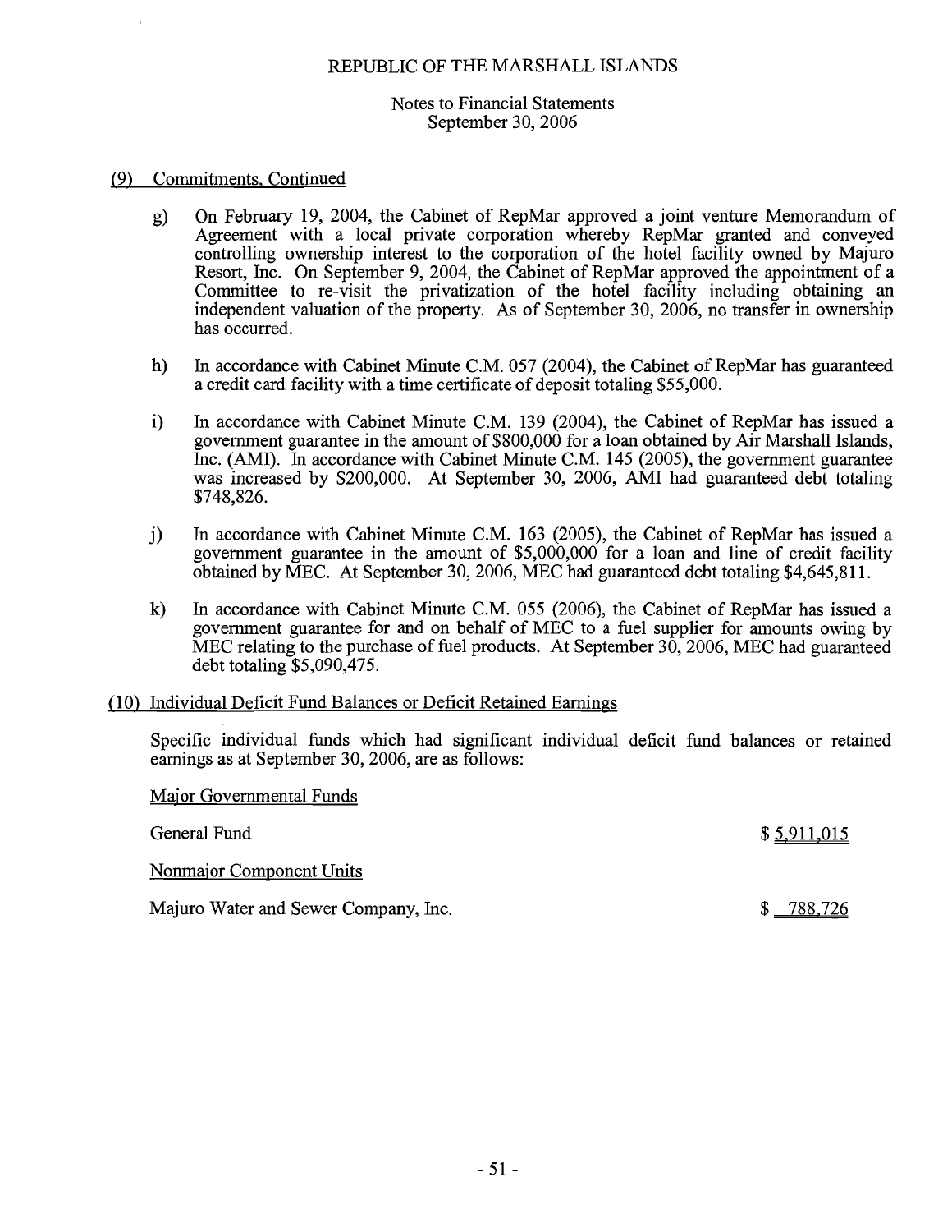## (9) Commitments, Continued

g) On February 19, 2004, the Cabinet of RepMar approved a joint venture Memorandum of Agreement with a local private corporation whereby RepMar granted and conveyed controlling ownership interest to the corporation of the hotel facility owned by Majuro Resort, Inc. On September 9, 2004, the Cabinet of RepMar approved the appointment of a Committee to re-visit the privatization of the hotel facility including obtaining an independent valuation of the property. As of September 30, 2006, no transfer in ownership has occurred.

h) In accordance with Cabinet Minute C.M. 057 (2004), the Cabinet of RepMar has guaranteed a credit card facility with a time certificate of deposit totaling $55,000.

i) In accordance with Cabinet Minute C.M. 139 (2004), the Cabinet of RepMar has issued a government guarantee in the amount of $800,000 for a loan obtained by Air Marshall Islands, Inc. (AMI). In accordance with Cabinet Minute C.M. 145 (2005), the government guarantee was increased by $200,000. At September 30, 2006, AMI had guaranteed debt totaling $748,826.

j) In accordance with Cabinet Minute C.M. 163 (2005), the Cabinet of RepMar has issued a government guarantee in the amount of $5,000,000 for a loan and line of credit facility obtained by MEC. At September 30, 2006, MEC had guaranteed debt totaling $4,645,811.

k) In accordance with Cabinet Minute C.M. 055 (2006), the Cabinet of RepMar has issued a government guarantee for and on behalf of MEC to a fuel supplier for amounts owing by MEC relating to the purchase of fuel products. At September 30, 2006, MEC had guaranteed debt totaling $5,090,475.

## (10) Individual Deficit Fund Balances or Deficit Retained Earnings

Specific individual funds which had significant individual deficit fund balances or retained earnings as at September 30, 2006, are as follows:

Major Governmental Funds

| | |
|---|---|
| General Fund | $ 5,911,015 |

Nonmajor Component Units

| | |
|---|---|
| Majuro Water and Sewer Company, Inc. | $ 788,726 |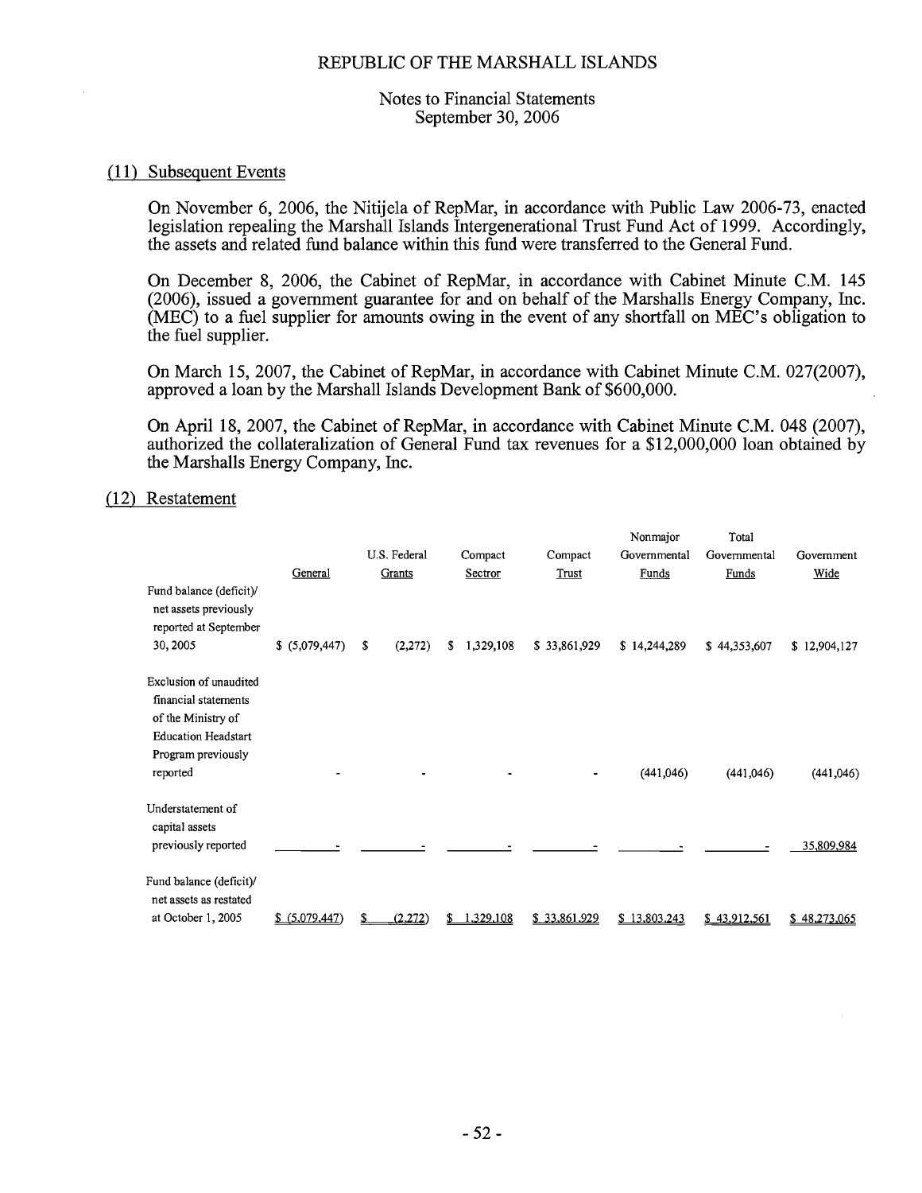## (11) Subsequent Events

On November 6, 2006, the Nitijela of RepMar, in accordance with Public Law 2006-73, enacted legislation repealing the Marshall Islands Intergenerational Trust Fund Act of 1999. Accordingly, the assets and related fund balance within this fund were transferred to the General Fund.

On December 8, 2006, the Cabinet of RepMar, in accordance with Cabinet Minute C.M. 145 (2006), issued a government guarantee for and on behalf of the Marshalls Energy Company, Inc. (MEC) to a fuel supplier for amounts owing in the event of any shortfall on MEC's obligation to the fuel supplier.

On March 15, 2007, the Cabinet of RepMar, in accordance with Cabinet Minute C.M. 027(2007), approved a loan by the Marshall Islands Development Bank of $600,000.

On April 18, 2007, the Cabinet of RepMar, in accordance with Cabinet Minute C.M. 048 (2007), authorized the collateralization of General Fund tax revenues for a $12,000,000 loan obtained by the Marshalls Energy Company, Inc.

## (12) Restatement

| | General | U.S. Federal Grants | Compact Sectror | Compact Trust | Nonmajor Governmental Funds | Total Governmental Funds | Government Wide |
|---|---|---|---|---|---|---|---|
| Fund balance (deficit)/ net assets previously reported at September 30, 2005 | $ (5,079,447) | $ (2,272) | $ 1,329,108 | $ 33,861,929 | $ 14,244,289 | $ 44,353,607 | $ 12,904,127 |
| Exclusion of unaudited financial statements of the Ministry of Education Headstart Program previously reported | - | - | - | - | (441,046) | (441,046) | (441,046) |
| Understatement of capital assets previously reported | - | - | - | - | - | - | 35,809,984 |
| Fund balance (deficit)/ net assets as restated at October 1, 2005 | $ (5,079,447) | $ (2,272) | $ 1,329,108 | $ 33,861,929 | $ 13,803,243 | $ 43,912,561 | $ 48,273,065 |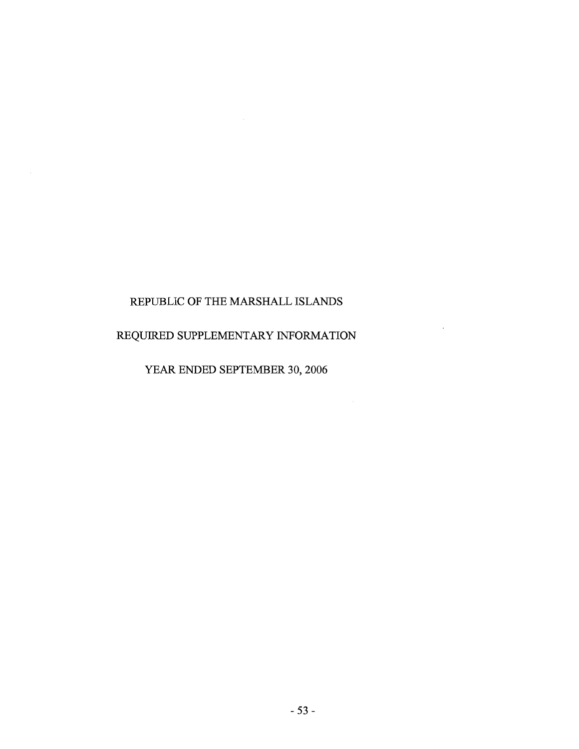# REPUBLIC OF THE MARSHALL ISLANDS

## REQUIRED SUPPLEMENTARY INFORMATION

### YEAR ENDED SEPTEMBER 30, 2006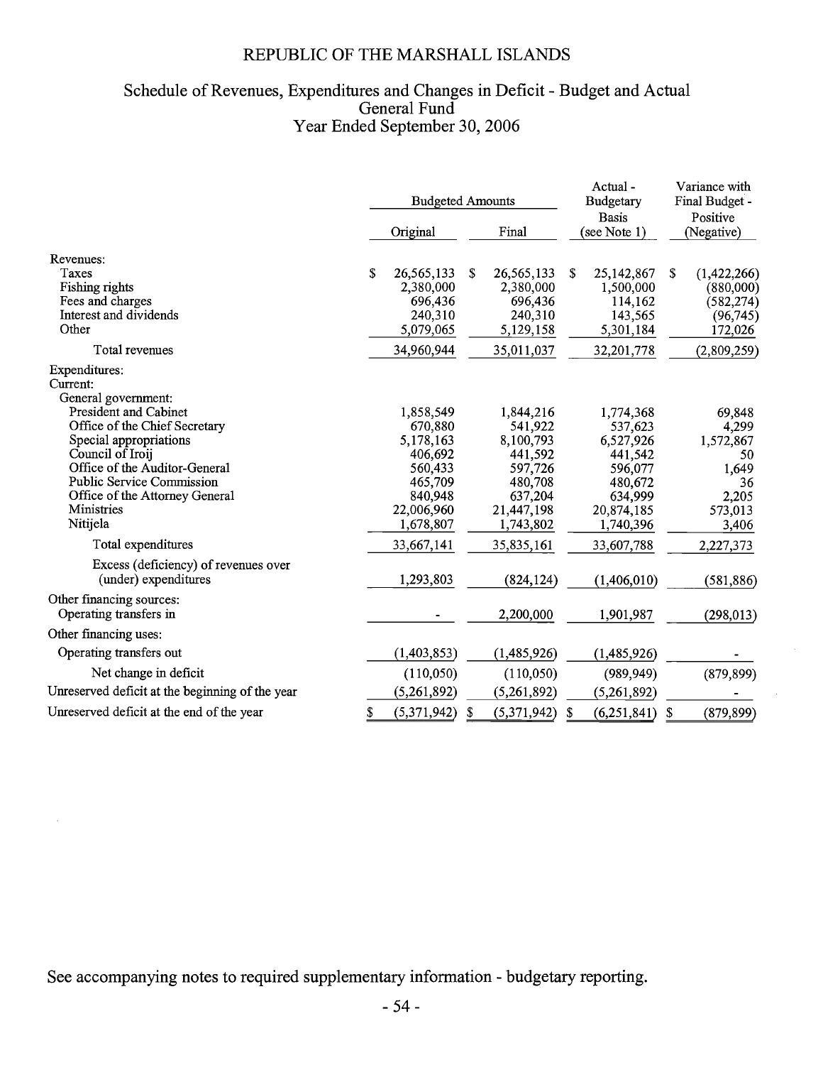# REPUBLIC OF THE MARSHALL ISLANDS

## Schedule of Revenues, Expenditures and Changes in Deficit - Budget and Actual
## General Fund
## Year Ended September 30, 2006

| | Budgeted Amounts | | Actual - Budgetary Basis (see Note 1) | Variance with Final Budget - Positive (Negative) |
|---|---|---|---|---|
| | Original | Final | | |
| Revenues: | | | | |
| Taxes | $ 26,565,133 | $ 26,565,133 | $ 25,142,867 | $ (1,422,266) |
| Fishing rights | 2,380,000 | 2,380,000 | 1,500,000 | (880,000) |
| Fees and charges | 696,436 | 696,436 | 114,162 | (582,274) |
| Interest and dividends | 240,310 | 240,310 | 143,565 | (96,745) |
| Other | 5,079,065 | 5,129,158 | 5,301,184 | 172,026 |
| Total revenues | 34,960,944 | 35,011,037 | 32,201,778 | (2,809,259) |
| Expenditures: | | | | |
| Current: | | | | |
| General government: | | | | |
| President and Cabinet | 1,858,549 | 1,844,216 | 1,774,368 | 69,848 |
| Office of the Chief Secretary | 670,880 | 541,922 | 537,623 | 4,299 |
| Special appropriations | 5,178,163 | 8,100,793 | 6,527,926 | 1,572,867 |
| Council of Iroij | 406,692 | 441,592 | 441,542 | 50 |
| Office of the Auditor-General | 560,433 | 597,726 | 596,077 | 1,649 |
| Public Service Commission | 465,709 | 480,708 | 480,672 | 36 |
| Office of the Attorney General | 840,948 | 637,204 | 634,999 | 2,205 |
| Ministries | 22,006,960 | 21,447,198 | 20,874,185 | 573,013 |
| Nitijela | 1,678,807 | 1,743,802 | 1,740,396 | 3,406 |
| Total expenditures | 33,667,141 | 35,835,161 | 33,607,788 | 2,227,373 |
| Excess (deficiency) of revenues over (under) expenditures | 1,293,803 | (824,124) | (1,406,010) | (581,886) |
| Other financing sources: | | | | |
| Operating transfers in | - | 2,200,000 | 1,901,987 | (298,013) |
| Other financing uses: | | | | |
| Operating transfers out | (1,403,853) | (1,485,926) | (1,485,926) | - |
| Net change in deficit | (110,050) | (110,050) | (989,949) | (879,899) |
| Unreserved deficit at the beginning of the year | (5,261,892) | (5,261,892) | (5,261,892) | - |
| Unreserved deficit at the end of the year | $ (5,371,942) | $ (5,371,942) | $ (6,251,841) | $ (879,899) |

See accompanying notes to required supplementary information - budgetary reporting.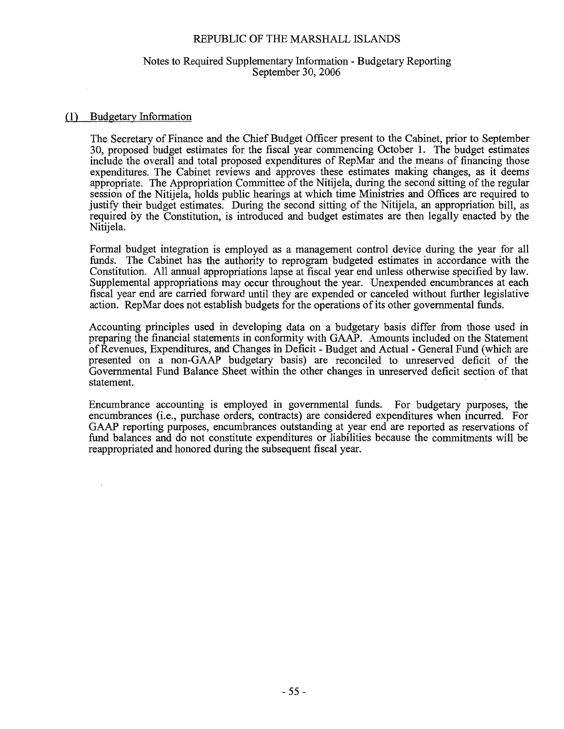REPUBLIC OF THE MARSHALL ISLANDS

Notes to Required Supplementary Information - Budgetary Reporting
September 30, 2006

## (1) Budgetary Information

The Secretary of Finance and the Chief Budget Officer present to the Cabinet, prior to September 30, proposed budget estimates for the fiscal year commencing October 1. The budget estimates include the overall and total proposed expenditures of RepMar and the means of financing those expenditures. The Cabinet reviews and approves these estimates making changes, as it deems appropriate. The Appropriation Committee of the Nitijela, during the second sitting of the regular session of the Nitijela, holds public hearings at which time Ministries and Offices are required to justify their budget estimates. During the second sitting of the Nitijela, an appropriation bill, as required by the Constitution, is introduced and budget estimates are then legally enacted by the Nitijela.

Formal budget integration is employed as a management control device during the year for all funds. The Cabinet has the authority to reprogram budgeted estimates in accordance with the Constitution. All annual appropriations lapse at fiscal year end unless otherwise specified by law. Supplemental appropriations may occur throughout the year. Unexpended encumbrances at each fiscal year end are carried forward until they are expended or canceled without further legislative action. RepMar does not establish budgets for the operations of its other governmental funds.

Accounting principles used in developing data on a budgetary basis differ from those used in preparing the financial statements in conformity with GAAP. Amounts included on the Statement of Revenues, Expenditures, and Changes in Deficit - Budget and Actual - General Fund (which are presented on a non-GAAP budgetary basis) are reconciled to unreserved deficit of the Governmental Fund Balance Sheet within the other changes in unreserved deficit section of that statement.

Encumbrance accounting is employed in governmental funds. For budgetary purposes, the encumbrances (i.e., purchase orders, contracts) are considered expenditures when incurred. For GAAP reporting purposes, encumbrances outstanding at year end are reported as reservations of fund balances and do not constitute expenditures or liabilities because the commitments will be reappropriated and honored during the subsequent fiscal year.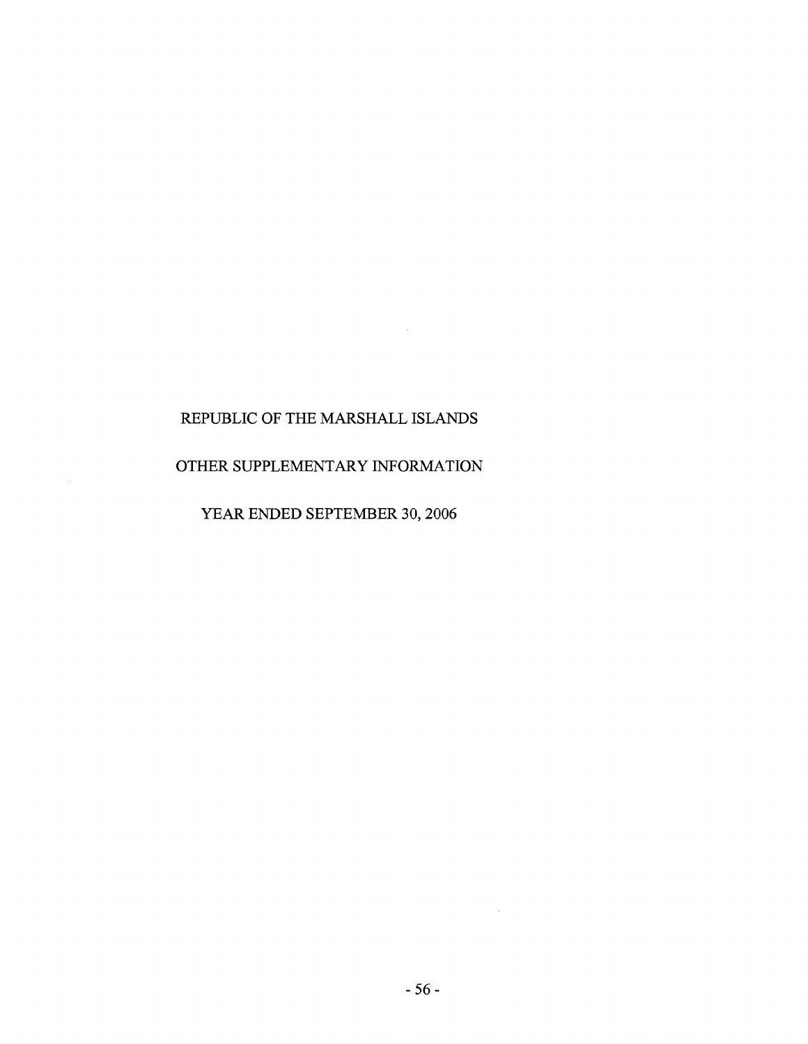# REPUBLIC OF THE MARSHALL ISLANDS

## OTHER SUPPLEMENTARY INFORMATION

### YEAR ENDED SEPTEMBER 30, 2006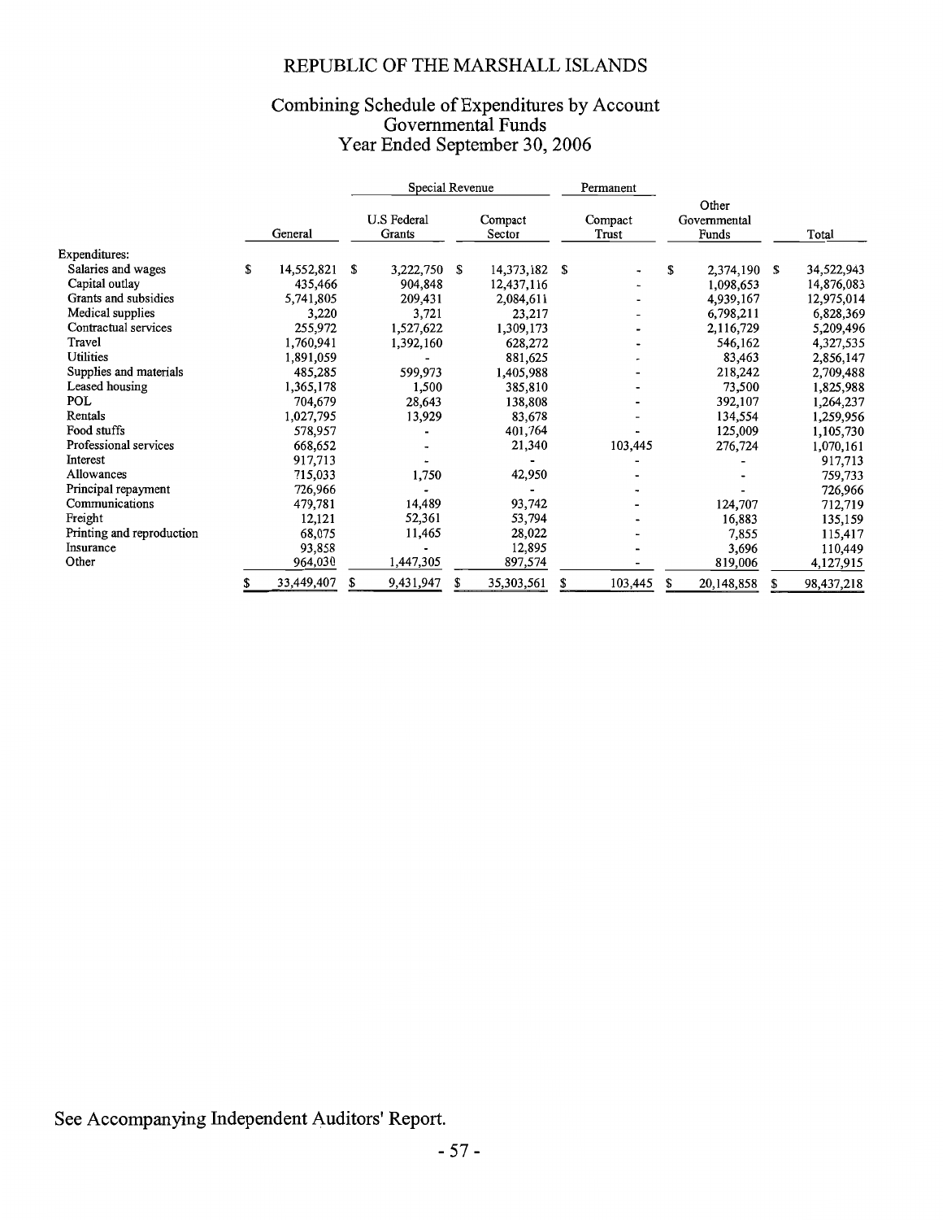# REPUBLIC OF THE MARSHALL ISLANDS

## Combining Schedule of Expenditures by Account
## Governmental Funds
## Year Ended September 30, 2006

| | | Special Revenue | | Permanent | | |
|---|---|---|---|---|---|---|
| | General | U.S Federal Grants | Compact Sector | Compact Trust | Other Governmental Funds | Total |
| Expenditures: | | | | | | |
| Salaries and wages | $ 14,552,821 | $ 3,222,750 | $ 14,373,182 | $ - | $ 2,374,190 | $ 34,522,943 |
| Capital outlay | 435,466 | 904,848 | 12,437,116 | - | 1,098,653 | 14,876,083 |
| Grants and subsidies | 5,741,805 | 209,431 | 2,084,611 | - | 4,939,167 | 12,975,014 |
| Medical supplies | 3,220 | 3,721 | 23,217 | - | 6,798,211 | 6,828,369 |
| Contractual services | 255,972 | 1,527,622 | 1,309,173 | - | 2,116,729 | 5,209,496 |
| Travel | 1,760,941 | 1,392,160 | 628,272 | - | 546,162 | 4,327,535 |
| Utilities | 1,891,059 | - | 881,625 | - | 83,463 | 2,856,147 |
| Supplies and materials | 485,285 | 599,973 | 1,405,988 | - | 218,242 | 2,709,488 |
| Leased housing | 1,365,178 | 1,500 | 385,810 | - | 73,500 | 1,825,988 |
| POL | 704,679 | 28,643 | 138,808 | - | 392,107 | 1,264,237 |
| Rentals | 1,027,795 | 13,929 | 83,678 | - | 134,554 | 1,259,956 |
| Food stuffs | 578,957 | - | 401,764 | - | 125,009 | 1,105,730 |
| Professional services | 668,652 | - | 21,340 | 103,445 | 276,724 | 1,070,161 |
| Interest | 917,713 | - | - | - | - | 917,713 |
| Allowances | 715,033 | 1,750 | 42,950 | - | - | 759,733 |
| Principal repayment | 726,966 | - | - | - | - | 726,966 |
| Communications | 479,781 | 14,489 | 93,742 | - | 124,707 | 712,719 |
| Freight | 12,121 | 52,361 | 53,794 | - | 16,883 | 135,159 |
| Printing and reproduction | 68,075 | 11,465 | 28,022 | - | 7,855 | 115,417 |
| Insurance | 93,858 | - | 12,895 | - | 3,696 | 110,449 |
| Other | 964,030 | 1,447,305 | 897,574 | - | 819,006 | 4,127,915 |
| | $ 33,449,407 | $ 9,431,947 | $ 35,303,561 | $ 103,445 | $ 20,148,858 | $ 98,437,218 |

See Accompanying Independent Auditors' Report.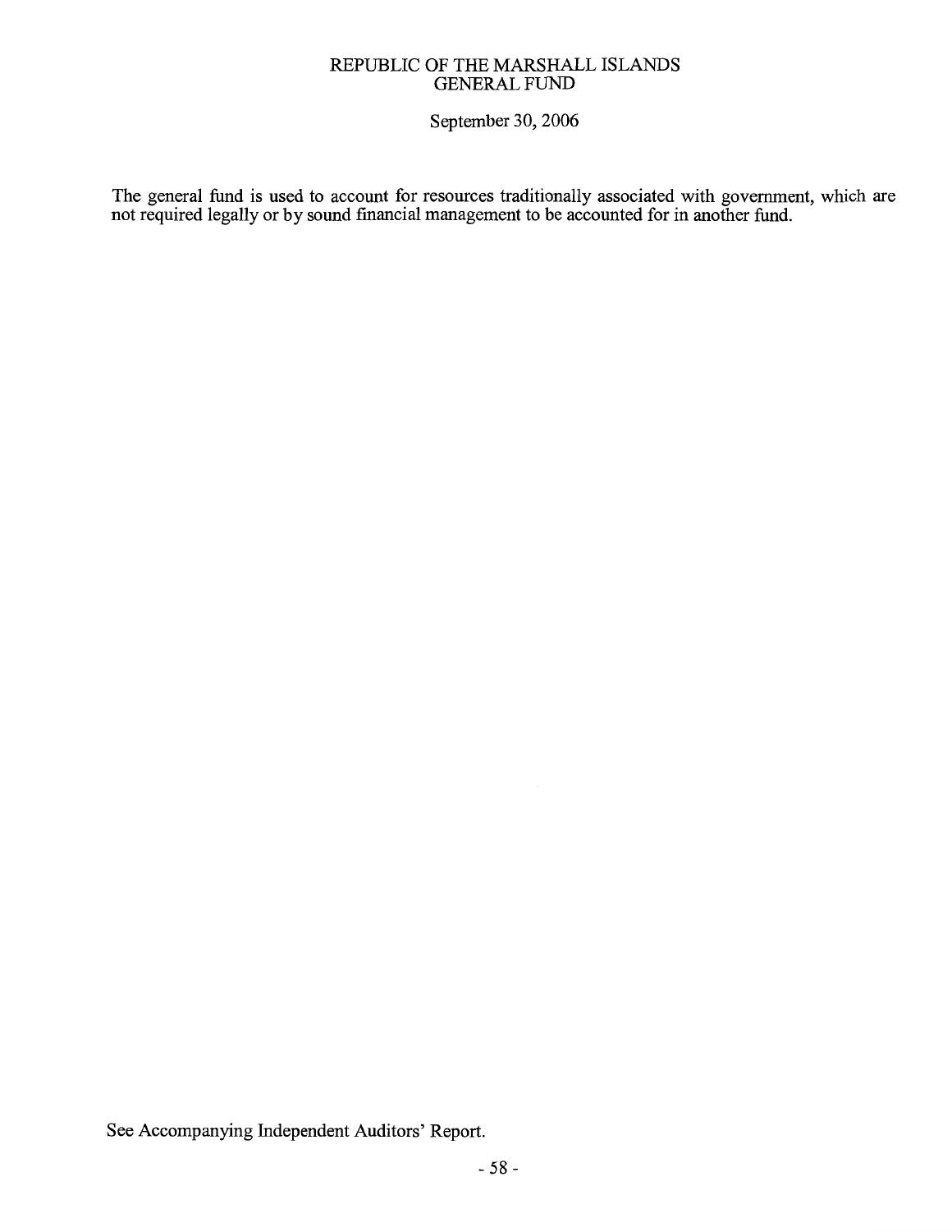# REPUBLIC OF THE MARSHALL ISLANDS
## GENERAL FUND

September 30, 2006

The general fund is used to account for resources traditionally associated with government, which are not required legally or by sound financial management to be accounted for in another fund.

See Accompanying Independent Auditors' Report.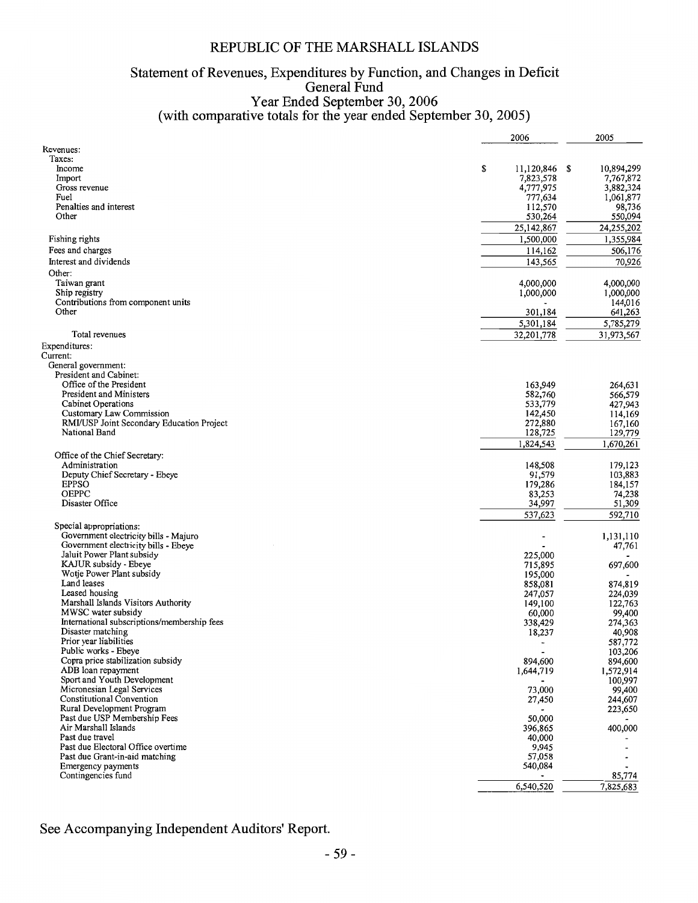# REPUBLIC OF THE MARSHALL ISLANDS

## Statement of Revenues, Expenditures by Function, and Changes in Deficit
## General Fund
## Year Ended September 30, 2006
## (with comparative totals for the year ended September 30, 2005)

| | 2006 | 2005 |
|---|---|---|
| Revenues: | | |
| Taxes: | | |
| Income | $ 11,120,846 | $ 10,894,299 |
| Import | 7,823,578 | 7,767,872 |
| Gross revenue | 4,777,975 | 3,882,324 |
| Fuel | 777,634 | 1,061,877 |
| Penalties and interest | 112,570 | 98,736 |
| Other | 530,264 | 550,094 |
| | 25,142,867 | 24,255,202 |
| Fishing rights | 1,500,000 | 1,355,984 |
| Fees and charges | 114,162 | 506,176 |
| Interest and dividends | 143,565 | 70,926 |
| Other: | | |
| Taiwan grant | 4,000,000 | 4,000,000 |
| Ship registry | 1,000,000 | 1,000,000 |
| Contributions from component units | - | 144,016 |
| Other | 301,184 | 641,263 |
| | 5,301,184 | 5,785,279 |
| Total revenues | 32,201,778 | 31,973,567 |
| Expenditures: | | |
| Current: | | |
| General government: | | |
| President and Cabinet: | | |
| Office of the President | 163,949 | 264,631 |
| President and Ministers | 582,760 | 566,579 |
| Cabinet Operations | 533,779 | 427,943 |
| Customary Law Commission | 142,450 | 114,169 |
| RMI/USP Joint Secondary Education Project | 272,880 | 167,160 |
| National Band | 128,725 | 129,779 |
| | 1,824,543 | 1,670,261 |
| Office of the Chief Secretary: | | |
| Administration | 148,508 | 179,123 |
| Deputy Chief Secretary - Ebeye | 91,579 | 103,883 |
| EPPSO | 179,286 | 184,157 |
| OEPPC | 83,253 | 74,238 |
| Disaster Office | 34,997 | 51,309 |
| | 537,623 | 592,710 |
| Special appropriations: | | |
| Government electricity bills - Majuro | - | 1,131,110 |
| Government electricity bills - Ebeye | - | 47,761 |
| Jaluit Power Plant subsidy | 225,000 | - |
| KAJUR subsidy - Ebeye | 715,895 | 697,600 |
| Wotje Power Plant subsidy | 195,000 | - |
| Land leases | 858,081 | 874,819 |
| Leased housing | 247,057 | 224,039 |
| Marshall Islands Visitors Authority | 149,100 | 122,763 |
| MWSC water subsidy | 60,000 | 99,400 |
| International subscriptions/membership fees | 338,429 | 274,363 |
| Disaster matching | 18,237 | 40,908 |
| Prior year liabilities | - | 587,772 |
| Public works - Ebeye | - | 103,206 |
| Copra price stabilization subsidy | 894,600 | 894,600 |
| ADB loan repayment | 1,644,719 | 1,572,914 |
| Sport and Youth Development | - | 100,997 |
| Micronesian Legal Services | 73,000 | 99,400 |
| Constitutional Convention | 27,450 | 244,607 |
| Rural Development Program | - | 223,650 |
| Past due USP Membership Fees | 50,000 | - |
| Air Marshall Islands | 396,865 | 400,000 |
| Past due travel | 40,000 | - |
| Past due Electoral Office overtime | 9,945 | - |
| Past due Grant-in-aid matching | 57,058 | - |
| Emergency payments | 540,084 | - |
| Contingencies fund | - | 85,774 |
| | 6,540,520 | 7,825,683 |

See Accompanying Independent Auditors' Report.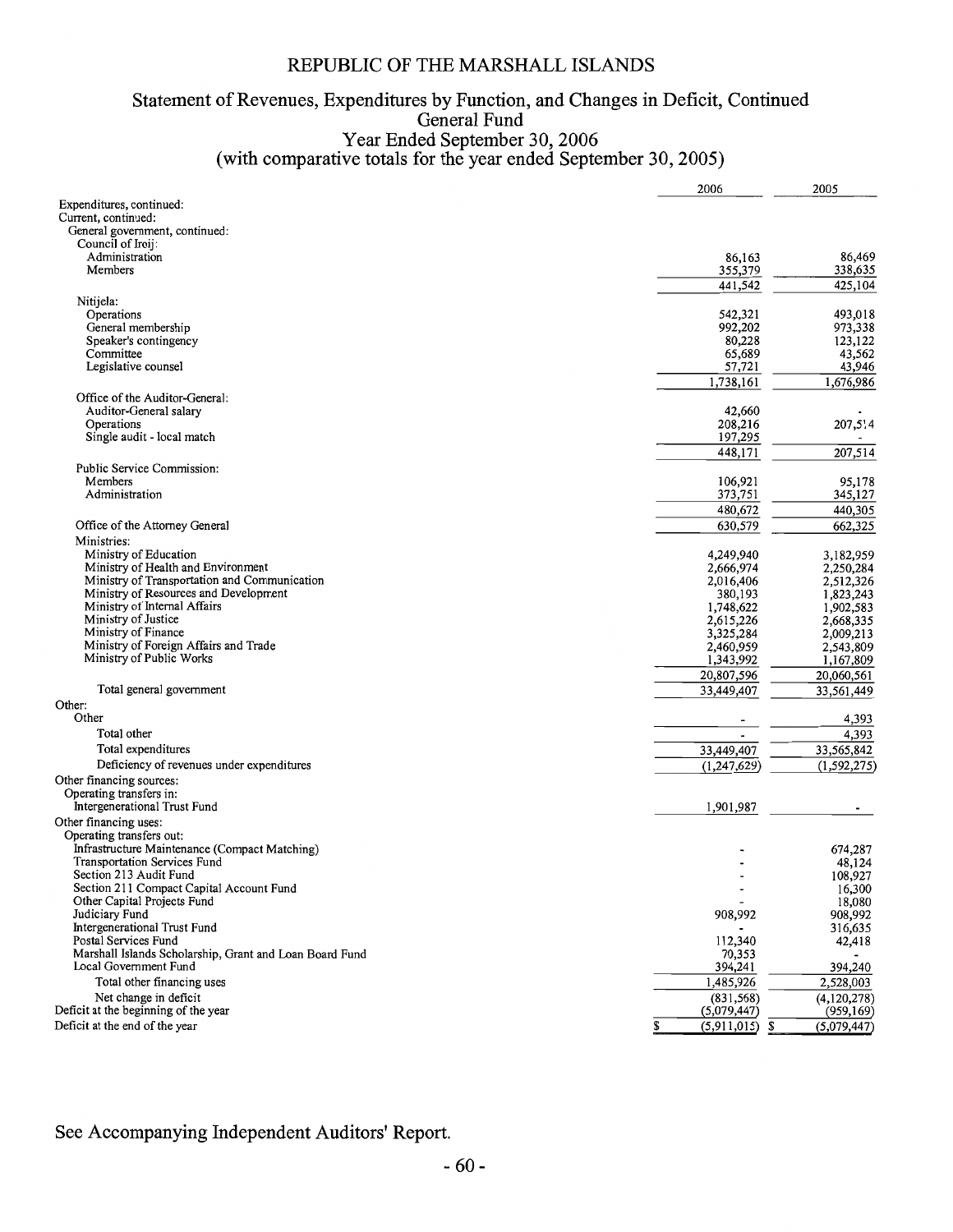# REPUBLIC OF THE MARSHALL ISLANDS

## Statement of Revenues, Expenditures by Function, and Changes in Deficit, Continued
## General Fund
## Year Ended September 30, 2006
## (with comparative totals for the year ended September 30, 2005)

| | 2006 | 2005 |
|---|---|---|
| Expenditures, continued: | | |
| Current, continued: | | |
| General government, continued: | | |
| Council of Iroij: | | |
| Administration | 86,163 | 86,469 |
| Members | 355,379 | 338,635 |
| | 441,542 | 425,104 |
| Nitijela: | | |
| Operations | 542,321 | 493,018 |
| General membership | 992,202 | 973,338 |
| Speaker's contingency | 80,228 | 123,122 |
| Committee | 65,689 | 43,562 |
| Legislative counsel | 57,721 | 43,946 |
| | 1,738,161 | 1,676,986 |
| Office of the Auditor-General: | | |
| Auditor-General salary | 42,660 | - |
| Operations | 208,216 | 207,514 |
| Single audit - local match | 197,295 | - |
| | 448,171 | 207,514 |
| Public Service Commission: | | |
| Members | 106,921 | 95,178 |
| Administration | 373,751 | 345,127 |
| | 480,672 | 440,305 |
| Office of the Attorney General | 630,579 | 662,325 |
| Ministries: | | |
| Ministry of Education | 4,249,940 | 3,182,959 |
| Ministry of Health and Environment | 2,666,974 | 2,250,284 |
| Ministry of Transportation and Communication | 2,016,406 | 2,512,326 |
| Ministry of Resources and Development | 380,193 | 1,823,243 |
| Ministry of Internal Affairs | 1,748,622 | 1,902,583 |
| Ministry of Justice | 2,615,226 | 2,668,335 |
| Ministry of Finance | 3,325,284 | 2,009,213 |
| Ministry of Foreign Affairs and Trade | 2,460,959 | 2,543,809 |
| Ministry of Public Works | 1,343,992 | 1,167,809 |
| | 20,807,596 | 20,060,561 |
| Total general government | 33,449,407 | 33,561,449 |
| Other: | | |
| Other | - | 4,393 |
| Total other | - | 4,393 |
| Total expenditures | 33,449,407 | 33,565,842 |
| Deficiency of revenues under expenditures | (1,247,629) | (1,592,275) |
| Other financing sources: | | |
| Operating transfers in: | | |
| Intergenerational Trust Fund | 1,901,987 | - |
| Other financing uses: | | |
| Operating transfers out: | | |
| Infrastructure Maintenance (Compact Matching) | - | 674,287 |
| Transportation Services Fund | - | 48,124 |
| Section 213 Audit Fund | - | 108,927 |
| Section 211 Compact Capital Account Fund | - | 16,300 |
| Other Capital Projects Fund | - | 18,080 |
| Judiciary Fund | 908,992 | 908,992 |
| Intergenerational Trust Fund | - | 316,635 |
| Postal Services Fund | 112,340 | 42,418 |
| Marshall Islands Scholarship, Grant and Loan Board Fund | 70,353 | - |
| Local Government Fund | 394,241 | 394,240 |
| Total other financing uses | 1,485,926 | 2,528,003 |
| Net change in deficit | (831,568) | (4,120,278) |
| Deficit at the beginning of the year | (5,079,447) | (959,169) |
| Deficit at the end of the year | $ (5,911,015) | $ (5,079,447) |

See Accompanying Independent Auditors' Report.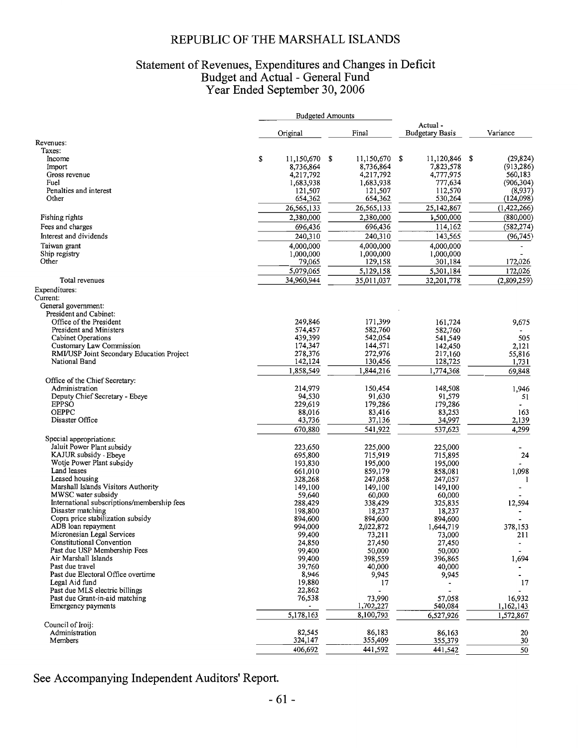# REPUBLIC OF THE MARSHALL ISLANDS

## Statement of Revenues, Expenditures and Changes in Deficit
## Budget and Actual - General Fund
## Year Ended September 30, 2006

| | Budgeted Amounts Original | Budgeted Amounts Final | Actual - Budgetary Basis | Variance |
|---|---|---|---|---|
| **Revenues:** | | | | |
| Taxes: | | | | |
| Income | $ 11,150,670 | $ 11,150,670 | $ 11,120,846 | $ (29,824) |
| Import | 8,736,864 | 8,736,864 | 7,823,578 | (913,286) |
| Gross revenue | 4,217,792 | 4,217,792 | 4,777,975 | 560,183 |
| Fuel | 1,683,938 | 1,683,938 | 777,634 | (906,304) |
| Penalties and interest | 121,507 | 121,507 | 112,570 | (8,937) |
| Other | 654,362 | 654,362 | 530,264 | (124,098) |
| | 26,565,133 | 26,565,133 | 25,142,867 | (1,422,266) |
| Fishing rights | 2,380,000 | 2,380,000 | 1,500,000 | (880,000) |
| Fees and charges | 696,436 | 696,436 | 114,162 | (582,274) |
| Interest and dividends | 240,310 | 240,310 | 143,565 | (96,745) |
| Taiwan grant | 4,000,000 | 4,000,000 | 4,000,000 | - |
| Ship registry | 1,000,000 | 1,000,000 | 1,000,000 | - |
| Other | 79,065 | 129,158 | 301,184 | 172,026 |
| | 5,079,065 | 5,129,158 | 5,301,184 | 172,026 |
| Total revenues | 34,960,944 | 35,011,037 | 32,201,778 | (2,809,259) |
| **Expenditures:** | | | | |
| Current: | | | | |
| General government: | | | | |
| President and Cabinet: | | | | |
| Office of the President | 249,846 | 171,399 | 161,724 | 9,675 |
| President and Ministers | 574,457 | 582,760 | 582,760 | - |
| Cabinet Operations | 439,399 | 542,054 | 541,549 | 505 |
| Customary Law Commission | 174,347 | 144,571 | 142,450 | 2,121 |
| RMI/USP Joint Secondary Education Project | 278,376 | 272,976 | 217,160 | 55,816 |
| National Band | 142,124 | 130,456 | 128,725 | 1,731 |
| | 1,858,549 | 1,844,216 | 1,774,368 | 69,848 |
| Office of the Chief Secretary: | | | | |
| Administration | 214,979 | 150,454 | 148,508 | 1,946 |
| Deputy Chief Secretary - Ebeye | 94,530 | 91,630 | 91,579 | 51 |
| EPPSO | 229,619 | 179,286 | 179,286 | - |
| OEPPC | 88,016 | 83,416 | 83,253 | 163 |
| Disaster Office | 43,736 | 37,136 | 34,997 | 2,139 |
| | 670,880 | 541,922 | 537,623 | 4,299 |
| Special appropriations: | | | | |
| Jaluit Power Plant subsidy | 223,650 | 225,000 | 225,000 | - |
| KAJUR subsidy - Ebeye | 695,800 | 715,919 | 715,895 | 24 |
| Wotje Power Plant subsidy | 193,830 | 195,000 | 195,000 | - |
| Land leases | 661,010 | 859,179 | 858,081 | 1,098 |
| Leased housing | 328,268 | 247,058 | 247,057 | 1 |
| Marshall Islands Visitors Authority | 149,100 | 149,100 | 149,100 | - |
| MWSC water subsidy | 59,640 | 60,000 | 60,000 | - |
| International subscriptions/membership fees | 288,429 | 338,429 | 325,835 | 12,594 |
| Disaster matching | 198,800 | 18,237 | 18,237 | - |
| Copra price stabilization subsidy | 894,600 | 894,600 | 894,600 | - |
| ADB loan repayment | 994,000 | 2,022,872 | 1,644,719 | 378,153 |
| Micronesian Legal Services | 99,400 | 73,211 | 73,000 | 211 |
| Constitutional Convention | 24,850 | 27,450 | 27,450 | - |
| Past due USP Membership Fees | 99,400 | 50,000 | 50,000 | - |
| Air Marshall Islands | 99,400 | 398,559 | 396,865 | 1,694 |
| Past due travel | 39,760 | 40,000 | 40,000 | - |
| Past due Electoral Office overtime | 8,946 | 9,945 | 9,945 | - |
| Legal Aid fund | 19,880 | 17 | - | 17 |
| Past due MLS electric billings | 22,862 | - | - | - |
| Past due Grant-in-aid matching | 76,538 | 73,990 | 57,058 | 16,932 |
| Emergency payments | - | 1,702,227 | 540,084 | 1,162,143 |
| | 5,178,163 | 8,100,793 | 6,527,926 | 1,572,867 |
| Council of Iroij: | | | | |
| Administration | 82,545 | 86,183 | 86,163 | 20 |
| Members | 324,147 | 355,409 | 355,379 | 30 |
| | 406,692 | 441,592 | 441,542 | 50 |

See Accompanying Independent Auditors' Report.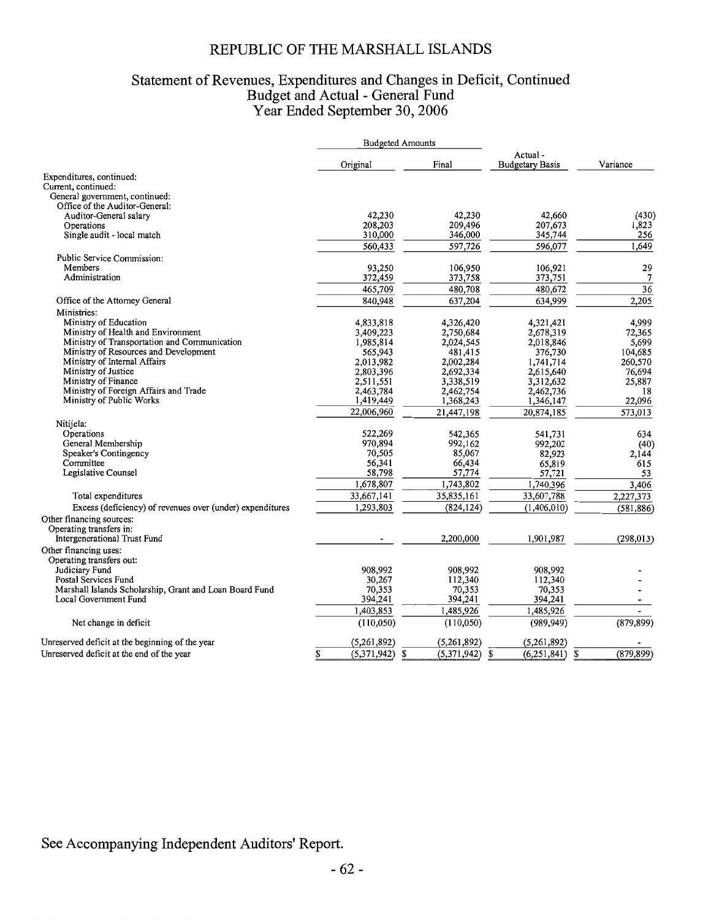# REPUBLIC OF THE MARSHALL ISLANDS

## Statement of Revenues, Expenditures and Changes in Deficit, Continued
## Budget and Actual - General Fund
## Year Ended September 30, 2006

| | Budgeted Amounts | | | |
|---|---|---|---|---|
| | Original | Final | Actual - Budgetary Basis | Variance |
| Expenditures, continued: | | | | |
| Current, continued: | | | | |
| General government, continued: | | | | |
| Office of the Auditor-General: | | | | |
| Auditor-General salary | 42,230 | 42,230 | 42,660 | (430) |
| Operations | 208,203 | 209,496 | 207,673 | 1,823 |
| Single audit - local match | 310,000 | 346,000 | 345,744 | 256 |
| | 560,433 | 597,726 | 596,077 | 1,649 |
| Public Service Commission: | | | | |
| Members | 93,250 | 106,950 | 106,921 | 29 |
| Administration | 372,459 | 373,758 | 373,751 | 7 |
| | 465,709 | 480,708 | 480,672 | 36 |
| Office of the Attorney General | 840,948 | 637,204 | 634,999 | 2,205 |
| Ministries: | | | | |
| Ministry of Education | 4,833,818 | 4,326,420 | 4,321,421 | 4,999 |
| Ministry of Health and Environment | 3,409,223 | 2,750,684 | 2,678,319 | 72,365 |
| Ministry of Transportation and Communication | 1,985,814 | 2,024,545 | 2,018,846 | 5,699 |
| Ministry of Resources and Development | 565,943 | 481,415 | 376,730 | 104,685 |
| Ministry of Internal Affairs | 2,013,982 | 2,002,284 | 1,741,714 | 260,570 |
| Ministry of Justice | 2,803,396 | 2,692,334 | 2,615,640 | 76,694 |
| Ministry of Finance | 2,511,551 | 3,338,519 | 3,312,632 | 25,887 |
| Ministry of Foreign Affairs and Trade | 2,463,784 | 2,462,754 | 2,462,736 | 18 |
| Ministry of Public Works | 1,419,449 | 1,368,243 | 1,346,147 | 22,096 |
| | 22,006,960 | 21,447,198 | 20,874,185 | 573,013 |
| Nitijela: | | | | |
| Operations | 522,269 | 542,365 | 541,731 | 634 |
| General Membership | 970,894 | 992,162 | 992,202 | (40) |
| Speaker's Contingency | 70,505 | 85,067 | 82,923 | 2,144 |
| Committee | 56,341 | 66,434 | 65,819 | 615 |
| Legislative Counsel | 58,798 | 57,774 | 57,721 | 53 |
| | 1,678,807 | 1,743,802 | 1,740,396 | 3,406 |
| Total expenditures | 33,667,141 | 35,835,161 | 33,607,788 | 2,227,373 |
| Excess (deficiency) of revenues over (under) expenditures | 1,293,803 | (824,124) | (1,406,010) | (581,886) |
| Other financing sources: | | | | |
| Operating transfers in: | | | | |
| Intergenerational Trust Fund | - | 2,200,000 | 1,901,987 | (298,013) |
| Other financing uses: | | | | |
| Operating transfers out: | | | | |
| Judiciary Fund | 908,992 | 908,992 | 908,992 | - |
| Postal Services Fund | 30,267 | 112,340 | 112,340 | - |
| Marshall Islands Scholarship, Grant and Loan Board Fund | 70,353 | 70,353 | 70,353 | - |
| Local Government Fund | 394,241 | 394,241 | 394,241 | - |
| | 1,403,853 | 1,485,926 | 1,485,926 | - |
| Net change in deficit | (110,050) | (110,050) | (989,949) | (879,899) |
| Unreserved deficit at the beginning of the year | (5,261,892) | (5,261,892) | (5,261,892) | - |
| Unreserved deficit at the end of the year | $ (5,371,942) | $ (5,371,942) | $ (6,251,841) | $ (879,899) |

See Accompanying Independent Auditors' Report.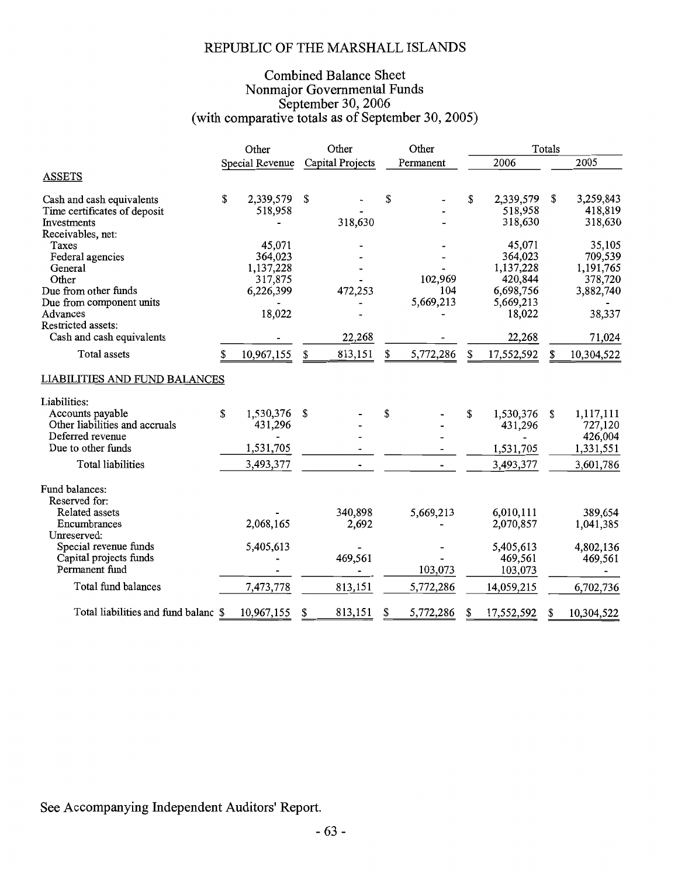# REPUBLIC OF THE MARSHALL ISLANDS

## Combined Balance Sheet
## Nonmajor Governmental Funds
## September 30, 2006
## (with comparative totals as of September 30, 2005)

| | Other Special Revenue | Other Capital Projects | Other Permanent | Totals 2006 | Totals 2005 |
|---|---|---|---|---|---|
| **ASSETS** | | | | | |
| Cash and cash equivalents | $ 2,339,579 | $ - | $ - | $ 2,339,579 | $ 3,259,843 |
| Time certificates of deposit | 518,958 | - | - | 518,958 | 418,819 |
| Investments | - | 318,630 | - | 318,630 | 318,630 |
| Receivables, net: | | | | | |
| Taxes | 45,071 | - | - | 45,071 | 35,105 |
| Federal agencies | 364,023 | - | - | 364,023 | 709,539 |
| General | 1,137,228 | - | - | 1,137,228 | 1,191,765 |
| Other | 317,875 | - | 102,969 | 420,844 | 378,720 |
| Due from other funds | 6,226,399 | 472,253 | 104 | 6,698,756 | 3,882,740 |
| Due from component units | - | - | 5,669,213 | 5,669,213 | - |
| Advances | 18,022 | - | - | 18,022 | 38,337 |
| Restricted assets: | | | | | |
| Cash and cash equivalents | - | 22,268 | - | 22,268 | 71,024 |
| Total assets | $ 10,967,155 | $ 813,151 | $ 5,772,286 | $ 17,552,592 | $ 10,304,522 |
| **LIABILITIES AND FUND BALANCES** | | | | | |
| Liabilities: | | | | | |
| Accounts payable | $ 1,530,376 | $ - | $ - | $ 1,530,376 | $ 1,117,111 |
| Other liabilities and accruals | 431,296 | - | - | 431,296 | 727,120 |
| Deferred revenue | - | - | - | - | 426,004 |
| Due to other funds | 1,531,705 | - | - | 1,531,705 | 1,331,551 |
| Total liabilities | 3,493,377 | - | - | 3,493,377 | 3,601,786 |
| Fund balances: | | | | | |
| Reserved for: | | | | | |
| Related assets | - | 340,898 | 5,669,213 | 6,010,111 | 389,654 |
| Encumbrances | 2,068,165 | 2,692 | - | 2,070,857 | 1,041,385 |
| Unreserved: | | | | | |
| Special revenue funds | 5,405,613 | - | - | 5,405,613 | 4,802,136 |
| Capital projects funds | - | 469,561 | - | 469,561 | 469,561 |
| Permanent fund | - | - | 103,073 | 103,073 | - |
| Total fund balances | 7,473,778 | 813,151 | 5,772,286 | 14,059,215 | 6,702,736 |
| Total liabilities and fund balanc | $ 10,967,155 | $ 813,151 | $ 5,772,286 | $ 17,552,592 | $ 10,304,522 |

See Accompanying Independent Auditors' Report.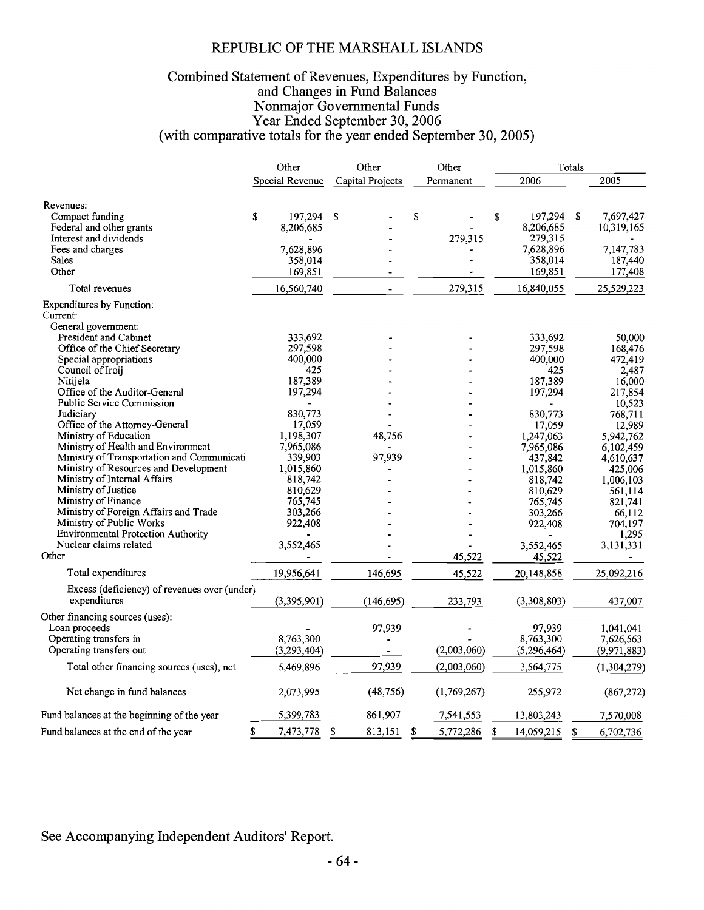# REPUBLIC OF THE MARSHALL ISLANDS

## Combined Statement of Revenues, Expenditures by Function, and Changes in Fund Balances Nonmajor Governmental Funds Year Ended September 30, 2006 (with comparative totals for the year ended September 30, 2005)

| | Other Special Revenue | Other Capital Projects | Other Permanent | Totals 2006 | Totals 2005 |
|---|---|---|---|---|---|
| Revenues: | | | | | |
| Compact funding | $ 197,294 | $ - | $ - | $ 197,294 | $ 7,697,427 |
| Federal and other grants | 8,206,685 | - | - | 8,206,685 | 10,319,165 |
| Interest and dividends | - | - | 279,315 | 279,315 | - |
| Fees and charges | 7,628,896 | - | - | 7,628,896 | 7,147,783 |
| Sales | 358,014 | - | - | 358,014 | 187,440 |
| Other | 169,851 | - | - | 169,851 | 177,408 |
| Total revenues | 16,560,740 | - | 279,315 | 16,840,055 | 25,529,223 |
| Expenditures by Function: | | | | | |
| Current: | | | | | |
| General government: | | | | | |
| President and Cabinet | 333,692 | - | - | 333,692 | 50,000 |
| Office of the Chief Secretary | 297,598 | - | - | 297,598 | 168,476 |
| Special appropriations | 400,000 | - | - | 400,000 | 472,419 |
| Council of Iroij | 425 | - | - | 425 | 2,487 |
| Nitijela | 187,389 | - | - | 187,389 | 16,000 |
| Office of the Auditor-General | 197,294 | - | - | 197,294 | 217,854 |
| Public Service Commission | - | - | - | - | 10,523 |
| Judiciary | 830,773 | - | - | 830,773 | 768,711 |
| Office of the Attorney-General | 17,059 | - | - | 17,059 | 12,989 |
| Ministry of Education | 1,198,307 | 48,756 | - | 1,247,063 | 5,942,762 |
| Ministry of Health and Environment | 7,965,086 | - | - | 7,965,086 | 6,102,459 |
| Ministry of Transportation and Communicati | 339,903 | 97,939 | - | 437,842 | 4,610,637 |
| Ministry of Resources and Development | 1,015,860 | - | - | 1,015,860 | 425,006 |
| Ministry of Internal Affairs | 818,742 | - | - | 818,742 | 1,006,103 |
| Ministry of Justice | 810,629 | - | - | 810,629 | 561,114 |
| Ministry of Finance | 765,745 | - | - | 765,745 | 821,741 |
| Ministry of Foreign Affairs and Trade | 303,266 | - | - | 303,266 | 66,112 |
| Ministry of Public Works | 922,408 | - | - | 922,408 | 704,197 |
| Environmental Protection Authority | - | - | - | - | 1,295 |
| Nuclear claims related | 3,552,465 | - | - | 3,552,465 | 3,131,331 |
| Other | - | - | 45,522 | 45,522 | - |
| Total expenditures | 19,956,641 | 146,695 | 45,522 | 20,148,858 | 25,092,216 |
| Excess (deficiency) of revenues over (under) expenditures | (3,395,901) | (146,695) | 233,793 | (3,308,803) | 437,007 |
| Other financing sources (uses): | | | | | |
| Loan proceeds | - | 97,939 | - | 97,939 | 1,041,041 |
| Operating transfers in | 8,763,300 | - | - | 8,763,300 | 7,626,563 |
| Operating transfers out | (3,293,404) | - | (2,003,060) | (5,296,464) | (9,971,883) |
| Total other financing sources (uses), net | 5,469,896 | 97,939 | (2,003,060) | 3,564,775 | (1,304,279) |
| Net change in fund balances | 2,073,995 | (48,756) | (1,769,267) | 255,972 | (867,272) |
| Fund balances at the beginning of the year | 5,399,783 | 861,907 | 7,541,553 | 13,803,243 | 7,570,008 |
| Fund balances at the end of the year | $ 7,473,778 | $ 813,151 | $ 5,772,286 | $ 14,059,215 | $ 6,702,736 |

See Accompanying Independent Auditors' Report.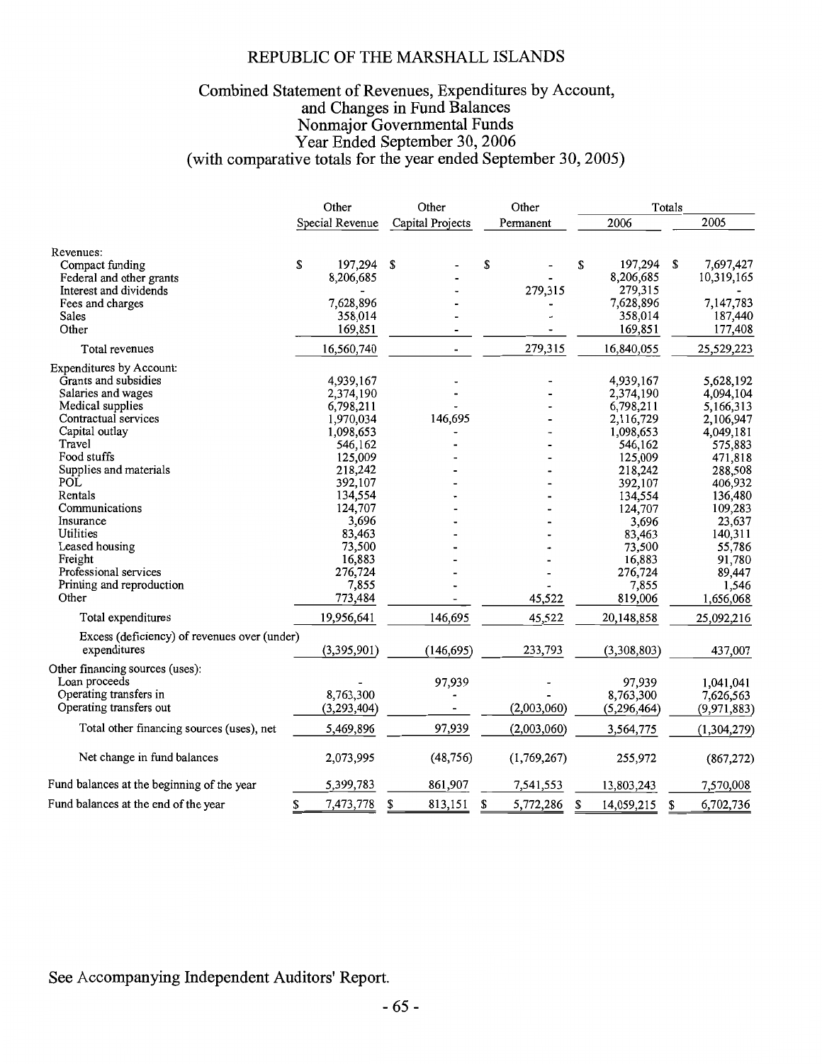# REPUBLIC OF THE MARSHALL ISLANDS

## Combined Statement of Revenues, Expenditures by Account, and Changes in Fund Balances Nonmajor Governmental Funds Year Ended September 30, 2006 (with comparative totals for the year ended September 30, 2005)

| | Other Special Revenue | Other Capital Projects | Other Permanent | Totals 2006 | Totals 2005 |
|---|---|---|---|---|---|
| Revenues: | | | | | |
| Compact funding | $ 197,294 | $ - | $ - | $ 197,294 | $ 7,697,427 |
| Federal and other grants | 8,206,685 | - | - | 8,206,685 | 10,319,165 |
| Interest and dividends | - | - | 279,315 | 279,315 | - |
| Fees and charges | 7,628,896 | - | - | 7,628,896 | 7,147,783 |
| Sales | 358,014 | - | - | 358,014 | 187,440 |
| Other | 169,851 | - | - | 169,851 | 177,408 |
| Total revenues | 16,560,740 | - | 279,315 | 16,840,055 | 25,529,223 |
| Expenditures by Account: | | | | | |
| Grants and subsidies | 4,939,167 | - | - | 4,939,167 | 5,628,192 |
| Salaries and wages | 2,374,190 | - | - | 2,374,190 | 4,094,104 |
| Medical supplies | 6,798,211 | - | - | 6,798,211 | 5,166,313 |
| Contractual services | 1,970,034 | 146,695 | - | 2,116,729 | 2,106,947 |
| Capital outlay | 1,098,653 | - | - | 1,098,653 | 4,049,181 |
| Travel | 546,162 | - | - | 546,162 | 575,883 |
| Food stuffs | 125,009 | - | - | 125,009 | 471,818 |
| Supplies and materials | 218,242 | - | - | 218,242 | 288,508 |
| POL | 392,107 | - | - | 392,107 | 406,932 |
| Rentals | 134,554 | - | - | 134,554 | 136,480 |
| Communications | 124,707 | - | - | 124,707 | 109,283 |
| Insurance | 3,696 | - | - | 3,696 | 23,637 |
| Utilities | 83,463 | - | - | 83,463 | 140,311 |
| Leased housing | 73,500 | - | - | 73,500 | 55,786 |
| Freight | 16,883 | - | - | 16,883 | 91,780 |
| Professional services | 276,724 | - | - | 276,724 | 89,447 |
| Printing and reproduction | 7,855 | - | - | 7,855 | 1,546 |
| Other | 773,484 | - | 45,522 | 819,006 | 1,656,068 |
| Total expenditures | 19,956,641 | 146,695 | 45,522 | 20,148,858 | 25,092,216 |
| Excess (deficiency) of revenues over (under) expenditures | (3,395,901) | (146,695) | 233,793 | (3,308,803) | 437,007 |
| Other financing sources (uses): | | | | | |
| Loan proceeds | - | 97,939 | - | 97,939 | 1,041,041 |
| Operating transfers in | 8,763,300 | - | - | 8,763,300 | 7,626,563 |
| Operating transfers out | (3,293,404) | - | (2,003,060) | (5,296,464) | (9,971,883) |
| Total other financing sources (uses), net | 5,469,896 | 97,939 | (2,003,060) | 3,564,775 | (1,304,279) |
| Net change in fund balances | 2,073,995 | (48,756) | (1,769,267) | 255,972 | (867,272) |
| Fund balances at the beginning of the year | 5,399,783 | 861,907 | 7,541,553 | 13,803,243 | 7,570,008 |
| Fund balances at the end of the year | $ 7,473,778 | $ 813,151 | $ 5,772,286 | $ 14,059,215 | $ 6,702,736 |

See Accompanying Independent Auditors' Report.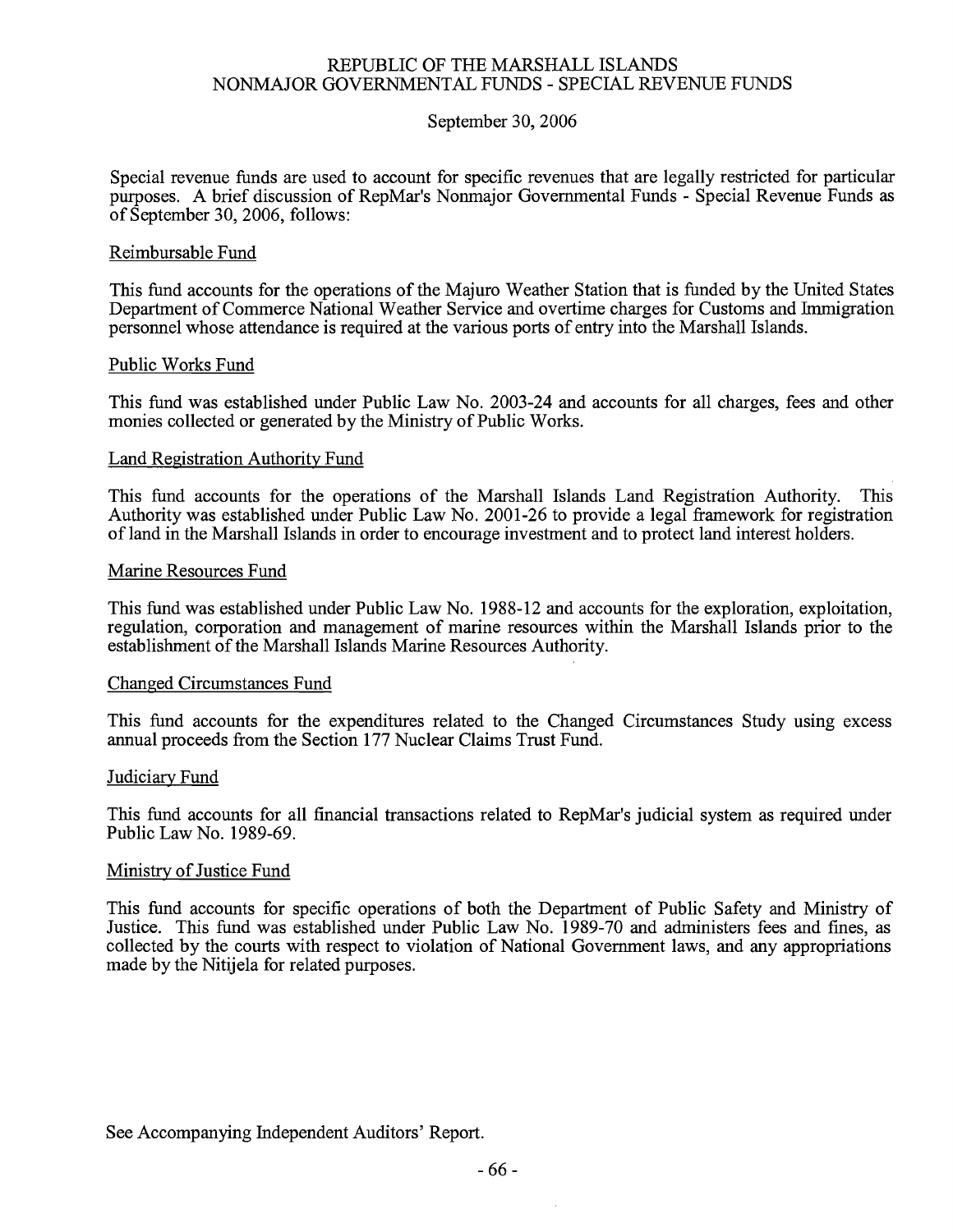# REPUBLIC OF THE MARSHALL ISLANDS
## NONMAJOR GOVERNMENTAL FUNDS - SPECIAL REVENUE FUNDS

September 30, 2006

Special revenue funds are used to account for specific revenues that are legally restricted for particular purposes. A brief discussion of RepMar's Nonmajor Governmental Funds - Special Revenue Funds as of September 30, 2006, follows:

### Reimbursable Fund

This fund accounts for the operations of the Majuro Weather Station that is funded by the United States Department of Commerce National Weather Service and overtime charges for Customs and Immigration personnel whose attendance is required at the various ports of entry into the Marshall Islands.

### Public Works Fund

This fund was established under Public Law No. 2003-24 and accounts for all charges, fees and other monies collected or generated by the Ministry of Public Works.

### Land Registration Authority Fund

This fund accounts for the operations of the Marshall Islands Land Registration Authority. This Authority was established under Public Law No. 2001-26 to provide a legal framework for registration of land in the Marshall Islands in order to encourage investment and to protect land interest holders.

### Marine Resources Fund

This fund was established under Public Law No. 1988-12 and accounts for the exploration, exploitation, regulation, corporation and management of marine resources within the Marshall Islands prior to the establishment of the Marshall Islands Marine Resources Authority.

### Changed Circumstances Fund

This fund accounts for the expenditures related to the Changed Circumstances Study using excess annual proceeds from the Section 177 Nuclear Claims Trust Fund.

### Judiciary Fund

This fund accounts for all financial transactions related to RepMar's judicial system as required under Public Law No. 1989-69.

### Ministry of Justice Fund

This fund accounts for specific operations of both the Department of Public Safety and Ministry of Justice. This fund was established under Public Law No. 1989-70 and administers fees and fines, as collected by the courts with respect to violation of National Government laws, and any appropriations made by the Nitijela for related purposes.

See Accompanying Independent Auditors' Report.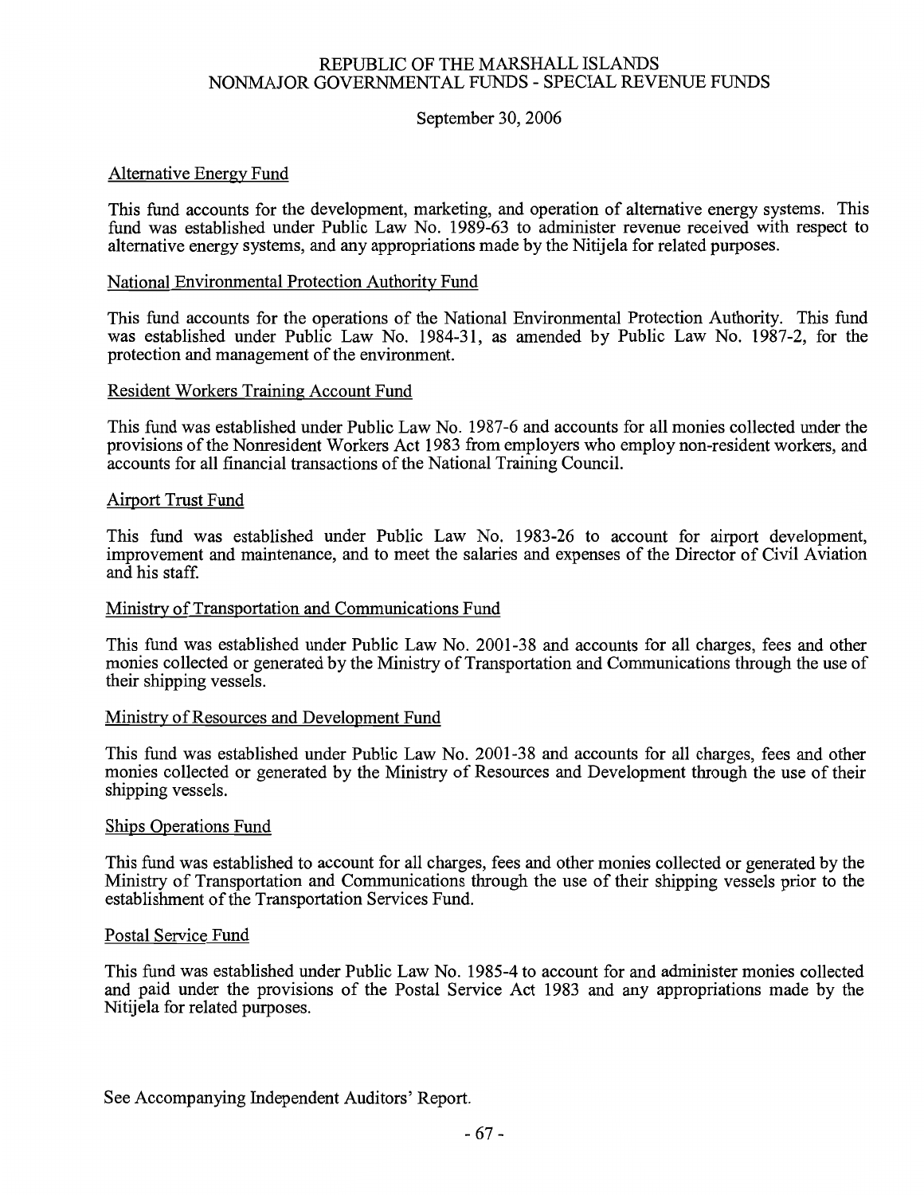# REPUBLIC OF THE MARSHALL ISLANDS
## NONMAJOR GOVERNMENTAL FUNDS - SPECIAL REVENUE FUNDS

September 30, 2006

### Alternative Energy Fund

This fund accounts for the development, marketing, and operation of alternative energy systems. This fund was established under Public Law No. 1989-63 to administer revenue received with respect to alternative energy systems, and any appropriations made by the Nitijela for related purposes.

### National Environmental Protection Authority Fund

This fund accounts for the operations of the National Environmental Protection Authority. This fund was established under Public Law No. 1984-31, as amended by Public Law No. 1987-2, for the protection and management of the environment.

### Resident Workers Training Account Fund

This fund was established under Public Law No. 1987-6 and accounts for all monies collected under the provisions of the Nonresident Workers Act 1983 from employers who employ non-resident workers, and accounts for all financial transactions of the National Training Council.

### Airport Trust Fund

This fund was established under Public Law No. 1983-26 to account for airport development, improvement and maintenance, and to meet the salaries and expenses of the Director of Civil Aviation and his staff.

### Ministry of Transportation and Communications Fund

This fund was established under Public Law No. 2001-38 and accounts for all charges, fees and other monies collected or generated by the Ministry of Transportation and Communications through the use of their shipping vessels.

### Ministry of Resources and Development Fund

This fund was established under Public Law No. 2001-38 and accounts for all charges, fees and other monies collected or generated by the Ministry of Resources and Development through the use of their shipping vessels.

### Ships Operations Fund

This fund was established to account for all charges, fees and other monies collected or generated by the Ministry of Transportation and Communications through the use of their shipping vessels prior to the establishment of the Transportation Services Fund.

### Postal Service Fund

This fund was established under Public Law No. 1985-4 to account for and administer monies collected and paid under the provisions of the Postal Service Act 1983 and any appropriations made by the Nitijela for related purposes.

See Accompanying Independent Auditors' Report.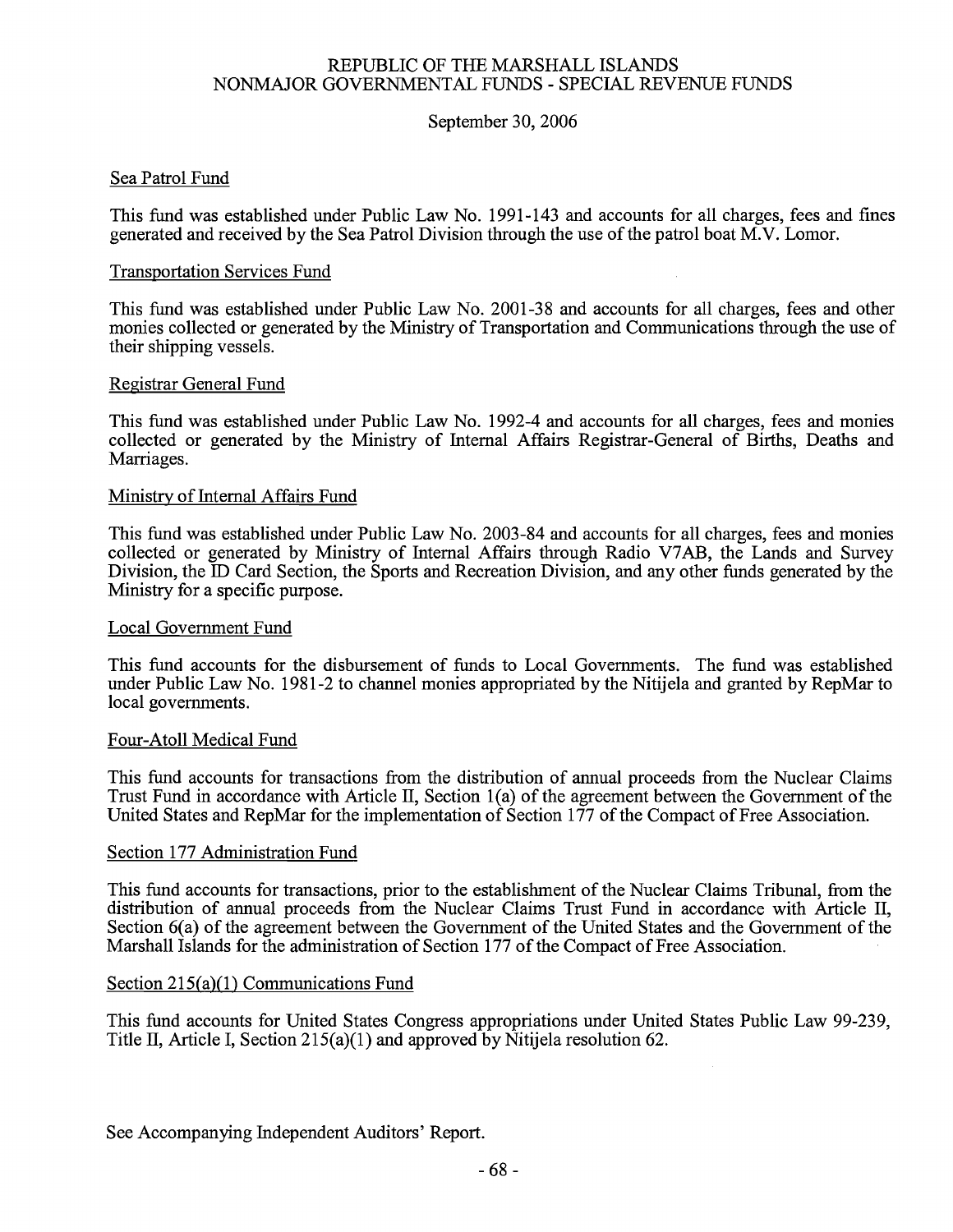# REPUBLIC OF THE MARSHALL ISLANDS
## NONMAJOR GOVERNMENTAL FUNDS - SPECIAL REVENUE FUNDS

September 30, 2006

### Sea Patrol Fund

This fund was established under Public Law No. 1991-143 and accounts for all charges, fees and fines generated and received by the Sea Patrol Division through the use of the patrol boat M.V. Lomor.

### Transportation Services Fund

This fund was established under Public Law No. 2001-38 and accounts for all charges, fees and other monies collected or generated by the Ministry of Transportation and Communications through the use of their shipping vessels.

### Registrar General Fund

This fund was established under Public Law No. 1992-4 and accounts for all charges, fees and monies collected or generated by the Ministry of Internal Affairs Registrar-General of Births, Deaths and Marriages.

### Ministry of Internal Affairs Fund

This fund was established under Public Law No. 2003-84 and accounts for all charges, fees and monies collected or generated by Ministry of Internal Affairs through Radio V7AB, the Lands and Survey Division, the ID Card Section, the Sports and Recreation Division, and any other funds generated by the Ministry for a specific purpose.

### Local Government Fund

This fund accounts for the disbursement of funds to Local Governments. The fund was established under Public Law No. 1981-2 to channel monies appropriated by the Nitijela and granted by RepMar to local governments.

### Four-Atoll Medical Fund

This fund accounts for transactions from the distribution of annual proceeds from the Nuclear Claims Trust Fund in accordance with Article II, Section 1(a) of the agreement between the Government of the United States and RepMar for the implementation of Section 177 of the Compact of Free Association.

### Section 177 Administration Fund

This fund accounts for transactions, prior to the establishment of the Nuclear Claims Tribunal, from the distribution of annual proceeds from the Nuclear Claims Trust Fund in accordance with Article II, Section 6(a) of the agreement between the Government of the United States and the Government of the Marshall Islands for the administration of Section 177 of the Compact of Free Association.

### Section 215(a)(1) Communications Fund

This fund accounts for United States Congress appropriations under United States Public Law 99-239, Title II, Article I, Section 215(a)(1) and approved by Nitijela resolution 62.

See Accompanying Independent Auditors' Report.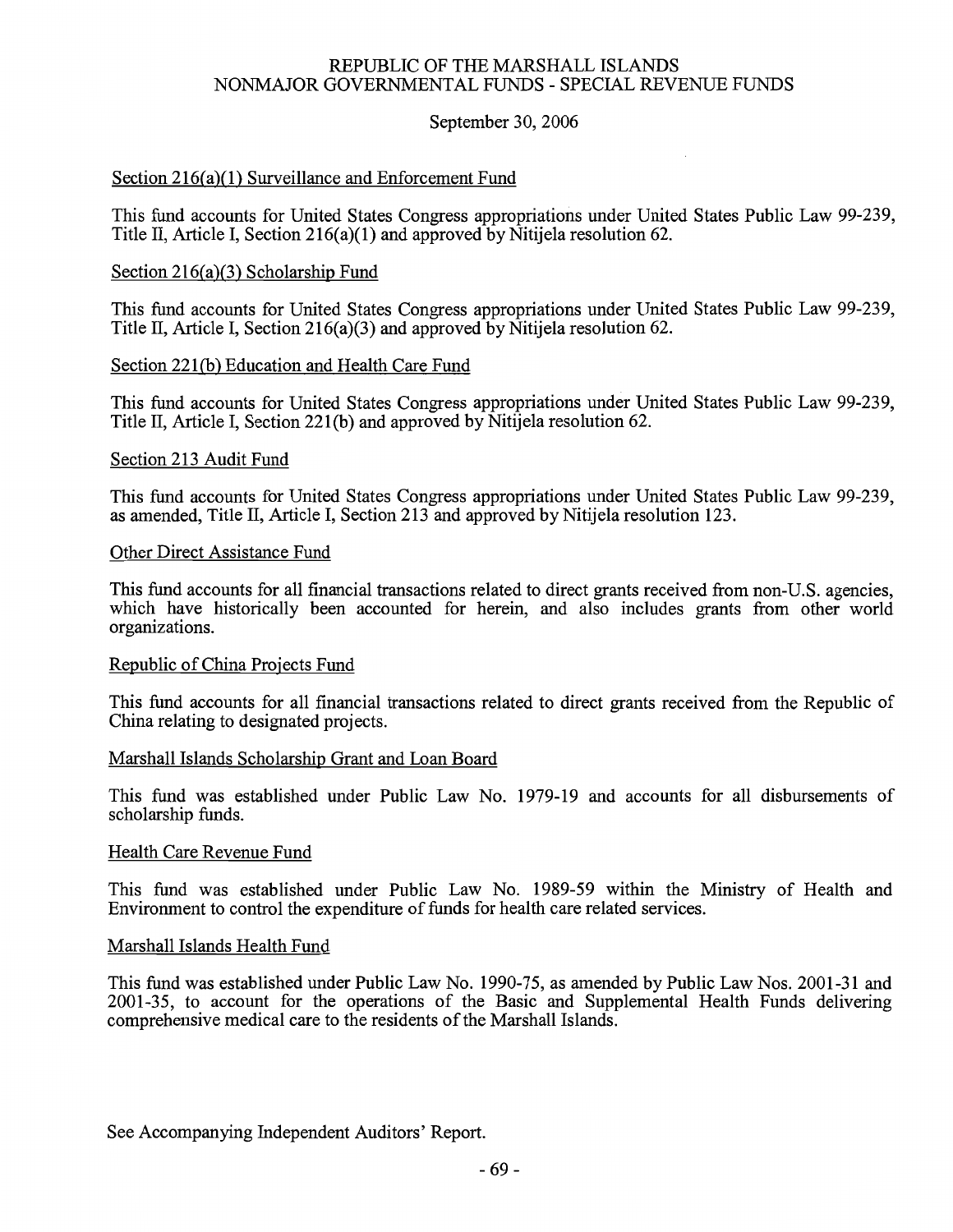# REPUBLIC OF THE MARSHALL ISLANDS
## NONMAJOR GOVERNMENTAL FUNDS - SPECIAL REVENUE FUNDS

September 30, 2006

### Section 216(a)(1) Surveillance and Enforcement Fund

This fund accounts for United States Congress appropriations under United States Public Law 99-239, Title II, Article I, Section 216(a)(1) and approved by Nitijela resolution 62.

### Section 216(a)(3) Scholarship Fund

This fund accounts for United States Congress appropriations under United States Public Law 99-239, Title II, Article I, Section 216(a)(3) and approved by Nitijela resolution 62.

### Section 221(b) Education and Health Care Fund

This fund accounts for United States Congress appropriations under United States Public Law 99-239, Title II, Article I, Section 221(b) and approved by Nitijela resolution 62.

### Section 213 Audit Fund

This fund accounts for United States Congress appropriations under United States Public Law 99-239, as amended, Title II, Article I, Section 213 and approved by Nitijela resolution 123.

### Other Direct Assistance Fund

This fund accounts for all financial transactions related to direct grants received from non-U.S. agencies, which have historically been accounted for herein, and also includes grants from other world organizations.

### Republic of China Projects Fund

This fund accounts for all financial transactions related to direct grants received from the Republic of China relating to designated projects.

### Marshall Islands Scholarship Grant and Loan Board

This fund was established under Public Law No. 1979-19 and accounts for all disbursements of scholarship funds.

### Health Care Revenue Fund

This fund was established under Public Law No. 1989-59 within the Ministry of Health and Environment to control the expenditure of funds for health care related services.

### Marshall Islands Health Fund

This fund was established under Public Law No. 1990-75, as amended by Public Law Nos. 2001-31 and 2001-35, to account for the operations of the Basic and Supplemental Health Funds delivering comprehensive medical care to the residents of the Marshall Islands.

See Accompanying Independent Auditors' Report.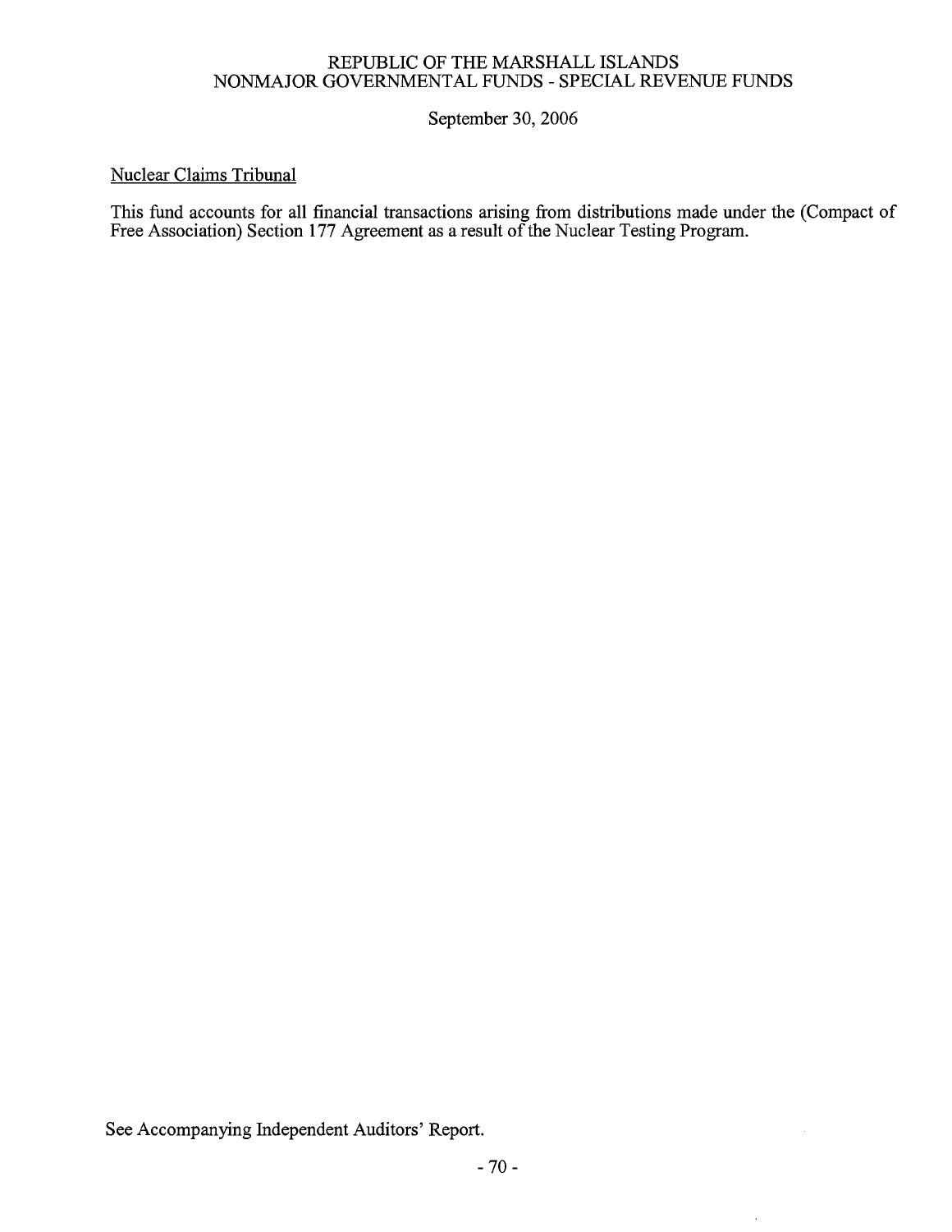REPUBLIC OF THE MARSHALL ISLANDS
NONMAJOR GOVERNMENTAL FUNDS - SPECIAL REVENUE FUNDS

September 30, 2006

Nuclear Claims Tribunal

This fund accounts for all financial transactions arising from distributions made under the (Compact of Free Association) Section 177 Agreement as a result of the Nuclear Testing Program.

See Accompanying Independent Auditors' Report.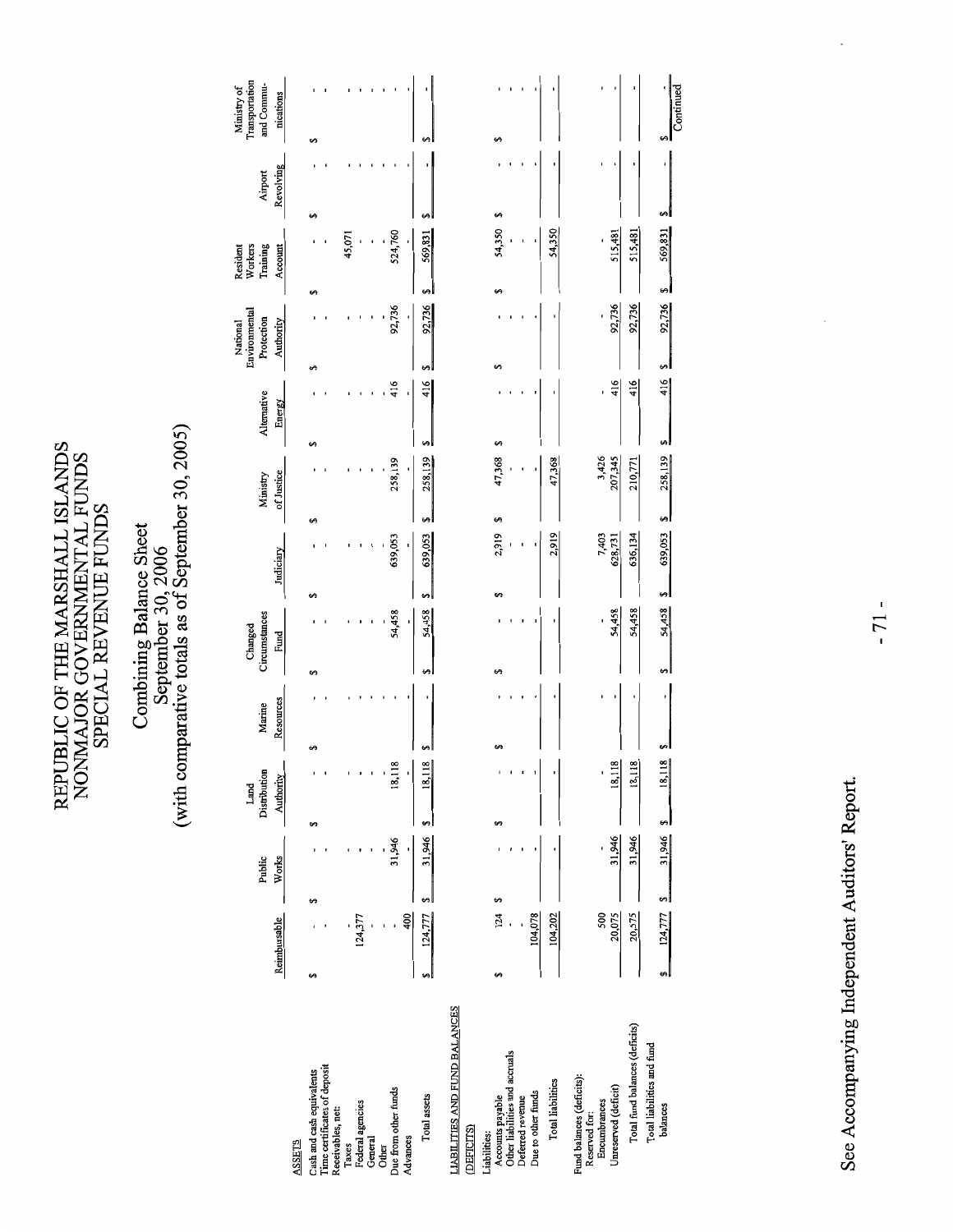# REPUBLIC OF THE MARSHALL ISLANDS
## NONMAJOR GOVERNMENTAL FUNDS
## SPECIAL REVENUE FUNDS

### Combining Balance Sheet
### September 30, 2006
### (with comparative totals as of September 30, 2005)

| | Reimbursable | Public Works | Land Distribution Authority | Marine Resources | Changed Circumstances Fund | Judiciary | Ministry of Justice | Alternative Energy | National Environmental Protection Authority | Resident Workers Training Account | Airport Revolving | Ministry of Transportation and Communications |
|---|---|---|---|---|---|---|---|---|---|---|---|---|
| **ASSETS** | | | | | | | | | | | | |
| Cash and cash equivalents | $ - | $ - | $ - | $ - | $ - | $ - | $ - | $ - | $ - | $ - | $ - | $ - |
| Time certificates of deposit | - | - | - | - | - | - | - | - | - | - | - | - |
| Receivables, net: | | | | | | | | | | | | |
| Taxes | - | - | - | - | - | - | - | - | - | - | - | - |
| Federal agencies | 124,377 | - | - | - | - | - | - | - | - | 45,071 | - | - |
| General | - | - | - | - | - | - | - | - | - | - | - | - |
| Other | - | - | - | - | - | - | - | - | - | - | - | - |
| Due from other funds | - | 31,946 | 18,118 | - | 54,458 | 639,053 | 258,139 | 416 | 92,736 | 524,760 | - | - |
| Advances | 400 | - | - | - | - | - | - | - | - | - | - | - |
| Total assets | $ 124,777 | $ 31,946 | $ 18,118 | $ - | $ 54,458 | $ 639,053 | $ 258,139 | $ 416 | $ 92,736 | $ 569,831 | $ - | $ - |
| **LIABILITIES AND FUND BALANCES (DEFICITS)** | | | | | | | | | | | | |
| Liabilities: | | | | | | | | | | | | |
| Accounts payable | $ 124 | $ - | $ - | $ - | $ - | $ 2,919 | $ 47,368 | $ - | $ - | $ 54,350 | $ - | $ - |
| Other liabilities and accruals | - | - | - | - | - | - | - | - | - | - | - | - |
| Deferred revenue | - | - | - | - | - | - | - | - | - | - | - | - |
| Due to other funds | 104,078 | - | - | - | - | - | - | - | - | - | - | - |
| Total liabilities | 104,202 | - | - | - | - | 2,919 | 47,368 | - | - | 54,350 | - | - |
| Fund balances (deficits): | | | | | | | | | | | | |
| Reserved for: | | | | | | | | | | | | |
| Encumbrances | 500 | - | - | - | - | 7,403 | 3,426 | - | - | - | - | - |
| Unreserved (deficit) | 20,075 | 31,946 | 18,118 | - | 54,458 | 628,731 | 207,345 | 416 | 92,736 | 515,481 | - | - |
| Total fund balances (deficits) | 20,575 | 31,946 | 18,118 | - | 54,458 | 636,134 | 210,771 | 416 | 92,736 | 515,481 | - | - |
| Total liabilities and fund balances | $ 124,777 | $ 31,946 | $ 18,118 | $ - | $ 54,458 | $ 639,053 | $ 258,139 | $ 416 | $ 92,736 | $ 569,831 | $ - | $ - |

Continued

See Accompanying Independent Auditors' Report.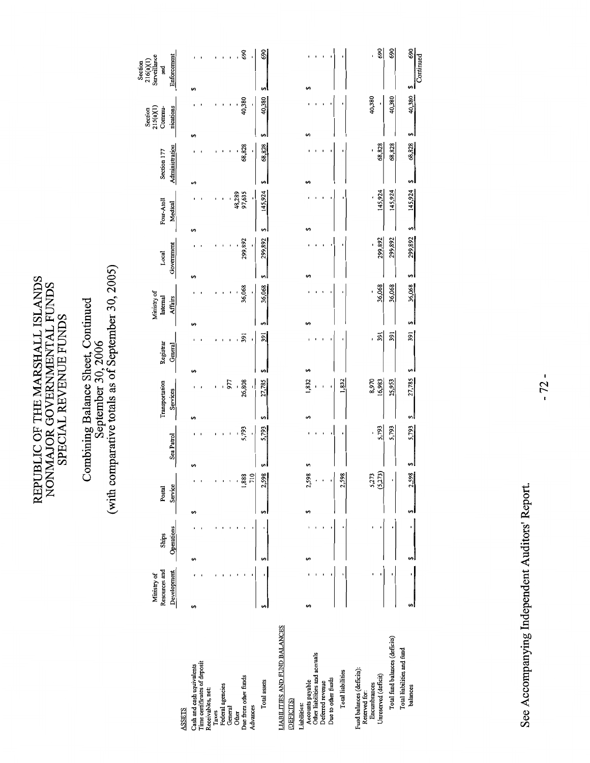# REPUBLIC OF THE MARSHALL ISLANDS
# NONMAJOR GOVERNMENTAL FUNDS
# SPECIAL REVENUE FUNDS

## Combining Balance Sheet, Continued
## September 30, 2006
## (with comparative totals as of September 30, 2005)

| | Ministry of Resources and Development | Ships Operations | Postal Service | Sea Patrol | Transportation Services | Registrar General | Ministry of Internal Affairs | Local Government | Four-Atoll Medical | Section 177 Administration | Section 215(a)(1) Communications | Section 216(a)(1) Surveillance and Enforcement |
|---|---|---|---|---|---|---|---|---|---|---|---|---|
| **ASSETS** | | | | | | | | | | | | |
| Cash and cash equivalents | $ - | $ - | $ - | $ - | $ - | $ - | $ - | $ - | $ - | $ - | $ - | $ - |
| Time certificates of deposit | - | - | - | - | - | - | - | - | - | - | - | - |
| Receivables, net: | | | | | | | | | | | | |
| Taxes | - | - | - | - | - | - | - | - | - | - | - | - |
| Federal agencies | - | - | - | - | - | - | - | - | - | - | - | - |
| General | - | - | - | - | 977 | - | - | - | - | - | - | - |
| Other | - | - | - | - | - | - | - | - | 48,289 | - | - | - |
| Due from other funds | - | - | 1,888 | 5,793 | 26,808 | 391 | 36,068 | 299,892 | 97,635 | 68,828 | 40,380 | 690 |
| Advances | - | - | 710 | - | - | - | - | - | - | - | - | - |
| Total assets | $ - | $ - | $ 2,598 | $ 5,793 | $ 27,785 | $ 391 | $ 36,068 | $ 299,892 | $ 145,924 | $ 68,828 | $ 40,380 | $ 690 |
| **LIABILITIES AND FUND BALANCES (DEFICITS)** | | | | | | | | | | | | |
| Liabilities: | | | | | | | | | | | | |
| Accounts payable | $ - | $ - | $ 2,598 | $ - | $ 1,832 | $ - | $ - | $ - | $ - | $ - | $ - | $ - |
| Other liabilities and accruals | - | - | - | - | - | - | - | - | - | - | - | - |
| Deferred revenue | - | - | - | - | - | - | - | - | - | - | - | - |
| Due to other funds | - | - | - | - | - | - | - | - | - | - | - | - |
| Total liabilities | - | - | 2,598 | - | 1,832 | - | - | - | - | - | - | - |
| Fund balances (deficits): | | | | | | | | | | | | |
| Reserved for: | | | | | | | | | | | | |
| Encumbrances | - | - | 5,273 | - | 8,970 | - | - | - | - | - | 40,380 | - |
| Unreserved (deficit) | - | - | (5,273) | 5,793 | 16,983 | 391 | 36,068 | 299,892 | 145,924 | 68,828 | - | 690 |
| Total fund balances (deficits) | - | - | - | 5,793 | 25,953 | 391 | 36,068 | 299,892 | 145,924 | 68,828 | 40,380 | 690 |
| Total liabilities and fund balances | $ - | $ - | $ 2,598 | $ 5,793 | $ 27,785 | $ 391 | $ 36,068 | $ 299,892 | $ 145,924 | $ 68,828 | $ 40,380 | $ 690 |

Continued

See Accompanying Independent Auditors' Report.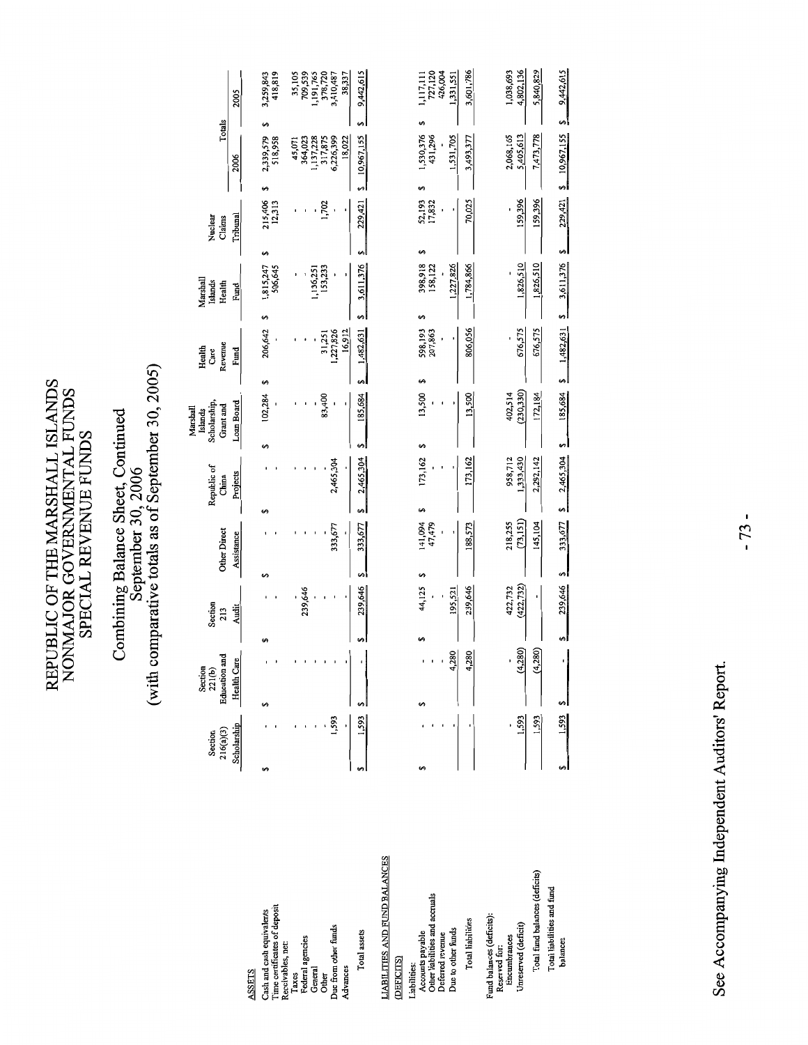# REPUBLIC OF THE MARSHALL ISLANDS
## NONMAJOR GOVERNMENTAL FUNDS
## SPECIAL REVENUE FUNDS

### Combining Balance Sheet, Continued
### September 30, 2006
### (with comparative totals as of September 30, 2005)

| | Section 216(a)(3) Scholarship | Section 221(b) Education and Health Care | Section 213 Audit | Other Direct Assistance | Republic of China Projects | Marshall Islands Scholarship, Grant and Loan Board | Health Care Revenue Fund | Marshall Islands Health Fund | Nuclear Claims Tribunal | Totals 2006 | Totals 2005 |
|---|---|---|---|---|---|---|---|---|---|---|---|
| **ASSETS** | | | | | | | | | | | |
| Cash and cash equivalents | $ - | $ - | $ - | $ - | $ - | $ 102,284 | $ 206,642 | $ 1,815,247 | $ 215,406 | $ 2,339,579 | $ 3,259,843 |
| Time certificates of deposit | - | - | - | - | - | - | - | 506,645 | 12,313 | 518,958 | 418,819 |
| Receivables, net: | | | | | | | | | | | |
| Taxes | - | - | - | - | - | - | - | - | - | 45,071 | 35,105 |
| Federal agencies | - | - | 239,646 | - | - | - | - | - | - | 364,023 | 709,539 |
| General | - | - | - | - | - | - | - | - | - | 1,137,228 | 1,191,765 |
| Other | - | - | - | - | - | - | 31,251 | 1,136,251 | 1,702 | 317,875 | 378,720 |
| Due from other funds | 1,593 | - | - | 333,677 | 2,465,304 | 83,400 | 1,227,826 | 153,233 | - | 6,226,399 | 3,410,487 |
| Advances | - | - | - | - | - | - | 16,912 | - | - | 18,022 | 38,337 |
| Total assets | $ 1,593 | $ - | $ 239,646 | $ 333,677 | $ 2,465,304 | $ 185,684 | $ 1,482,631 | $ 3,611,376 | $ 229,421 | $ 10,967,155 | $ 9,442,615 |
| **LIABILITIES AND FUND BALANCES (DEFICITS)** | | | | | | | | | | | |
| Liabilities: | | | | | | | | | | | |
| Accounts payable | $ - | $ - | $ 44,125 | $ 141,094 | $ 173,162 | $ 13,500 | $ 598,193 | $ 398,918 | $ 52,193 | $ 1,530,376 | $ 1,117,111 |
| Other liabilities and accruals | - | - | - | 47,479 | - | - | 207,863 | 158,122 | 17,832 | 431,296 | 727,120 |
| Deferred revenue | - | - | - | - | - | - | - | - | - | - | 426,004 |
| Due to other funds | - | 4,280 | 195,521 | - | - | - | - | 1,227,826 | - | 1,531,705 | 1,331,551 |
| Total liabilities | - | 4,280 | 239,646 | 188,573 | 173,162 | 13,500 | 806,056 | 1,784,866 | 70,025 | 3,493,377 | 3,601,786 |
| Fund balances (deficits): | | | | | | | | | | | |
| Reserved for: | | | | | | | | | | | |
| Encumbrances | - | - | 422,732 | 218,255 | 958,712 | 402,514 | - | - | - | 2,068,165 | 1,038,693 |
| Unreserved (deficit) | 1,593 | (4,280) | (422,732) | (73,151) | 1,333,430 | (230,330) | 676,575 | 1,826,510 | 159,396 | 5,405,613 | 4,802,136 |
| Total fund balances (deficits) | 1,593 | (4,280) | - | 145,104 | 2,292,142 | 172,184 | 676,575 | 1,826,510 | 159,396 | 7,473,778 | 5,840,829 |
| Total liabilities and fund balances | $ 1,593 | $ - | $ 239,646 | $ 333,677 | $ 2,465,304 | $ 185,684 | $ 1,482,631 | $ 3,611,376 | $ 229,421 | $ 10,967,155 | $ 9,442,615 |

See Accompanying Independent Auditors' Report.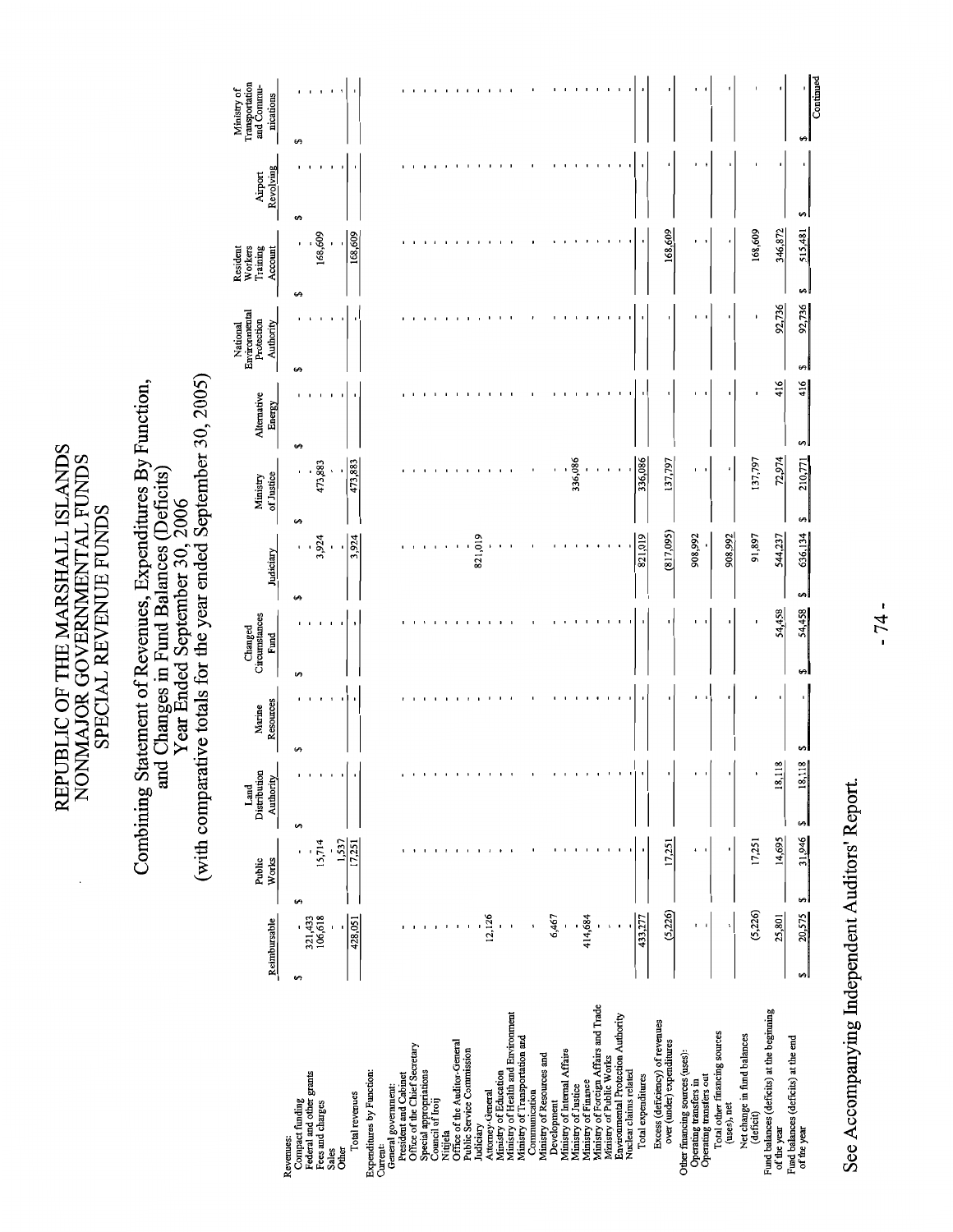# REPUBLIC OF THE MARSHALL ISLANDS
# NONMAJOR GOVERNMENTAL FUNDS
# SPECIAL REVENUE FUNDS

## Combining Statement of Revenues, Expenditures By Function, and Changes in Fund Balances (Deficits)
## Year Ended September 30, 2006
## (with comparative totals for the year ended September 30, 2005)

| | Reimbursable | Public Works | Land Distribution Authority | Marine Resources | Changed Circumstances Fund | Judiciary | Ministry of Justice | Alternative Energy | National Environmental Protection Authority | Resident Workers Training Account | Airport Revolving | Ministry of Transportation and Communications |
|---|---|---|---|---|---|---|---|---|---|---|---|---|
| Revenues: | | | | | | | | | | | | |
| Compact funding | $ - | $ - | $ - | $ - | $ - | $ - | $ - | $ - | $ - | $ - | $ - | $ - |
| Federal and other grants | 321,433 | - | - | - | - | - | - | - | - | - | - | - |
| Fees and charges | 106,618 | 15,714 | - | - | - | 3,924 | 473,883 | - | - | 168,609 | - | - |
| Sales | - | - | - | - | - | - | - | - | - | - | - | - |
| Other | - | 1,537 | - | - | - | - | - | - | - | - | - | - |
| Total revenues | 428,051 | 17,251 | - | - | - | 3,924 | 473,883 | - | - | 168,609 | - | - |
| Expenditures by Function: | | | | | | | | | | | | |
| Current: | | | | | | | | | | | | |
| General government: | | | | | | | | | | | | |
| President and Cabinet | - | - | - | - | - | - | - | - | - | - | - | - |
| Office of the Chief Secretary | - | - | - | - | - | - | - | - | - | - | - | - |
| Special appropriations | - | - | - | - | - | - | - | - | - | - | - | - |
| Council of Iroij | - | - | - | - | - | - | - | - | - | - | - | - |
| Nitijela | - | - | - | - | - | - | - | - | - | - | - | - |
| Office of the Auditor-General | - | - | - | - | - | - | - | - | - | - | - | - |
| Public Service Commission | - | - | - | - | - | - | - | - | - | - | - | - |
| Judiciary | - | - | - | - | - | 821,019 | - | - | - | - | - | - |
| Attorney-General | - | - | - | - | - | - | - | - | - | - | - | - |
| Ministry of Education | 12,126 | - | - | - | - | - | - | - | - | - | - | - |
| Ministry of Health and Environment | - | - | - | - | - | - | - | - | - | - | - | - |
| Ministry of Transportation and Communication | - | - | - | - | - | - | - | - | - | - | - | - |
| Ministry of Resources and Development | 6,467 | - | - | - | - | - | - | - | - | - | - | - |
| Ministry of Internal Affairs | - | - | - | - | - | - | - | - | - | - | - | - |
| Ministry of Justice | - | - | - | - | - | - | 336,086 | - | - | - | - | - |
| Ministry of Finance | 414,684 | - | - | - | - | - | - | - | - | - | - | - |
| Ministry of Foreign Affairs and Trade | - | - | - | - | - | - | - | - | - | - | - | - |
| Ministry of Public Works | - | - | - | - | - | - | - | - | - | - | - | - |
| Environmental Protection Authority | - | - | - | - | - | - | - | - | - | - | - | - |
| Nuclear claims related | - | - | - | - | - | - | - | - | - | - | - | - |
| Total expenditures | 433,277 | - | - | - | - | 821,019 | 336,086 | - | - | - | - | - |
| Excess (deficiency) of revenues over (under) expenditures | (5,226) | 17,251 | - | - | - | (817,095) | 137,797 | - | - | 168,609 | - | - |
| Other financing sources (uses): | | | | | | | | | | | | |
| Operating transfers in | - | - | - | - | - | 908,992 | - | - | - | - | - | - |
| Operating transfers out | - | - | - | - | - | - | - | - | - | - | - | - |
| Total other financing sources (uses), net | - | - | - | - | - | 908,992 | - | - | - | - | - | - |
| Net change in fund balances (deficit) | (5,226) | 17,251 | - | - | - | 91,897 | 137,797 | - | - | 168,609 | - | - |
| Fund balances (deficits) at the beginning of the year | 25,801 | 14,695 | 18,118 | - | 54,458 | 544,237 | 72,974 | 416 | 92,736 | 346,872 | - | - |
| Fund balances (deficits) at the end of the year | $ 20,575 | $ 31,946 | $ 18,118 | $ - | $ 54,458 | $ 636,134 | $ 210,771 | $ 416 | $ 92,736 | $ 515,481 | $ - | $ - |

Continued

See Accompanying Independent Auditors' Report.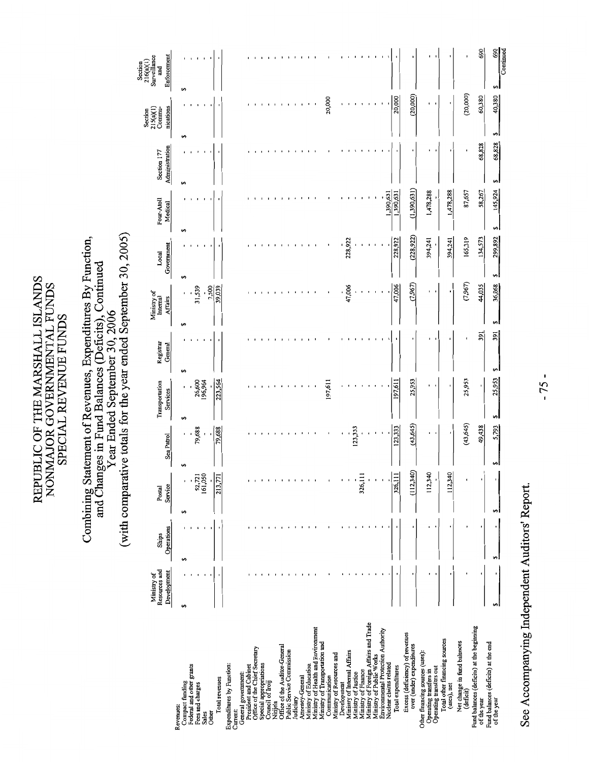# REPUBLIC OF THE MARSHALL ISLANDS
## NONMAJOR GOVERNMENTAL FUNDS
## SPECIAL REVENUE FUNDS

### Combining Statement of Revenues, Expenditures By Function, and Changes in Fund Balances (Deficits), Continued
### Year Ended September 30, 2006
### (with comparative totals for the year ended September 30, 2005)

| | Ministry of Resources and Development | Ships Operations | Postal Service | Sea Patrol | Transportation Services | Registrar General | Ministry of Internal Affairs | Local Government | Four-Atoll Medical | Section 177 Administration | Section 215(a)(1) Communications | Section 216(a)(1) Surveillance and Enforcement |
|---|---|---|---|---|---|---|---|---|---|---|---|---|
| Revenues: | | | | | | | | | | | | |
| Compact funding | $ - | $ - | $ - | $ - | $ - | $ - | $ - | $ - | $ - | $ - | $ - | $ - |
| Federal and other grants | - | - | - | - | - | - | - | - | - | - | - | - |
| Fees and charges | - | - | 52,721 | 79,688 | 26,600 | - | 31,539 | - | - | - | - | - |
| Sales | - | - | 161,050 | - | 196,964 | - | - | - | - | - | - | - |
| Other | - | - | - | - | - | - | 7,500 | - | - | - | - | - |
| Total revenues | - | - | 213,771 | 79,688 | 223,564 | - | 39,039 | - | - | - | - | - |
| Expenditures by Function: | | | | | | | | | | | | |
| Current: | | | | | | | | | | | | |
| General government: | | | | | | | | | | | | |
| President and Cabinet | - | - | - | - | - | - | - | - | - | - | - | - |
| Office of the Chief Secretary | - | - | - | - | - | - | - | - | - | - | - | - |
| Special appropriations | - | - | - | - | - | - | - | - | - | - | - | - |
| Council of Iroij | - | - | - | - | - | - | - | - | - | - | - | - |
| Nitijela | - | - | - | - | - | - | - | - | - | - | - | - |
| Office of the Auditor-General | - | - | - | - | - | - | - | - | - | - | - | - |
| Public Service Commission | - | - | - | - | - | - | - | - | - | - | - | - |
| Judiciary | - | - | - | - | - | - | - | - | - | - | - | - |
| Attorney-General | - | - | - | - | - | - | - | - | - | - | - | - |
| Ministry of Education | - | - | - | - | - | - | - | - | - | - | - | - |
| Ministry of Health and Environment | - | - | - | - | - | - | - | - | - | - | - | - |
| Ministry of Transportation and Communication | - | - | - | - | 197,611 | - | - | - | - | - | 20,000 | - |
| Ministry of Resources and Development | - | - | - | - | - | - | - | - | - | - | - | - |
| Ministry of Internal Affairs | - | - | - | - | - | - | 47,006 | 228,922 | - | - | - | - |
| Ministry of Justice | - | - | - | 123,333 | - | - | - | - | - | - | - | - |
| Ministry of Finance | - | - | 326,111 | - | - | - | - | - | - | - | - | - |
| Ministry of Foreign Affairs and Trade | - | - | - | - | - | - | - | - | - | - | - | - |
| Ministry of Public Works | - | - | - | - | - | - | - | - | - | - | - | - |
| Environmental Protection Authority | - | - | - | - | - | - | - | - | - | - | - | - |
| Nuclear claims related | - | - | - | - | - | - | - | - | 1,390,631 | - | - | - |
| Total expenditures | - | - | 326,111 | 123,333 | 197,611 | - | 47,006 | 228,922 | 1,390,631 | - | 20,000 | - |
| Excess (deficiency) of revenues over (under) expenditures | - | - | (112,340) | (43,645) | 25,953 | - | (7,967) | (228,922) | (1,390,631) | - | (20,000) | - |
| Other financing sources (uses): | | | | | | | | | | | | |
| Operating transfers in | - | - | 112,340 | - | - | - | - | 394,241 | 1,478,288 | - | - | - |
| Operating transfers out | - | - | - | - | - | - | - | - | - | - | - | - |
| Total other financing sources (uses), net | - | - | 112,340 | - | - | - | - | 394,241 | 1,478,288 | - | - | - |
| Net change in fund balances (deficit) | - | - | - | (43,645) | 25,953 | - | (7,967) | 165,319 | 87,657 | - | (20,000) | - |
| Fund balances (deficits) at the beginning of the year | - | - | - | 49,438 | - | 391 | 44,035 | 134,573 | 58,267 | 68,828 | 60,380 | 690 |
| Fund balances (deficits) at the end of the year | $ - | $ - | $ - | $ 5,793 | $ 25,953 | $ 391 | $ 36,068 | $ 299,892 | $ 145,924 | $ 68,828 | $ 40,380 | $ 690 |

Continued

See Accompanying Independent Auditors' Report.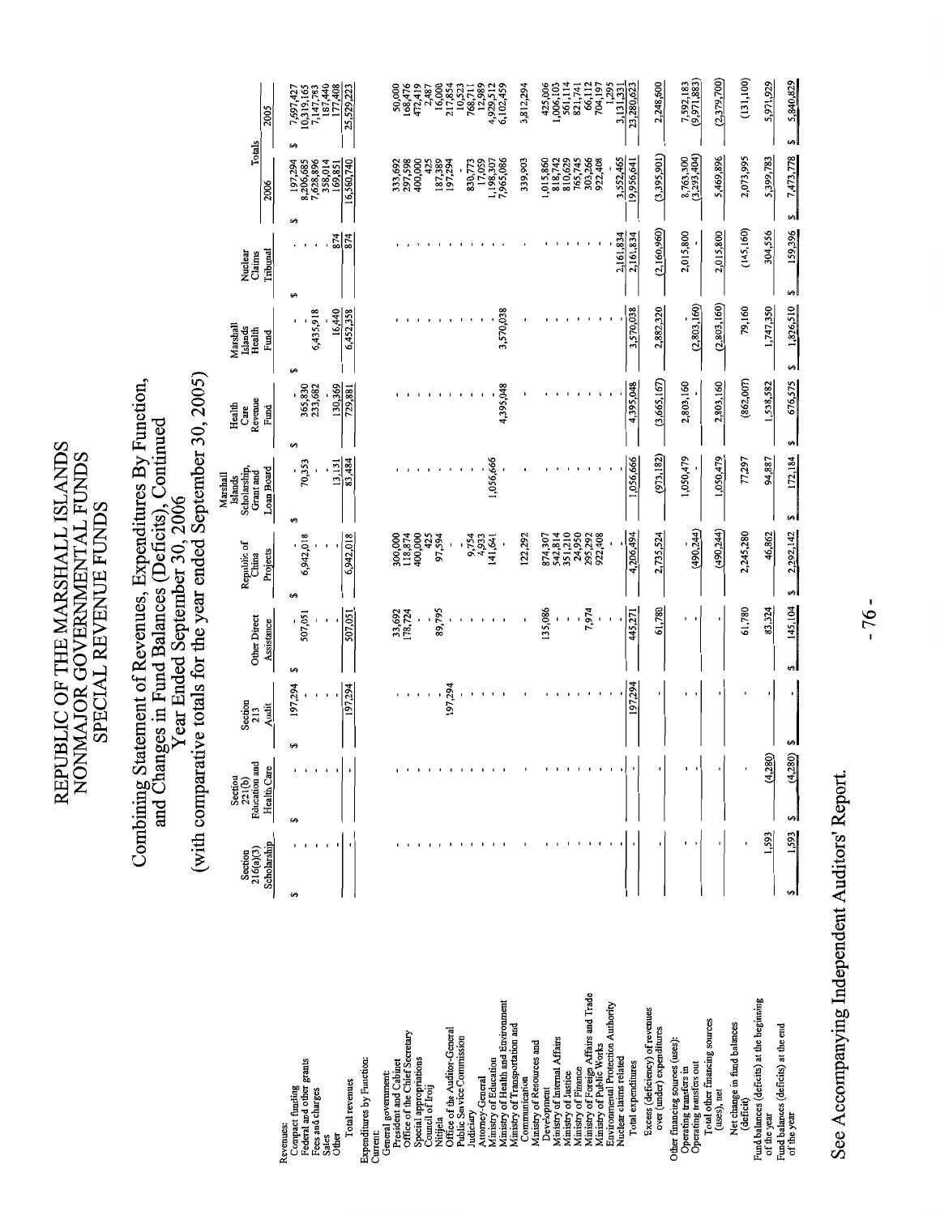# REPUBLIC OF THE MARSHALL ISLANDS
## NONMAJOR GOVERNMENTAL FUNDS
### SPECIAL REVENUE FUNDS

### Combining Statement of Revenues, Expenditures By Function, and Changes in Fund Balances (Deficits), Continued
### Year Ended September 30, 2006
### (with comparative totals for the year ended September 30, 2005)

| | Section 216(a)(3) Scholarship | Section 221(b) Education and Health Care | Section 213 Audit | Other Direct Assistance | Republic of China Projects | Marshall Islands Scholarship, Grant and Loan Board | Health Care Revenue Fund | Marshall Islands Health Fund | Nuclear Claims Tribunal | Totals 2006 | Totals 2005 |
|---|---|---|---|---|---|---|---|---|---|---|---|
| Revenues: | | | | | | | | | | | |
| Compact funding | $ - | $ - | $ 197,294 | $ - | $ - | $ - | $ - | $ - | $ - | $ 197,294 | $ 7,697,427 |
| Federal and other grants | - | - | - | 507,051 | 6,942,018 | 70,353 | 365,830 | - | - | 8,206,685 | 10,319,165 |
| Fees and charges | - | - | - | - | - | - | 233,682 | 6,435,918 | - | 7,628,896 | 7,147,783 |
| Sales | - | - | - | - | - | - | - | - | - | 358,014 | 187,440 |
| Other | - | - | - | - | - | 13,131 | 130,369 | 16,440 | 874 | 169,851 | 177,408 |
| Total revenues | - | - | 197,294 | 507,051 | 6,942,018 | 83,484 | 729,881 | 6,452,358 | 874 | 16,560,740 | 25,529,223 |
| Expenditures by Function: | | | | | | | | | | | |
| Current: | | | | | | | | | | | |
| General government: | | | | | | | | | | | |
| President and Cabinet | - | - | - | 33,692 | 300,000 | - | - | - | - | 333,692 | 50,000 |
| Office of the Chief Secretary | - | - | - | 178,724 | 118,874 | - | - | - | - | 297,598 | 168,476 |
| Special appropriations | - | - | - | - | 400,000 | - | - | - | - | 400,000 | 472,419 |
| Council of Iroij | - | - | - | - | 425 | - | - | - | - | 425 | 2,487 |
| Nitijela | - | - | - | 89,795 | 97,594 | - | - | - | - | 187,389 | 16,000 |
| Office of the Auditor-General | - | - | 197,294 | - | - | - | - | - | - | 197,294 | 217,854 |
| Public Service Commission | - | - | - | - | - | - | - | - | - | - | 10,523 |
| Judiciary | - | - | - | - | 9,754 | - | - | - | - | 830,773 | 768,711 |
| Attorney-General | - | - | - | - | 4,933 | - | - | - | - | 17,059 | 12,989 |
| Ministry of Education | - | - | - | - | 141,641 | 1,056,666 | - | - | - | 1,198,307 | 4,929,512 |
| Ministry of Health and Environment | - | - | - | - | - | - | 4,395,048 | 3,570,038 | - | 7,965,086 | 6,102,459 |
| Ministry of Transportation and Communication | - | - | - | - | 122,292 | - | - | - | - | 339,903 | 3,812,294 |
| Ministry of Resources and Development | - | - | - | 135,086 | 874,307 | - | - | - | - | 1,015,860 | 425,006 |
| Ministry of Internal Affairs | - | - | - | - | 542,814 | - | - | - | - | 818,742 | 1,006,105 |
| Ministry of Justice | - | - | - | - | 351,310 | - | - | - | - | 810,629 | 561,114 |
| Ministry of Finance | - | - | - | - | 24,950 | - | - | - | - | 765,745 | 821,741 |
| Ministry of Foreign Affairs and Trade | - | - | - | 7,974 | 295,292 | - | - | - | - | 303,266 | 66,112 |
| Ministry of Public Works | - | - | - | - | 922,408 | - | - | - | - | 922,408 | 704,197 |
| Environmental Protection Authority | - | - | - | - | - | - | - | - | - | - | 1,295 |
| Nuclear claims related | - | - | - | - | - | - | - | - | 2,161,834 | 3,552,465 | 3,131,331 |
| Total expenditures | - | - | 197,294 | 445,271 | 4,206,494 | 1,056,666 | 4,395,048 | 3,570,038 | 2,161,834 | 19,956,641 | 23,280,623 |
| Excess (deficiency) of revenues over (under) expenditures | - | - | - | 61,780 | 2,735,524 | (973,182) | (3,665,167) | 2,882,320 | (2,160,960) | (3,395,901) | 2,248,600 |
| Other financing sources (uses): | | | | | | | | | | | |
| Operating transfers in | - | - | - | - | - | 1,050,479 | 2,803,160 | - | 2,015,800 | 8,763,300 | 7,592,183 |
| Operating transfers out | - | - | - | - | (490,244) | - | - | (2,803,160) | - | (3,293,404) | (9,971,883) |
| Total other financing sources (uses), net | - | - | - | - | (490,244) | 1,050,479 | 2,803,160 | (2,803,160) | 2,015,800 | 5,469,896 | (2,379,700) |
| Net change in fund balances (deficit) | - | - | - | 61,780 | 2,245,280 | 77,297 | (862,007) | 79,160 | (145,160) | 2,073,995 | (131,100) |
| Fund balances (deficits) at the beginning of the year | 1,593 | (4,280) | - | 83,324 | 46,862 | 94,887 | 1,538,582 | 1,747,350 | 304,556 | 5,399,783 | 5,971,929 |
| Fund balances (deficits) at the end of the year | $ 1,593 | $ (4,280) | $ - | $ 145,104 | $ 2,292,142 | $ 172,184 | $ 676,575 | $ 1,826,510 | $ 159,396 | $ 7,473,778 | $ 5,840,829 |

See Accompanying Independent Auditors' Report.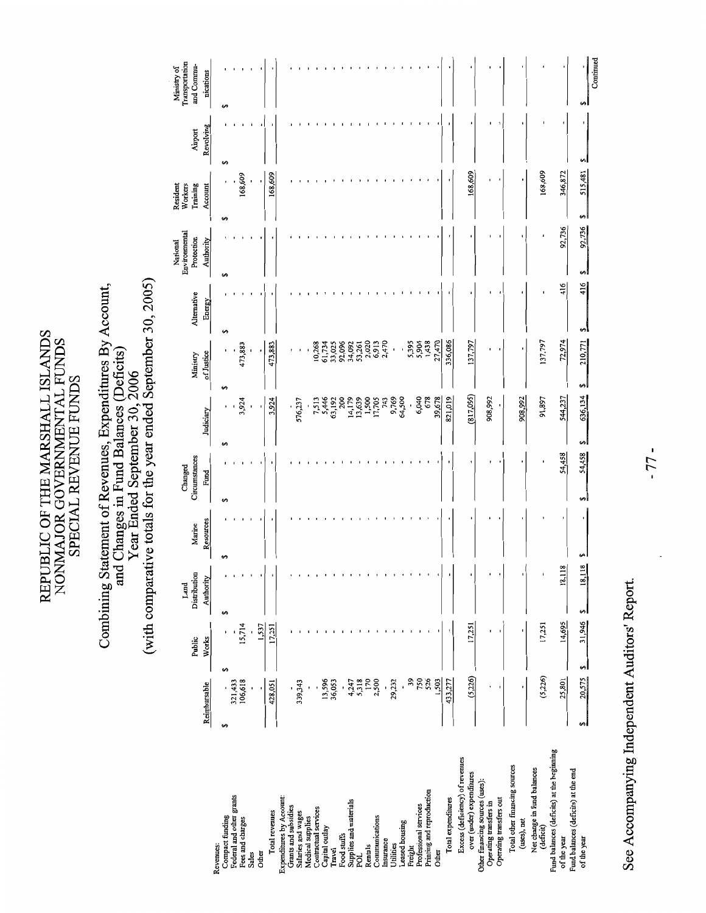# REPUBLIC OF THE MARSHALL ISLANDS
## NONMAJOR GOVERNMENTAL FUNDS
## SPECIAL REVENUE FUNDS

### Combining Statement of Revenues, Expenditures By Account, and Changes in Fund Balances (Deficits)
### Year Ended September 30, 2006
### (with comparative totals for the year ended September 30, 2005)

| | Reimbursable | Public Works | Land Distribution Authority | Marine Resources | Changed Circumstances Fund | Judiciary | Ministry of Justice | Alternative Energy | National Environmental Protection Authority | Resident Workers Training Account | Airport Revolving | Ministry of Transportation and Communications |
|---|---|---|---|---|---|---|---|---|---|---|---|---|
| Revenues: | | | | | | | | | | | | |
| Compact funding | $ - | $ - | $ - | $ - | $ - | $ - | $ - | $ - | $ - | $ - | $ - | $ - |
| Federal and other grants | 321,433 | - | - | - | - | - | - | - | - | - | - | - |
| Fees and charges | 106,618 | 15,714 | - | - | - | 3,924 | 473,883 | - | - | 168,609 | - | - |
| Sales | - | - | - | - | - | - | - | - | - | - | - | - |
| Other | - | 1,537 | - | - | - | - | - | - | - | - | - | - |
| Total revenues | 428,051 | 17,251 | - | - | - | 3,924 | 473,883 | - | - | 168,609 | - | - |
| Expenditures by Account: | | | | | | | | | | | | |
| Grants and subsidies | - | - | - | - | - | - | - | - | - | - | - | - |
| Salaries and wages | 339,343 | - | - | - | - | 576,237 | - | - | - | - | - | - |
| Medical supplies | - | - | - | - | - | - | - | - | - | - | - | - |
| Contractual services | - | - | - | - | - | - | - | - | - | - | - | - |
| Capital outlay | 13,596 | - | - | - | - | 7,513 | 10,268 | - | - | - | - | - |
| Travel | 36,053 | - | - | - | - | 5,446 | 61,734 | - | - | - | - | - |
| Food stuffs | - | - | - | - | - | 63,192 | 33,025 | - | - | - | - | - |
| Supplies and materials | 4,247 | - | - | - | - | 200 | 92,096 | - | - | - | - | - |
| POL | 5,318 | - | - | - | - | 14,179 | 34,092 | - | - | - | - | - |
| Rentals | 170 | - | - | - | - | 13,639 | 53,261 | - | - | - | - | - |
| Communications | 2,500 | - | - | - | - | 1,500 | 2,020 | - | - | - | - | - |
| Insurance | - | - | - | - | - | 17,705 | 6,913 | - | - | - | - | - |
| Utilities | 29,232 | - | - | - | - | 743 | 2,470 | - | - | - | - | - |
| Leased housing | - | - | - | - | - | 9,769 | - | - | - | - | - | - |
| Freight | 39 | - | - | - | - | 64,500 | - | - | - | - | - | - |
| Professional services | 750 | - | - | - | - | 6,040 | 5,395 | - | - | - | - | - |
| Printing and reproduction | 526 | - | - | - | - | 678 | 5,904 | - | - | - | - | - |
| Other | 1,503 | - | - | - | - | 39,678 | 1,438 | - | - | - | - | - |
| | | | | | | | 27,470 | | | | | |
| Total expenditures | 433,277 | - | - | - | - | 821,019 | 336,086 | - | - | - | - | - |
| Excess (deficiency) of revenues over (under) expenditures | (5,226) | 17,251 | - | - | - | (817,095) | 137,797 | - | - | 168,609 | - | - |
| Other financing sources (uses): | | | | | | | | | | | | |
| Operating transfers in | - | - | - | - | - | 908,992 | - | - | - | - | - | - |
| Operating transfers out | - | - | - | - | - | - | - | - | - | - | - | - |
| Total other financing sources (uses), net | - | - | - | - | - | 908,992 | - | - | - | - | - | - |
| Net change in fund balances (deficit) | (5,226) | 17,251 | - | - | - | 91,897 | 137,797 | - | - | 168,609 | - | - |
| Fund balances (deficits) at the beginning of the year | 25,801 | 14,695 | 18,118 | - | 54,458 | 544,237 | 72,974 | 416 | 92,736 | 346,872 | - | - |
| Fund balances (deficits) at the end of the year | $ 20,575 | $ 31,946 | $ 18,118 | $ - | $ 54,458 | $ 636,134 | $ 210,771 | $ 416 | $ 92,736 | $ 515,481 | $ - | $ - |

Continued

See Accompanying Independent Auditors' Report.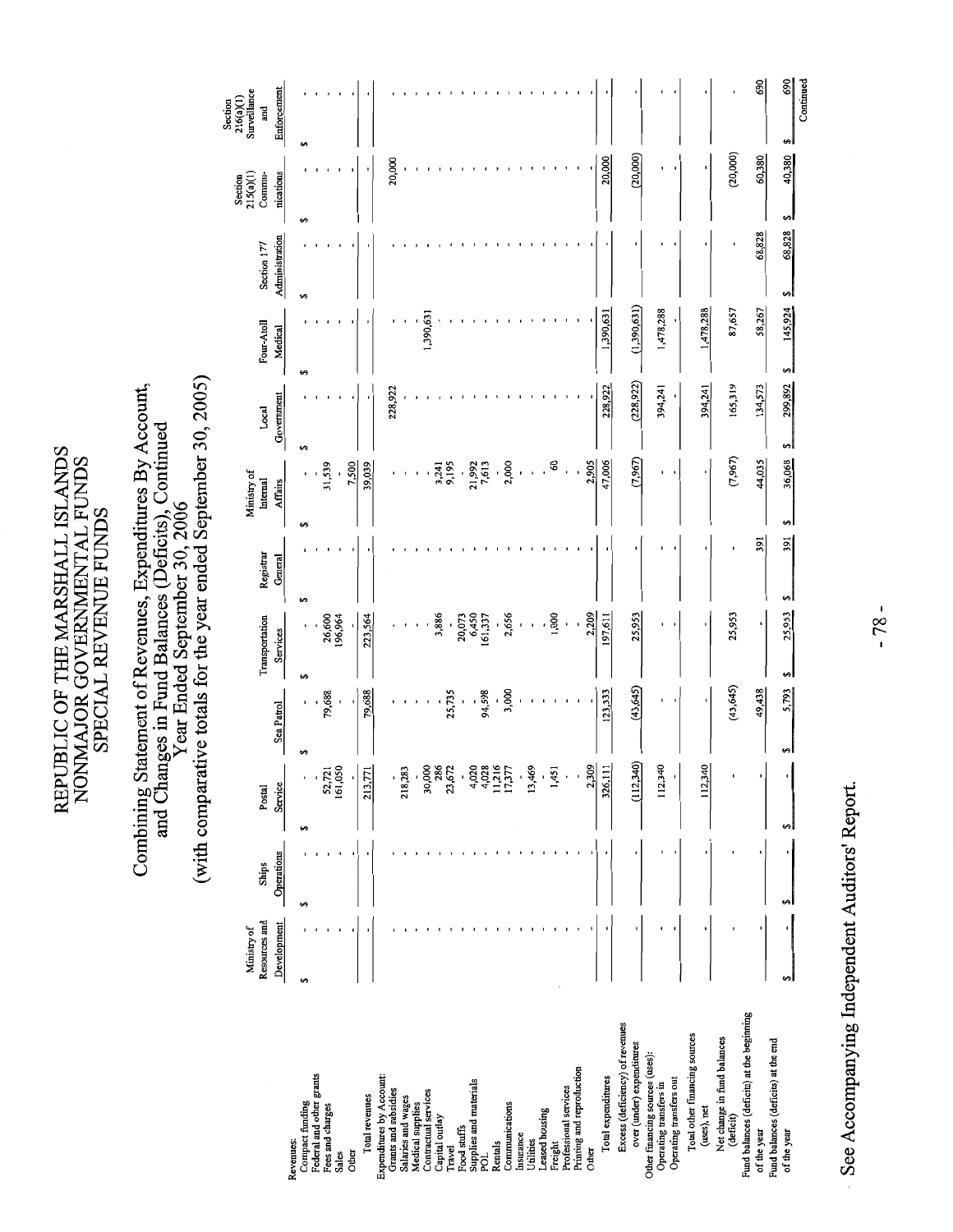# REPUBLIC OF THE MARSHALL ISLANDS
## NONMAJOR GOVERNMENTAL FUNDS
## SPECIAL REVENUE FUNDS

### Combining Statement of Revenues, Expenditures By Account, and Changes in Fund Balances (Deficits), Continued
### Year Ended September 30, 2006
### (with comparative totals for the year ended September 30, 2005)

| | Ministry of Resources and Development | Ships Operations | Postal Service | Sea Patrol | Transportation Services | Registrar General | Ministry of Internal Affairs | Local Government | Four-Atoll Medical | Section 177 Administration | Section 215(a)(1) Communications | Section 216(a)(1) Surveillance and Enforcement |
|---|---|---|---|---|---|---|---|---|---|---|---|---|
| Revenues: | | | | | | | | | | | | |
| Compact funding | $ - | $ - | $ - | $ - | $ - | $ - | $ - | $ - | $ - | $ - | $ - | $ - |
| Federal and other grants | - | - | - | - | - | - | - | - | - | - | - | - |
| Fees and charges | - | - | 52,721 | 79,688 | 26,600 | - | 31,539 | - | - | - | - | - |
| Sales | - | - | 161,050 | - | 196,964 | - | - | - | - | - | - | - |
| Other | - | - | - | - | - | - | 7,500 | - | - | - | - | - |
| Total revenues | - | - | 213,771 | 79,688 | 223,564 | - | 39,039 | - | - | - | - | - |
| Expenditures by Account: | | | | | | | | | | | | |
| Grants and subsidies | - | - | - | - | - | - | - | 228,922 | - | - | 20,000 | - |
| Salaries and wages | - | - | 218,283 | - | - | - | - | - | - | - | - | - |
| Medical supplies | - | - | - | - | - | - | - | - | - | - | - | - |
| Contractual services | - | - | 30,000 | - | - | - | - | - | 1,390,631 | - | - | - |
| Capital outlay | - | - | 286 | - | 3,886 | - | 3,241 | - | - | - | - | - |
| Travel | - | - | 23,672 | 25,735 | - | - | 9,195 | - | - | - | - | - |
| Food stuffs | - | - | - | - | 20,073 | - | - | - | - | - | - | - |
| Supplies and materials | - | - | 4,020 | - | 6,450 | - | 21,992 | - | - | - | - | - |
| POL | - | - | 4,028 | 94,598 | 161,337 | - | 7,613 | - | - | - | - | - |
| Rentals | - | - | 11,216 | - | - | - | - | - | - | - | - | - |
| Communications | - | - | 17,377 | 3,000 | 2,656 | - | 2,000 | - | - | - | - | - |
| Insurance | - | - | - | - | - | - | - | - | - | - | - | - |
| Utilities | - | - | 13,469 | - | - | - | - | - | - | - | - | - |
| Leased housing | - | - | - | - | - | - | - | - | - | - | - | - |
| Freight | - | - | 1,451 | - | 1,000 | - | 60 | - | - | - | - | - |
| Professional services | - | - | - | - | - | - | - | - | - | - | - | - |
| Printing and reproduction | - | - | - | - | - | - | - | - | - | - | - | - |
| Other | - | - | 2,309 | - | 2,209 | - | 2,905 | - | - | - | - | - |
| Total expenditures | - | - | 326,111 | 123,333 | 197,611 | - | 47,006 | 228,922 | 1,390,631 | - | 20,000 | - |
| Excess (deficiency) of revenues over (under) expenditures | - | - | (112,340) | (43,645) | 25,953 | - | (7,967) | (228,922) | (1,390,631) | - | (20,000) | - |
| Other financing sources (uses): | | | | | | | | | | | | |
| Operating transfers in | - | - | 112,340 | - | - | - | - | 394,241 | 1,478,288 | - | - | - |
| Operating transfers out | - | - | - | - | - | - | - | - | - | - | - | - |
| Total other financing sources (uses), net | - | - | 112,340 | - | - | - | - | 394,241 | 1,478,288 | - | - | - |
| Net change in fund balances (deficit) | - | - | - | (43,645) | 25,953 | - | (7,967) | 165,319 | 87,657 | - | (20,000) | - |
| Fund balances (deficits) at the beginning of the year | - | - | - | 49,438 | - | 391 | 44,035 | 134,573 | 58,267 | 68,828 | 60,380 | 690 |
| Fund balances (deficits) at the end of the year | $ - | $ - | $ - | $ 5,793 | $ 25,953 | $ 391 | $ 36,068 | $ 299,892 | $ 145,924 | $ 68,828 | $ 40,380 | $ 690 |

Continued

See Accompanying Independent Auditors' Report.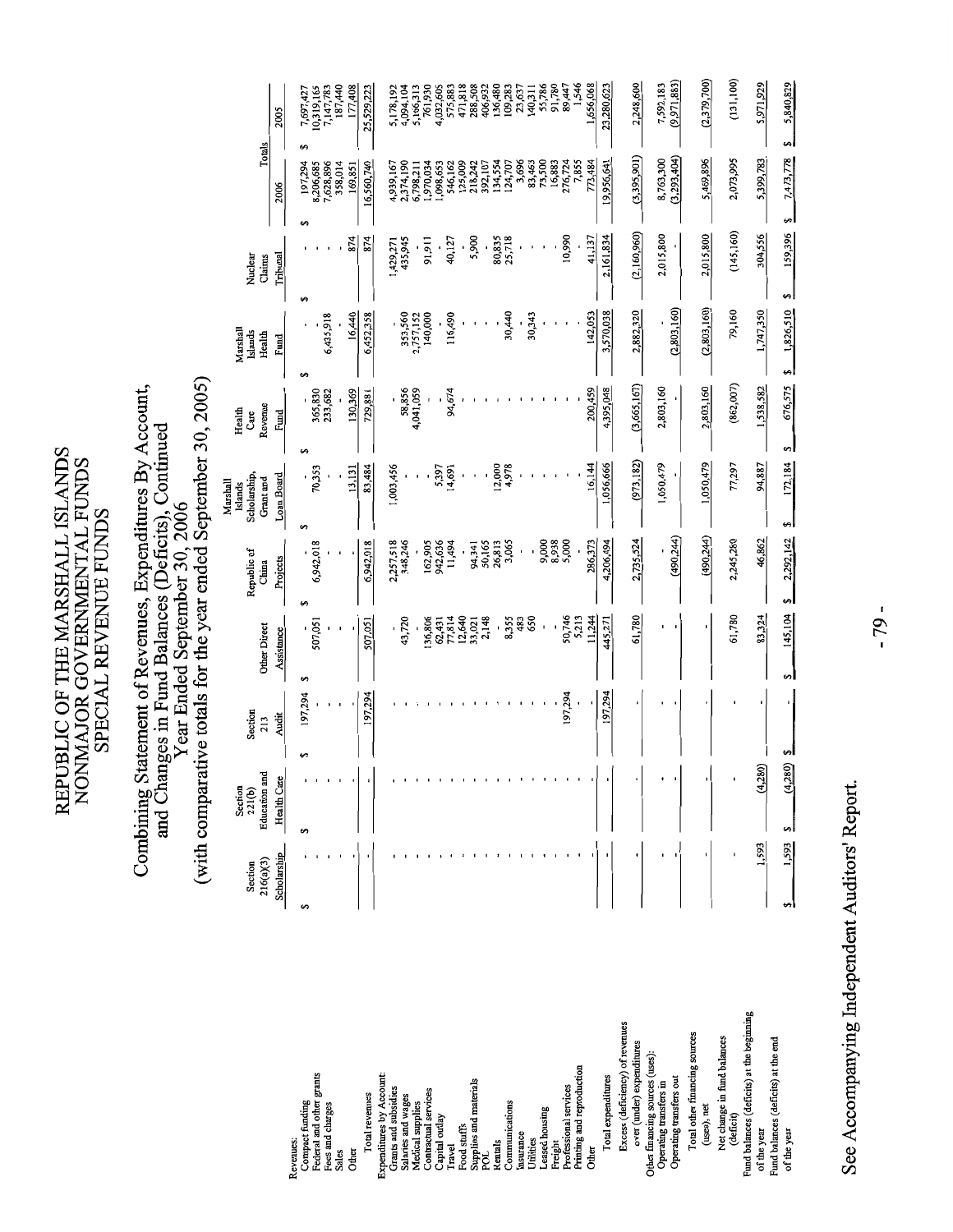# REPUBLIC OF THE MARSHALL ISLANDS
# NONMAJOR GOVERNMENTAL FUNDS
# SPECIAL REVENUE FUNDS

## Combining Statement of Revenues, Expenditures By Account, and Changes in Fund Balances (Deficits), Continued
### Year Ended September 30, 2006
### (with comparative totals for the year ended September 30, 2005)

| | Section 216(a)(3) Scholarship | Section 221(b) Education and Health Care | Section 213 Audit | Other Direct Assistance | Republic of China Projects | Marshall Islands Scholarship, Grant and Loan Board | Health Care Revenue Fund | Marshall Islands Health Fund | Nuclear Claims Tribunal | Totals 2006 | Totals 2005 |
|---|---|---|---|---|---|---|---|---|---|---|---|
| **Revenues:** | | | | | | | | | | | |
| Compact funding | $ - | $ - | $ 197,294 | $ - | $ - | $ - | $ - | $ - | $ - | $ 197,294 | $ 7,697,427 |
| Federal and other grants | - | - | - | 507,051 | 6,942,018 | 70,353 | 365,830 | - | - | 8,206,685 | 10,319,165 |
| Fees and charges | - | - | - | - | - | - | 233,682 | 6,435,918 | - | 7,628,896 | 7,147,783 |
| Sales | - | - | - | - | - | - | - | - | - | 358,014 | 187,440 |
| Other | - | - | - | - | - | 13,131 | 130,369 | 16,440 | 874 | 169,851 | 177,408 |
| Total revenues | - | - | 197,294 | 507,051 | 6,942,018 | 83,484 | 729,881 | 6,452,358 | 874 | 16,560,740 | 25,529,223 |
| **Expenditures by Account:** | | | | | | | | | | | |
| Grants and subsidies | - | - | - | - | 2,257,518 | 1,003,456 | - | - | 1,429,271 | 4,939,167 | 5,178,192 |
| Salaries and wages | - | - | - | 43,720 | 348,246 | - | 58,856 | 353,560 | 435,945 | 2,374,190 | 4,094,104 |
| Medical supplies | - | - | - | - | - | - | 4,041,059 | 2,757,152 | - | 6,798,211 | 5,166,313 |
| Contractual services | - | - | - | 136,806 | 162,905 | - | - | 140,000 | 91,911 | 1,970,034 | 761,930 |
| Capital outlay | - | - | - | 62,431 | 942,636 | 5,397 | - | - | - | 1,098,653 | 4,032,605 |
| Travel | - | - | - | 77,814 | 11,494 | 14,691 | 94,674 | 116,490 | 40,127 | 546,162 | 575,883 |
| Food stuffs | - | - | - | 12,640 | - | - | - | - | - | 125,009 | 471,818 |
| Supplies and materials | - | - | - | 33,021 | 94,341 | - | - | - | 5,900 | 218,242 | 288,508 |
| POL | - | - | - | 2,148 | 50,165 | - | - | - | - | 392,107 | 406,932 |
| Rentals | - | - | - | - | 26,813 | 12,000 | - | - | 80,835 | 134,554 | 136,480 |
| Communications | - | - | - | 8,355 | 3,065 | 4,978 | - | 30,440 | 25,718 | 124,707 | 109,283 |
| Insurance | - | - | - | 483 | - | - | - | - | - | 3,696 | 23,637 |
| Utilities | - | - | - | 650 | - | - | - | 30,343 | - | 83,463 | 140,311 |
| Leased housing | - | - | - | - | 9,000 | - | - | - | - | 73,500 | 55,786 |
| Freight | - | - | - | - | 8,938 | - | - | - | - | 16,883 | 91,780 |
| Professional services | - | - | 197,294 | 50,746 | 5,000 | - | - | - | 10,990 | 276,724 | 89,447 |
| Printing and reproduction | - | - | - | 5,213 | - | - | - | - | - | 7,855 | 1,546 |
| Other | - | - | - | 11,244 | 286,373 | 16,144 | 200,459 | 142,053 | 41,137 | 773,484 | 1,656,068 |
| Total expenditures | - | - | 197,294 | 445,271 | 4,206,494 | 1,056,666 | 4,395,048 | 3,570,038 | 2,161,834 | 19,956,641 | 23,280,623 |
| Excess (deficiency) of revenues over (under) expenditures | - | - | - | 61,780 | 2,735,524 | (973,182) | (3,665,167) | 2,882,320 | (2,160,960) | (3,395,901) | 2,248,600 |
| **Other financing sources (uses):** | | | | | | | | | | | |
| Operating transfers in | - | - | - | - | - | 1,050,479 | 2,803,160 | - | 2,015,800 | 8,763,300 | 7,592,183 |
| Operating transfers out | - | - | - | - | (490,244) | - | - | (2,803,160) | - | (3,293,404) | (9,971,883) |
| Total other financing sources (uses), net | - | - | - | - | (490,244) | 1,050,479 | 2,803,160 | (2,803,160) | 2,015,800 | 5,469,896 | (2,379,700) |
| Net change in fund balances (deficit) | - | - | - | 61,780 | 2,245,280 | 77,297 | (862,007) | 79,160 | (145,160) | 2,073,995 | (131,100) |
| Fund balances (deficits) at the beginning of the year | 1,593 | (4,280) | - | 83,324 | 46,862 | 94,887 | 1,538,582 | 1,747,350 | 304,556 | 5,399,783 | 5,971,929 |
| Fund balances (deficits) at the end of the year | $ 1,593 | $ (4,280) | $ - | $ 145,104 | $ 2,292,142 | $ 172,184 | $ 676,575 | $ 1,826,510 | $ 159,396 | $ 7,473,778 | $ 5,840,829 |

See Accompanying Independent Auditors' Report.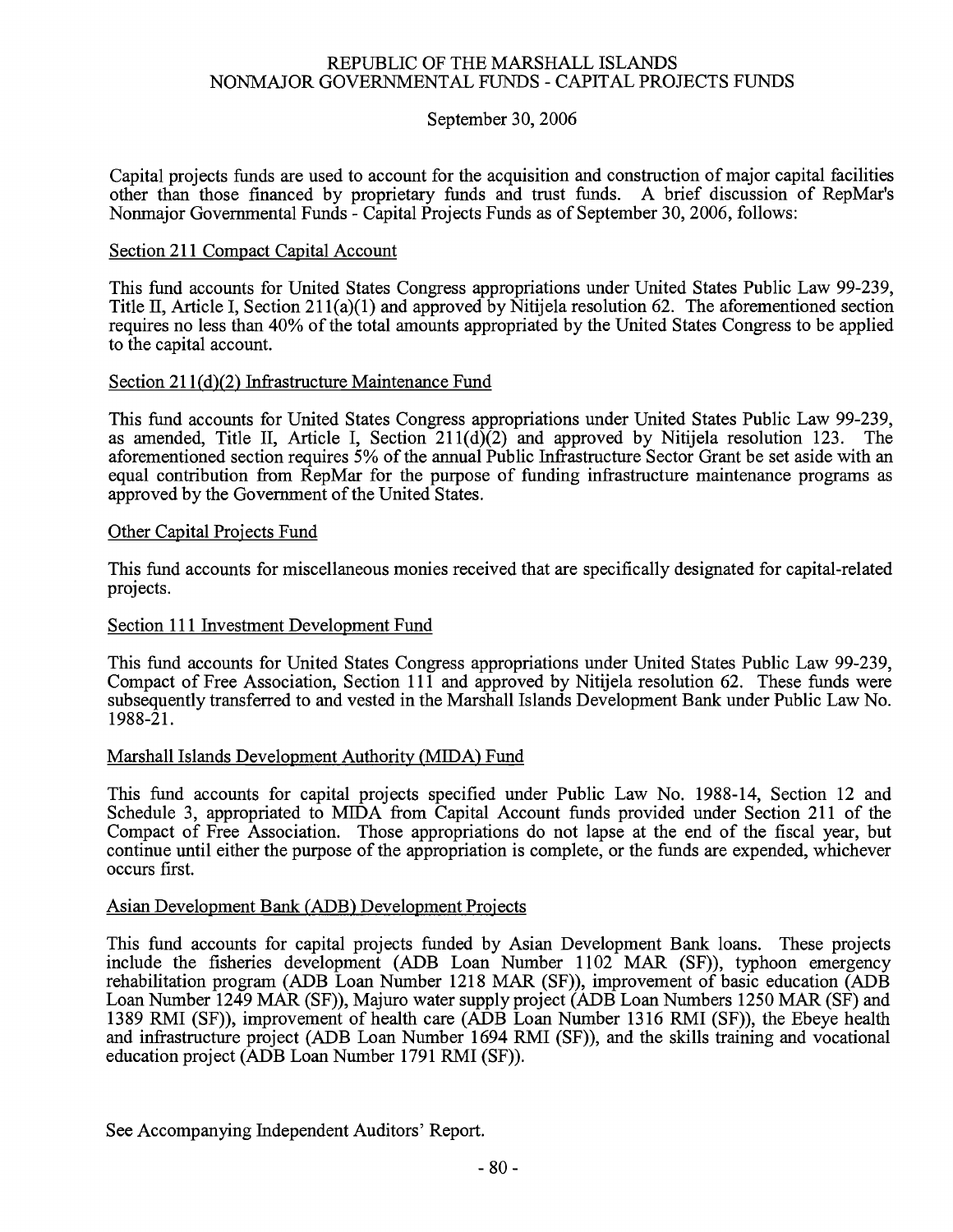# REPUBLIC OF THE MARSHALL ISLANDS
## NONMAJOR GOVERNMENTAL FUNDS - CAPITAL PROJECTS FUNDS

September 30, 2006

Capital projects funds are used to account for the acquisition and construction of major capital facilities other than those financed by proprietary funds and trust funds. A brief discussion of RepMar's Nonmajor Governmental Funds - Capital Projects Funds as of September 30, 2006, follows:

### Section 211 Compact Capital Account

This fund accounts for United States Congress appropriations under United States Public Law 99-239, Title II, Article I, Section 211(a)(1) and approved by Nitijela resolution 62. The aforementioned section requires no less than 40% of the total amounts appropriated by the United States Congress to be applied to the capital account.

### Section 211(d)(2) Infrastructure Maintenance Fund

This fund accounts for United States Congress appropriations under United States Public Law 99-239, as amended, Title II, Article I, Section 211(d)(2) and approved by Nitijela resolution 123. The aforementioned section requires 5% of the annual Public Infrastructure Sector Grant be set aside with an equal contribution from RepMar for the purpose of funding infrastructure maintenance programs as approved by the Government of the United States.

### Other Capital Projects Fund

This fund accounts for miscellaneous monies received that are specifically designated for capital-related projects.

### Section 111 Investment Development Fund

This fund accounts for United States Congress appropriations under United States Public Law 99-239, Compact of Free Association, Section 111 and approved by Nitijela resolution 62. These funds were subsequently transferred to and vested in the Marshall Islands Development Bank under Public Law No. 1988-21.

### Marshall Islands Development Authority (MIDA) Fund

This fund accounts for capital projects specified under Public Law No. 1988-14, Section 12 and Schedule 3, appropriated to MIDA from Capital Account funds provided under Section 211 of the Compact of Free Association. Those appropriations do not lapse at the end of the fiscal year, but continue until either the purpose of the appropriation is complete, or the funds are expended, whichever occurs first.

### Asian Development Bank (ADB) Development Projects

This fund accounts for capital projects funded by Asian Development Bank loans. These projects include the fisheries development (ADB Loan Number 1102 MAR (SF)), typhoon emergency rehabilitation program (ADB Loan Number 1218 MAR (SF)), improvement of basic education (ADB Loan Number 1249 MAR (SF)), Majuro water supply project (ADB Loan Numbers 1250 MAR (SF) and 1389 RMI (SF)), improvement of health care (ADB Loan Number 1316 RMI (SF)), the Ebeye health and infrastructure project (ADB Loan Number 1694 RMI (SF)), and the skills training and vocational education project (ADB Loan Number 1791 RMI (SF)).

See Accompanying Independent Auditors' Report.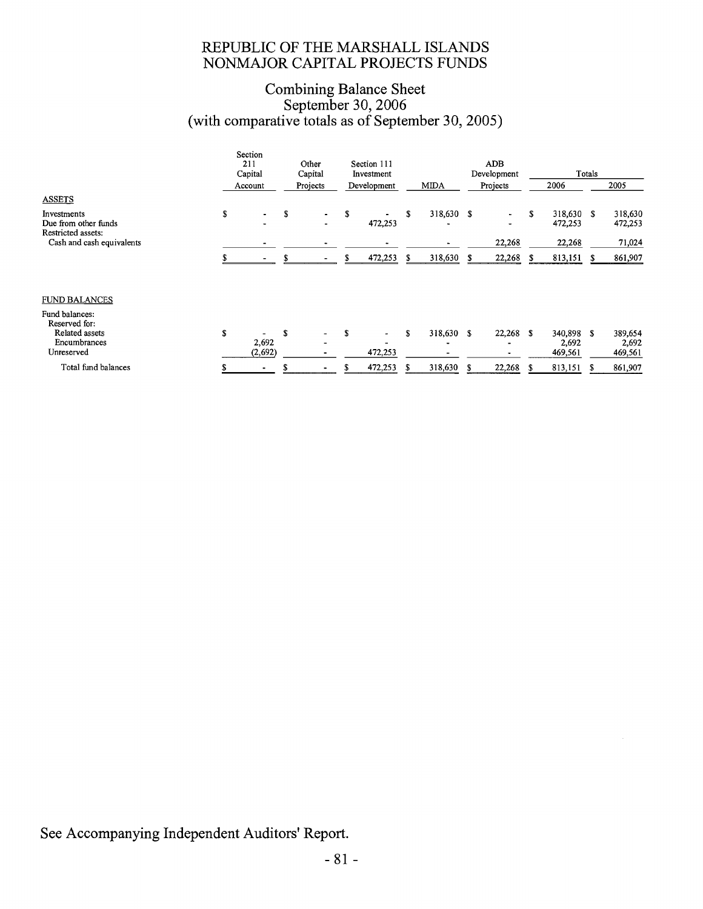# REPUBLIC OF THE MARSHALL ISLANDS
# NONMAJOR CAPITAL PROJECTS FUNDS

## Combining Balance Sheet
## September 30, 2006
## (with comparative totals as of September 30, 2005)

| | Section 211 Capital Account | Other Capital Projects | Section 111 Investment Development | MIDA | ADB Development Projects | Totals 2006 | Totals 2005 |
|---|---|---|---|---|---|---|---|
| ASSETS | | | | | | | |
| Investments | $ - | $ - | $ - | $ 318,630 | $ - | $ 318,630 | $ 318,630 |
| Due from other funds | - | - | 472,253 | - | - | 472,253 | 472,253 |
| Restricted assets: | | | | | | | |
| Cash and cash equivalents | - | - | - | - | 22,268 | 22,268 | 71,024 |
| | $ - | $ - | $ 472,253 | $ 318,630 | $ 22,268 | $ 813,151 | $ 861,907 |
| FUND BALANCES | | | | | | | |
| Fund balances: | | | | | | | |
| Reserved for: | | | | | | | |
| Related assets | $ - | $ - | $ - | $ 318,630 | $ 22,268 | $ 340,898 | $ 389,654 |
| Encumbrances | 2,692 | - | - | - | - | 2,692 | 2,692 |
| Unreserved | (2,692) | - | 472,253 | - | - | 469,561 | 469,561 |
| Total fund balances | $ - | $ - | $ 472,253 | $ 318,630 | $ 22,268 | $ 813,151 | $ 861,907 |

See Accompanying Independent Auditors' Report.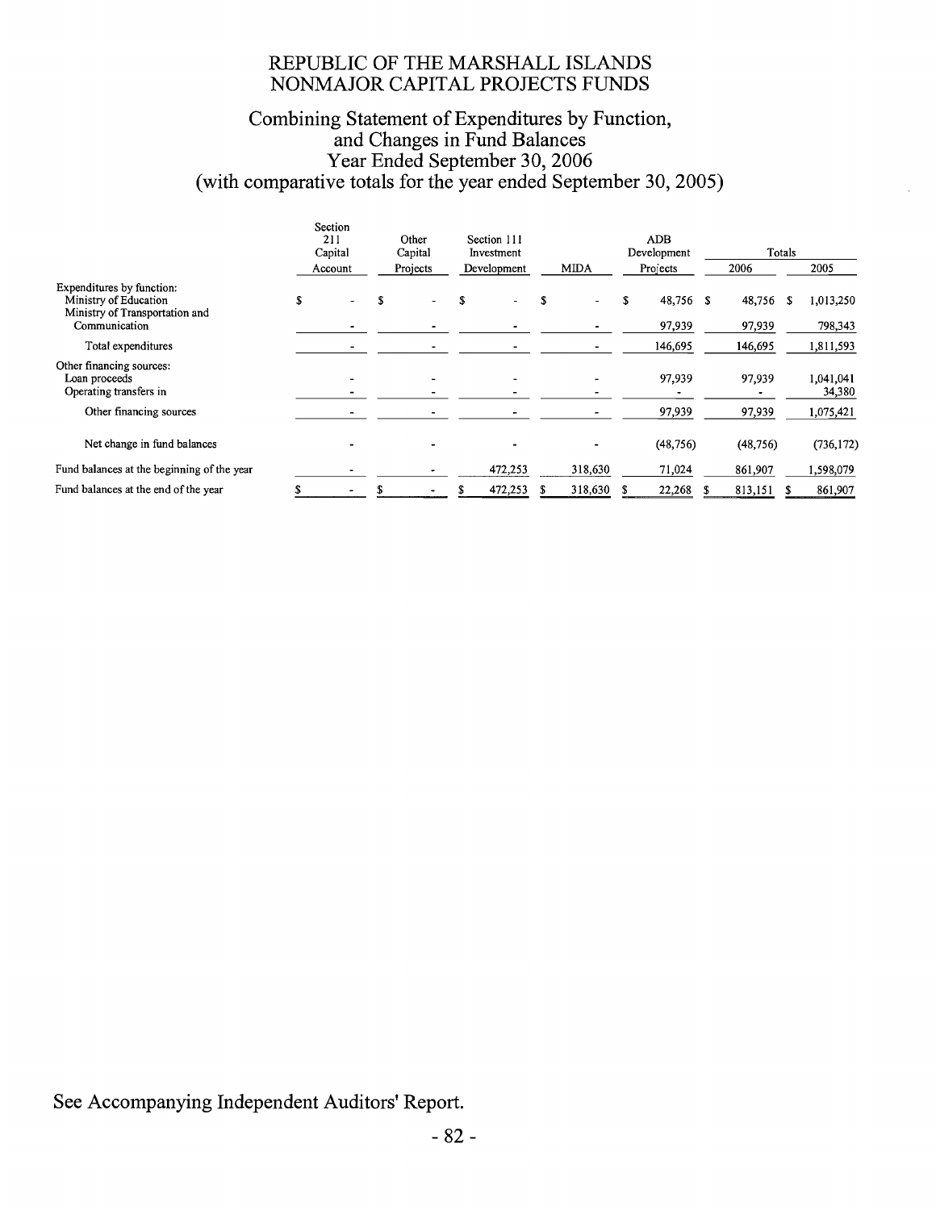# REPUBLIC OF THE MARSHALL ISLANDS
# NONMAJOR CAPITAL PROJECTS FUNDS

## Combining Statement of Expenditures by Function, and Changes in Fund Balances
## Year Ended September 30, 2006
## (with comparative totals for the year ended September 30, 2005)

| | Section 211 Capital Account | Other Capital Projects | Section 111 Investment Development | MIDA | ADB Development Projects | Totals 2006 | Totals 2005 |
|---|---|---|---|---|---|---|---|
| Expenditures by function: | | | | | | | |
| Ministry of Education | $ - | $ - | $ - | $ - | $ 48,756 | $ 48,756 | $ 1,013,250 |
| Ministry of Transportation and Communication | - | - | - | - | 97,939 | 97,939 | 798,343 |
| Total expenditures | - | - | - | - | 146,695 | 146,695 | 1,811,593 |
| Other financing sources: | | | | | | | |
| Loan proceeds | - | - | - | - | 97,939 | 97,939 | 1,041,041 |
| Operating transfers in | - | - | - | - | - | - | 34,380 |
| Other financing sources | - | - | - | - | 97,939 | 97,939 | 1,075,421 |
| Net change in fund balances | - | - | - | - | (48,756) | (48,756) | (736,172) |
| Fund balances at the beginning of the year | - | - | 472,253 | 318,630 | 71,024 | 861,907 | 1,598,079 |
| Fund balances at the end of the year | $ - | $ - | $ 472,253 | $ 318,630 | $ 22,268 | $ 813,151 | $ 861,907 |

See Accompanying Independent Auditors' Report.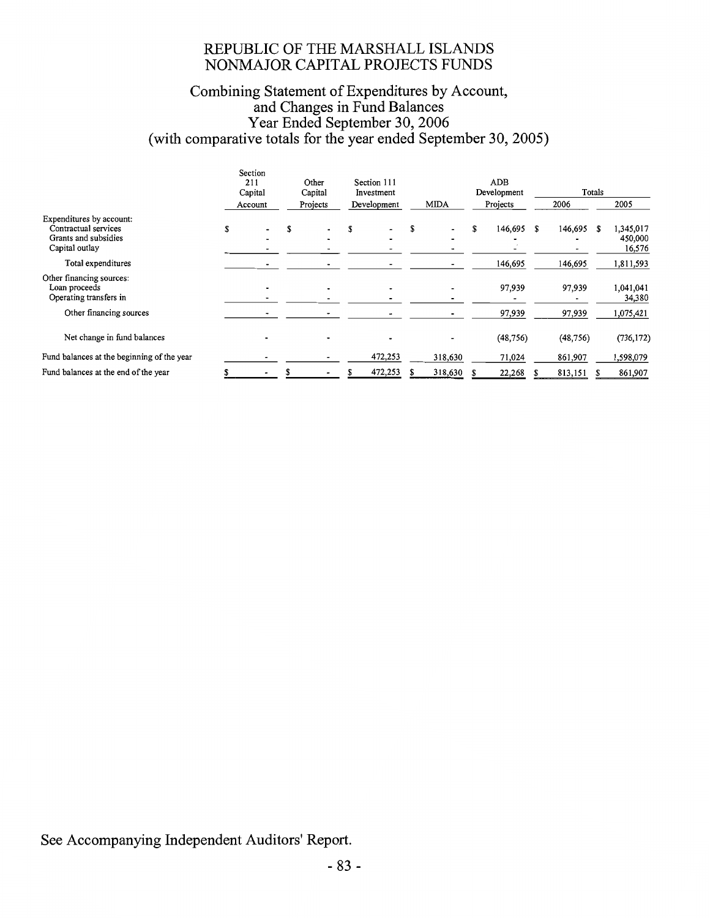# REPUBLIC OF THE MARSHALL ISLANDS
# NONMAJOR CAPITAL PROJECTS FUNDS

## Combining Statement of Expenditures by Account, and Changes in Fund Balances
## Year Ended September 30, 2006
## (with comparative totals for the year ended September 30, 2005)

| | Section 211 Capital Account | Other Capital Projects | Section 111 Investment Development | MIDA | ADB Development Projects | Totals 2006 | Totals 2005 |
|---|---|---|---|---|---|---|---|
| Expenditures by account: | | | | | | | |
| Contractual services | $ - | $ - | $ - | $ - | $ 146,695 | $ 146,695 | $ 1,345,017 |
| Grants and subsidies | - | - | - | - | - | - | 450,000 |
| Capital outlay | - | - | - | - | - | - | 16,576 |
| Total expenditures | - | - | - | - | 146,695 | 146,695 | 1,811,593 |
| Other financing sources: | | | | | | | |
| Loan proceeds | - | - | - | - | 97,939 | 97,939 | 1,041,041 |
| Operating transfers in | - | - | - | - | - | - | 34,380 |
| Other financing sources | - | - | - | - | 97,939 | 97,939 | 1,075,421 |
| Net change in fund balances | - | - | - | - | (48,756) | (48,756) | (736,172) |
| Fund balances at the beginning of the year | - | - | 472,253 | 318,630 | 71,024 | 861,907 | 1,598,079 |
| Fund balances at the end of the year | $ - | $ - | $ 472,253 | $ 318,630 | $ 22,268 | $ 813,151 | $ 861,907 |

See Accompanying Independent Auditors' Report.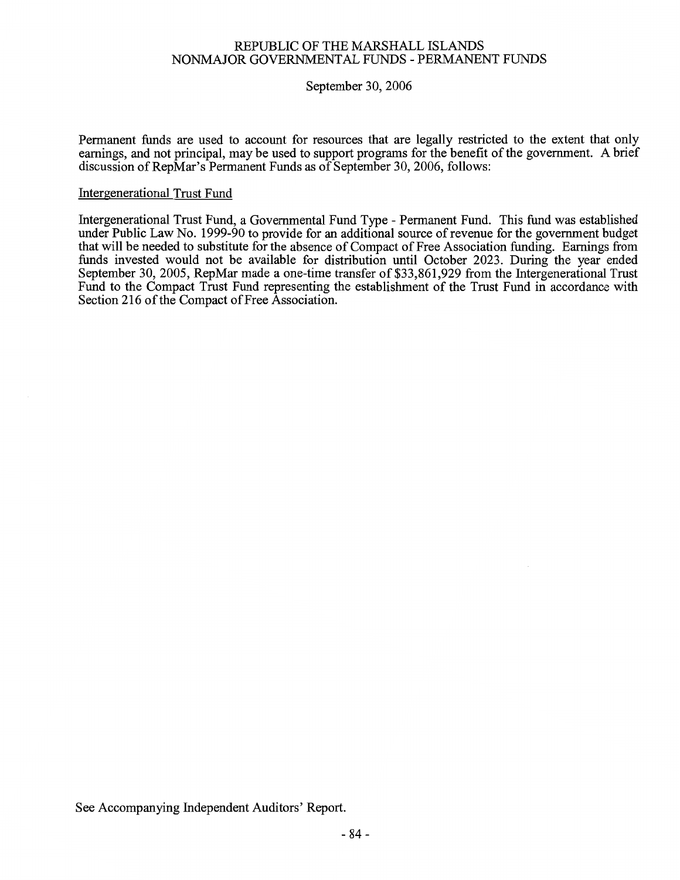# REPUBLIC OF THE MARSHALL ISLANDS
# NONMAJOR GOVERNMENTAL FUNDS - PERMANENT FUNDS

September 30, 2006

Permanent funds are used to account for resources that are legally restricted to the extent that only earnings, and not principal, may be used to support programs for the benefit of the government. A brief discussion of RepMar's Permanent Funds as of September 30, 2006, follows:

## Intergenerational Trust Fund

Intergenerational Trust Fund, a Governmental Fund Type - Permanent Fund. This fund was established under Public Law No. 1999-90 to provide for an additional source of revenue for the government budget that will be needed to substitute for the absence of Compact of Free Association funding. Earnings from funds invested would not be available for distribution until October 2023. During the year ended September 30, 2005, RepMar made a one-time transfer of $33,861,929 from the Intergenerational Trust Fund to the Compact Trust Fund representing the establishment of the Trust Fund in accordance with Section 216 of the Compact of Free Association.

See Accompanying Independent Auditors' Report.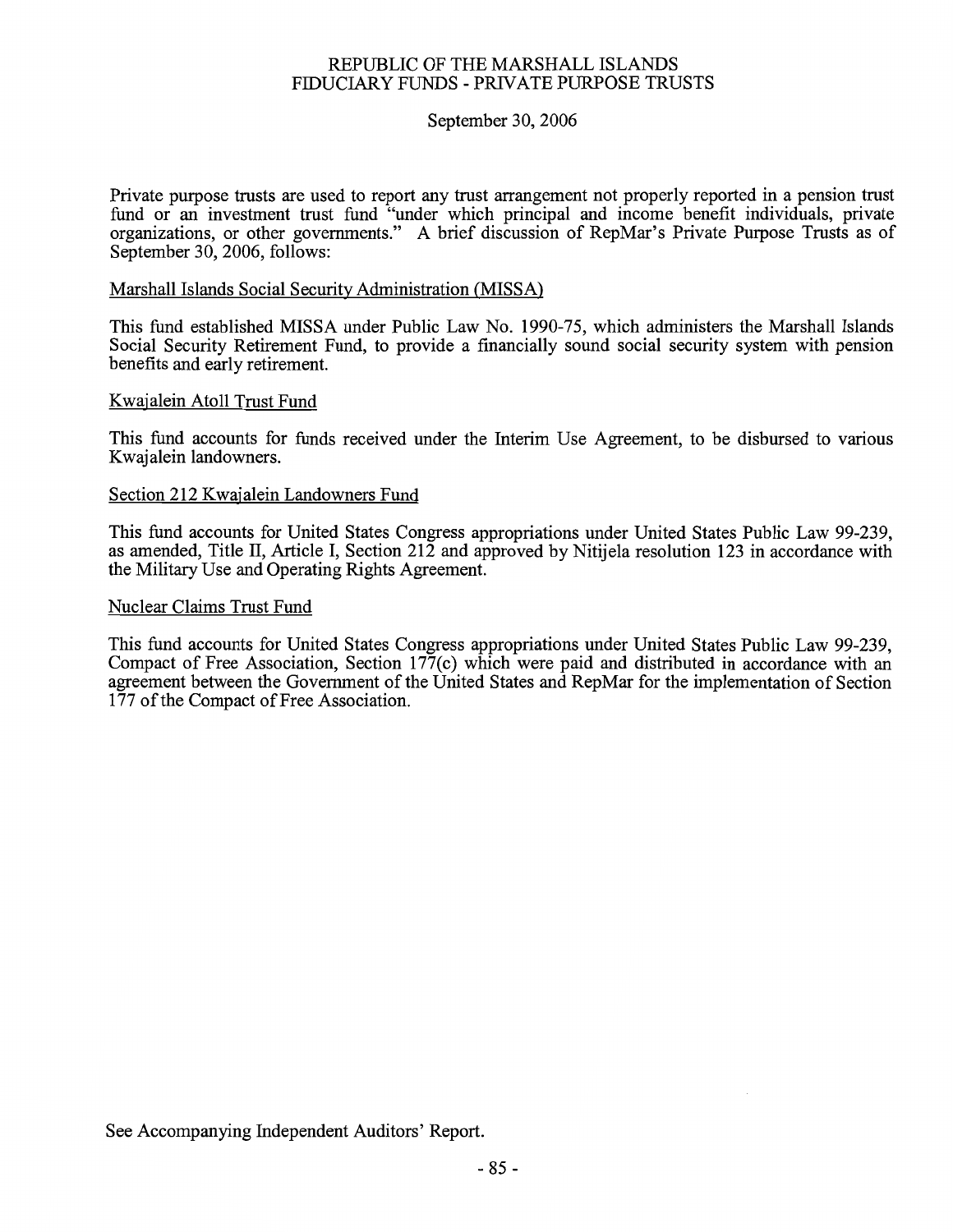# REPUBLIC OF THE MARSHALL ISLANDS
## FIDUCIARY FUNDS - PRIVATE PURPOSE TRUSTS

September 30, 2006

Private purpose trusts are used to report any trust arrangement not properly reported in a pension trust fund or an investment trust fund "under which principal and income benefit individuals, private organizations, or other governments." A brief discussion of RepMar's Private Purpose Trusts as of September 30, 2006, follows:

### Marshall Islands Social Security Administration (MISSA)

This fund established MISSA under Public Law No. 1990-75, which administers the Marshall Islands Social Security Retirement Fund, to provide a financially sound social security system with pension benefits and early retirement.

### Kwajalein Atoll Trust Fund

This fund accounts for funds received under the Interim Use Agreement, to be disbursed to various Kwajalein landowners.

### Section 212 Kwajalein Landowners Fund

This fund accounts for United States Congress appropriations under United States Public Law 99-239, as amended, Title II, Article I, Section 212 and approved by Nitijela resolution 123 in accordance with the Military Use and Operating Rights Agreement.

### Nuclear Claims Trust Fund

This fund accounts for United States Congress appropriations under United States Public Law 99-239, Compact of Free Association, Section 177(c) which were paid and distributed in accordance with an agreement between the Government of the United States and RepMar for the implementation of Section 177 of the Compact of Free Association.

See Accompanying Independent Auditors' Report.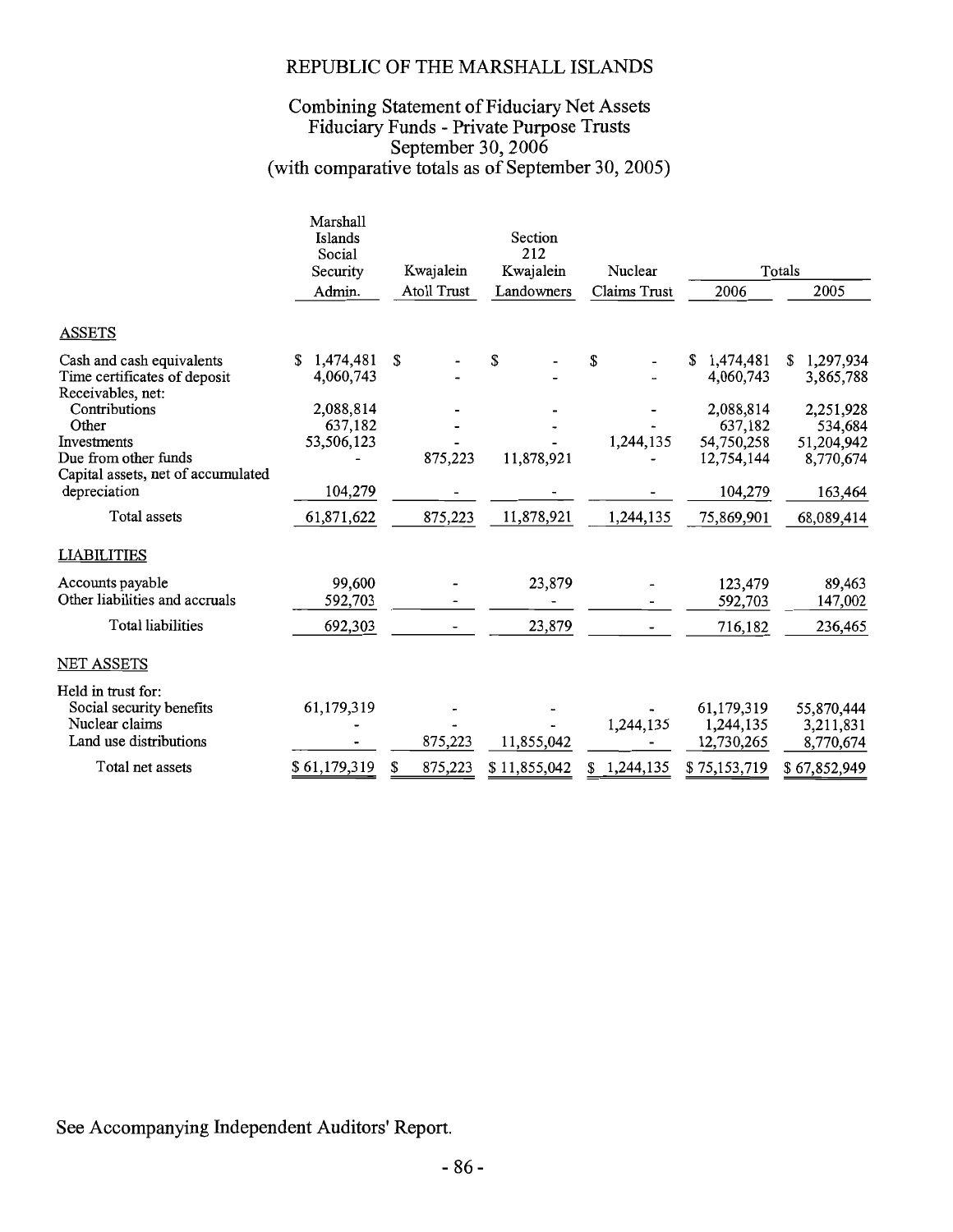# REPUBLIC OF THE MARSHALL ISLANDS

## Combining Statement of Fiduciary Net Assets
## Fiduciary Funds - Private Purpose Trusts
## September 30, 2006
## (with comparative totals as of September 30, 2005)

| | Marshall Islands Social Security Admin. | Kwajalein Atoll Trust | Section 212 Kwajalein Landowners | Nuclear Claims Trust | Totals 2006 | Totals 2005 |
|---|---|---|---|---|---|---|
| **ASSETS** | | | | | | |
| Cash and cash equivalents | $ 1,474,481 | $ - | $ - | $ - | $ 1,474,481 | $ 1,297,934 |
| Time certificates of deposit | 4,060,743 | - | - | - | 4,060,743 | 3,865,788 |
| Receivables, net: | | | | | | |
| Contributions | 2,088,814 | - | - | - | 2,088,814 | 2,251,928 |
| Other | 637,182 | - | - | - | 637,182 | 534,684 |
| Investments | 53,506,123 | - | - | 1,244,135 | 54,750,258 | 51,204,942 |
| Due from other funds | - | 875,223 | 11,878,921 | - | 12,754,144 | 8,770,674 |
| Capital assets, net of accumulated depreciation | 104,279 | - | - | - | 104,279 | 163,464 |
| Total assets | 61,871,622 | 875,223 | 11,878,921 | 1,244,135 | 75,869,901 | 68,089,414 |
| **LIABILITIES** | | | | | | |
| Accounts payable | 99,600 | - | 23,879 | - | 123,479 | 89,463 |
| Other liabilities and accruals | 592,703 | - | - | - | 592,703 | 147,002 |
| Total liabilities | 692,303 | - | 23,879 | - | 716,182 | 236,465 |
| **NET ASSETS** | | | | | | |
| Held in trust for: | | | | | | |
| Social security benefits | 61,179,319 | - | - | - | 61,179,319 | 55,870,444 |
| Nuclear claims | - | - | - | 1,244,135 | 1,244,135 | 3,211,831 |
| Land use distributions | - | 875,223 | 11,855,042 | - | 12,730,265 | 8,770,674 |
| Total net assets | $ 61,179,319 | $ 875,223 | $ 11,855,042 | $ 1,244,135 | $ 75,153,719 | $ 67,852,949 |

See Accompanying Independent Auditors' Report.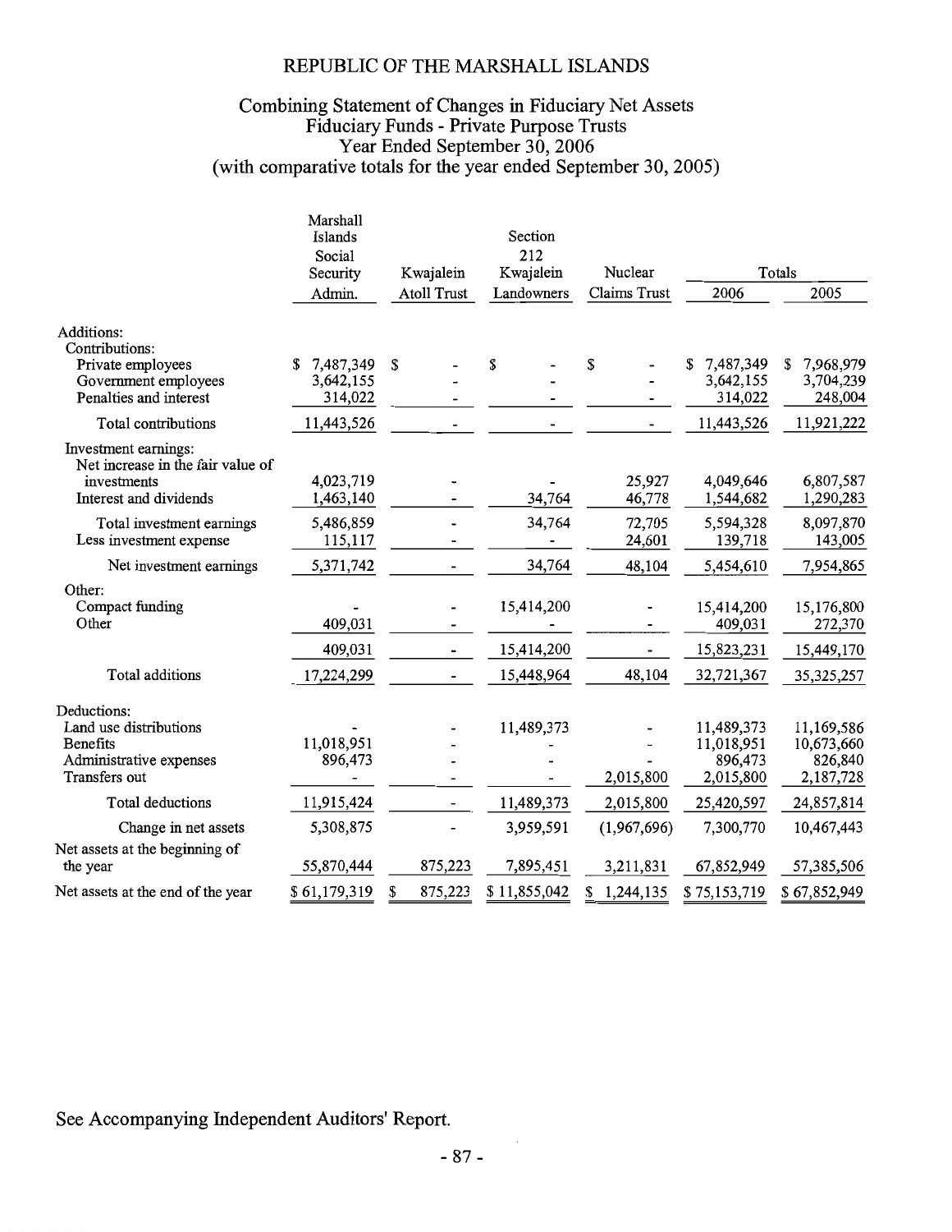# REPUBLIC OF THE MARSHALL ISLANDS

## Combining Statement of Changes in Fiduciary Net Assets
## Fiduciary Funds - Private Purpose Trusts
## Year Ended September 30, 2006
## (with comparative totals for the year ended September 30, 2005)

| | Marshall Islands Social Security Admin. | Kwajalein Atoll Trust | Section 212 Kwajalein Landowners | Nuclear Claims Trust | Totals 2006 | Totals 2005 |
|---|---|---|---|---|---|---|
| Additions: | | | | | | |
| Contributions: | | | | | | |
| Private employees | $ 7,487,349 | $ - | $ - | $ - | $ 7,487,349 | $ 7,968,979 |
| Government employees | 3,642,155 | - | - | - | 3,642,155 | 3,704,239 |
| Penalties and interest | 314,022 | - | - | - | 314,022 | 248,004 |
| Total contributions | 11,443,526 | - | - | - | 11,443,526 | 11,921,222 |
| Investment earnings: | | | | | | |
| Net increase in the fair value of investments | 4,023,719 | - | - | 25,927 | 4,049,646 | 6,807,587 |
| Interest and dividends | 1,463,140 | - | 34,764 | 46,778 | 1,544,682 | 1,290,283 |
| Total investment earnings | 5,486,859 | - | 34,764 | 72,705 | 5,594,328 | 8,097,870 |
| Less investment expense | 115,117 | - | - | 24,601 | 139,718 | 143,005 |
| Net investment earnings | 5,371,742 | - | 34,764 | 48,104 | 5,454,610 | 7,954,865 |
| Other: | | | | | | |
| Compact funding | - | - | 15,414,200 | - | 15,414,200 | 15,176,800 |
| Other | 409,031 | - | - | - | 409,031 | 272,370 |
| | 409,031 | - | 15,414,200 | - | 15,823,231 | 15,449,170 |
| Total additions | 17,224,299 | - | 15,448,964 | 48,104 | 32,721,367 | 35,325,257 |
| Deductions: | | | | | | |
| Land use distributions | - | - | 11,489,373 | - | 11,489,373 | 11,169,586 |
| Benefits | 11,018,951 | - | - | - | 11,018,951 | 10,673,660 |
| Administrative expenses | 896,473 | - | - | - | 896,473 | 826,840 |
| Transfers out | - | - | - | 2,015,800 | 2,015,800 | 2,187,728 |
| Total deductions | 11,915,424 | - | 11,489,373 | 2,015,800 | 25,420,597 | 24,857,814 |
| Change in net assets | 5,308,875 | - | 3,959,591 | (1,967,696) | 7,300,770 | 10,467,443 |
| Net assets at the beginning of the year | 55,870,444 | 875,223 | 7,895,451 | 3,211,831 | 67,852,949 | 57,385,506 |
| Net assets at the end of the year | $ 61,179,319 | $ 875,223 | $ 11,855,042 | $ 1,244,135 | $ 75,153,719 | $ 67,852,949 |

See Accompanying Independent Auditors' Report.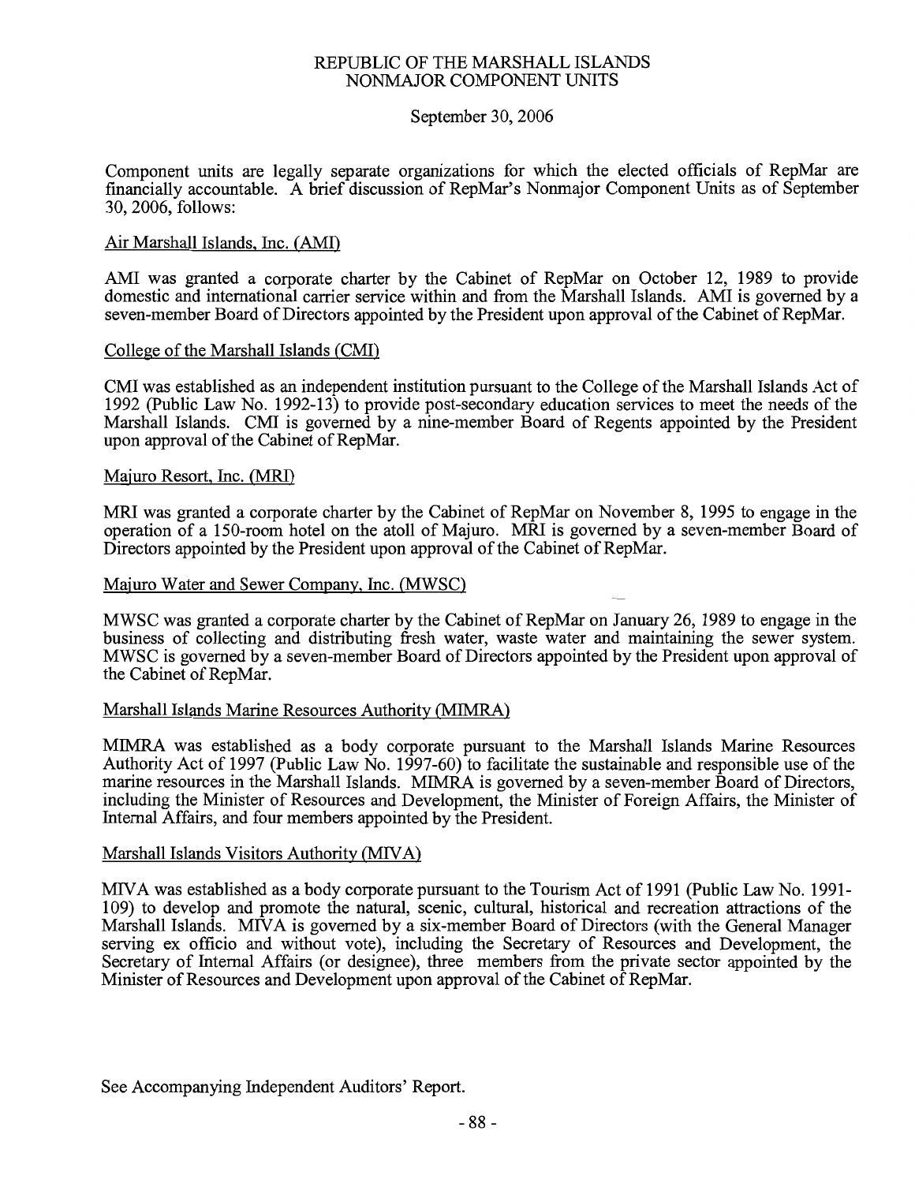# REPUBLIC OF THE MARSHALL ISLANDS
# NONMAJOR COMPONENT UNITS

September 30, 2006

Component units are legally separate organizations for which the elected officials of RepMar are financially accountable. A brief discussion of RepMar's Nonmajor Component Units as of September 30, 2006, follows:

## Air Marshall Islands, Inc. (AMI)

AMI was granted a corporate charter by the Cabinet of RepMar on October 12, 1989 to provide domestic and international carrier service within and from the Marshall Islands. AMI is governed by a seven-member Board of Directors appointed by the President upon approval of the Cabinet of RepMar.

## College of the Marshall Islands (CMI)

CMI was established as an independent institution pursuant to the College of the Marshall Islands Act of 1992 (Public Law No. 1992-13) to provide post-secondary education services to meet the needs of the Marshall Islands. CMI is governed by a nine-member Board of Regents appointed by the President upon approval of the Cabinet of RepMar.

## Majuro Resort, Inc. (MRI)

MRI was granted a corporate charter by the Cabinet of RepMar on November 8, 1995 to engage in the operation of a 150-room hotel on the atoll of Majuro. MRI is governed by a seven-member Board of Directors appointed by the President upon approval of the Cabinet of RepMar.

## Majuro Water and Sewer Company, Inc. (MWSC)

MWSC was granted a corporate charter by the Cabinet of RepMar on January 26, 1989 to engage in the business of collecting and distributing fresh water, waste water and maintaining the sewer system. MWSC is governed by a seven-member Board of Directors appointed by the President upon approval of the Cabinet of RepMar.

## Marshall Islands Marine Resources Authority (MIMRA)

MIMRA was established as a body corporate pursuant to the Marshall Islands Marine Resources Authority Act of 1997 (Public Law No. 1997-60) to facilitate the sustainable and responsible use of the marine resources in the Marshall Islands. MIMRA is governed by a seven-member Board of Directors, including the Minister of Resources and Development, the Minister of Foreign Affairs, the Minister of Internal Affairs, and four members appointed by the President.

## Marshall Islands Visitors Authority (MIVA)

MIVA was established as a body corporate pursuant to the Tourism Act of 1991 (Public Law No. 1991-109) to develop and promote the natural, scenic, cultural, historical and recreation attractions of the Marshall Islands. MIVA is governed by a six-member Board of Directors (with the General Manager serving ex officio and without vote), including the Secretary of Resources and Development, the Secretary of Internal Affairs (or designee), three members from the private sector appointed by the Minister of Resources and Development upon approval of the Cabinet of RepMar.

See Accompanying Independent Auditors' Report.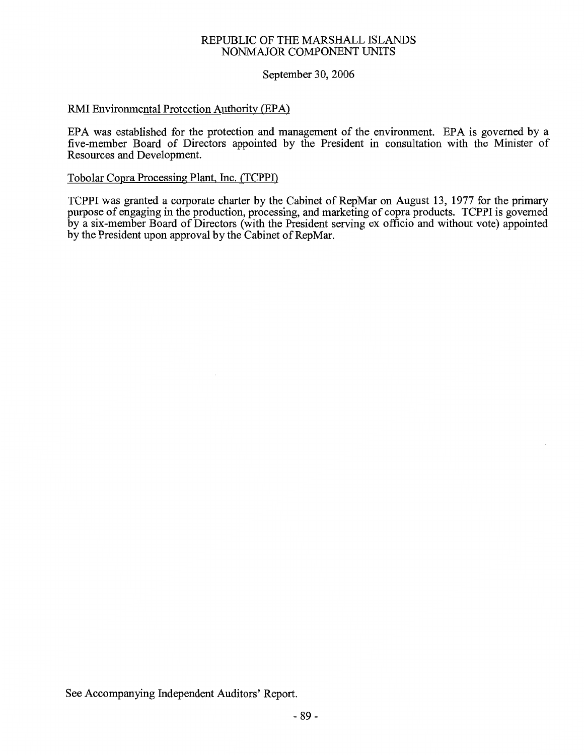REPUBLIC OF THE MARSHALL ISLANDS
NONMAJOR COMPONENT UNITS

September 30, 2006

RMI Environmental Protection Authority (EPA)

EPA was established for the protection and management of the environment. EPA is governed by a five-member Board of Directors appointed by the President in consultation with the Minister of Resources and Development.

Tobolar Copra Processing Plant, Inc. (TCPPI)

TCPPI was granted a corporate charter by the Cabinet of RepMar on August 13, 1977 for the primary purpose of engaging in the production, processing, and marketing of copra products. TCPPI is governed by a six-member Board of Directors (with the President serving ex officio and without vote) appointed by the President upon approval by the Cabinet of RepMar.

See Accompanying Independent Auditors' Report.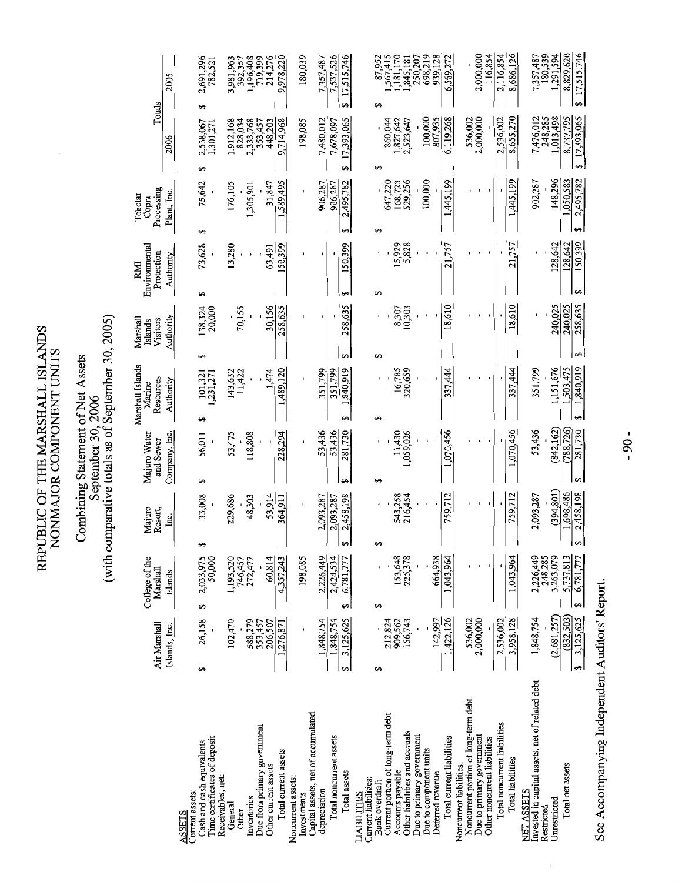# REPUBLIC OF THE MARSHALL ISLANDS
## NONMAJOR COMPONENT UNITS

### Combining Statement of Net Assets
### September 30, 2006
### (with comparative totals as of September 30, 2005)

| | Air Marshall Islands, Inc. | College of the Marshall Islands | Majuro Resort, Inc. | Majuro Water and Sewer Company, Inc. | Marshall Islands Marine Resources Authority | Marshall Islands Visitors Authority | RMI Environmental Protection Authority | Tobolar Copra Processing Plant, Inc. | Totals 2006 | Totals 2005 |
|---|---|---|---|---|---|---|---|---|---|---|
| **ASSETS** | | | | | | | | | | |
| Current assets: | | | | | | | | | | |
| Cash and cash equivalents | $ 26,158 | $ 2,033,975 | $ 33,008 | $ 56,011 | $ 101,321 | $ 138,324 | $ 73,628 | $ 75,642 | $ 2,538,067 | $ 2,691,296 |
| Time certificates of deposit | - | 50,000 | - | - | 1,231,271 | 20,000 | - | - | 1,301,271 | 782,521 |
| Receivables, net: | | | | | | | | | | |
| General | 102,470 | 1,193,520 | 229,686 | 53,475 | 143,632 | - | 13,280 | 176,105 | 1,912,168 | 3,981,963 |
| Other | - | 746,457 | - | - | 11,422 | 70,155 | - | - | 828,034 | 392,357 |
| Inventories | 588,279 | 272,477 | 48,303 | 118,808 | - | - | - | 1,305,901 | 2,333,768 | 1,196,408 |
| Due from primary government | 353,457 | - | - | - | - | - | - | - | 353,457 | 719,399 |
| Other current assets | 206,507 | 60,814 | 53,914 | - | 1,474 | 30,156 | 63,491 | 31,847 | 448,203 | 214,276 |
| Total current assets | 1,276,871 | 4,357,243 | 364,911 | 228,294 | 1,489,120 | 258,635 | 150,399 | 1,589,495 | 9,714,968 | 9,978,220 |
| Noncurrent assets: | | | | | | | | | | |
| Investments | - | 198,085 | - | - | - | - | - | - | 198,085 | 180,039 |
| Capital assets, net of accumulated depreciation | 1,848,754 | 2,226,449 | 2,093,287 | 53,436 | 351,799 | - | - | 906,287 | 7,480,012 | 7,357,487 |
| Total noncurrent assets | 1,848,754 | 2,424,534 | 2,093,287 | 53,436 | 351,799 | - | - | 906,287 | 7,678,097 | 7,537,526 |
| Total assets | $ 3,125,625 | $ 6,781,777 | $ 2,458,198 | $ 281,730 | $ 1,840,919 | $ 258,635 | $ 150,399 | $ 2,495,782 | $ 17,393,065 | $ 17,515,746 |
| **LIABILITIES** | | | | | | | | | | |
| Current liabilities: | | | | | | | | | | |
| Bank overdraft | $ - | $ - | $ - | $ - | $ - | $ - | $ - | $ - | $ - | $ 87,952 |
| Current portion of long-term debt | 212,824 | - | - | - | - | - | - | 647,220 | 860,044 | 1,567,415 |
| Accounts payable | 909,562 | 153,648 | 543,258 | 11,430 | 16,785 | 8,307 | 15,929 | 168,723 | 1,827,642 | 1,181,170 |
| Other liabilities and accruals | 156,743 | 225,378 | 216,454 | 1,059,026 | 320,659 | 10,303 | 5,828 | 529,256 | 2,523,647 | 1,845,181 |
| Due to primary government | - | - | - | - | - | - | - | - | - | 250,207 |
| Due to component units | - | - | - | - | - | - | - | 100,000 | 100,000 | 698,219 |
| Deferred revenue | 142,997 | 664,938 | - | - | - | - | - | - | 807,935 | 939,128 |
| Total current liabilities | 1,422,126 | 1,043,964 | 759,712 | 1,070,456 | 337,444 | 18,610 | 21,757 | 1,445,199 | 6,119,268 | 6,569,272 |
| Noncurrent liabilities: | | | | | | | | | | |
| Noncurrent portion of long-term debt | 536,002 | - | - | - | - | - | - | - | 536,002 | - |
| Due to primary government | 2,000,000 | - | - | - | - | - | - | - | 2,000,000 | 2,000,000 |
| Other noncurrent liabilities | - | - | - | - | - | - | - | - | - | 116,854 |
| Total noncurrent liabilities | 2,536,002 | - | - | - | - | - | - | - | 2,536,002 | 2,116,854 |
| Total liabilities | 3,958,128 | 1,043,964 | 759,712 | 1,070,456 | 337,444 | 18,610 | 21,757 | 1,445,199 | 8,655,270 | 8,686,126 |
| **NET ASSETS** | | | | | | | | | | |
| Invested in capital assets, net of related debt | 1,848,754 | 2,226,449 | 2,093,287 | 53,436 | 351,799 | - | - | 902,287 | 7,476,012 | 7,357,487 |
| Restricted | - | 248,285 | - | - | - | - | - | - | 248,285 | 180,539 |
| Unrestricted | (2,681,257) | 3,263,079 | (394,801) | (842,162) | 1,151,676 | 240,025 | 128,642 | 148,296 | 1,013,498 | 1,291,594 |
| Total net assets | (832,503) | 5,737,813 | 1,698,486 | (788,726) | 1,503,475 | 240,025 | 128,642 | 1,050,583 | 8,737,795 | 8,829,620 |
| | $ 3,125,625 | $ 6,781,777 | $ 2,458,198 | $ 281,730 | $ 1,840,919 | $ 258,635 | $ 150,399 | $ 2,495,782 | $ 17,393,065 | $ 17,515,746 |

See Accompanying Independent Auditors' Report.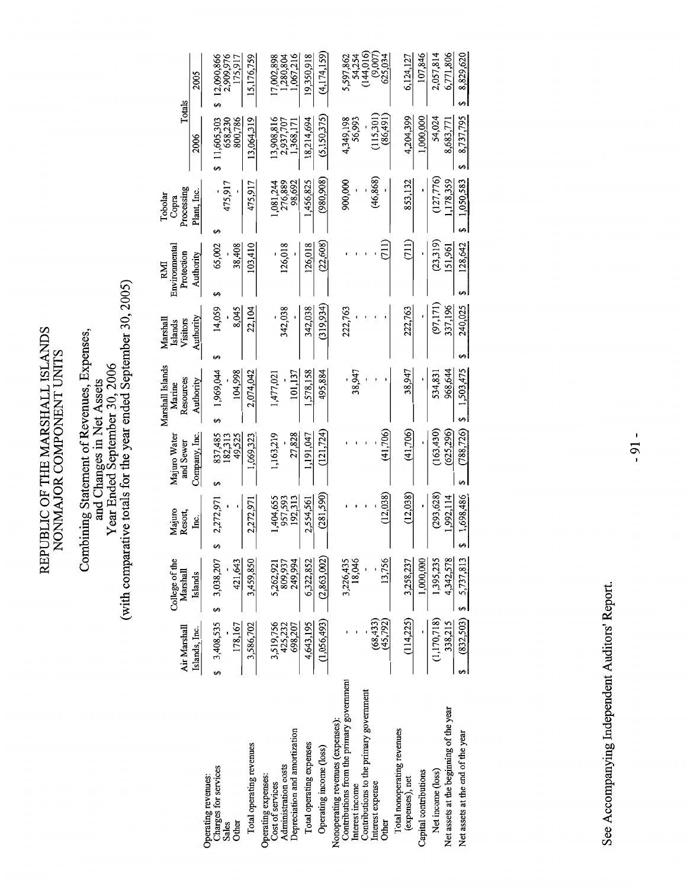# REPUBLIC OF THE MARSHALL ISLANDS
## NONMAJOR COMPONENT UNITS

### Combining Statement of Revenues, Expenses, and Changes in Net Assets
### Year Ended September 30, 2006
### (with comparative totals for the year ended September 30, 2005)

| | Air Marshall Islands, Inc. | College of the Marshall Islands | Majuro Resort, Inc. | Majuro Water and Sewer Company, Inc. | Marshall Islands Marine Resources Authority | Marshall Islands Visitors Authority | RMI Environmental Protection Authority | Tobolar Copra Processing Plant, Inc. | Totals 2006 | Totals 2005 |
|---|---|---|---|---|---|---|---|---|---|---|
| Operating revenues: | | | | | | | | | | |
| Charges for services | $ 3,408,535 | $ 3,038,207 | $ 2,272,971 | $ 837,485 | $ 1,969,044 | $ 14,059 | $ 65,002 | $ - | $ 11,605,303 | $ 12,090,866 |
| Sales | - | - | - | 182,313 | - | - | - | 475,917 | 658,230 | 2,909,976 |
| Other | 178,167 | 421,643 | - | 49,525 | 104,998 | 8,045 | 38,408 | - | 800,786 | 175,917 |
| Total operating revenues | 3,586,702 | 3,459,850 | 2,272,971 | 1,069,323 | 2,074,042 | 22,104 | 103,410 | 475,917 | 13,064,319 | 15,176,759 |
| Operating expenses: | | | | | | | | | | |
| Cost of services | 3,519,756 | 5,262,921 | 1,404,655 | 1,163,219 | 1,477,021 | - | - | 1,081,244 | 13,908,816 | 17,002,898 |
| Administration costs | 425,232 | 809,937 | 957,593 | - | - | 342,038 | 126,018 | 276,889 | 2,937,707 | 1,280,804 |
| Depreciation and amortization | 698,207 | 249,994 | 192,313 | 27,828 | 101,137 | - | - | 98,692 | 1,368,171 | 1,067,216 |
| Total operating expenses | 4,643,195 | 6,322,852 | 2,554,561 | 1,191,047 | 1,578,158 | 342,038 | 126,018 | 1,456,825 | 18,214,694 | 19,350,918 |
| Operating income (loss) | (1,056,493) | (2,863,002) | (281,590) | (121,724) | 495,884 | (319,934) | (22,608) | (980,908) | (5,150,375) | (4,174,159) |
| Nonoperating revenues (expenses): | | | | | | | | | | |
| Contributions from the primary government | - | 3,226,435 | - | - | - | 222,763 | - | 900,000 | 4,349,198 | 5,597,862 |
| Interest income | - | 18,046 | - | - | 38,947 | - | - | - | 56,993 | 54,254 |
| Contributions to the primary government | - | - | - | - | - | - | - | - | - | (144,016) |
| Interest expense | (68,433) | - | - | - | - | - | - | (46,868) | (115,301) | (9,007) |
| Other | (45,792) | 13,756 | (12,038) | (41,706) | - | - | (711) | - | (86,491) | 625,034 |
| Total nonoperating revenues (expenses), net | (114,225) | 3,258,237 | (12,038) | (41,706) | 38,947 | 222,763 | (711) | 853,132 | 4,204,399 | 6,124,127 |
| Capital contributions | - | 1,000,000 | - | - | - | - | - | - | 1,000,000 | 107,846 |
| Net income (loss) | (1,170,718) | 1,395,235 | (293,628) | (163,430) | 534,831 | (97,171) | (23,319) | (127,776) | 54,024 | 2,057,814 |
| Net assets at the beginning of the year | 338,215 | 4,342,578 | 1,992,114 | (625,296) | 968,644 | 337,196 | 151,961 | 1,178,359 | 8,683,771 | 6,771,806 |
| Net assets at the end of the year | $ (832,503) | $ 5,737,813 | $ 1,698,486 | $ (788,726) | $ 1,503,475 | $ 240,025 | $ 128,642 | $ 1,050,583 | $ 8,737,795 | $ 8,829,620 |

See Accompanying Independent Auditors' Report.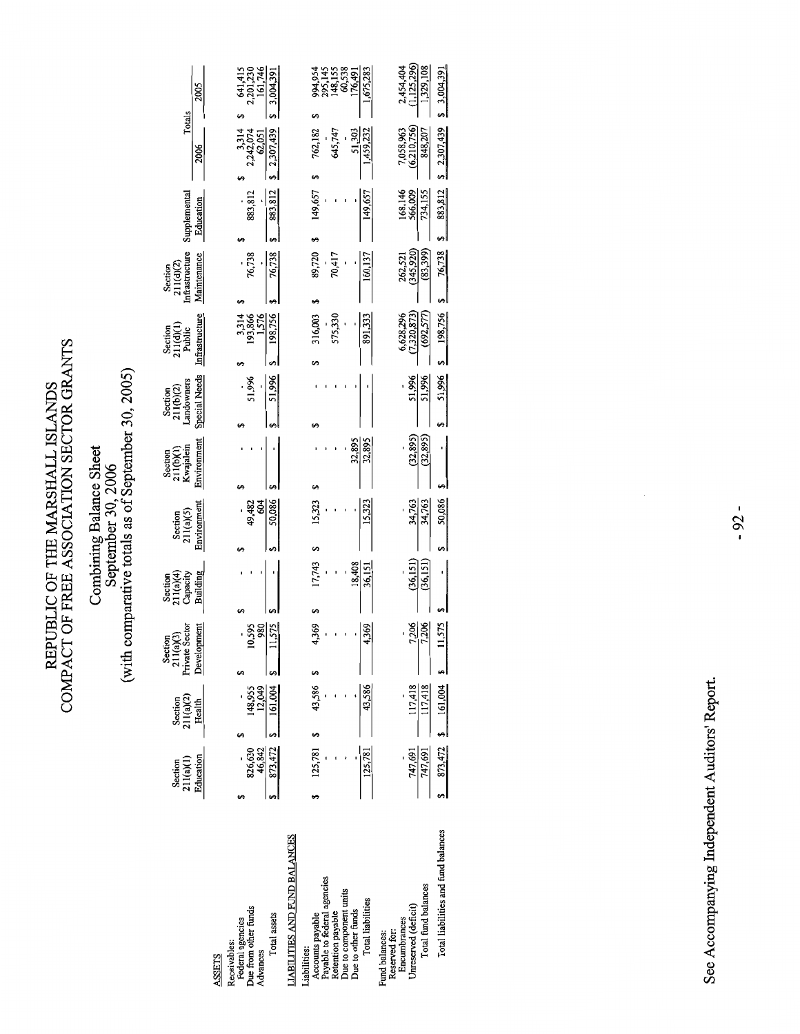# REPUBLIC OF THE MARSHALL ISLANDS
# COMPACT OF FREE ASSOCIATION SECTOR GRANTS

## Combining Balance Sheet
## September 30, 2006
## (with comparative totals as of September 30, 2005)

| | Section 211(a)(1) Education | Section 211(a)(2) Health | Section 211(a)(3) Private Sector Development | Section 211(a)(4) Capacity Building | Section 211(a)(5) Environment | Section 211(b)(1) Kwajalein Environment | Section 211(b)(2) Landowners Special Needs | Section 211(d)(1) Public Infrastructure | Section 211(d)(2) Infrastructure Maintenance | Supplemental Education | Totals 2006 | Totals 2005 |
|---|---|---|---|---|---|---|---|---|---|---|---|---|
| **ASSETS** | | | | | | | | | | | | |
| Receivables: | | | | | | | | | | | | |
| Federal agencies | $ - | $ - | $ - | $ - | $ - | $ - | $ - | $ 3,314 | $ - | $ - | $ 3,314 | $ 641,415 |
| Due from other funds | 826,630 | 148,955 | 10,595 | - | 49,482 | - | 51,996 | 193,866 | 76,738 | 883,812 | 2,242,074 | 2,201,230 |
| Advances | 46,842 | 12,049 | 980 | - | 604 | - | - | 1,576 | - | - | 62,051 | 161,746 |
| Total assets | $ 873,472 | $ 161,004 | $ 11,575 | $ - | $ 50,086 | $ - | $ 51,996 | $ 198,756 | $ 76,738 | $ 883,812 | $ 2,307,439 | $ 3,004,391 |
| **LIABILITIES AND FUND BALANCES** | | | | | | | | | | | | |
| Liabilities: | | | | | | | | | | | | |
| Accounts payable | $ 125,781 | $ 43,586 | $ 4,369 | $ 17,743 | $ 15,323 | $ - | $ - | $ 316,003 | $ 89,720 | $ 149,657 | $ 762,182 | $ 994,954 |
| Payable to federal agencies | - | - | - | - | - | - | - | - | - | - | - | 295,145 |
| Retention payable | - | - | - | - | - | - | - | 575,330 | 70,417 | - | 645,747 | 148,155 |
| Due to component units | - | - | - | - | - | - | - | - | - | - | - | 60,538 |
| Due to other funds | - | - | - | 18,408 | - | 32,895 | - | - | - | - | 51,303 | 176,491 |
| Total liabilities | 125,781 | 43,586 | 4,369 | 36,151 | 15,323 | 32,895 | - | 891,333 | 160,137 | 149,657 | 1,459,232 | 1,675,283 |
| Fund balances: | | | | | | | | | | | | |
| Reserved for: | | | | | | | | | | | | |
| Encumbrances | - | - | - | - | - | - | - | 6,628,296 | 262,521 | 168,146 | 7,058,963 | 2,454,404 |
| Unreserved (deficit) | 747,691 | 117,418 | 7,206 | (36,151) | 34,763 | (32,895) | 51,996 | (7,320,873) | (345,920) | 566,009 | (6,210,756) | (1,125,296) |
| Total fund balances | 747,691 | 117,418 | 7,206 | (36,151) | 34,763 | (32,895) | 51,996 | (692,577) | (83,399) | 734,155 | 848,207 | 1,329,108 |
| Total liabilities and fund balances | $ 873,472 | $ 161,004 | $ 11,575 | $ - | $ 50,086 | $ - | $ 51,996 | $ 198,756 | $ 76,738 | $ 883,812 | $ 2,307,439 | $ 3,004,391 |

See Accompanying Independent Auditors' Report.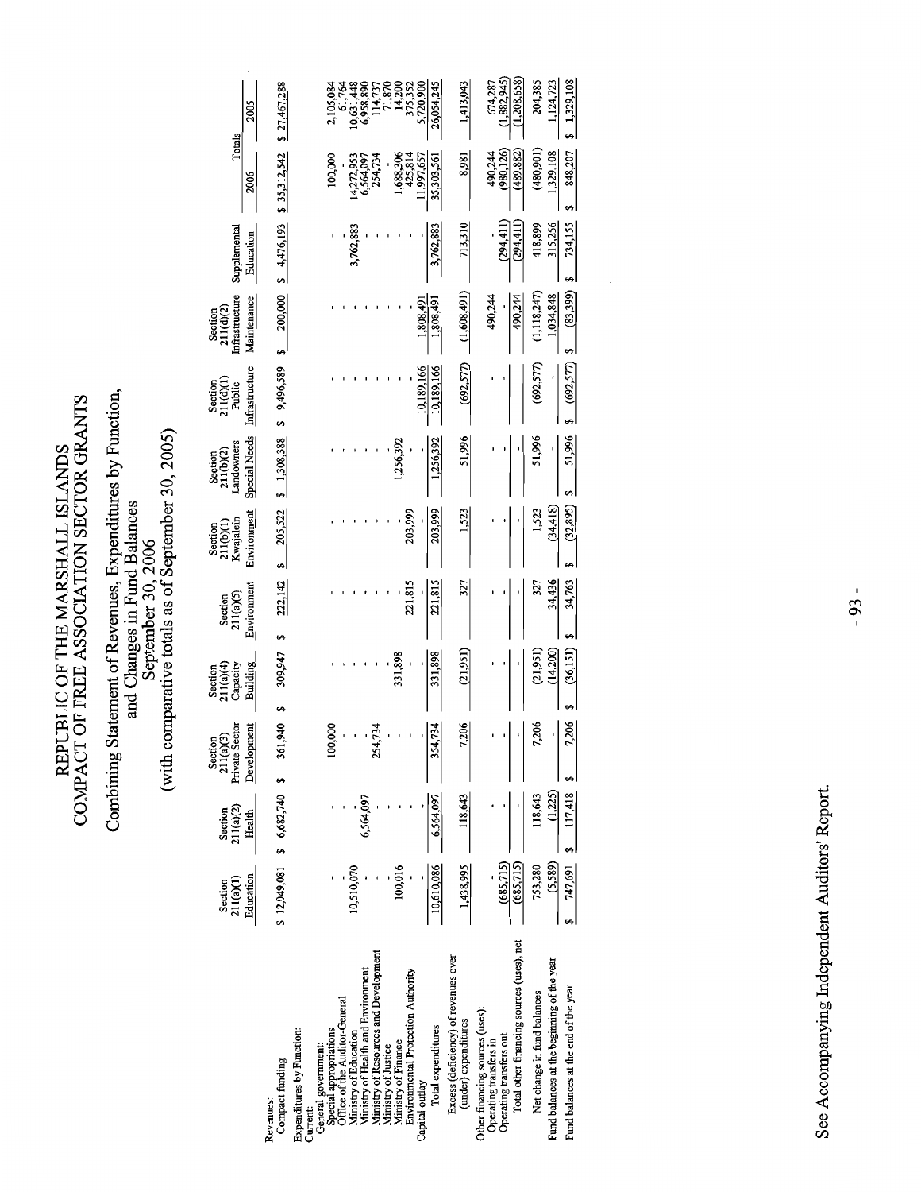# REPUBLIC OF THE MARSHALL ISLANDS
# COMPACT OF FREE ASSOCIATION SECTOR GRANTS

## Combining Statement of Revenues, Expenditures by Function, and Changes in Fund Balances
## September 30, 2006
## (with comparative totals as of September 30, 2005)

| | Section 211(a)(1) Education | Section 211(a)(2) Health | Section 211(a)(3) Private Sector Development | Section 211(a)(4) Capacity Building | Section 211(a)(5) Environment | Section 211(b)(1) Kwajalein Environment | Section 211(b)(2) Landowners Special Needs | Section 211(d)(1) Public Infrastructure | Section 211(d)(2) Infrastructure Maintenance | Supplemental Education | Totals 2006 | Totals 2005 |
|---|---|---|---|---|---|---|---|---|---|---|---|---|
| Revenues: | | | | | | | | | | | | |
| Compact funding | $ 12,049,081 | $ 6,682,740 | $ 361,940 | $ 309,947 | $ 222,142 | $ 205,522 | $ 1,308,388 | $ 9,496,589 | $ 200,000 | $ 4,476,193 | $ 35,312,542 | $ 27,467,288 |
| Expenditures by Function: | | | | | | | | | | | | |
| Current: | | | | | | | | | | | | |
| General government: | | | | | | | | | | | | |
| Special appropriations | - | - | 100,000 | - | - | - | - | - | - | - | 100,000 | 2,105,084 |
| Office of the Auditor-General | - | - | - | - | - | - | - | - | - | - | - | 61,764 |
| Ministry of Education | 10,510,070 | - | - | - | - | - | - | - | - | 3,762,883 | 14,272,953 | 10,631,448 |
| Ministry of Health and Environment | - | 6,564,097 | - | - | - | - | - | - | - | - | 6,564,097 | 6,958,890 |
| Ministry of Resources and Development | - | - | 254,734 | - | - | - | - | - | - | - | 254,734 | 114,737 |
| Ministry of Justice | - | - | - | - | - | - | - | - | - | - | - | 71,870 |
| Ministry of Finance | 100,016 | - | - | 331,898 | - | - | 1,256,392 | - | - | - | 1,688,306 | 14,200 |
| Environmental Protection Authority | - | - | - | - | 221,815 | 203,999 | - | - | - | - | 425,814 | 375,352 |
| Capital outlay | - | - | - | - | - | - | - | 10,189,166 | 1,808,491 | - | 11,997,657 | 5,720,900 |
| Total expenditures | 10,610,086 | 6,564,097 | 354,734 | 331,898 | 221,815 | 203,999 | 1,256,392 | 10,189,166 | 1,808,491 | 3,762,883 | 35,303,561 | 26,054,245 |
| Excess (deficiency) of revenues over (under) expenditures | 1,438,995 | 118,643 | 7,206 | (21,951) | 327 | 1,523 | 51,996 | (692,577) | (1,608,491) | 713,310 | 8,981 | 1,413,043 |
| Other financing sources (uses): | | | | | | | | | | | | |
| Operating transfers in | - | - | - | - | - | - | - | - | 490,244 | - | 490,244 | 674,287 |
| Operating transfers out | (685,715) | - | - | - | - | - | - | - | - | (294,411) | (980,126) | (1,882,945) |
| Total other financing sources (uses), net | (685,715) | - | - | - | - | - | - | - | 490,244 | (294,411) | (489,882) | (1,208,658) |
| Net change in fund balances | 753,280 | 118,643 | 7,206 | (21,951) | 327 | 1,523 | 51,996 | (692,577) | (1,118,247) | 418,899 | (480,901) | 204,385 |
| Fund balances at the beginning of the year | (5,589) | (1,225) | - | (14,200) | 34,436 | (34,418) | - | - | 1,034,848 | 315,256 | 1,329,108 | 1,124,723 |
| Fund balances at the end of the year | $ 747,691 | $ 117,418 | $ 7,206 | $ (36,151) | $ 34,763 | $ (32,895) | $ 51,996 | $ (692,577) | $ (83,399) | $ 734,155 | $ 848,207 | $ 1,329,108 |

See Accompanying Independent Auditors' Report.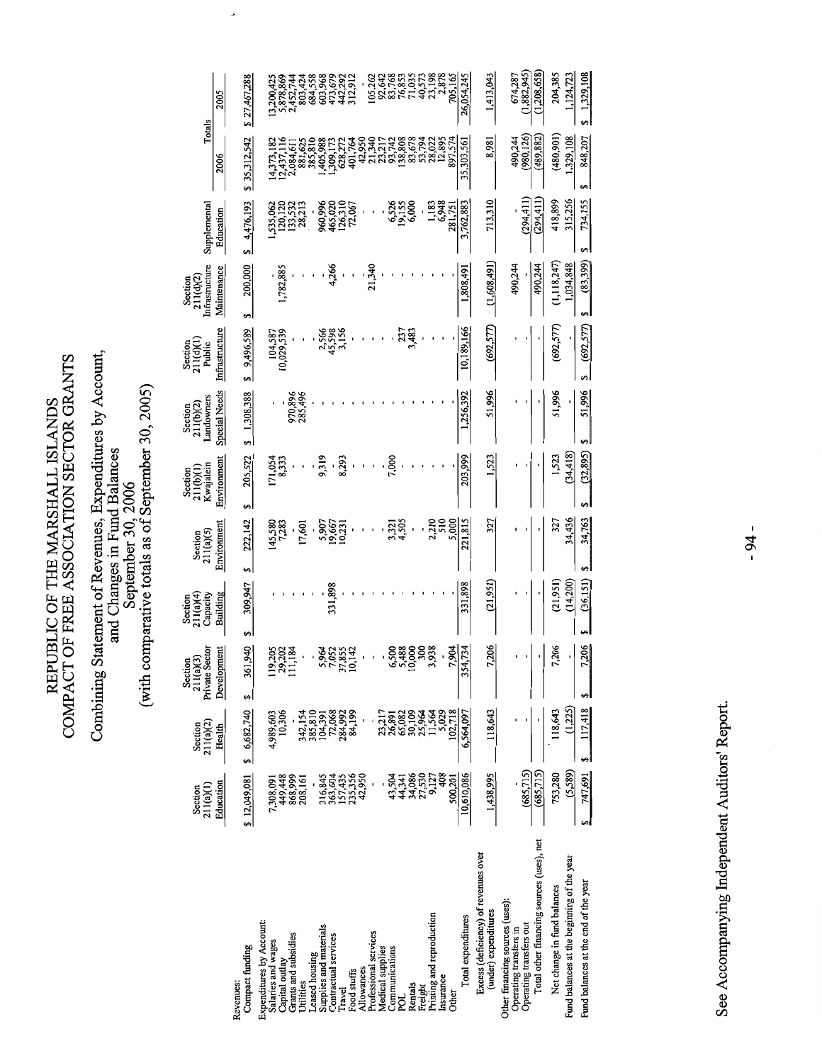# REPUBLIC OF THE MARSHALL ISLANDS
# COMPACT OF FREE ASSOCIATION SECTOR GRANTS

## Combining Statement of Revenues, Expenditures by Account, and Changes in Fund Balances
## September 30, 2006
## (with comparative totals as of September 30, 2005)

| | Section 211(a)(1) Education | Section 211(a)(2) Health | Section 211(a)(3) Private Sector Development | Section 211(a)(4) Capacity Building | Section 211(a)(5) Environment | Section 211(b)(1) Kwajalein Environment | Section 211(b)(2) Landowners Special Needs | Section 211(d)(1) Public Infrastructure | Section 211(d)(2) Infrastructure Maintenance | Supplemental Education | Totals 2006 | Totals 2005 |
|---|---|---|---|---|---|---|---|---|---|---|---|---|
| **Revenues:** | | | | | | | | | | | | |
| Compact funding | $ 12,049,081 | $ 6,682,740 | $ 361,940 | $ 309,947 | $ 222,142 | $ 205,522 | $ 1,308,388 | $ 9,496,589 | $ 200,000 | $ 4,476,193 | $ 35,312,542 | $ 27,467,288 |
| **Expenditures by Account:** | | | | | | | | | | | | |
| Salaries and wages | 7,308,091 | 4,989,603 | 119,205 | - | 145,580 | 171,054 | - | 104,587 | - | 1,535,062 | 14,373,182 | 13,200,425 |
| Capital outlay | 449,448 | 10,306 | 29,202 | - | 7,283 | 8,333 | - | 10,029,539 | 1,782,885 | 120,120 | 12,437,116 | 5,878,869 |
| Grants and subsidies | 868,999 | - | 111,184 | - | - | - | 970,896 | - | - | 133,532 | 2,084,611 | 2,452,744 |
| Utilities | 208,161 | 342,154 | - | - | 17,601 | - | 285,496 | - | - | 28,213 | 881,625 | 803,424 |
| Leased housing | - | 385,810 | - | - | - | - | - | - | - | - | 385,810 | 684,558 |
| Supplies and materials | 316,845 | 104,391 | 5,964 | - | 5,907 | 9,319 | - | 2,566 | - | 960,996 | 1,405,988 | 603,968 |
| Contractual services | 363,604 | 72,068 | 7,052 | 331,898 | 19,667 | - | - | 45,598 | 4,266 | 465,020 | 1,309,173 | 473,679 |
| Travel | 157,435 | 284,992 | 37,855 | - | 10,231 | 8,293 | - | 3,156 | - | 126,310 | 628,272 | 442,292 |
| Food stuffs | 235,356 | 84,199 | 10,142 | - | - | - | - | - | - | 72,067 | 401,764 | 312,912 |
| Allowances | 42,950 | - | - | - | - | - | - | - | - | - | 42,950 | - |
| Professional services | - | - | - | - | - | - | - | - | 21,340 | - | 21,340 | 105,262 |
| Medical supplies | - | 23,217 | - | - | - | - | - | - | - | - | 23,217 | 92,642 |
| Communications | 43,504 | 26,891 | 6,500 | - | 3,321 | 7,000 | - | - | - | 6,526 | 93,742 | 83,768 |
| POL | 44,341 | 65,082 | 5,488 | - | 4,505 | - | - | 237 | - | 19,155 | 138,808 | 76,853 |
| Rentals | 34,086 | 30,109 | 10,000 | - | - | - | - | 3,483 | - | 6,000 | 83,678 | 71,035 |
| Freight | 27,530 | 25,964 | 300 | - | - | - | - | - | - | - | 53,794 | 40,573 |
| Printing and reproduction | 9,127 | 11,564 | 3,938 | - | 2,210 | - | - | - | - | 1,183 | 28,022 | 23,198 |
| Insurance | 408 | 5,029 | - | - | 510 | - | - | - | - | 6,948 | 12,895 | 2,878 |
| Other | 500,201 | 102,718 | 7,904 | - | 5,000 | - | - | - | - | 281,751 | 897,574 | 705,165 |
| Total expenditures | 10,610,086 | 6,564,097 | 354,734 | 331,898 | 221,815 | 203,999 | 1,256,392 | 10,189,166 | 1,808,491 | 3,762,883 | 35,303,561 | 26,054,245 |
| Excess (deficiency) of revenues over (under) expenditures | 1,438,995 | 118,643 | 7,206 | (21,951) | 327 | 1,523 | 51,996 | (692,577) | (1,608,491) | 713,310 | 8,981 | 1,413,043 |
| **Other financing sources (uses):** | | | | | | | | | | | | |
| Operating transfers in | - | - | - | - | - | - | - | - | 490,244 | - | 490,244 | 674,287 |
| Operating transfers out | (685,715) | - | - | - | - | - | - | - | - | (294,411) | (980,126) | (1,882,945) |
| Total other financing sources (uses), net | (685,715) | - | - | - | - | - | - | - | 490,244 | (294,411) | (489,882) | (1,208,658) |
| Net change in fund balances | 753,280 | 118,643 | 7,206 | (21,951) | 327 | 1,523 | 51,996 | (692,577) | (1,118,247) | 418,899 | (480,901) | 204,385 |
| Fund balances at the beginning of the year | (5,589) | (1,225) | - | (14,200) | 34,436 | (34,418) | - | - | 1,034,848 | 315,256 | 1,329,108 | 1,124,723 |
| Fund balances at the end of the year | $ 747,691 | $ 117,418 | $ 7,206 | $ (36,151) | $ 34,763 | $ (32,895) | $ 51,996 | $ (692,577) | $ (83,399) | $ 734,155 | $ 848,207 | $ 1,329,108 |

See Accompanying Independent Auditors' Report.